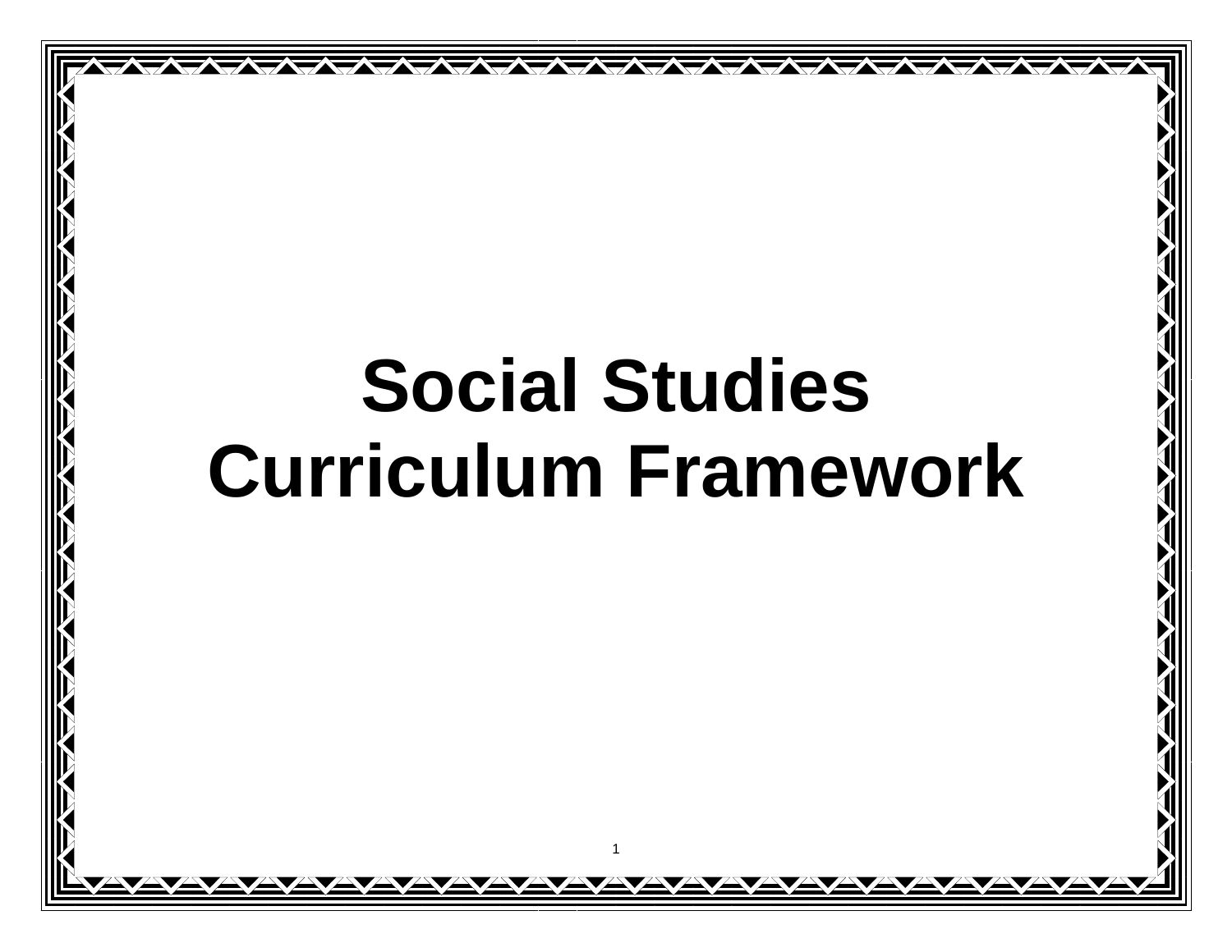# Social Studies Curriculum Framework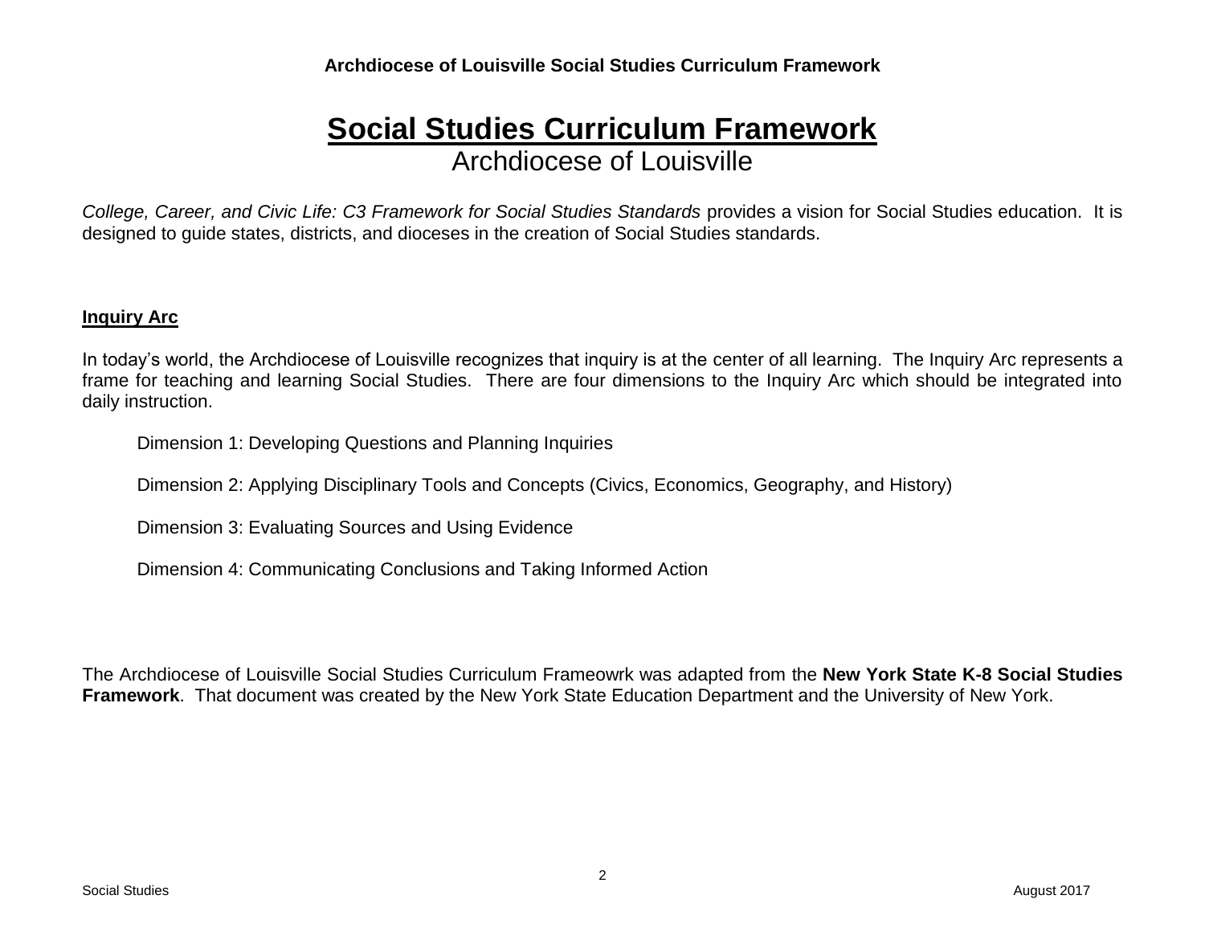# Social Studies Curriculum Framework

## Archdiocese of Louisville

*College, Career, and Civic Life: C3 Framework for Social Studies Standards* provides a vision for Social Studies education. It is designed to guide states, districts, and dioceses in the creation of Social Studies standards.

**Inquiry Arc**

In today's world, the Archdiocese of Louisville recognizes that inquiry is at the center of all learning. The Inquiry Arc represents a frame for teaching and learning Social Studies. There are four dimensions to the Inquiry Arc which should be integrated into daily instruction.

Dimension 1: Developing Questions and Planning Inquiries

Dimension 2: Applying Disciplinary Tools and Concepts (Civics, Economics, Geography, and History)

Dimension 3: Evaluating Sources and Using Evidence

Dimension 4: Communicating Conclusions and Taking Informed Action

The Archdiocese of Louisville Social Studies Curriculum Frameowrk was adapted from the **New York State K-8 Social Studies Framework**. That document was created by the New York State Education Department and the University of New York.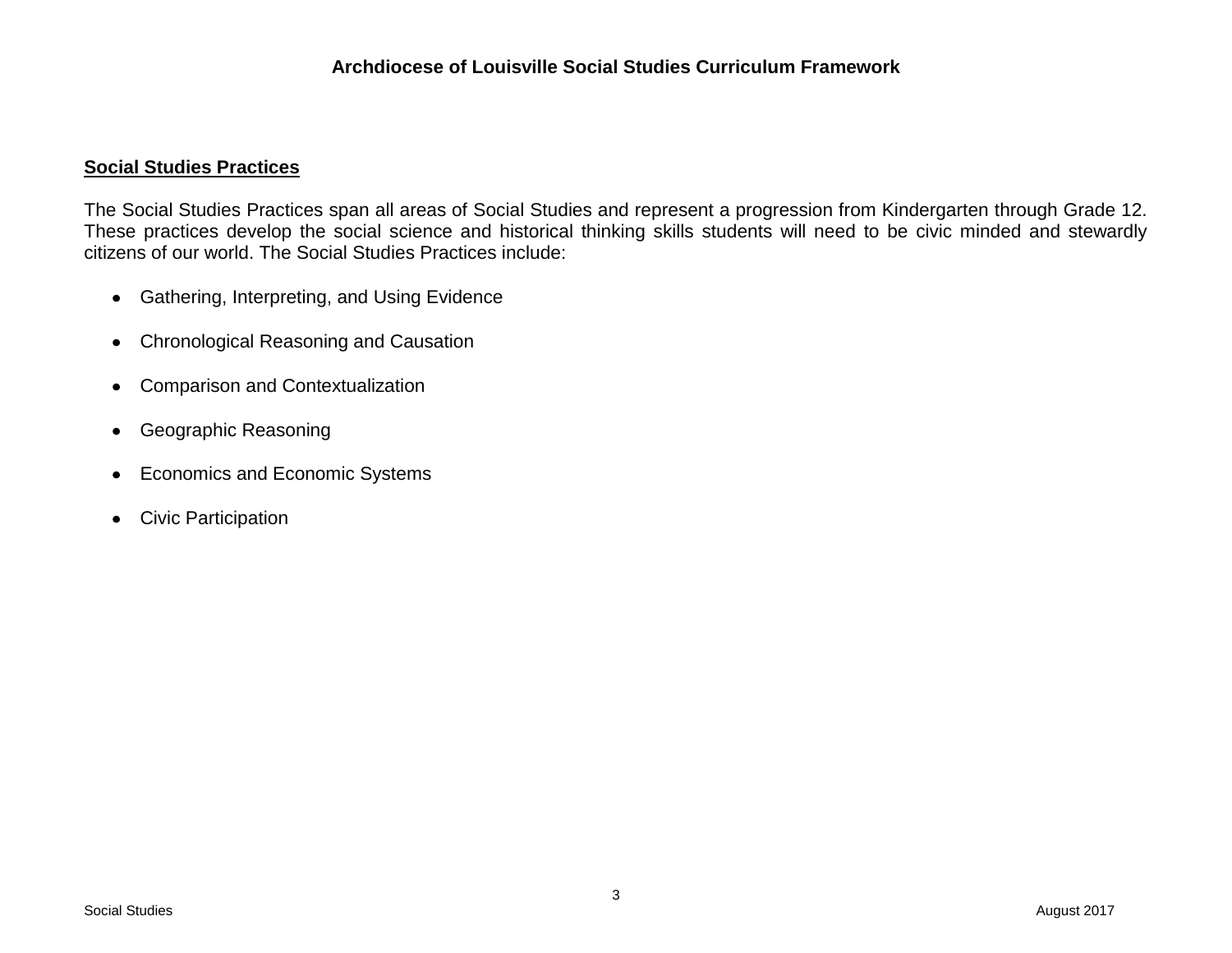## Social Studies Practices

The Social Studies Practices span all areas of Social Studies and represent a progression from Kindergarten through Grade 12. These practices develop the social science and historical thinking skills students will need to be civic minded and stewardly citizens of our world. The Social Studies Practices include:

- Gathering, Interpreting, and Using Evidence
- Chronological Reasoning and Causation
- Comparison and Contextualization
- Geographic Reasoning
- Economics and Economic Systems
- Civic Participation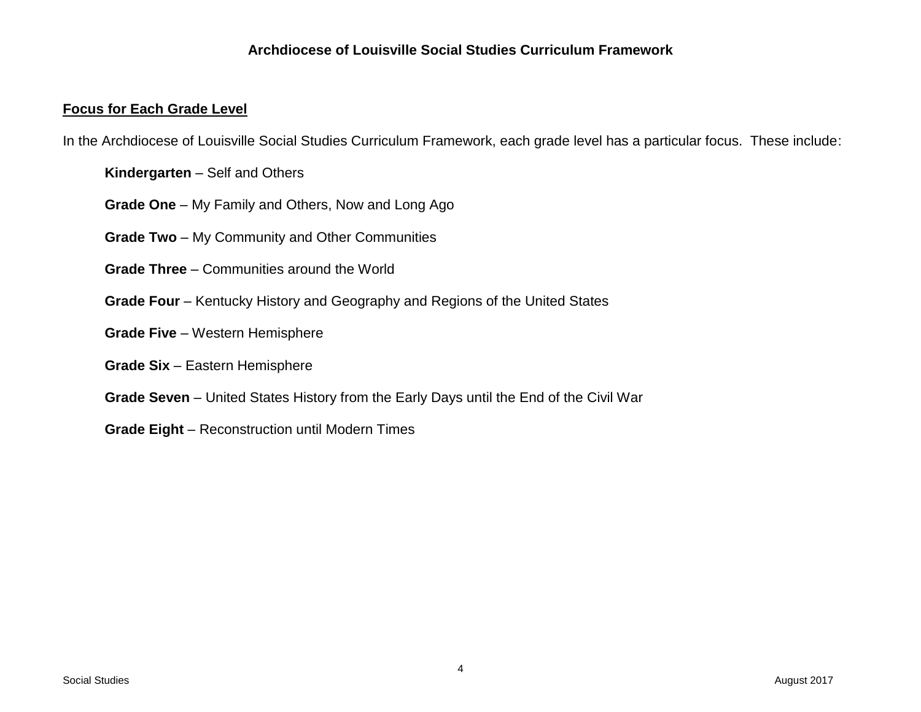## Focus for Each Grade Level

In the Archdiocese of Louisville Social Studies Curriculum Framework, each grade level has a particular focus. These include:

**Kindergarten** – Self and Others

**Grade One** – My Family and Others, Now and Long Ago

**Grade Two** – My Community and Other Communities

**Grade Three** – Communities around the World

**Grade Four** – Kentucky History and Geography and Regions of the United States

**Grade Five** – Western Hemisphere

**Grade Six** – Eastern Hemisphere

**Grade Seven** – United States History from the Early Days until the End of the Civil War

**Grade Eight** – Reconstruction until Modern Times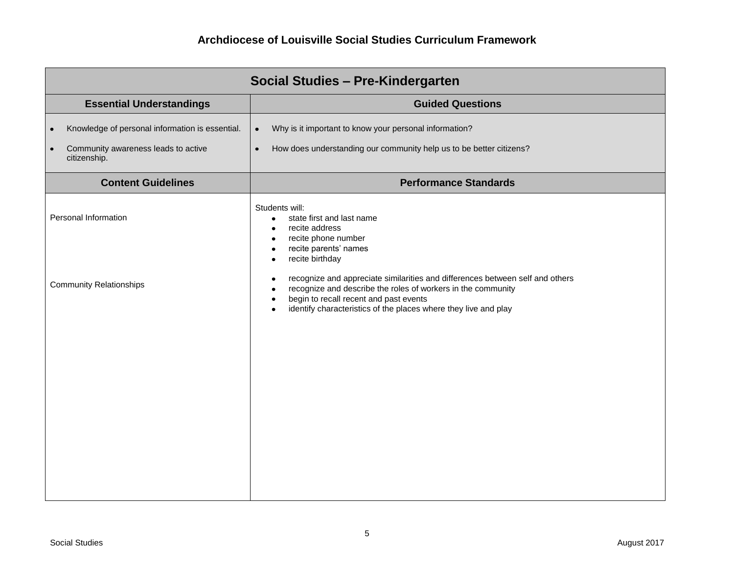# Archdiocese of Louisville Social Studies Curriculum Framework

| Social Studies – Pre-Kindergarten | |
|---|---|
| **Essential Understandings** | **Guided Questions** |
| • Knowledge of personal information is essential.<br>• Community awareness leads to active citizenship. | • Why is it important to know your personal information?<br>• How does understanding our community help us to be better citizens? |
| **Content Guidelines** | **Performance Standards** |
| Personal Information | Students will:<br>• state first and last name<br>• recite address<br>• recite phone number<br>• recite parents' names<br>• recite birthday |
| Community Relationships | • recognize and appreciate similarities and differences between self and others<br>• recognize and describe the roles of workers in the community<br>• begin to recall recent and past events<br>• identify characteristics of the places where they live and play |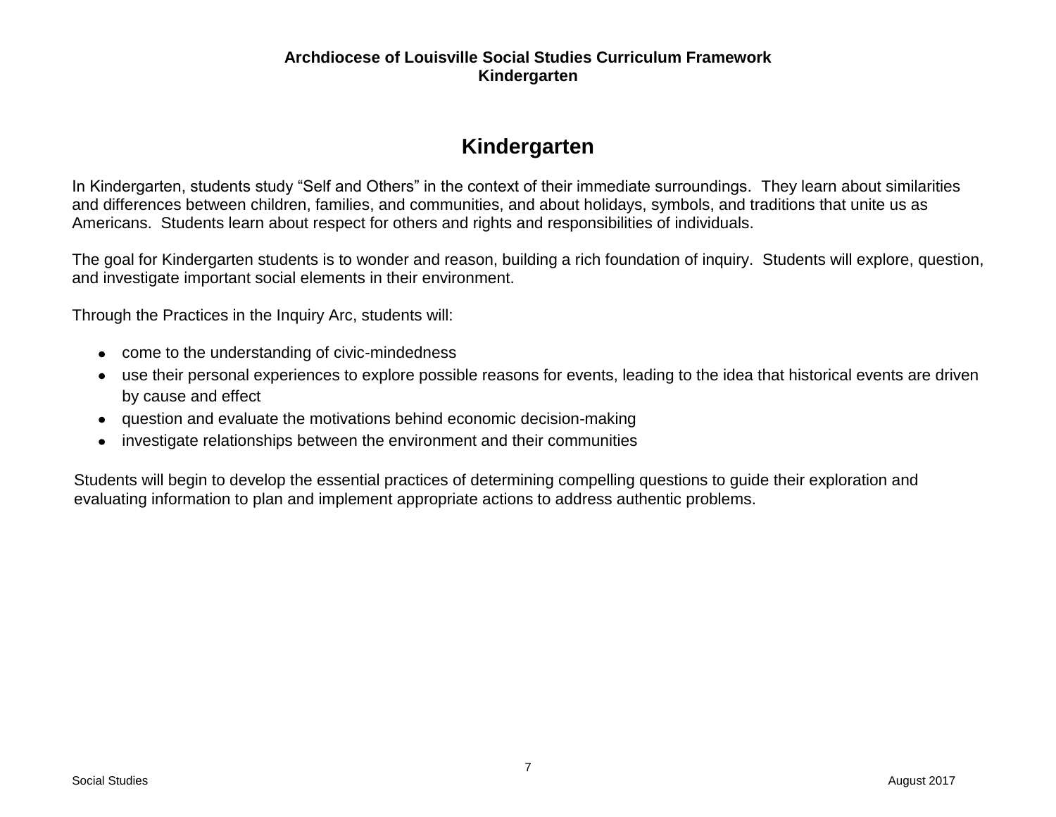# Kindergarten

In Kindergarten, students study “Self and Others” in the context of their immediate surroundings. They learn about similarities and differences between children, families, and communities, and about holidays, symbols, and traditions that unite us as Americans. Students learn about respect for others and rights and responsibilities of individuals.

The goal for Kindergarten students is to wonder and reason, building a rich foundation of inquiry. Students will explore, question, and investigate important social elements in their environment.

Through the Practices in the Inquiry Arc, students will:

- come to the understanding of civic-mindedness
- use their personal experiences to explore possible reasons for events, leading to the idea that historical events are driven by cause and effect
- question and evaluate the motivations behind economic decision-making
- investigate relationships between the environment and their communities

Students will begin to develop the essential practices of determining compelling questions to guide their exploration and evaluating information to plan and implement appropriate actions to address authentic problems.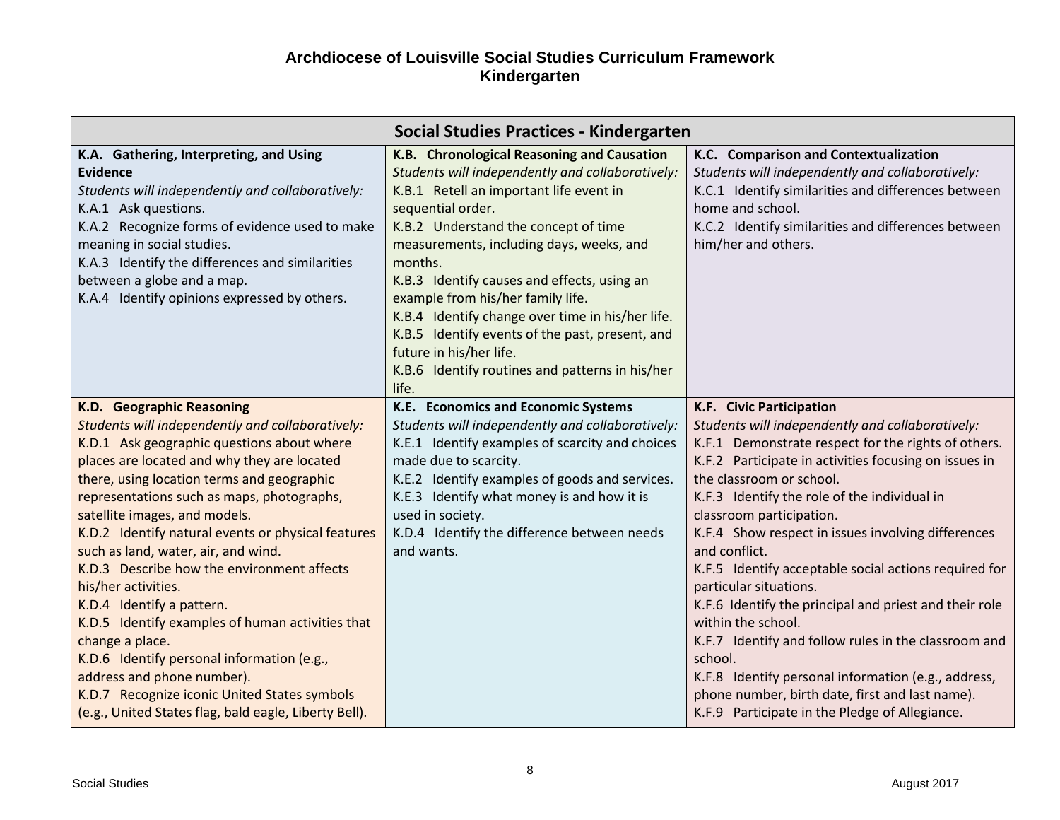# Archdiocese of Louisville Social Studies Curriculum Framework
## Kindergarten

| Social Studies Practices - Kindergarten | | |
|---|---|---|
| **K.A. Gathering, Interpreting, and Using Evidence**<br>*Students will independently and collaboratively:*<br>K.A.1 Ask questions.<br>K.A.2 Recognize forms of evidence used to make meaning in social studies.<br>K.A.3 Identify the differences and similarities between a globe and a map.<br>K.A.4 Identify opinions expressed by others. | **K.B. Chronological Reasoning and Causation**<br>*Students will independently and collaboratively:*<br>K.B.1 Retell an important life event in sequential order.<br>K.B.2 Understand the concept of time measurements, including days, weeks, and months.<br>K.B.3 Identify causes and effects, using an example from his/her family life.<br>K.B.4 Identify change over time in his/her life.<br>K.B.5 Identify events of the past, present, and future in his/her life.<br>K.B.6 Identify routines and patterns in his/her life. | **K.C. Comparison and Contextualization**<br>*Students will independently and collaboratively:*<br>K.C.1 Identify similarities and differences between home and school.<br>K.C.2 Identify similarities and differences between him/her and others. |
| **K.D. Geographic Reasoning**<br>*Students will independently and collaboratively:*<br>K.D.1 Ask geographic questions about where places are located and why they are located there, using location terms and geographic representations such as maps, photographs, satellite images, and models.<br>K.D.2 Identify natural events or physical features such as land, water, air, and wind.<br>K.D.3 Describe how the environment affects his/her activities.<br>K.D.4 Identify a pattern.<br>K.D.5 Identify examples of human activities that change a place.<br>K.D.6 Identify personal information (e.g., address and phone number).<br>K.D.7 Recognize iconic United States symbols (e.g., United States flag, bald eagle, Liberty Bell). | **K.E. Economics and Economic Systems**<br>*Students will independently and collaboratively:*<br>K.E.1 Identify examples of scarcity and choices made due to scarcity.<br>K.E.2 Identify examples of goods and services.<br>K.E.3 Identify what money is and how it is used in society.<br>K.D.4 Identify the difference between needs and wants. | **K.F. Civic Participation**<br>*Students will independently and collaboratively:*<br>K.F.1 Demonstrate respect for the rights of others.<br>K.F.2 Participate in activities focusing on issues in the classroom or school.<br>K.F.3 Identify the role of the individual in classroom participation.<br>K.F.4 Show respect in issues involving differences and conflict.<br>K.F.5 Identify acceptable social actions required for particular situations.<br>K.F.6 Identify the principal and priest and their role within the school.<br>K.F.7 Identify and follow rules in the classroom and school.<br>K.F.8 Identify personal information (e.g., address, phone number, birth date, first and last name).<br>K.F.9 Participate in the Pledge of Allegiance. |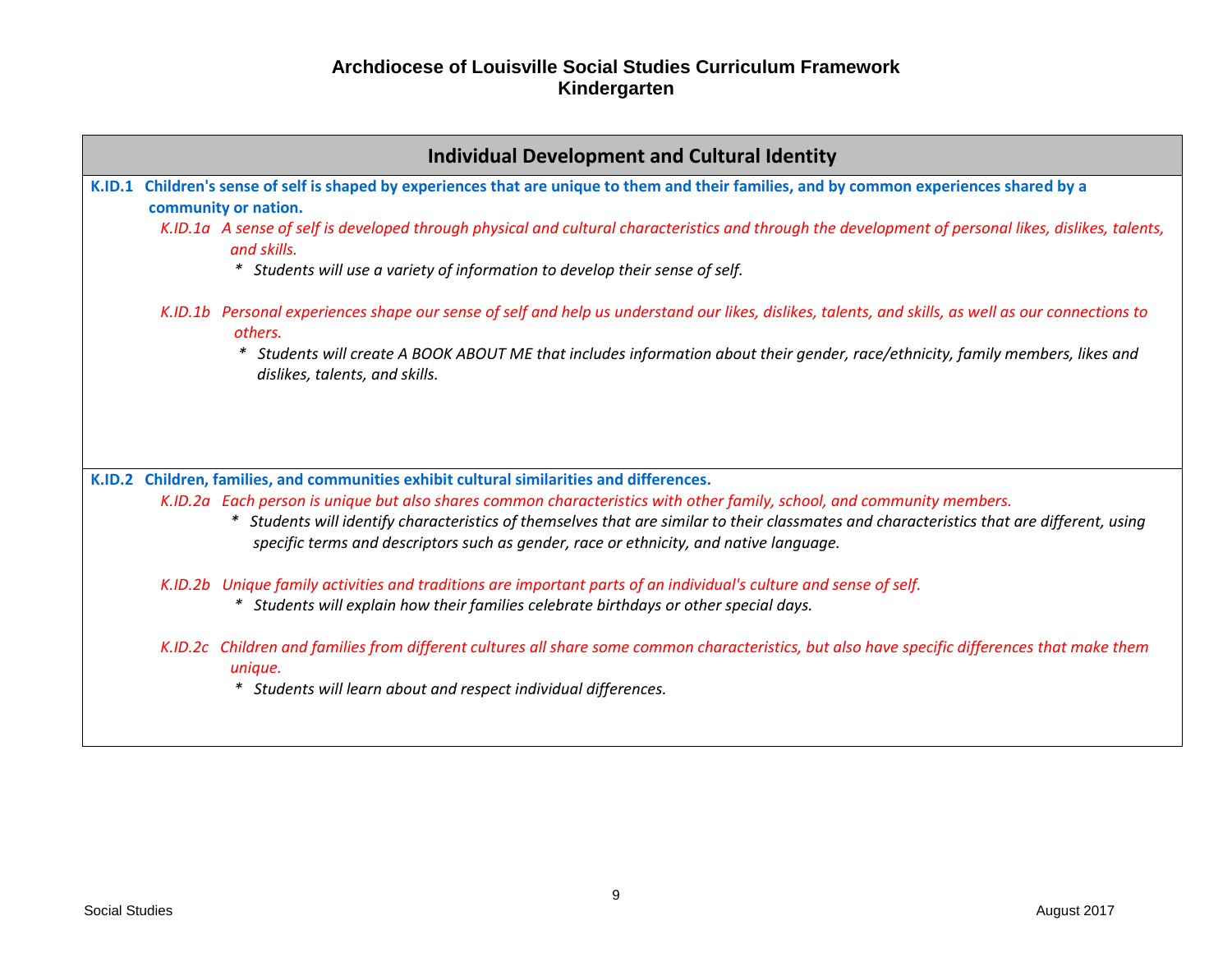# Archdiocese of Louisville Social Studies Curriculum Framework
## Kindergarten

### Individual Development and Cultural Identity

**K.ID.1 Children's sense of self is shaped by experiences that are unique to them and their families, and by common experiences shared by a community or nation.**

*K.ID.1a A sense of self is developed through physical and cultural characteristics and through the development of personal likes, dislikes, talents, and skills.*

- *Students will use a variety of information to develop their sense of self.*

*K.ID.1b Personal experiences shape our sense of self and help us understand our likes, dislikes, talents, and skills, as well as our connections to others.*

- *Students will create A BOOK ABOUT ME that includes information about their gender, race/ethnicity, family members, likes and dislikes, talents, and skills.*

**K.ID.2 Children, families, and communities exhibit cultural similarities and differences.**

*K.ID.2a Each person is unique but also shares common characteristics with other family, school, and community members.*

- *Students will identify characteristics of themselves that are similar to their classmates and characteristics that are different, using specific terms and descriptors such as gender, race or ethnicity, and native language.*

*K.ID.2b Unique family activities and traditions are important parts of an individual's culture and sense of self.*

- *Students will explain how their families celebrate birthdays or other special days.*

*K.ID.2c Children and families from different cultures all share some common characteristics, but also have specific differences that make them unique.*

- *Students will learn about and respect individual differences.*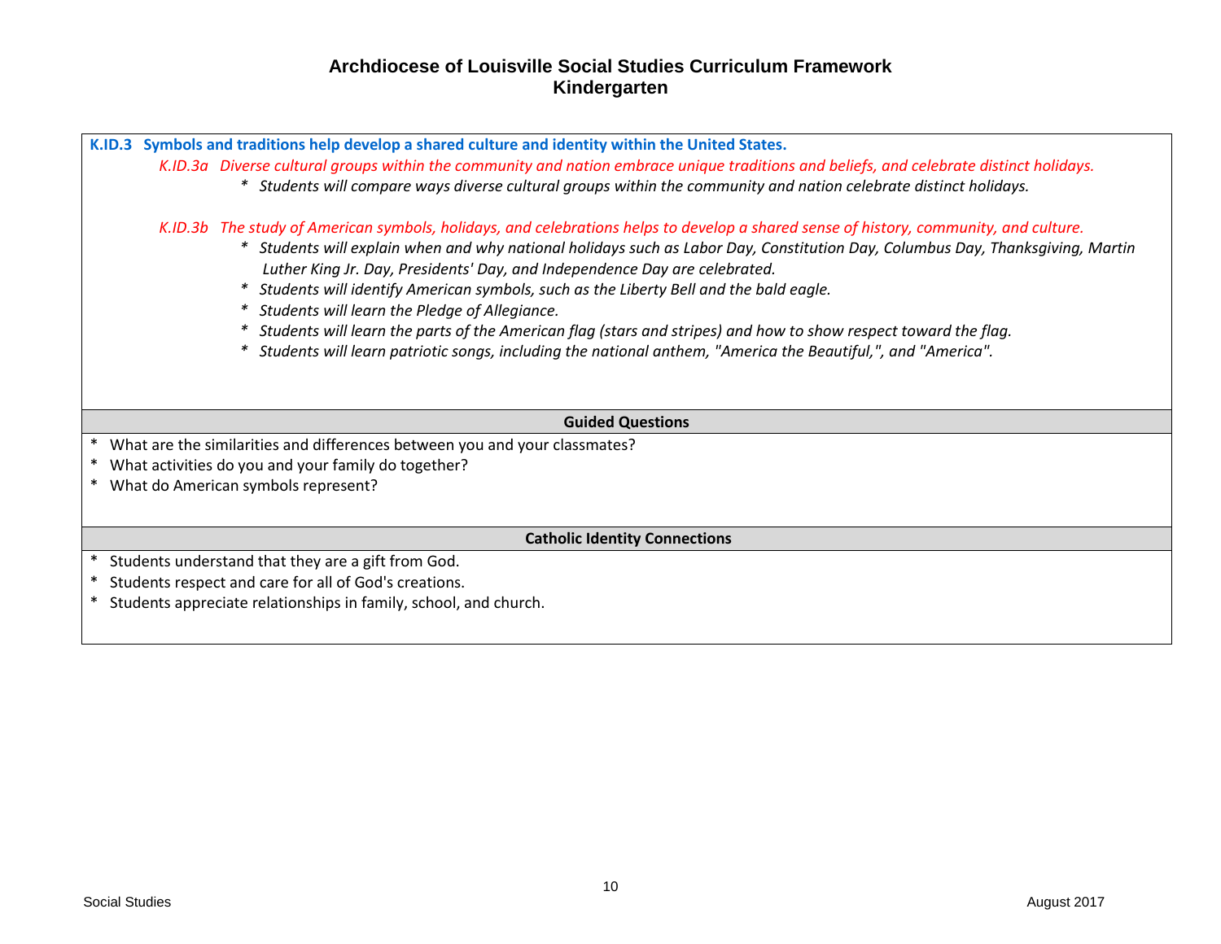# Archdiocese of Louisville Social Studies Curriculum Framework
## Kindergarten

**K.ID.3 Symbols and traditions help develop a shared culture and identity within the United States.**

*K.ID.3a Diverse cultural groups within the community and nation embrace unique traditions and beliefs, and celebrate distinct holidays.*

- *Students will compare ways diverse cultural groups within the community and nation celebrate distinct holidays.*

*K.ID.3b The study of American symbols, holidays, and celebrations helps to develop a shared sense of history, community, and culture.*

- *Students will explain when and why national holidays such as Labor Day, Constitution Day, Columbus Day, Thanksgiving, Martin Luther King Jr. Day, Presidents' Day, and Independence Day are celebrated.*
- *Students will identify American symbols, such as the Liberty Bell and the bald eagle.*
- *Students will learn the Pledge of Allegiance.*
- *Students will learn the parts of the American flag (stars and stripes) and how to show respect toward the flag.*
- *Students will learn patriotic songs, including the national anthem, "America the Beautiful,", and "America".*

### Guided Questions

- What are the similarities and differences between you and your classmates?
- What activities do you and your family do together?
- What do American symbols represent?

### Catholic Identity Connections

- Students understand that they are a gift from God.
- Students respect and care for all of God's creations.
- Students appreciate relationships in family, school, and church.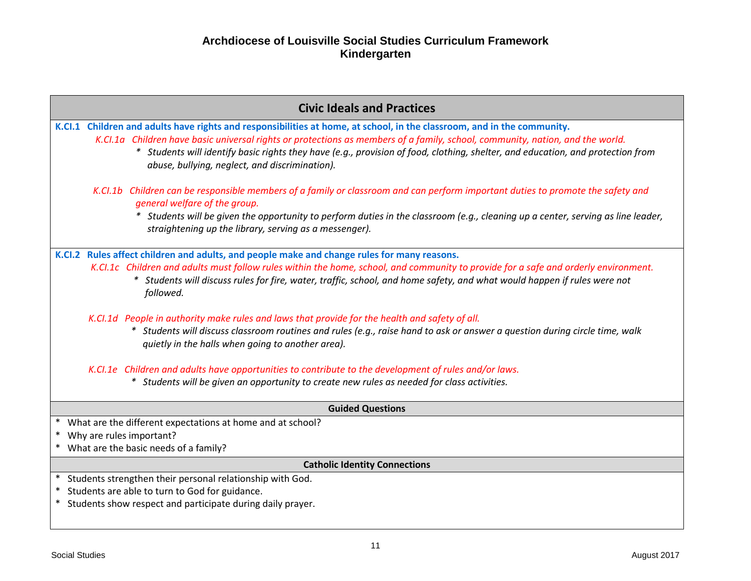# Archdiocese of Louisville Social Studies Curriculum Framework
## Kindergarten

## Civic Ideals and Practices

**K.CI.1 Children and adults have rights and responsibilities at home, at school, in the classroom, and in the community.**

*K.CI.1a Children have basic universal rights or protections as members of a family, school, community, nation, and the world.*

- *Students will identify basic rights they have (e.g., provision of food, clothing, shelter, and education, and protection from abuse, bullying, neglect, and discrimination).*

*K.CI.1b Children can be responsible members of a family or classroom and can perform important duties to promote the safety and general welfare of the group.*

- *Students will be given the opportunity to perform duties in the classroom (e.g., cleaning up a center, serving as line leader, straightening up the library, serving as a messenger).*

**K.CI.2 Rules affect children and adults, and people make and change rules for many reasons.**

*K.CI.1c Children and adults must follow rules within the home, school, and community to provide for a safe and orderly environment.*

- *Students will discuss rules for fire, water, traffic, school, and home safety, and what would happen if rules were not followed.*

*K.CI.1d People in authority make rules and laws that provide for the health and safety of all.*

- *Students will discuss classroom routines and rules (e.g., raise hand to ask or answer a question during circle time, walk quietly in the halls when going to another area).*

*K.CI.1e Children and adults have opportunities to contribute to the development of rules and/or laws.*

- *Students will be given an opportunity to create new rules as needed for class activities.*

### Guided Questions

- What are the different expectations at home and at school?
- Why are rules important?
- What are the basic needs of a family?

### Catholic Identity Connections

- Students strengthen their personal relationship with God.
- Students are able to turn to God for guidance.
- Students show respect and participate during daily prayer.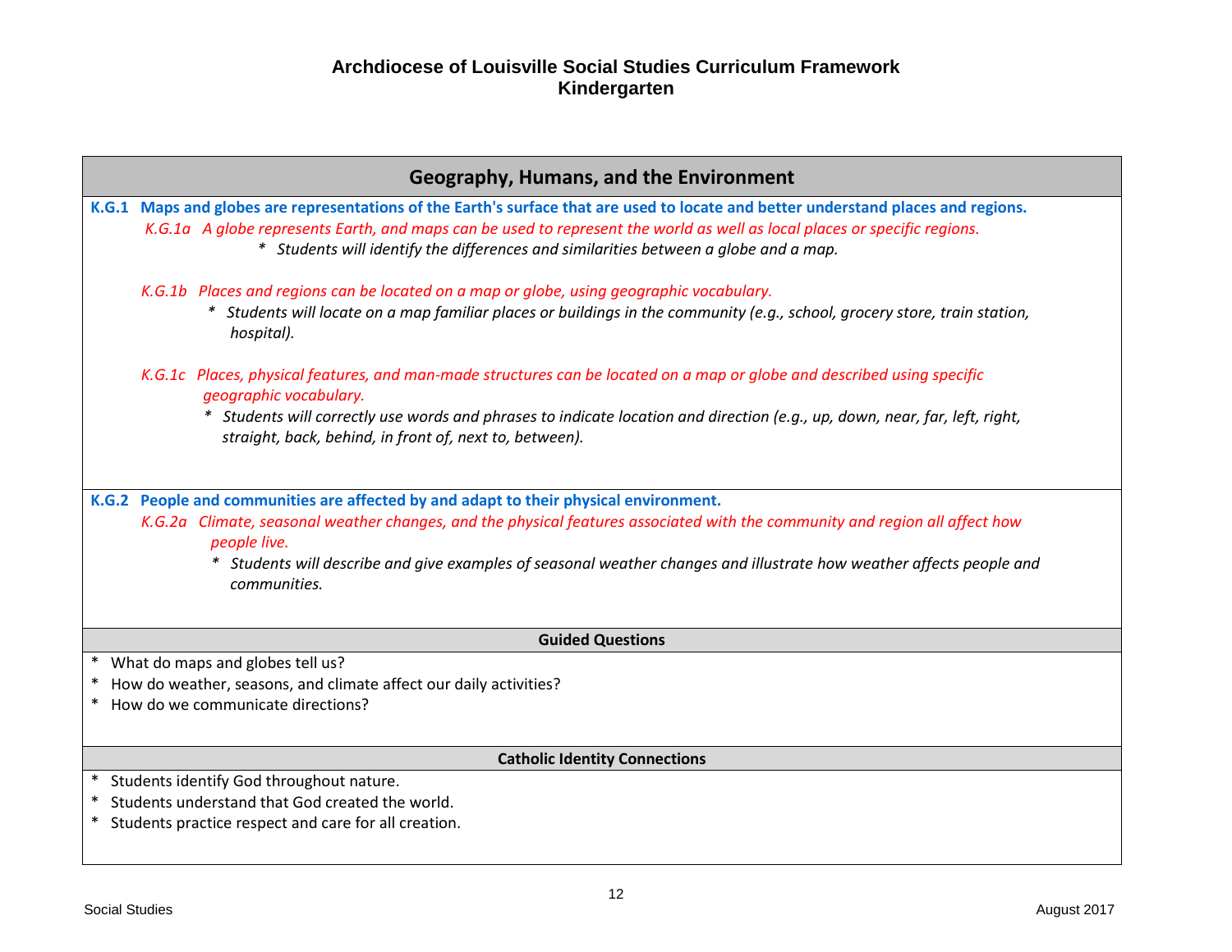# Archdiocese of Louisville Social Studies Curriculum Framework
## Kindergarten

## Geography, Humans, and the Environment

**K.G.1 Maps and globes are representations of the Earth's surface that are used to locate and better understand places and regions.**

*K.G.1a A globe represents Earth, and maps can be used to represent the world as well as local places or specific regions.*

- *Students will identify the differences and similarities between a globe and a map.*

*K.G.1b Places and regions can be located on a map or globe, using geographic vocabulary.*

- *Students will locate on a map familiar places or buildings in the community (e.g., school, grocery store, train station, hospital).*

*K.G.1c Places, physical features, and man-made structures can be located on a map or globe and described using specific geographic vocabulary.*

- *Students will correctly use words and phrases to indicate location and direction (e.g., up, down, near, far, left, right, straight, back, behind, in front of, next to, between).*

**K.G.2 People and communities are affected by and adapt to their physical environment.**

*K.G.2a Climate, seasonal weather changes, and the physical features associated with the community and region all affect how people live.*

- *Students will describe and give examples of seasonal weather changes and illustrate how weather affects people and communities.*

### Guided Questions

- What do maps and globes tell us?
- How do weather, seasons, and climate affect our daily activities?
- How do we communicate directions?

### Catholic Identity Connections

- Students identify God throughout nature.
- Students understand that God created the world.
- Students practice respect and care for all creation.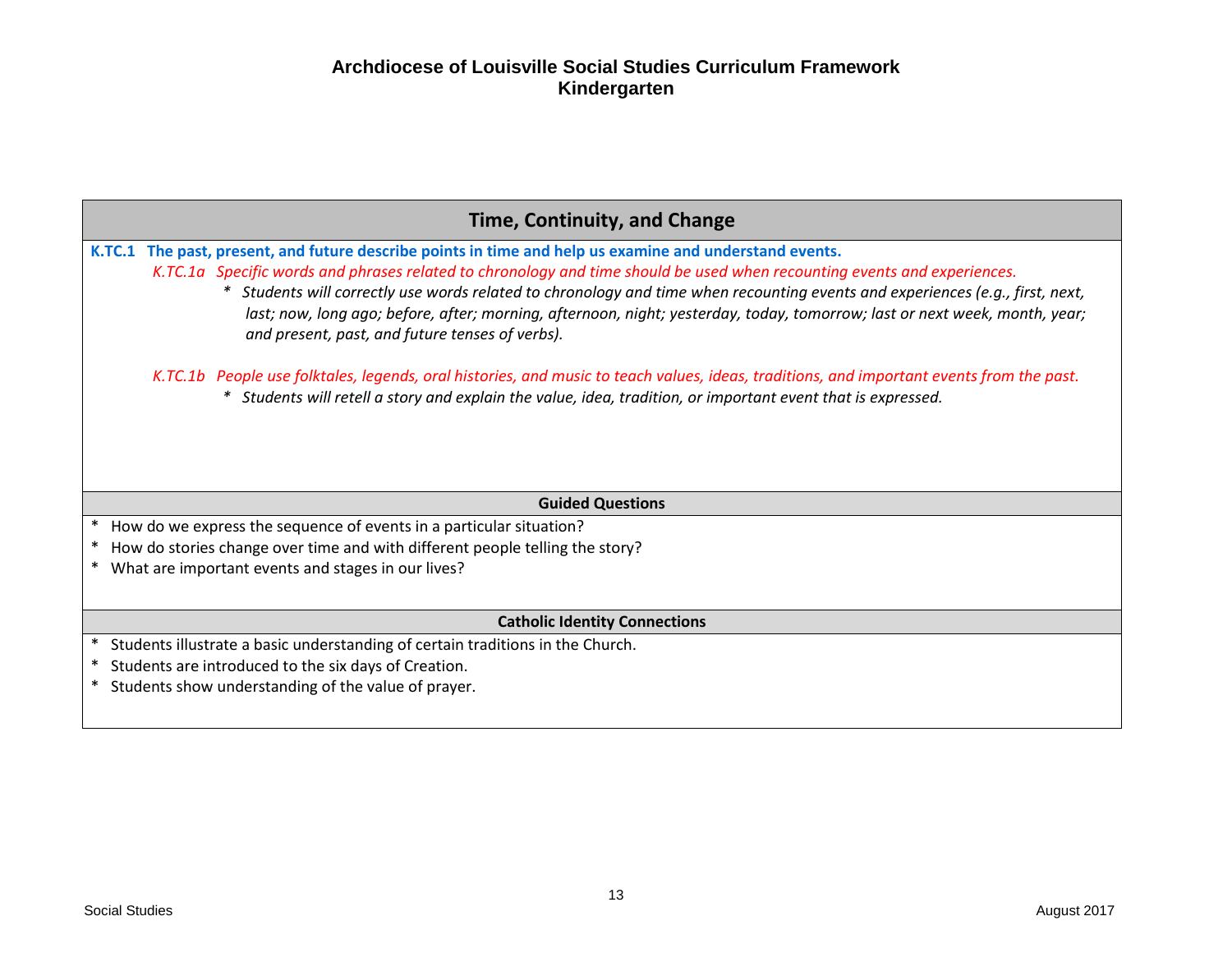# Archdiocese of Louisville Social Studies Curriculum Framework
## Kindergarten

## Time, Continuity, and Change

**K.TC.1 The past, present, and future describe points in time and help us examine and understand events.**

*K.TC.1a Specific words and phrases related to chronology and time should be used when recounting events and experiences.*

- *Students will correctly use words related to chronology and time when recounting events and experiences (e.g., first, next, last; now, long ago; before, after; morning, afternoon, night; yesterday, today, tomorrow; last or next week, month, year; and present, past, and future tenses of verbs).*

*K.TC.1b People use folktales, legends, oral histories, and music to teach values, ideas, traditions, and important events from the past.*

- *Students will retell a story and explain the value, idea, tradition, or important event that is expressed.*

### Guided Questions

- How do we express the sequence of events in a particular situation?
- How do stories change over time and with different people telling the story?
- What are important events and stages in our lives?

### Catholic Identity Connections

- Students illustrate a basic understanding of certain traditions in the Church.
- Students are introduced to the six days of Creation.
- Students show understanding of the value of prayer.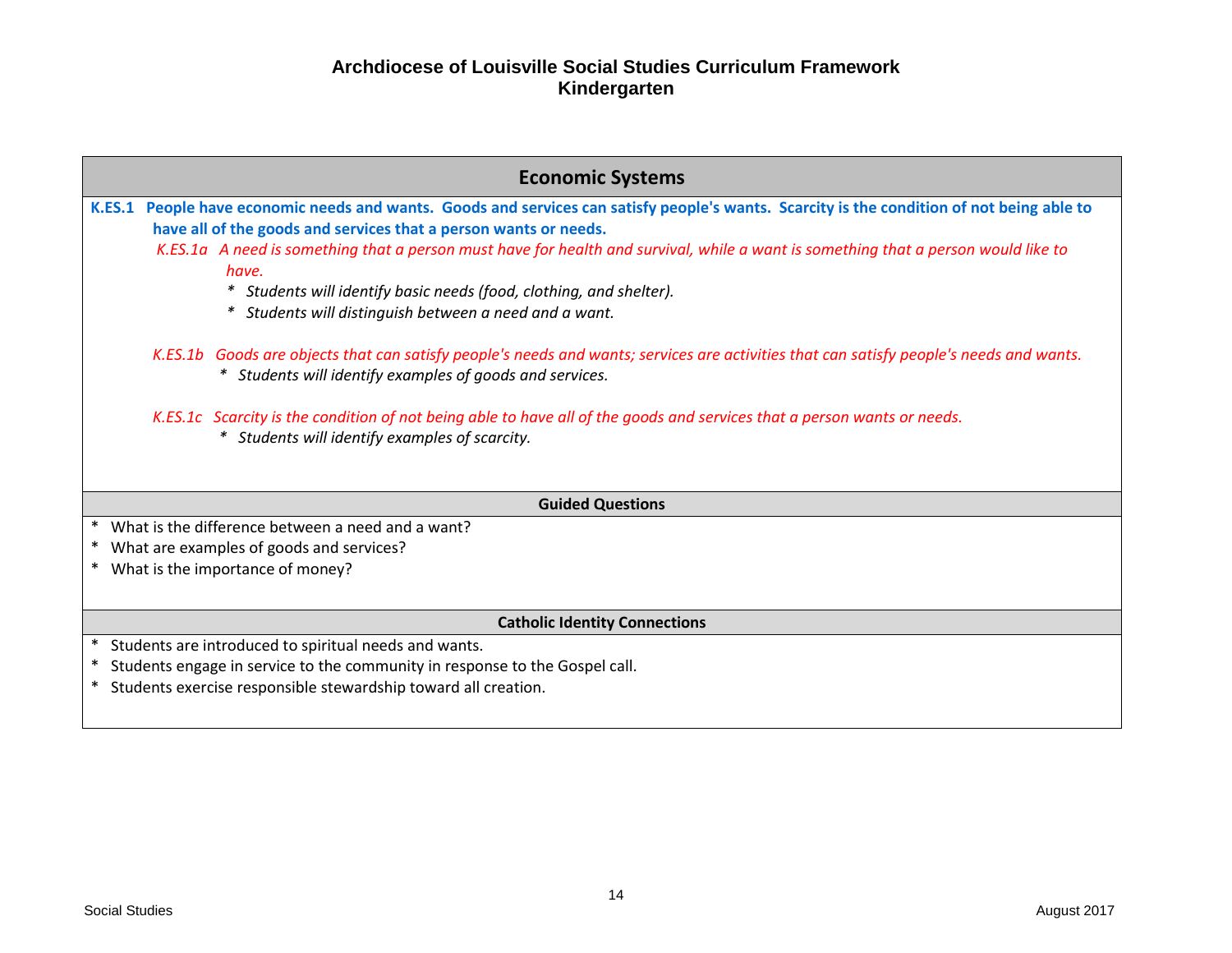# Archdiocese of Louisville Social Studies Curriculum Framework
## Kindergarten

## Economic Systems

**K.ES.1 People have economic needs and wants. Goods and services can satisfy people's wants. Scarcity is the condition of not being able to have all of the goods and services that a person wants or needs.**

*K.ES.1a A need is something that a person must have for health and survival, while a want is something that a person would like to have.*

- *Students will identify basic needs (food, clothing, and shelter).*
- *Students will distinguish between a need and a want.*

*K.ES.1b Goods are objects that can satisfy people's needs and wants; services are activities that can satisfy people's needs and wants.*

- *Students will identify examples of goods and services.*

*K.ES.1c Scarcity is the condition of not being able to have all of the goods and services that a person wants or needs.*

- *Students will identify examples of scarcity.*

### Guided Questions

- What is the difference between a need and a want?
- What are examples of goods and services?
- What is the importance of money?

### Catholic Identity Connections

- Students are introduced to spiritual needs and wants.
- Students engage in service to the community in response to the Gospel call.
- Students exercise responsible stewardship toward all creation.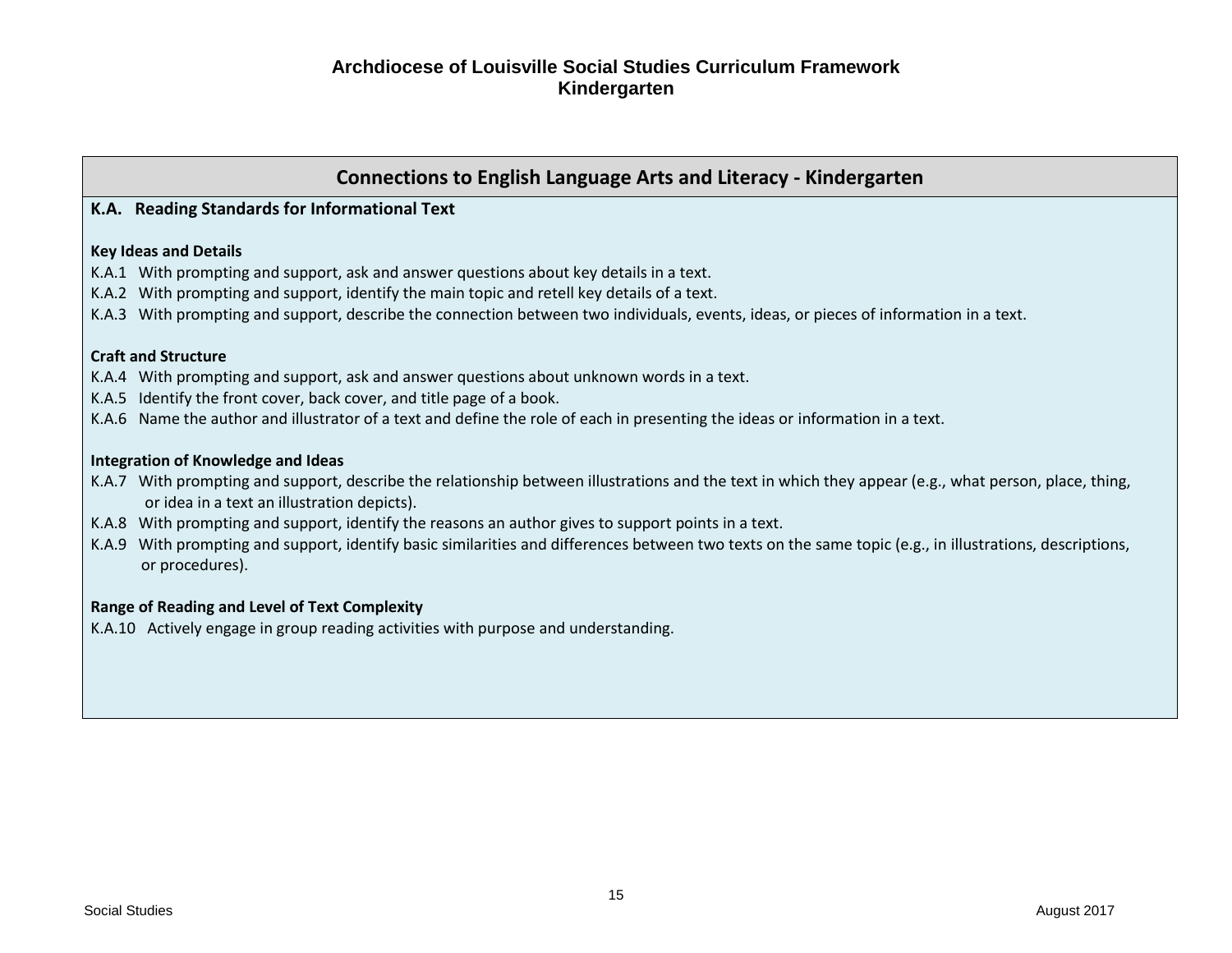# Archdiocese of Louisville Social Studies Curriculum Framework
## Kindergarten

## Connections to English Language Arts and Literacy - Kindergarten

**K.A. Reading Standards for Informational Text**

**Key Ideas and Details**

K.A.1 With prompting and support, ask and answer questions about key details in a text.

K.A.2 With prompting and support, identify the main topic and retell key details of a text.

K.A.3 With prompting and support, describe the connection between two individuals, events, ideas, or pieces of information in a text.

**Craft and Structure**

K.A.4 With prompting and support, ask and answer questions about unknown words in a text.

K.A.5 Identify the front cover, back cover, and title page of a book.

K.A.6 Name the author and illustrator of a text and define the role of each in presenting the ideas or information in a text.

**Integration of Knowledge and Ideas**

K.A.7 With prompting and support, describe the relationship between illustrations and the text in which they appear (e.g., what person, place, thing, or idea in a text an illustration depicts).

K.A.8 With prompting and support, identify the reasons an author gives to support points in a text.

K.A.9 With prompting and support, identify basic similarities and differences between two texts on the same topic (e.g., in illustrations, descriptions, or procedures).

**Range of Reading and Level of Text Complexity**

K.A.10 Actively engage in group reading activities with purpose and understanding.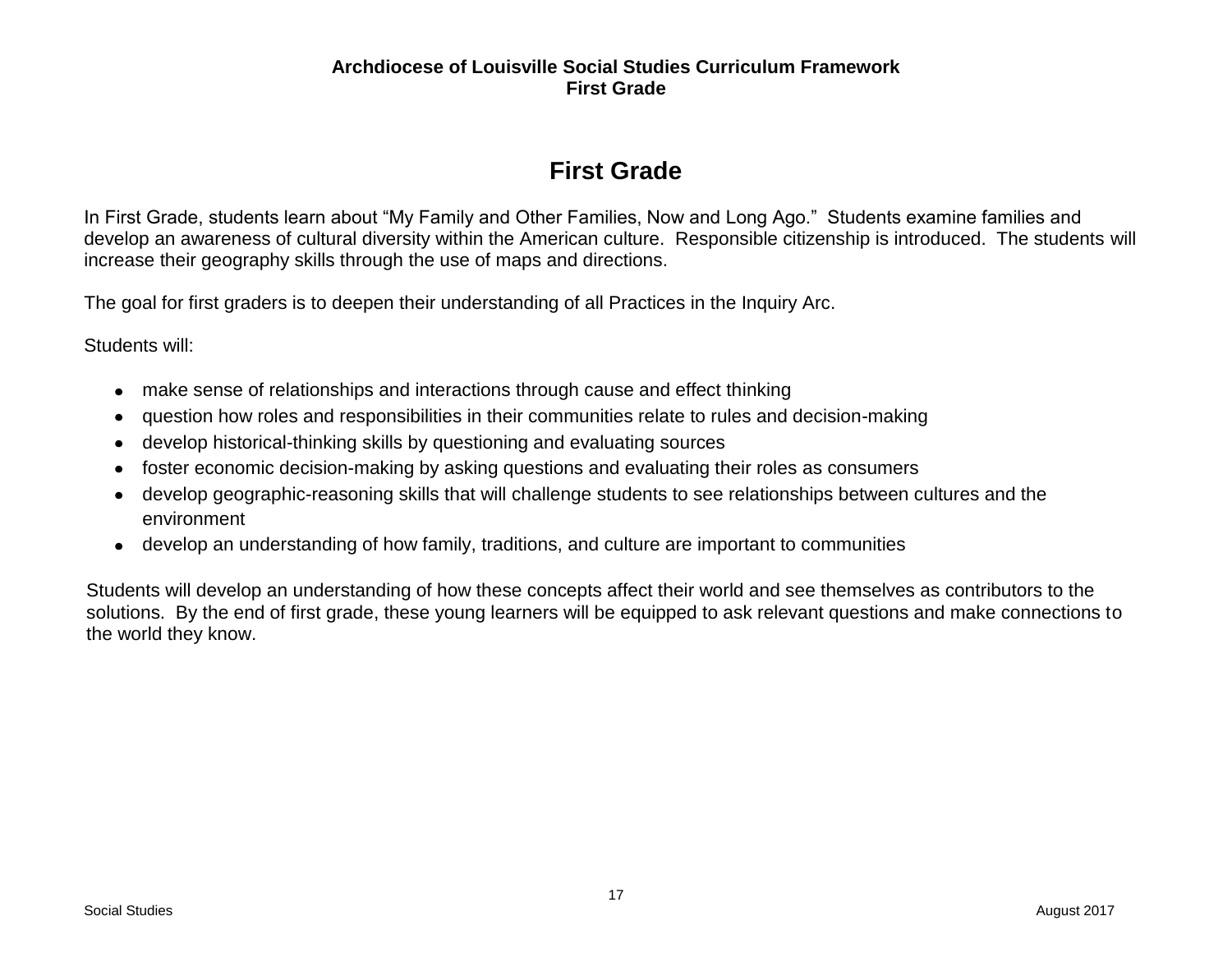# First Grade

In First Grade, students learn about "My Family and Other Families, Now and Long Ago." Students examine families and develop an awareness of cultural diversity within the American culture. Responsible citizenship is introduced. The students will increase their geography skills through the use of maps and directions.

The goal for first graders is to deepen their understanding of all Practices in the Inquiry Arc.

Students will:

- make sense of relationships and interactions through cause and effect thinking
- question how roles and responsibilities in their communities relate to rules and decision-making
- develop historical-thinking skills by questioning and evaluating sources
- foster economic decision-making by asking questions and evaluating their roles as consumers
- develop geographic-reasoning skills that will challenge students to see relationships between cultures and the environment
- develop an understanding of how family, traditions, and culture are important to communities

Students will develop an understanding of how these concepts affect their world and see themselves as contributors to the solutions. By the end of first grade, these young learners will be equipped to ask relevant questions and make connections to the world they know.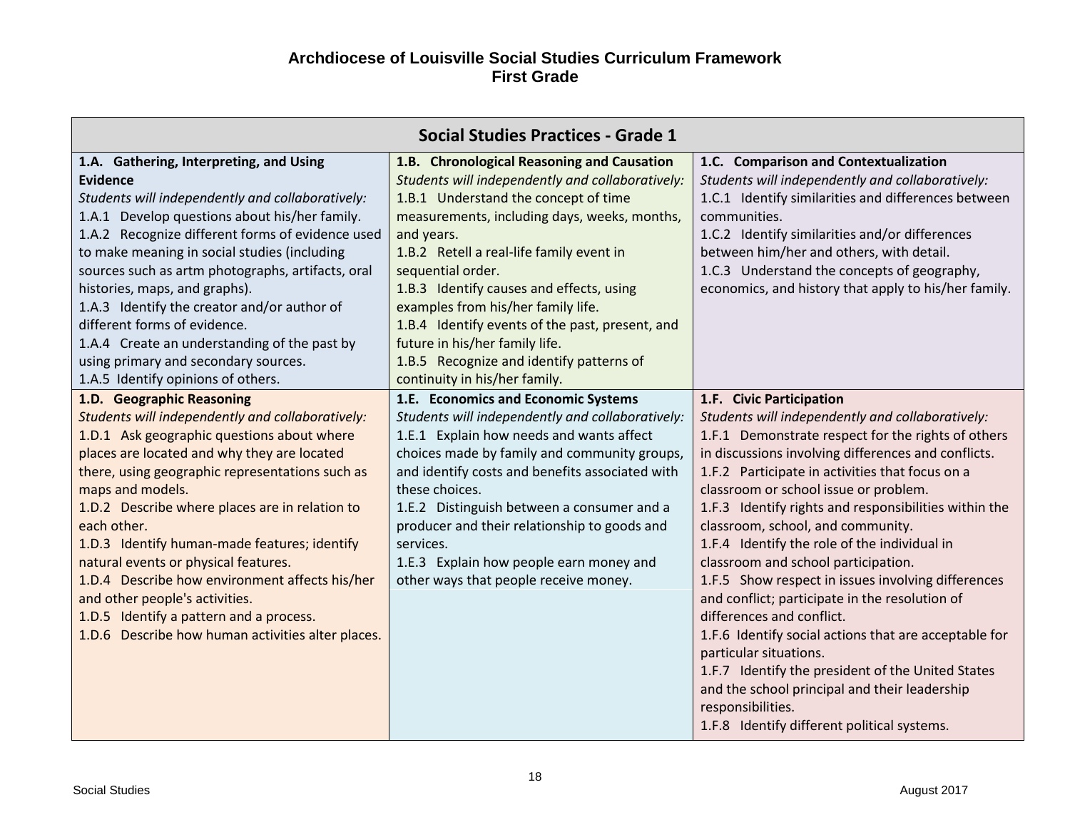# Archdiocese of Louisville Social Studies Curriculum Framework
## First Grade

## Social Studies Practices - Grade 1

### 1.A. Gathering, Interpreting, and Using Evidence

*Students will independently and collaboratively:*

1.A.1 Develop questions about his/her family.
1.A.2 Recognize different forms of evidence used to make meaning in social studies (including sources such as artm photographs, artifacts, oral histories, maps, and graphs).
1.A.3 Identify the creator and/or author of different forms of evidence.
1.A.4 Create an understanding of the past by using primary and secondary sources.
1.A.5 Identify opinions of others.

### 1.B. Chronological Reasoning and Causation

*Students will independently and collaboratively:*

1.B.1 Understand the concept of time measurements, including days, weeks, months, and years.
1.B.2 Retell a real-life family event in sequential order.
1.B.3 Identify causes and effects, using examples from his/her family life.
1.B.4 Identify events of the past, present, and future in his/her family life.
1.B.5 Recognize and identify patterns of continuity in his/her family.

### 1.C. Comparison and Contextualization

*Students will independently and collaboratively:*

1.C.1 Identify similarities and differences between communities.
1.C.2 Identify similarities and/or differences between him/her and others, with detail.
1.C.3 Understand the concepts of geography, economics, and history that apply to his/her family.

### 1.D. Geographic Reasoning

*Students will independently and collaboratively:*

1.D.1 Ask geographic questions about where places are located and why they are located there, using geographic representations such as maps and models.
1.D.2 Describe where places are in relation to each other.
1.D.3 Identify human-made features; identify natural events or physical features.
1.D.4 Describe how environment affects his/her and other people's activities.
1.D.5 Identify a pattern and a process.
1.D.6 Describe how human activities alter places.

### 1.E. Economics and Economic Systems

*Students will independently and collaboratively:*

1.E.1 Explain how needs and wants affect choices made by family and community groups, and identify costs and benefits associated with these choices.
1.E.2 Distinguish between a consumer and a producer and their relationship to goods and services.
1.E.3 Explain how people earn money and other ways that people receive money.

### 1.F. Civic Participation

*Students will independently and collaboratively:*

1.F.1 Demonstrate respect for the rights of others in discussions involving differences and conflicts.
1.F.2 Participate in activities that focus on a classroom or school issue or problem.
1.F.3 Identify rights and responsibilities within the classroom, school, and community.
1.F.4 Identify the role of the individual in classroom and school participation.
1.F.5 Show respect in issues involving differences and conflict; participate in the resolution of differences and conflict.
1.F.6 Identify social actions that are acceptable for particular situations.
1.F.7 Identify the president of the United States and the school principal and their leadership responsibilities.
1.F.8 Identify different political systems.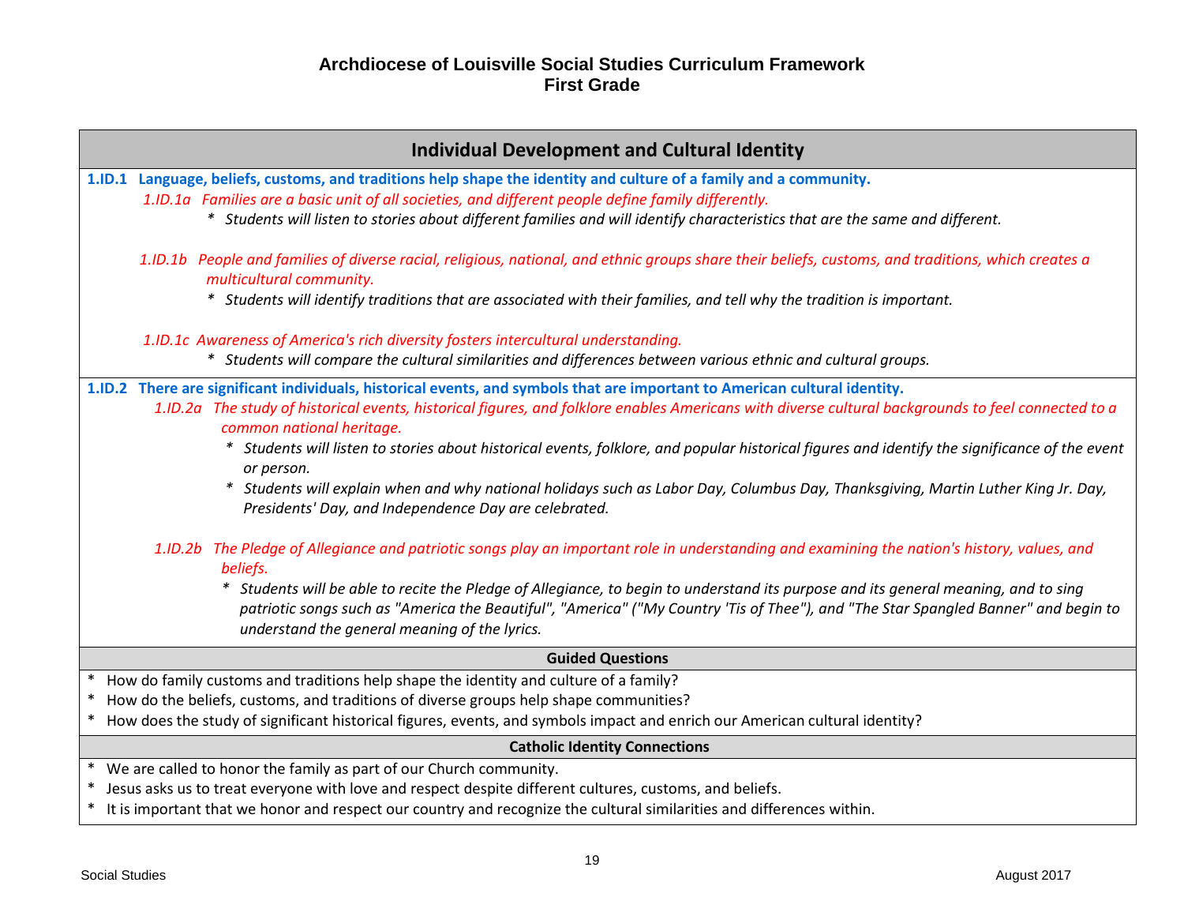# Archdiocese of Louisville Social Studies Curriculum Framework
## First Grade

## Individual Development and Cultural Identity

**1.ID.1 Language, beliefs, customs, and traditions help shape the identity and culture of a family and a community.**

*1.ID.1a Families are a basic unit of all societies, and different people define family differently.*

- *Students will listen to stories about different families and will identify characteristics that are the same and different.*

*1.ID.1b People and families of diverse racial, religious, national, and ethnic groups share their beliefs, customs, and traditions, which creates a multicultural community.*

- *Students will identify traditions that are associated with their families, and tell why the tradition is important.*

*1.ID.1c Awareness of America's rich diversity fosters intercultural understanding.*

- *Students will compare the cultural similarities and differences between various ethnic and cultural groups.*

**1.ID.2 There are significant individuals, historical events, and symbols that are important to American cultural identity.**

*1.ID.2a The study of historical events, historical figures, and folklore enables Americans with diverse cultural backgrounds to feel connected to a common national heritage.*

- *Students will listen to stories about historical events, folklore, and popular historical figures and identify the significance of the event or person.*
- *Students will explain when and why national holidays such as Labor Day, Columbus Day, Thanksgiving, Martin Luther King Jr. Day, Presidents' Day, and Independence Day are celebrated.*

*1.ID.2b The Pledge of Allegiance and patriotic songs play an important role in understanding and examining the nation's history, values, and beliefs.*

- *Students will be able to recite the Pledge of Allegiance, to begin to understand its purpose and its general meaning, and to sing patriotic songs such as "America the Beautiful", "America" ("My Country 'Tis of Thee"), and "The Star Spangled Banner" and begin to understand the general meaning of the lyrics.*

### Guided Questions

- How do family customs and traditions help shape the identity and culture of a family?
- How do the beliefs, customs, and traditions of diverse groups help shape communities?
- How does the study of significant historical figures, events, and symbols impact and enrich our American cultural identity?

### Catholic Identity Connections

- We are called to honor the family as part of our Church community.
- Jesus asks us to treat everyone with love and respect despite different cultures, customs, and beliefs.
- It is important that we honor and respect our country and recognize the cultural similarities and differences within.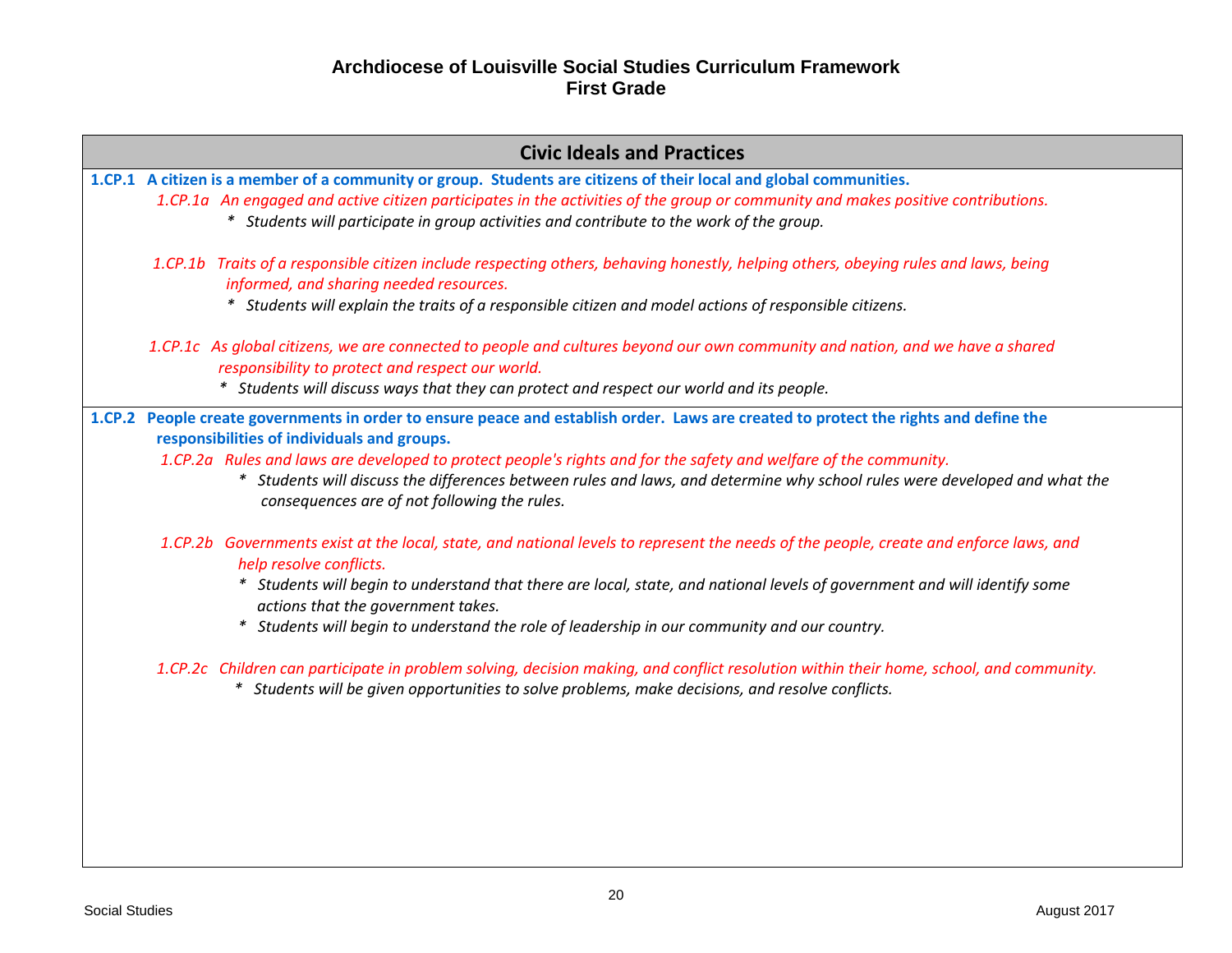# Archdiocese of Louisville Social Studies Curriculum Framework
## First Grade

## Civic Ideals and Practices

**1.CP.1 A citizen is a member of a community or group. Students are citizens of their local and global communities.**

*1.CP.1a An engaged and active citizen participates in the activities of the group or community and makes positive contributions.*

- *Students will participate in group activities and contribute to the work of the group.*

*1.CP.1b Traits of a responsible citizen include respecting others, behaving honestly, helping others, obeying rules and laws, being informed, and sharing needed resources.*

- *Students will explain the traits of a responsible citizen and model actions of responsible citizens.*

*1.CP.1c As global citizens, we are connected to people and cultures beyond our own community and nation, and we have a shared responsibility to protect and respect our world.*

- *Students will discuss ways that they can protect and respect our world and its people.*

**1.CP.2 People create governments in order to ensure peace and establish order. Laws are created to protect the rights and define the responsibilities of individuals and groups.**

*1.CP.2a Rules and laws are developed to protect people's rights and for the safety and welfare of the community.*

- *Students will discuss the differences between rules and laws, and determine why school rules were developed and what the consequences are of not following the rules.*

*1.CP.2b Governments exist at the local, state, and national levels to represent the needs of the people, create and enforce laws, and help resolve conflicts.*

- *Students will begin to understand that there are local, state, and national levels of government and will identify some actions that the government takes.*
- *Students will begin to understand the role of leadership in our community and our country.*

*1.CP.2c Children can participate in problem solving, decision making, and conflict resolution within their home, school, and community.*

- *Students will be given opportunities to solve problems, make decisions, and resolve conflicts.*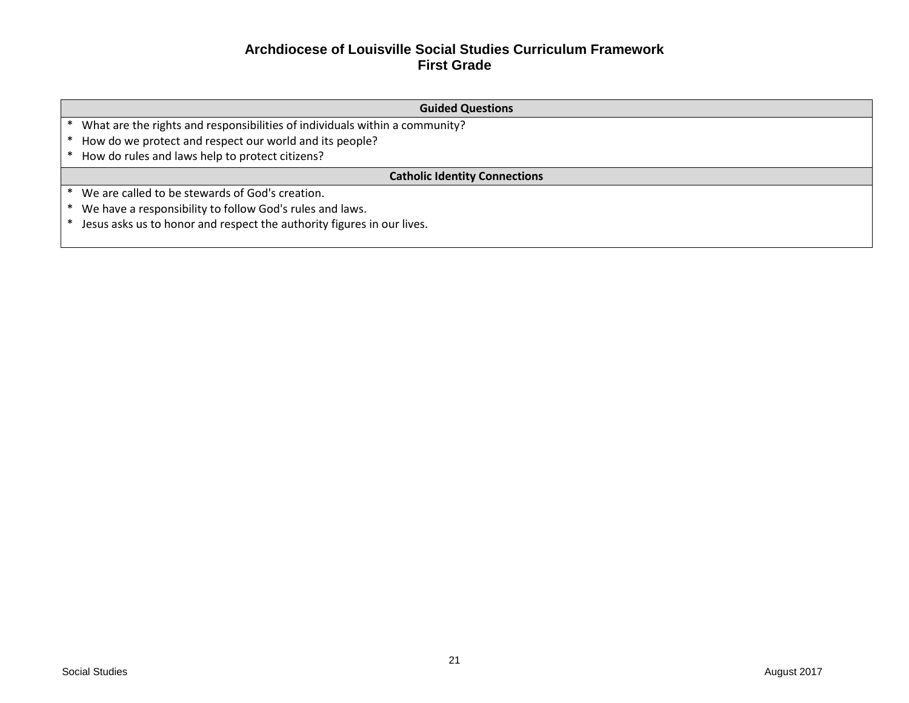# Archdiocese of Louisville Social Studies Curriculum Framework
## First Grade

| Guided Questions |
|---|
| * What are the rights and responsibilities of individuals within a community?<br>* How do we protect and respect our world and its people?<br>* How do rules and laws help to protect citizens? |
| **Catholic Identity Connections** |
| * We are called to be stewards of God's creation.<br>* We have a responsibility to follow God's rules and laws.<br>* Jesus asks us to honor and respect the authority figures in our lives. |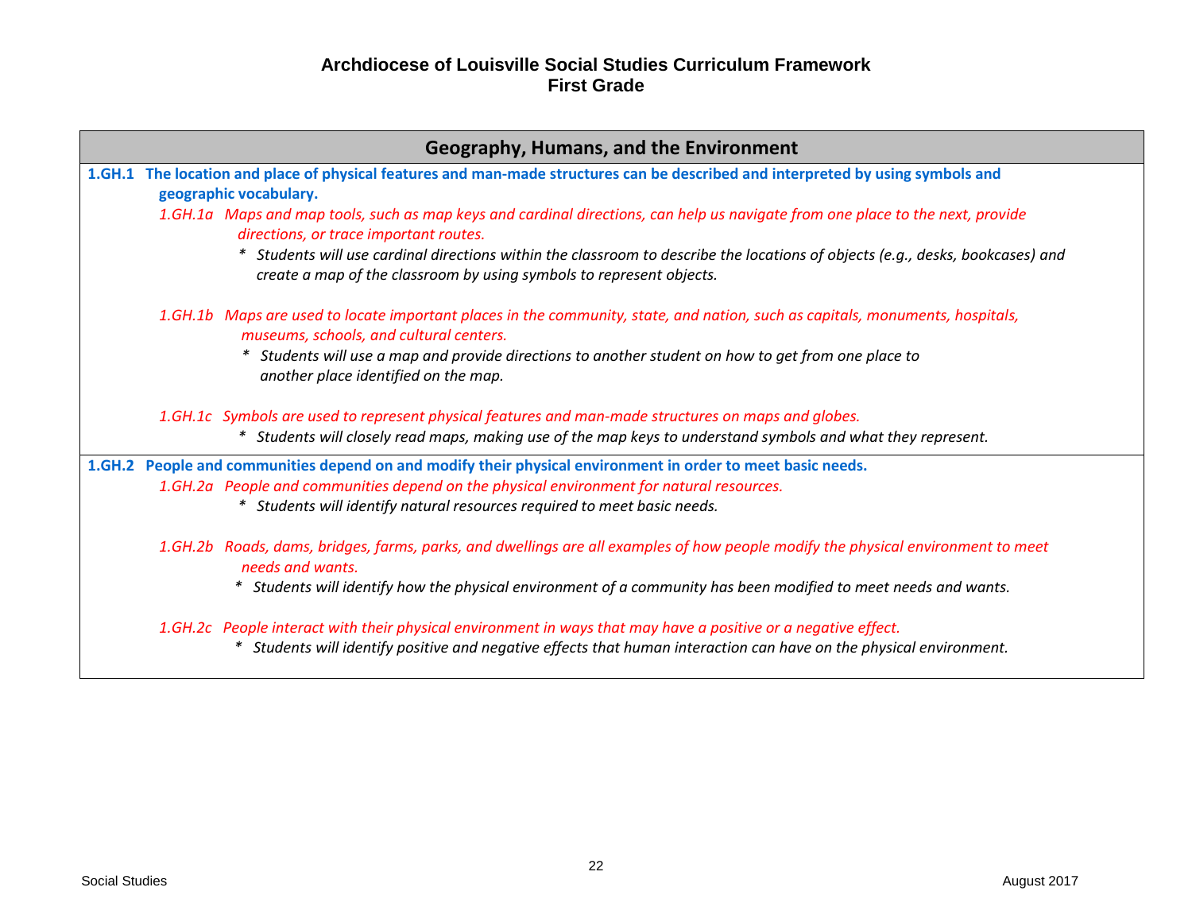# Archdiocese of Louisville Social Studies Curriculum Framework
## First Grade

### Geography, Humans, and the Environment

**1.GH.1 The location and place of physical features and man-made structures can be described and interpreted by using symbols and geographic vocabulary.**

*1.GH.1a Maps and map tools, such as map keys and cardinal directions, can help us navigate from one place to the next, provide directions, or trace important routes.*

- *Students will use cardinal directions within the classroom to describe the locations of objects (e.g., desks, bookcases) and create a map of the classroom by using symbols to represent objects.*

*1.GH.1b Maps are used to locate important places in the community, state, and nation, such as capitals, monuments, hospitals, museums, schools, and cultural centers.*

- *Students will use a map and provide directions to another student on how to get from one place to another place identified on the map.*

*1.GH.1c Symbols are used to represent physical features and man-made structures on maps and globes.*

- *Students will closely read maps, making use of the map keys to understand symbols and what they represent.*

**1.GH.2 People and communities depend on and modify their physical environment in order to meet basic needs.**

*1.GH.2a People and communities depend on the physical environment for natural resources.*

- *Students will identify natural resources required to meet basic needs.*

*1.GH.2b Roads, dams, bridges, farms, parks, and dwellings are all examples of how people modify the physical environment to meet needs and wants.*

- *Students will identify how the physical environment of a community has been modified to meet needs and wants.*

*1.GH.2c People interact with their physical environment in ways that may have a positive or a negative effect.*

- *Students will identify positive and negative effects that human interaction can have on the physical environment.*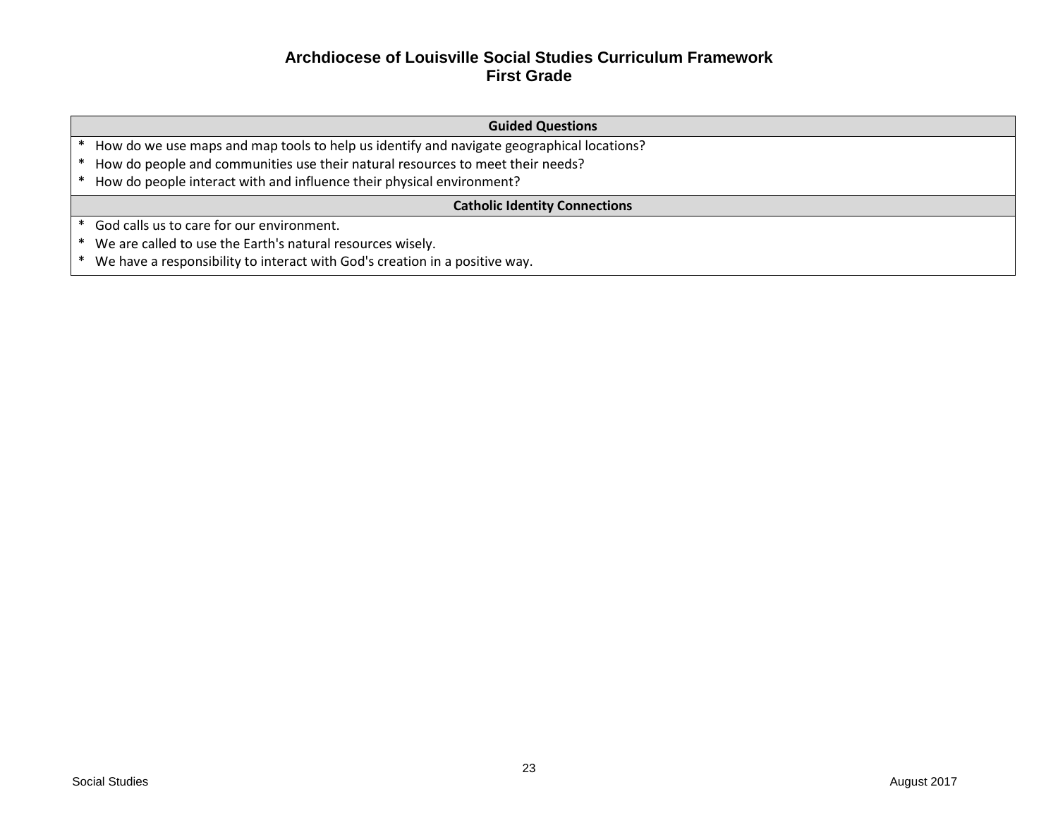# Archdiocese of Louisville Social Studies Curriculum Framework
## First Grade

| Guided Questions |
|---|
| * How do we use maps and map tools to help us identify and navigate geographical locations?<br>* How do people and communities use their natural resources to meet their needs?<br>* How do people interact with and influence their physical environment? |
| **Catholic Identity Connections** |
| * God calls us to care for our environment.<br>* We are called to use the Earth's natural resources wisely.<br>* We have a responsibility to interact with God's creation in a positive way. |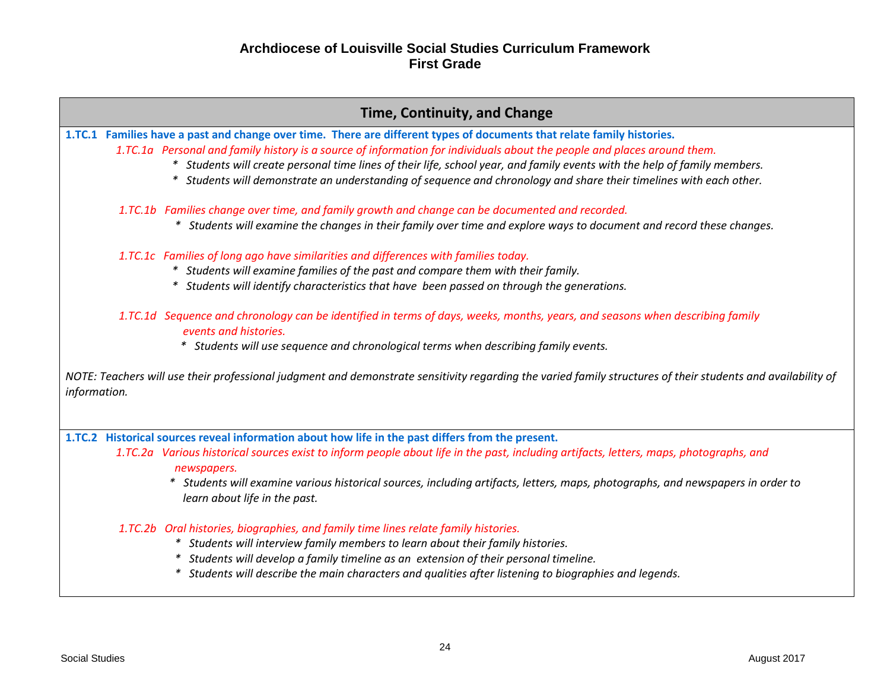# Archdiocese of Louisville Social Studies Curriculum Framework
## First Grade

## Time, Continuity, and Change

**1.TC.1 Families have a past and change over time. There are different types of documents that relate family histories.**

*1.TC.1a Personal and family history is a source of information for individuals about the people and places around them.*

- *Students will create personal time lines of their life, school year, and family events with the help of family members.*
- *Students will demonstrate an understanding of sequence and chronology and share their timelines with each other.*

*1.TC.1b Families change over time, and family growth and change can be documented and recorded.*

- *Students will examine the changes in their family over time and explore ways to document and record these changes.*

*1.TC.1c Families of long ago have similarities and differences with families today.*

- *Students will examine families of the past and compare them with their family.*
- *Students will identify characteristics that have been passed on through the generations.*

*1.TC.1d Sequence and chronology can be identified in terms of days, weeks, months, years, and seasons when describing family events and histories.*

- *Students will use sequence and chronological terms when describing family events.*

*NOTE: Teachers will use their professional judgment and demonstrate sensitivity regarding the varied family structures of their students and availability of information.*

**1.TC.2 Historical sources reveal information about how life in the past differs from the present.**

*1.TC.2a Various historical sources exist to inform people about life in the past, including artifacts, letters, maps, photographs, and newspapers.*

- *Students will examine various historical sources, including artifacts, letters, maps, photographs, and newspapers in order to learn about life in the past.*

*1.TC.2b Oral histories, biographies, and family time lines relate family histories.*

- *Students will interview family members to learn about their family histories.*
- *Students will develop a family timeline as an extension of their personal timeline.*
- *Students will describe the main characters and qualities after listening to biographies and legends.*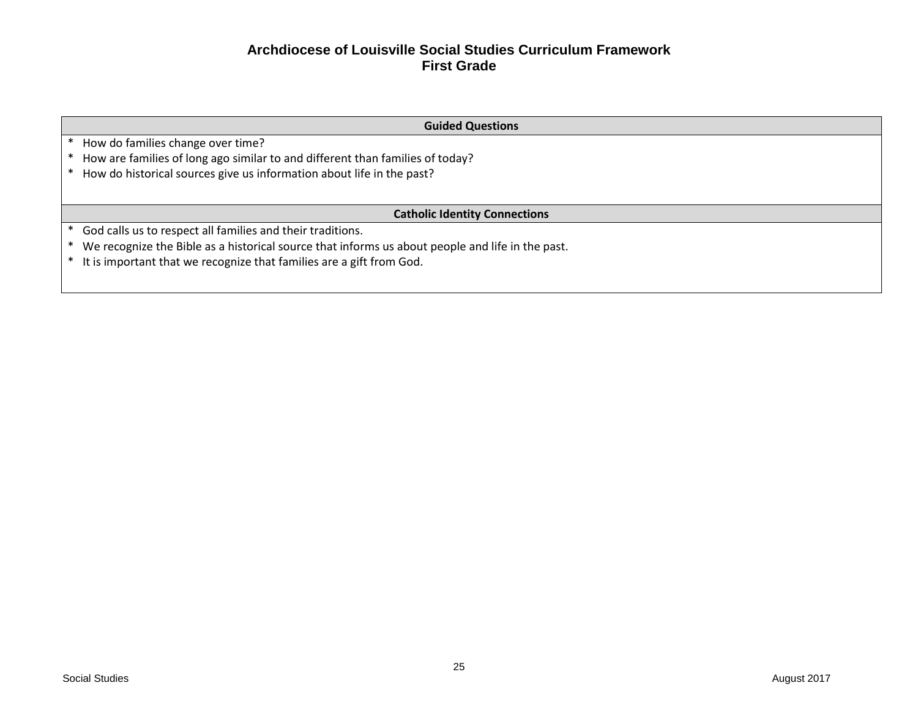# Archdiocese of Louisville Social Studies Curriculum Framework
## First Grade

| Guided Questions |
| --- |
| * How do families change over time?<br>* How are families of long ago similar to and different than families of today?<br>* How do historical sources give us information about life in the past? |
| **Catholic Identity Connections** |
| * God calls us to respect all families and their traditions.<br>* We recognize the Bible as a historical source that informs us about people and life in the past.<br>* It is important that we recognize that families are a gift from God. |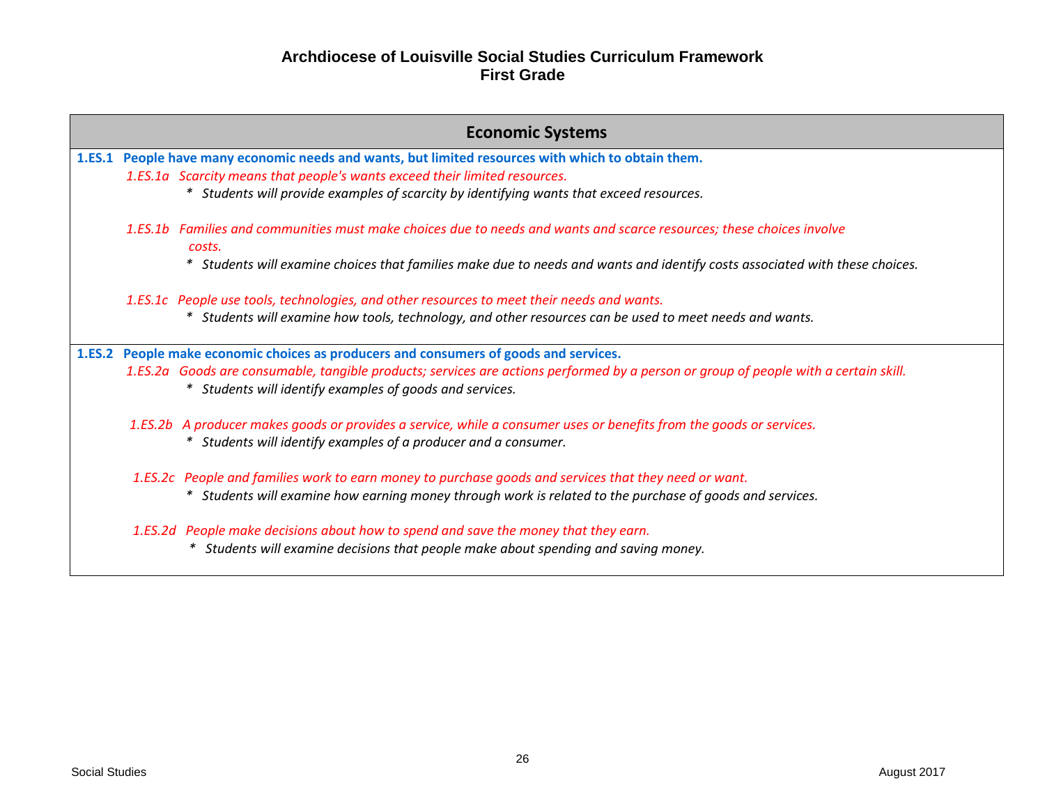# Archdiocese of Louisville Social Studies Curriculum Framework
## First Grade

### Economic Systems

**1.ES.1 People have many economic needs and wants, but limited resources with which to obtain them.**

*1.ES.1a Scarcity means that people's wants exceed their limited resources.*

- *Students will provide examples of scarcity by identifying wants that exceed resources.*

*1.ES.1b Families and communities must make choices due to needs and wants and scarce resources; these choices involve costs.*

- *Students will examine choices that families make due to needs and wants and identify costs associated with these choices.*

*1.ES.1c People use tools, technologies, and other resources to meet their needs and wants.*

- *Students will examine how tools, technology, and other resources can be used to meet needs and wants.*

**1.ES.2 People make economic choices as producers and consumers of goods and services.**

*1.ES.2a Goods are consumable, tangible products; services are actions performed by a person or group of people with a certain skill.*

- *Students will identify examples of goods and services.*

*1.ES.2b A producer makes goods or provides a service, while a consumer uses or benefits from the goods or services.*

- *Students will identify examples of a producer and a consumer.*

*1.ES.2c People and families work to earn money to purchase goods and services that they need or want.*

- *Students will examine how earning money through work is related to the purchase of goods and services.*

*1.ES.2d People make decisions about how to spend and save the money that they earn.*

- *Students will examine decisions that people make about spending and saving money.*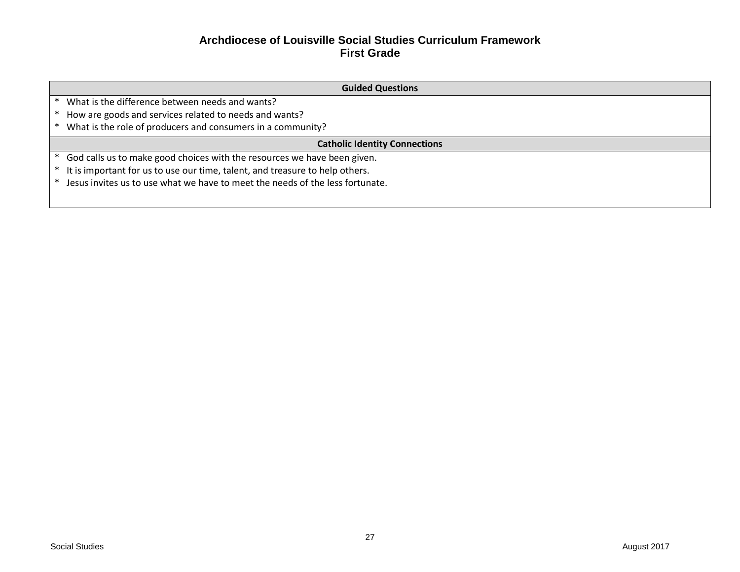# Archdiocese of Louisville Social Studies Curriculum Framework
## First Grade

| Guided Questions |
| --- |
| * What is the difference between needs and wants?<br>* How are goods and services related to needs and wants?<br>* What is the role of producers and consumers in a community? |
| **Catholic Identity Connections** |
| * God calls us to make good choices with the resources we have been given.<br>* It is important for us to use our time, talent, and treasure to help others.<br>* Jesus invites us to use what we have to meet the needs of the less fortunate. |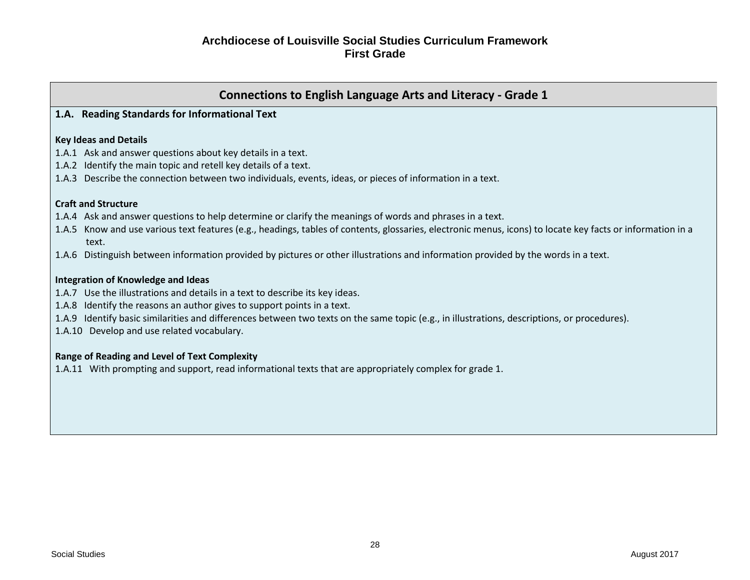## Connections to English Language Arts and Literacy - Grade 1

**1.A. Reading Standards for Informational Text**

**Key Ideas and Details**

1.A.1 Ask and answer questions about key details in a text.
1.A.2 Identify the main topic and retell key details of a text.
1.A.3 Describe the connection between two individuals, events, ideas, or pieces of information in a text.

**Craft and Structure**

1.A.4 Ask and answer questions to help determine or clarify the meanings of words and phrases in a text.
1.A.5 Know and use various text features (e.g., headings, tables of contents, glossaries, electronic menus, icons) to locate key facts or information in a text.
1.A.6 Distinguish between information provided by pictures or other illustrations and information provided by the words in a text.

**Integration of Knowledge and Ideas**

1.A.7 Use the illustrations and details in a text to describe its key ideas.
1.A.8 Identify the reasons an author gives to support points in a text.
1.A.9 Identify basic similarities and differences between two texts on the same topic (e.g., in illustrations, descriptions, or procedures).
1.A.10 Develop and use related vocabulary.

**Range of Reading and Level of Text Complexity**

1.A.11 With prompting and support, read informational texts that are appropriately complex for grade 1.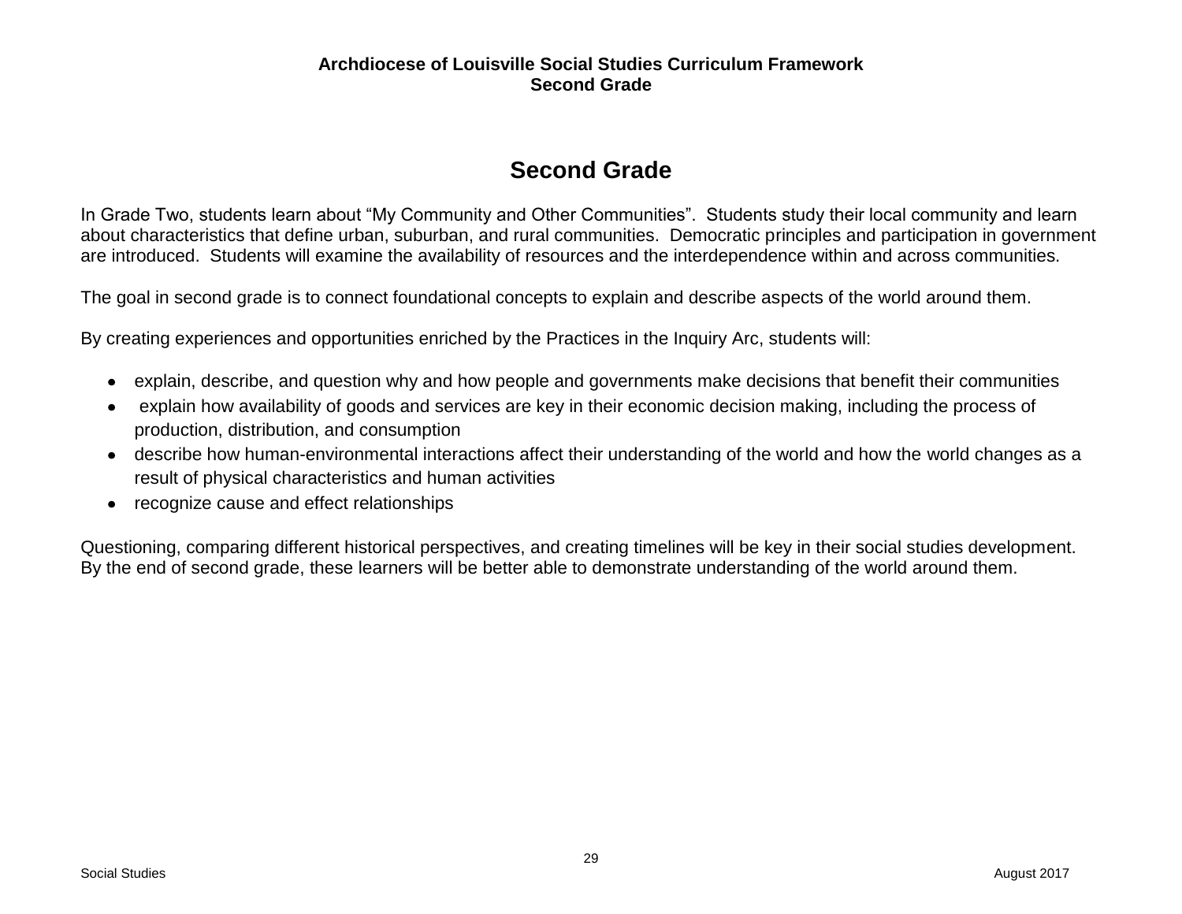# Second Grade

In Grade Two, students learn about "My Community and Other Communities". Students study their local community and learn about characteristics that define urban, suburban, and rural communities. Democratic principles and participation in government are introduced. Students will examine the availability of resources and the interdependence within and across communities.

The goal in second grade is to connect foundational concepts to explain and describe aspects of the world around them.

By creating experiences and opportunities enriched by the Practices in the Inquiry Arc, students will:

- explain, describe, and question why and how people and governments make decisions that benefit their communities
- explain how availability of goods and services are key in their economic decision making, including the process of production, distribution, and consumption
- describe how human-environmental interactions affect their understanding of the world and how the world changes as a result of physical characteristics and human activities
- recognize cause and effect relationships

Questioning, comparing different historical perspectives, and creating timelines will be key in their social studies development. By the end of second grade, these learners will be better able to demonstrate understanding of the world around them.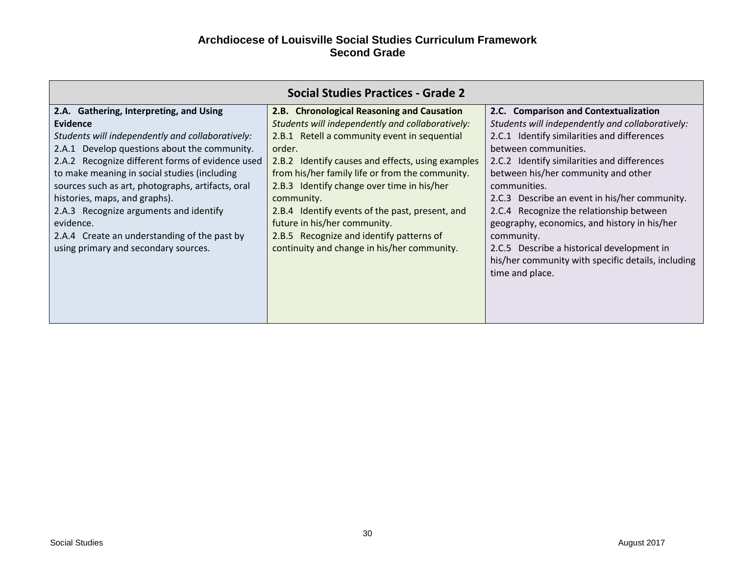# Archdiocese of Louisville Social Studies Curriculum Framework
## Second Grade

| Social Studies Practices - Grade 2 | | |
|---|---|---|
| **2.A. Gathering, Interpreting, and Using Evidence**<br>*Students will independently and collaboratively:*<br>2.A.1 Develop questions about the community.<br>2.A.2 Recognize different forms of evidence used to make meaning in social studies (including sources such as art, photographs, artifacts, oral histories, maps, and graphs).<br>2.A.3 Recognize arguments and identify evidence.<br>2.A.4 Create an understanding of the past by using primary and secondary sources. | **2.B. Chronological Reasoning and Causation**<br>*Students will independently and collaboratively:*<br>2.B.1 Retell a community event in sequential order.<br>2.B.2 Identify causes and effects, using examples from his/her family life or from the community.<br>2.B.3 Identify change over time in his/her community.<br>2.B.4 Identify events of the past, present, and future in his/her community.<br>2.B.5 Recognize and identify patterns of continuity and change in his/her community. | **2.C. Comparison and Contextualization**<br>*Students will independently and collaboratively:*<br>2.C.1 Identify similarities and differences between communities.<br>2.C.2 Identify similarities and differences between his/her community and other communities.<br>2.C.3 Describe an event in his/her community.<br>2.C.4 Recognize the relationship between geography, economics, and history in his/her community.<br>2.C.5 Describe a historical development in his/her community with specific details, including time and place. |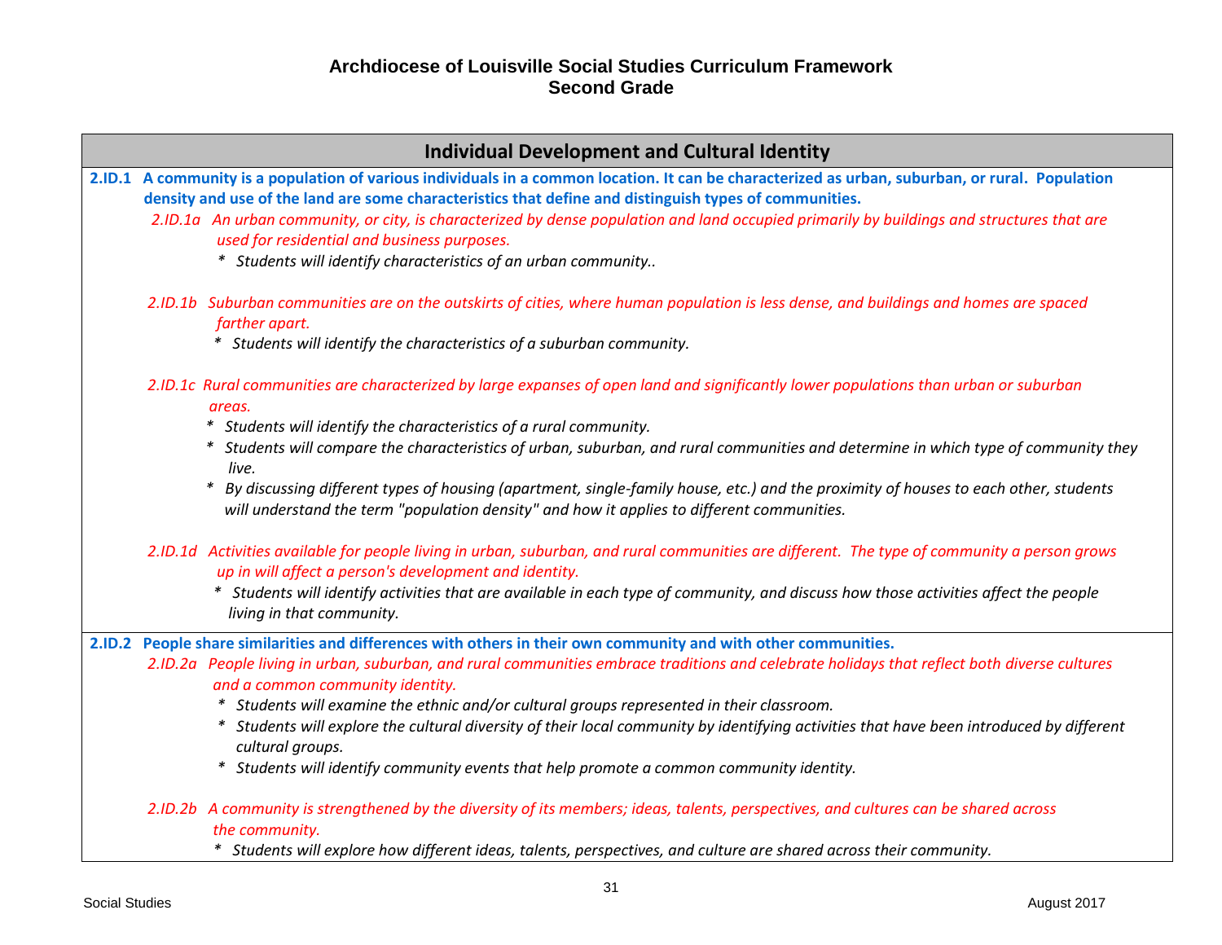# Archdiocese of Louisville Social Studies Curriculum Framework
## Second Grade

### Individual Development and Cultural Identity

**2.ID.1 A community is a population of various individuals in a common location. It can be characterized as urban, suburban, or rural. Population density and use of the land are some characteristics that define and distinguish types of communities.**

*2.ID.1a An urban community, or city, is characterized by dense population and land occupied primarily by buildings and structures that are used for residential and business purposes.*

- *Students will identify characteristics of an urban community..*

*2.ID.1b Suburban communities are on the outskirts of cities, where human population is less dense, and buildings and homes are spaced farther apart.*

- *Students will identify the characteristics of a suburban community.*

*2.ID.1c Rural communities are characterized by large expanses of open land and significantly lower populations than urban or suburban areas.*

- *Students will identify the characteristics of a rural community.*
- *Students will compare the characteristics of urban, suburban, and rural communities and determine in which type of community they live.*
- *By discussing different types of housing (apartment, single-family house, etc.) and the proximity of houses to each other, students will understand the term "population density" and how it applies to different communities.*

*2.ID.1d Activities available for people living in urban, suburban, and rural communities are different. The type of community a person grows up in will affect a person's development and identity.*

- *Students will identify activities that are available in each type of community, and discuss how those activities affect the people living in that community.*

**2.ID.2 People share similarities and differences with others in their own community and with other communities.**

*2.ID.2a People living in urban, suburban, and rural communities embrace traditions and celebrate holidays that reflect both diverse cultures and a common community identity.*

- *Students will examine the ethnic and/or cultural groups represented in their classroom.*
- *Students will explore the cultural diversity of their local community by identifying activities that have been introduced by different cultural groups.*
- *Students will identify community events that help promote a common community identity.*

*2.ID.2b A community is strengthened by the diversity of its members; ideas, talents, perspectives, and cultures can be shared across the community.*

- *Students will explore how different ideas, talents, perspectives, and culture are shared across their community.*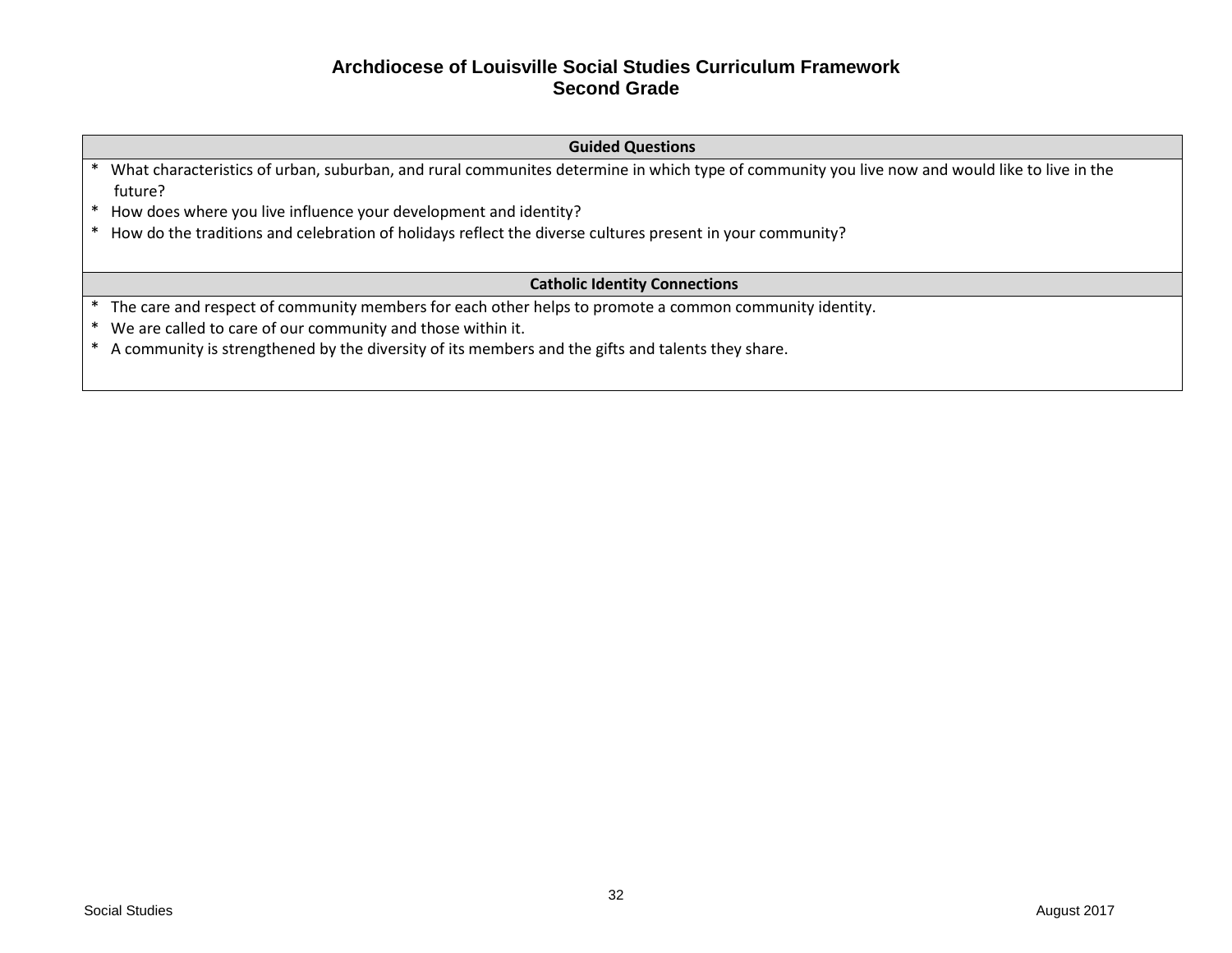# Archdiocese of Louisville Social Studies Curriculum Framework
## Second Grade

| Guided Questions |
|---|
| * What characteristics of urban, suburban, and rural communites determine in which type of community you live now and would like to live in the future?<br>* How does where you live influence your development and identity?<br>* How do the traditions and celebration of holidays reflect the diverse cultures present in your community? |

| Catholic Identity Connections |
|---|
| * The care and respect of community members for each other helps to promote a common community identity.<br>* We are called to care of our community and those within it.<br>* A community is strengthened by the diversity of its members and the gifts and talents they share. |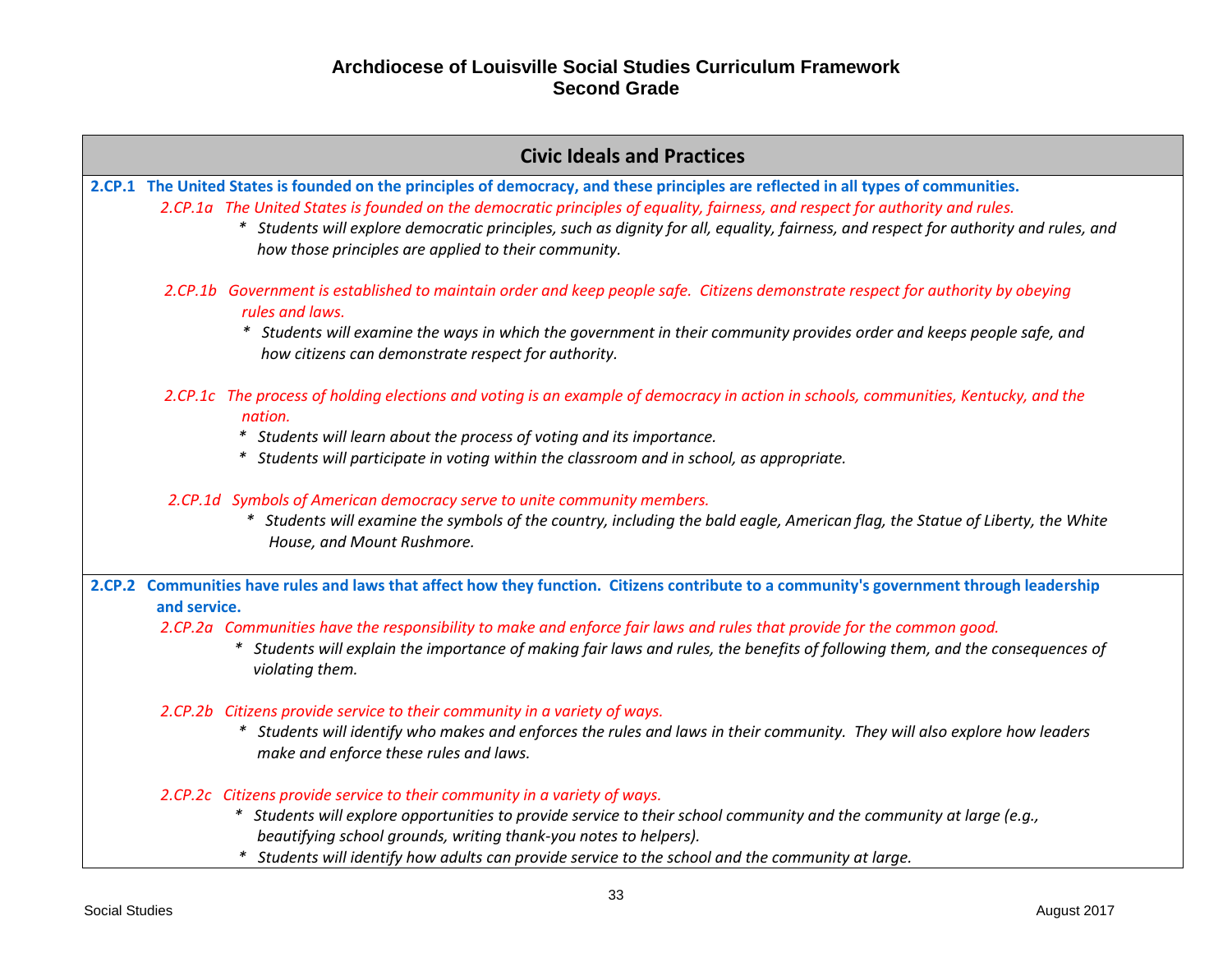# Archdiocese of Louisville Social Studies Curriculum Framework
## Second Grade

## Civic Ideals and Practices

**2.CP.1 The United States is founded on the principles of democracy, and these principles are reflected in all types of communities.**

*2.CP.1a The United States is founded on the democratic principles of equality, fairness, and respect for authority and rules.*

- *Students will explore democratic principles, such as dignity for all, equality, fairness, and respect for authority and rules, and how those principles are applied to their community.*

*2.CP.1b Government is established to maintain order and keep people safe. Citizens demonstrate respect for authority by obeying rules and laws.*

- *Students will examine the ways in which the government in their community provides order and keeps people safe, and how citizens can demonstrate respect for authority.*

*2.CP.1c The process of holding elections and voting is an example of democracy in action in schools, communities, Kentucky, and the nation.*

- *Students will learn about the process of voting and its importance.*
- *Students will participate in voting within the classroom and in school, as appropriate.*

*2.CP.1d Symbols of American democracy serve to unite community members.*

- *Students will examine the symbols of the country, including the bald eagle, American flag, the Statue of Liberty, the White House, and Mount Rushmore.*

**2.CP.2 Communities have rules and laws that affect how they function. Citizens contribute to a community's government through leadership and service.**

*2.CP.2a Communities have the responsibility to make and enforce fair laws and rules that provide for the common good.*

- *Students will explain the importance of making fair laws and rules, the benefits of following them, and the consequences of violating them.*

*2.CP.2b Citizens provide service to their community in a variety of ways.*

- *Students will identify who makes and enforces the rules and laws in their community. They will also explore how leaders make and enforce these rules and laws.*

*2.CP.2c Citizens provide service to their community in a variety of ways.*

- *Students will explore opportunities to provide service to their school community and the community at large (e.g., beautifying school grounds, writing thank-you notes to helpers).*
- *Students will identify how adults can provide service to the school and the community at large.*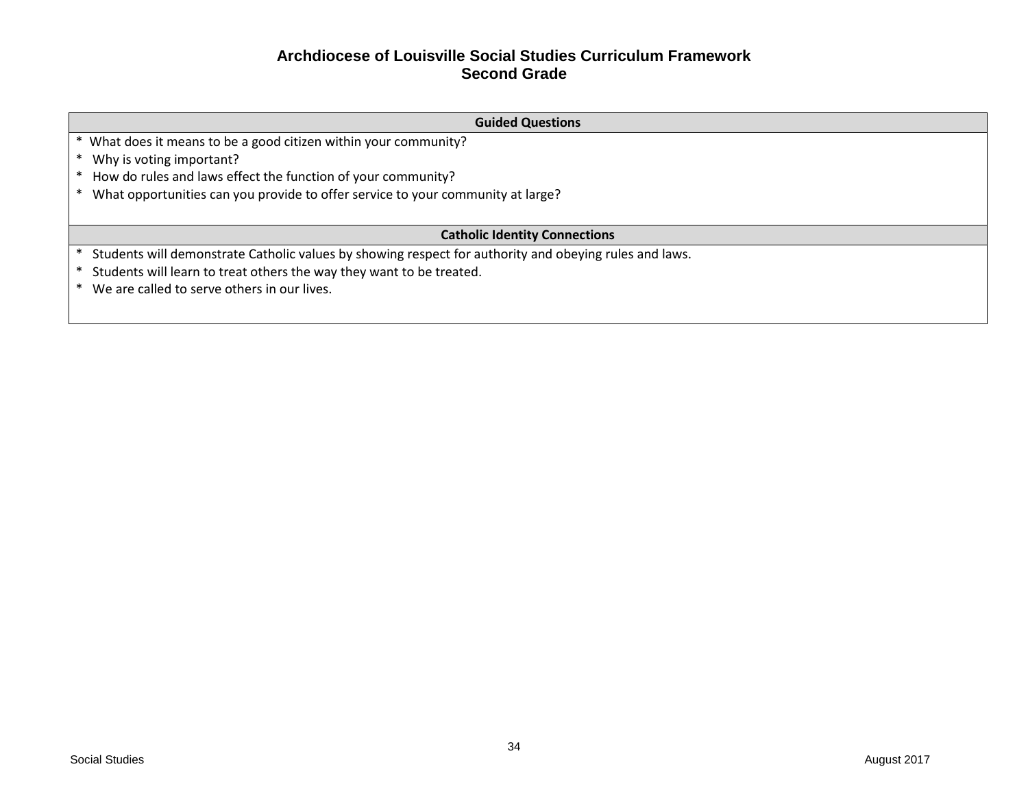# Archdiocese of Louisville Social Studies Curriculum Framework
## Second Grade

| Guided Questions |
|---|
| * What does it means to be a good citizen within your community?<br>* Why is voting important?<br>* How do rules and laws effect the function of your community?<br>* What opportunities can you provide to offer service to your community at large? |

| Catholic Identity Connections |
|---|
| * Students will demonstrate Catholic values by showing respect for authority and obeying rules and laws.<br>* Students will learn to treat others the way they want to be treated.<br>* We are called to serve others in our lives. |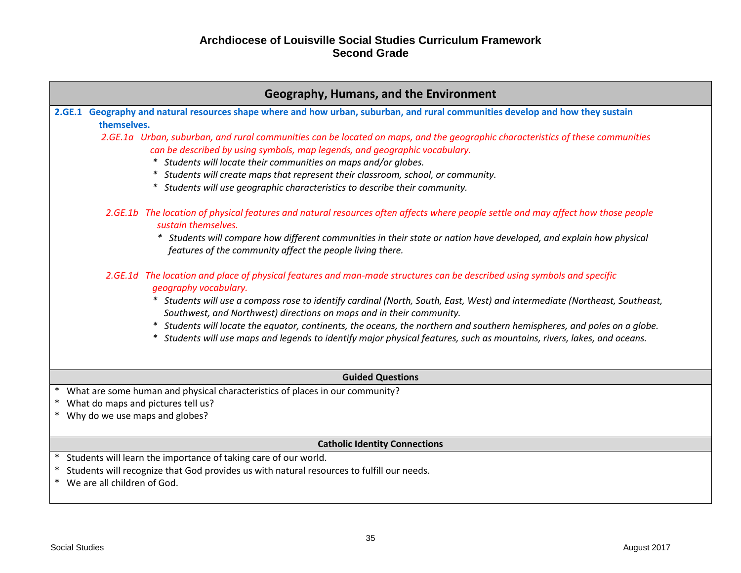# Archdiocese of Louisville Social Studies Curriculum Framework
## Second Grade

## Geography, Humans, and the Environment

**2.GE.1 Geography and natural resources shape where and how urban, suburban, and rural communities develop and how they sustain themselves.**

*2.GE.1a Urban, suburban, and rural communities can be located on maps, and the geographic characteristics of these communities can be described by using symbols, map legends, and geographic vocabulary.*

- *Students will locate their communities on maps and/or globes.*
- *Students will create maps that represent their classroom, school, or community.*
- *Students will use geographic characteristics to describe their community.*

*2.GE.1b The location of physical features and natural resources often affects where people settle and may affect how those people sustain themselves.*

- *Students will compare how different communities in their state or nation have developed, and explain how physical features of the community affect the people living there.*

*2.GE.1d The location and place of physical features and man-made structures can be described using symbols and specific geography vocabulary.*

- *Students will use a compass rose to identify cardinal (North, South, East, West) and intermediate (Northeast, Southeast, Southwest, and Northwest) directions on maps and in their community.*
- *Students will locate the equator, continents, the oceans, the northern and southern hemispheres, and poles on a globe.*
- *Students will use maps and legends to identify major physical features, such as mountains, rivers, lakes, and oceans.*

### Guided Questions

- What are some human and physical characteristics of places in our community?
- What do maps and pictures tell us?
- Why do we use maps and globes?

### Catholic Identity Connections

- Students will learn the importance of taking care of our world.
- Students will recognize that God provides us with natural resources to fulfill our needs.
- We are all children of God.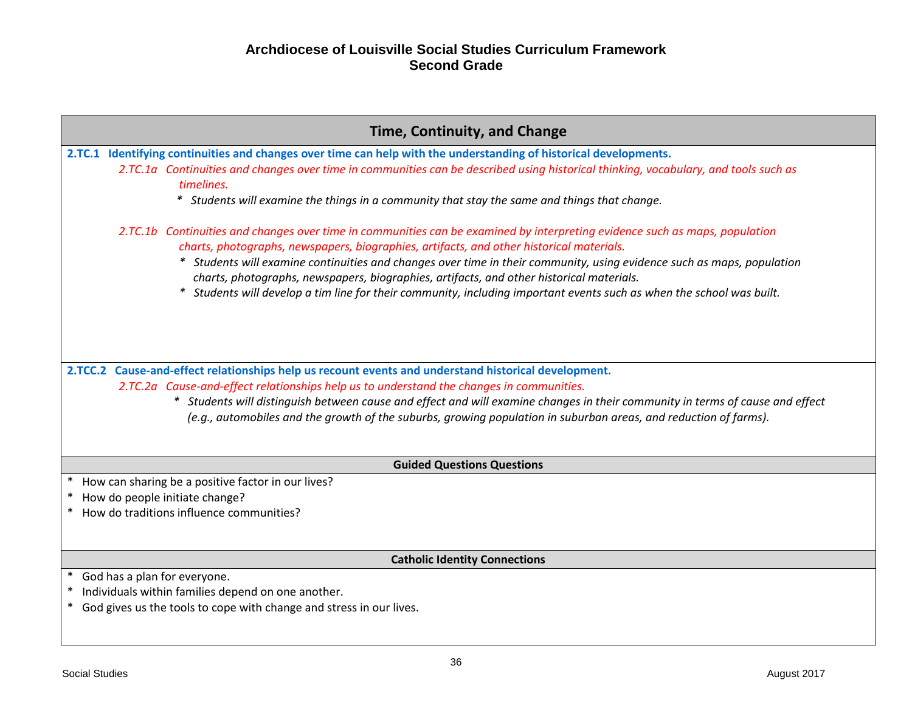# Archdiocese of Louisville Social Studies Curriculum Framework
## Second Grade

## Time, Continuity, and Change

**2.TC.1 Identifying continuities and changes over time can help with the understanding of historical developments.**

*2.TC.1a Continuities and changes over time in communities can be described using historical thinking, vocabulary, and tools such as timelines.*

- *Students will examine the things in a community that stay the same and things that change.*

*2.TC.1b Continuities and changes over time in communities can be examined by interpreting evidence such as maps, population charts, photographs, newspapers, biographies, artifacts, and other historical materials.*

- *Students will examine continuities and changes over time in their community, using evidence such as maps, population charts, photographs, newspapers, biographies, artifacts, and other historical materials.*
- *Students will develop a tim line for their community, including important events such as when the school was built.*

**2.TCC.2 Cause-and-effect relationships help us recount events and understand historical development.**

*2.TC.2a Cause-and-effect relationships help us to understand the changes in communities.*

- *Students will distinguish between cause and effect and will examine changes in their community in terms of cause and effect (e.g., automobiles and the growth of the suburbs, growing population in suburban areas, and reduction of farms).*

### Guided Questions Questions

- How can sharing be a positive factor in our lives?
- How do people initiate change?
- How do traditions influence communities?

### Catholic Identity Connections

- God has a plan for everyone.
- Individuals within families depend on one another.
- God gives us the tools to cope with change and stress in our lives.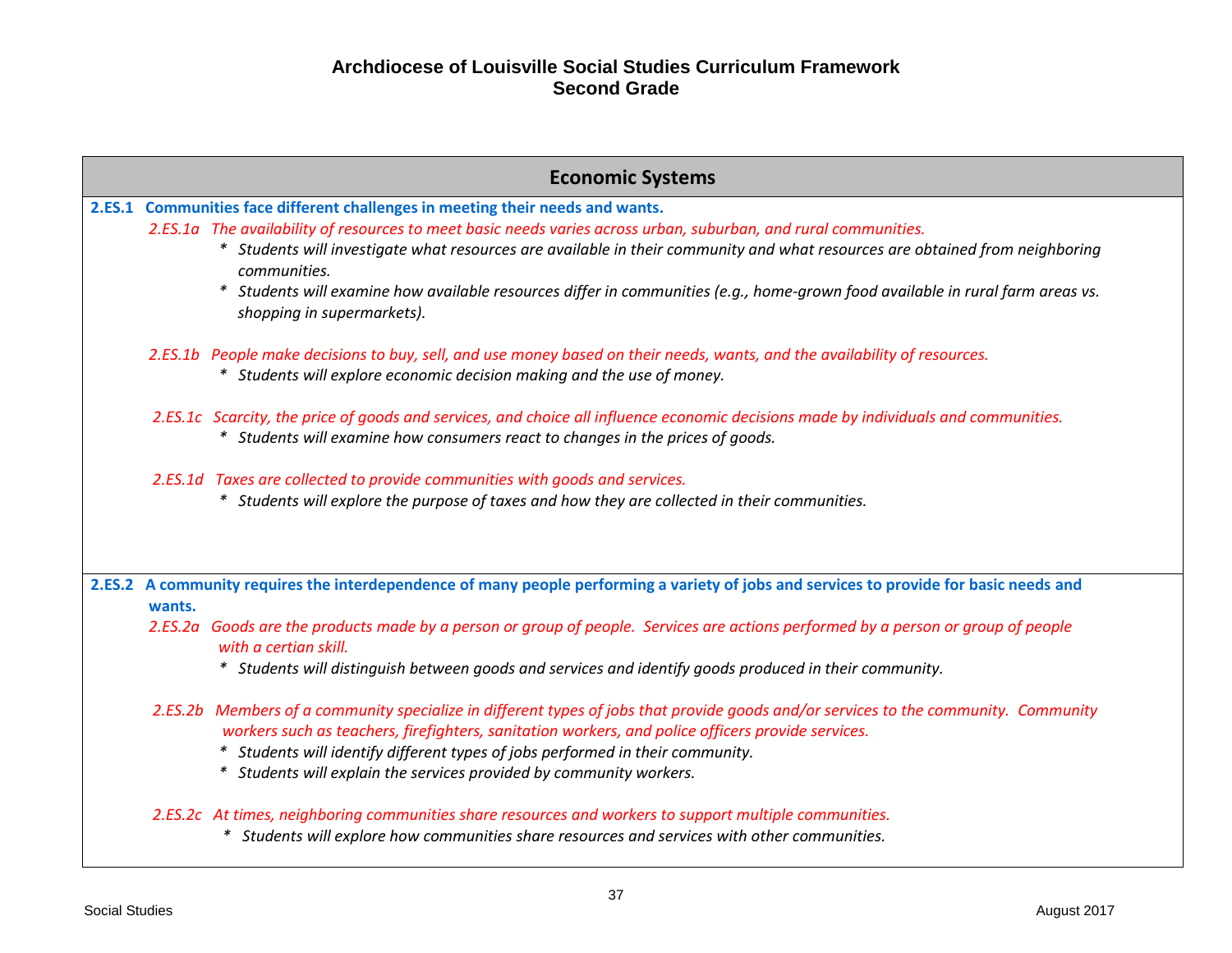# Archdiocese of Louisville Social Studies Curriculum Framework
## Second Grade

## Economic Systems

**2.ES.1 Communities face different challenges in meeting their needs and wants.**

*2.ES.1a The availability of resources to meet basic needs varies across urban, suburban, and rural communities.*

- *Students will investigate what resources are available in their community and what resources are obtained from neighboring communities.*
- *Students will examine how available resources differ in communities (e.g., home-grown food available in rural farm areas vs. shopping in supermarkets).*

*2.ES.1b People make decisions to buy, sell, and use money based on their needs, wants, and the availability of resources.*

- *Students will explore economic decision making and the use of money.*

*2.ES.1c Scarcity, the price of goods and services, and choice all influence economic decisions made by individuals and communities.*

- *Students will examine how consumers react to changes in the prices of goods.*

*2.ES.1d Taxes are collected to provide communities with goods and services.*

- *Students will explore the purpose of taxes and how they are collected in their communities.*

**2.ES.2 A community requires the interdependence of many people performing a variety of jobs and services to provide for basic needs and wants.**

*2.ES.2a Goods are the products made by a person or group of people. Services are actions performed by a person or group of people with a certian skill.*

- *Students will distinguish between goods and services and identify goods produced in their community.*

*2.ES.2b Members of a community specialize in different types of jobs that provide goods and/or services to the community. Community workers such as teachers, firefighters, sanitation workers, and police officers provide services.*

- *Students will identify different types of jobs performed in their community.*
- *Students will explain the services provided by community workers.*

*2.ES.2c At times, neighboring communities share resources and workers to support multiple communities.*

- *Students will explore how communities share resources and services with other communities.*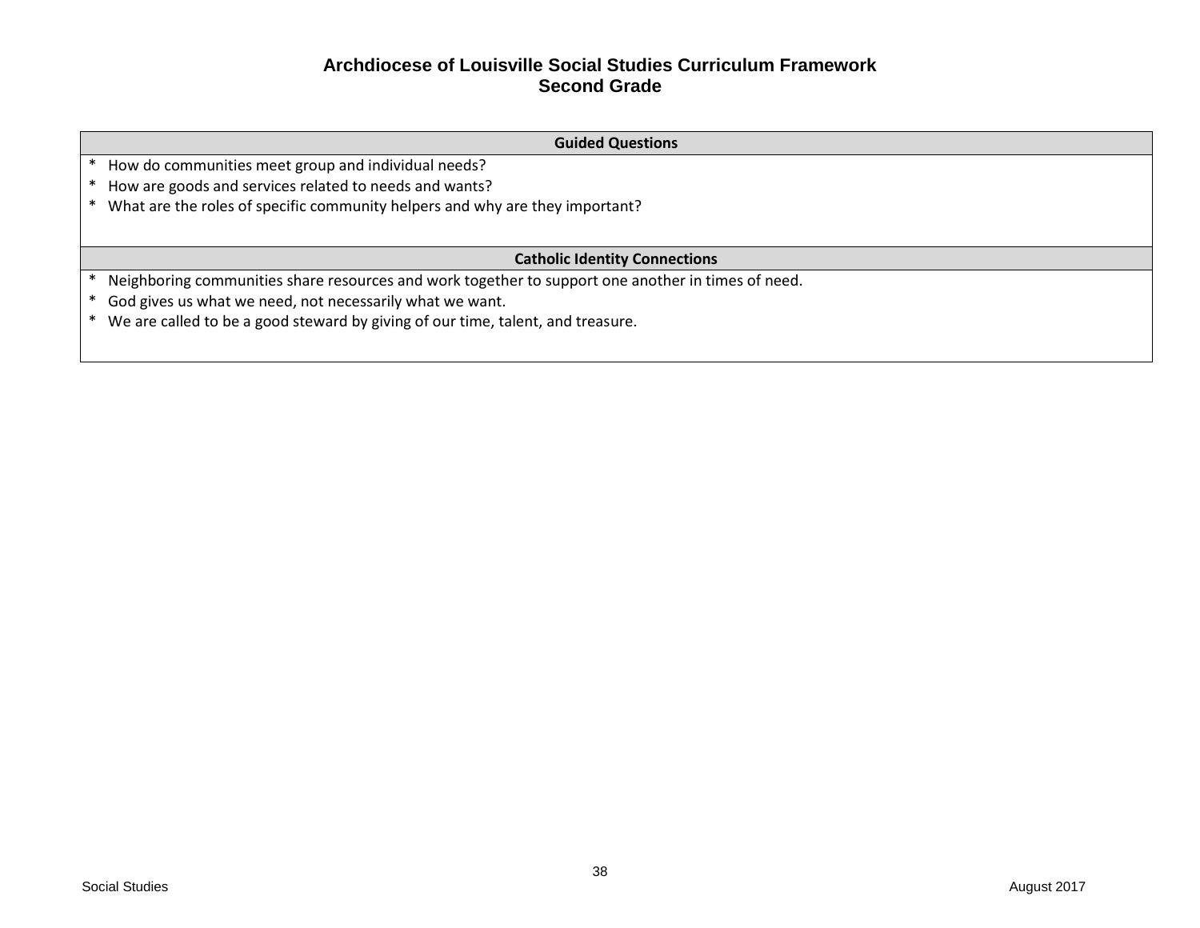# Archdiocese of Louisville Social Studies Curriculum Framework
## Second Grade

| Guided Questions |
|---|
| * How do communities meet group and individual needs?<br>* How are goods and services related to needs and wants?<br>* What are the roles of specific community helpers and why are they important? |

| Catholic Identity Connections |
|---|
| * Neighboring communities share resources and work together to support one another in times of need.<br>* God gives us what we need, not necessarily what we want.<br>* We are called to be a good steward by giving of our time, talent, and treasure. |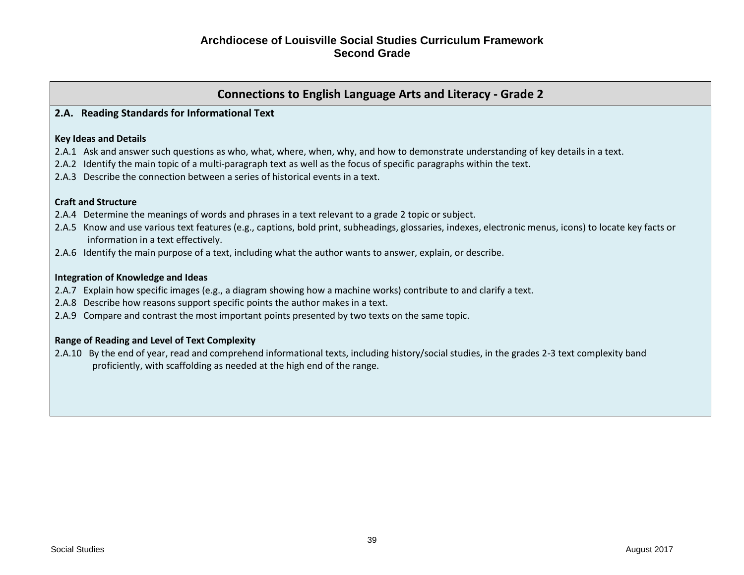# Archdiocese of Louisville Social Studies Curriculum Framework
## Second Grade

## Connections to English Language Arts and Literacy - Grade 2

### 2.A. Reading Standards for Informational Text

**Key Ideas and Details**

2.A.1 Ask and answer such questions as who, what, where, when, why, and how to demonstrate understanding of key details in a text.
2.A.2 Identify the main topic of a multi-paragraph text as well as the focus of specific paragraphs within the text.
2.A.3 Describe the connection between a series of historical events in a text.

**Craft and Structure**

2.A.4 Determine the meanings of words and phrases in a text relevant to a grade 2 topic or subject.
2.A.5 Know and use various text features (e.g., captions, bold print, subheadings, glossaries, indexes, electronic menus, icons) to locate key facts or information in a text effectively.
2.A.6 Identify the main purpose of a text, including what the author wants to answer, explain, or describe.

**Integration of Knowledge and Ideas**

2.A.7 Explain how specific images (e.g., a diagram showing how a machine works) contribute to and clarify a text.
2.A.8 Describe how reasons support specific points the author makes in a text.
2.A.9 Compare and contrast the most important points presented by two texts on the same topic.

**Range of Reading and Level of Text Complexity**

2.A.10 By the end of year, read and comprehend informational texts, including history/social studies, in the grades 2-3 text complexity band proficiently, with scaffolding as needed at the high end of the range.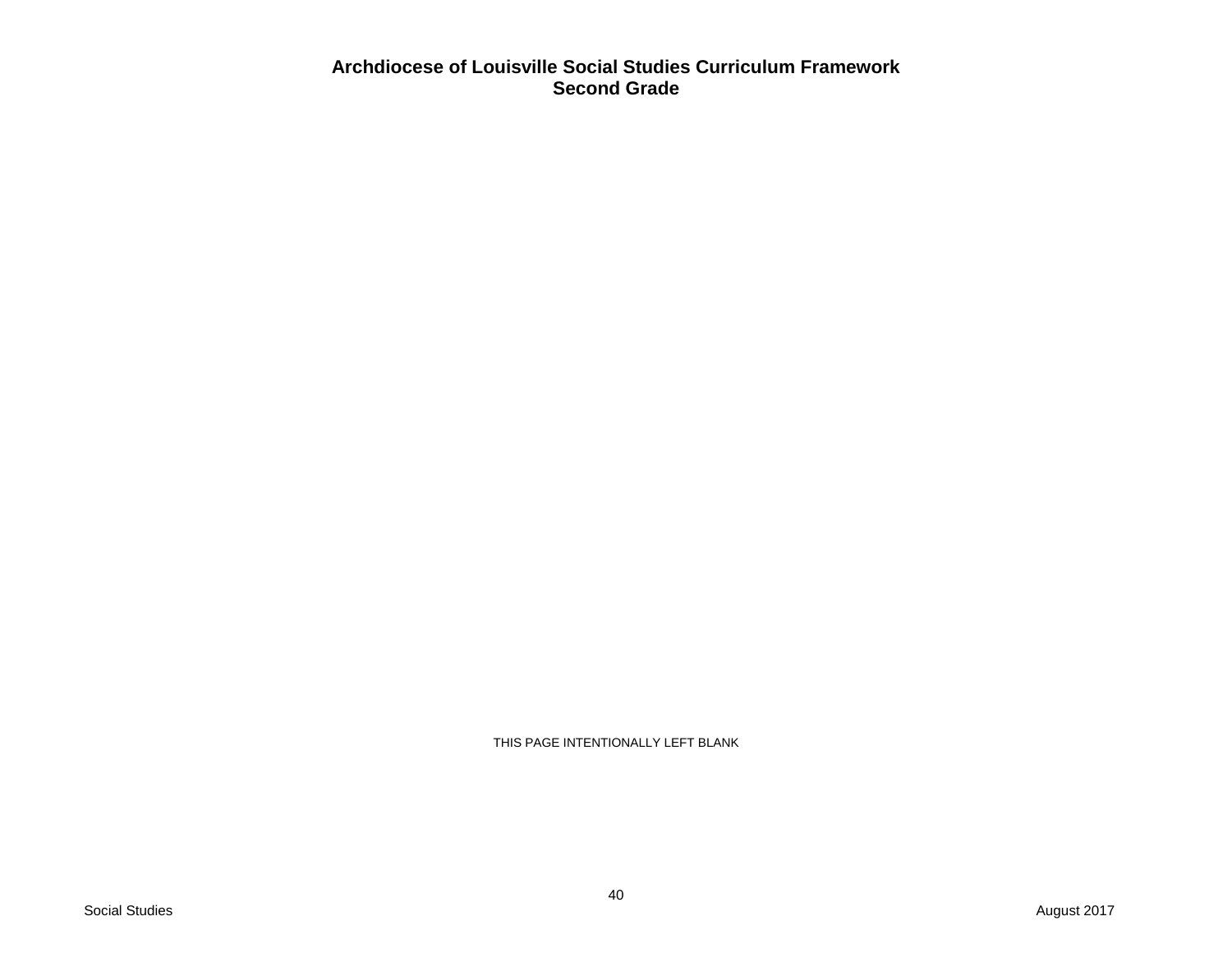# Archdiocese of Louisville Social Studies Curriculum Framework
## Second Grade

THIS PAGE INTENTIONALLY LEFT BLANK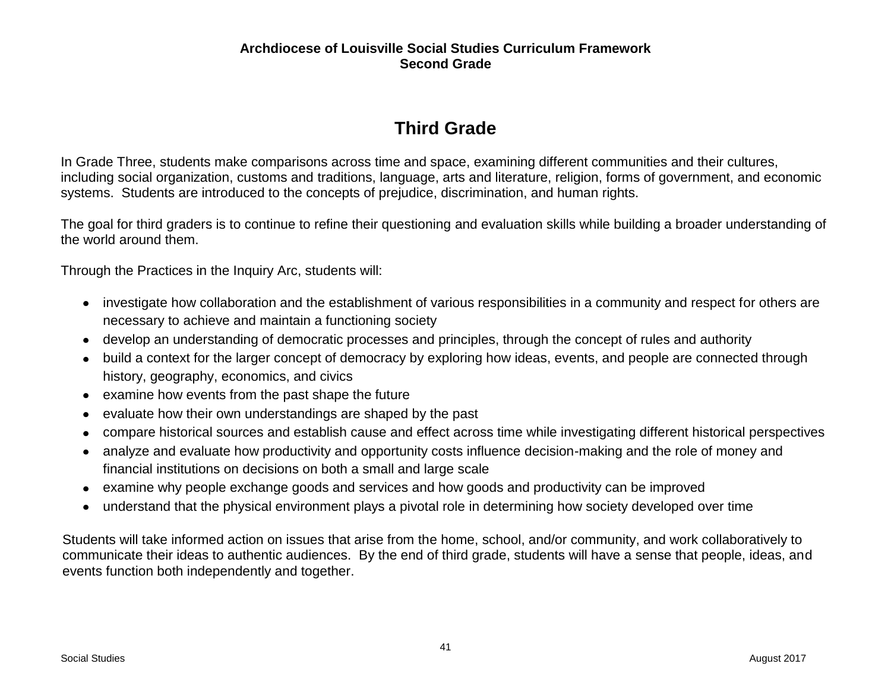# Third Grade

In Grade Three, students make comparisons across time and space, examining different communities and their cultures, including social organization, customs and traditions, language, arts and literature, religion, forms of government, and economic systems. Students are introduced to the concepts of prejudice, discrimination, and human rights.

The goal for third graders is to continue to refine their questioning and evaluation skills while building a broader understanding of the world around them.

Through the Practices in the Inquiry Arc, students will:

- investigate how collaboration and the establishment of various responsibilities in a community and respect for others are necessary to achieve and maintain a functioning society
- develop an understanding of democratic processes and principles, through the concept of rules and authority
- build a context for the larger concept of democracy by exploring how ideas, events, and people are connected through history, geography, economics, and civics
- examine how events from the past shape the future
- evaluate how their own understandings are shaped by the past
- compare historical sources and establish cause and effect across time while investigating different historical perspectives
- analyze and evaluate how productivity and opportunity costs influence decision-making and the role of money and financial institutions on decisions on both a small and large scale
- examine why people exchange goods and services and how goods and productivity can be improved
- understand that the physical environment plays a pivotal role in determining how society developed over time

Students will take informed action on issues that arise from the home, school, and/or community, and work collaboratively to communicate their ideas to authentic audiences. By the end of third grade, students will have a sense that people, ideas, and events function both independently and together.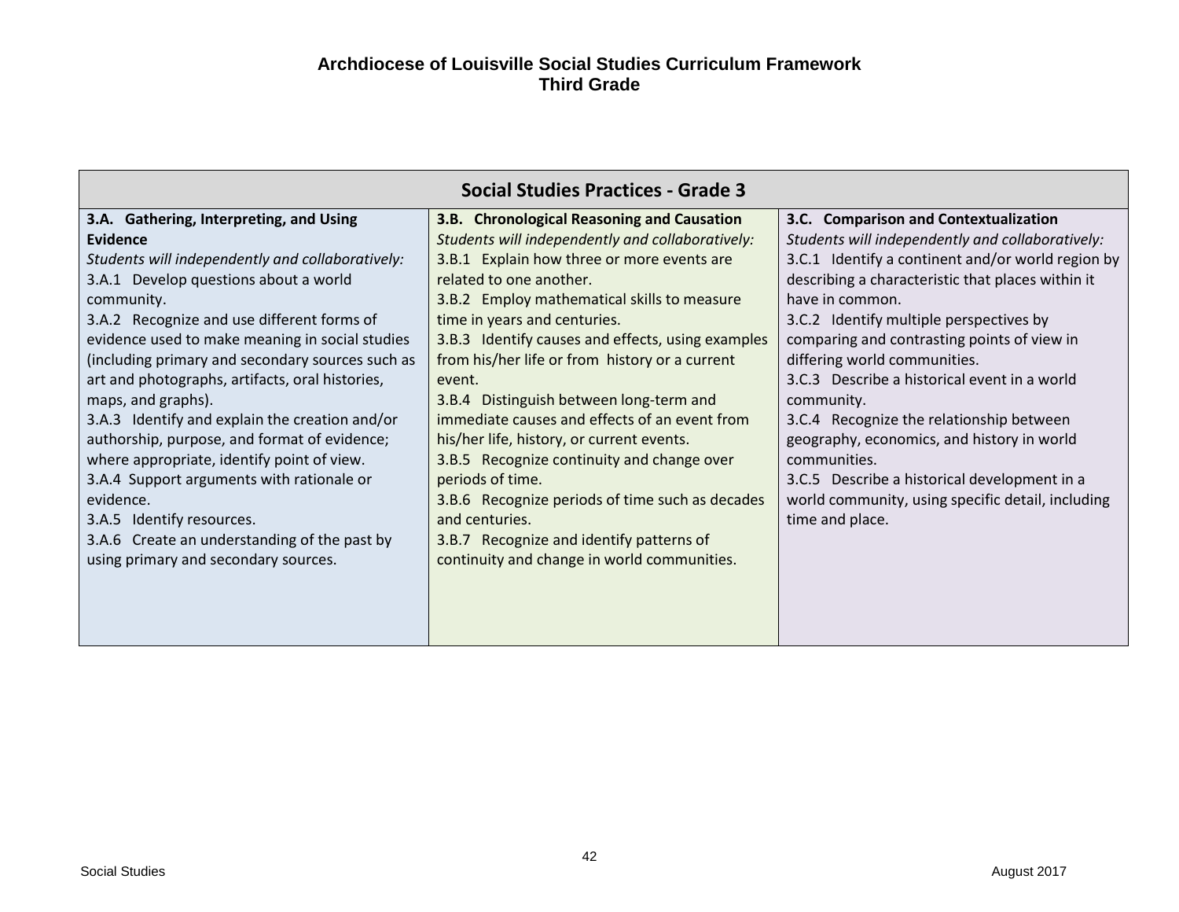# Archdiocese of Louisville Social Studies Curriculum Framework
## Third Grade

| Social Studies Practices - Grade 3 | | |
|---|---|---|
| **3.A. Gathering, Interpreting, and Using Evidence**<br>*Students will independently and collaboratively:*<br>3.A.1 Develop questions about a world community.<br>3.A.2 Recognize and use different forms of evidence used to make meaning in social studies (including primary and secondary sources such as art and photographs, artifacts, oral histories, maps, and graphs).<br>3.A.3 Identify and explain the creation and/or authorship, purpose, and format of evidence; where appropriate, identify point of view.<br>3.A.4 Support arguments with rationale or evidence.<br>3.A.5 Identify resources.<br>3.A.6 Create an understanding of the past by using primary and secondary sources. | **3.B. Chronological Reasoning and Causation**<br>*Students will independently and collaboratively:*<br>3.B.1 Explain how three or more events are related to one another.<br>3.B.2 Employ mathematical skills to measure time in years and centuries.<br>3.B.3 Identify causes and effects, using examples from his/her life or from history or a current event.<br>3.B.4 Distinguish between long-term and immediate causes and effects of an event from his/her life, history, or current events.<br>3.B.5 Recognize continuity and change over periods of time.<br>3.B.6 Recognize periods of time such as decades and centuries.<br>3.B.7 Recognize and identify patterns of continuity and change in world communities. | **3.C. Comparison and Contextualization**<br>*Students will independently and collaboratively:*<br>3.C.1 Identify a continent and/or world region by describing a characteristic that places within it have in common.<br>3.C.2 Identify multiple perspectives by comparing and contrasting points of view in differing world communities.<br>3.C.3 Describe a historical event in a world community.<br>3.C.4 Recognize the relationship between geography, economics, and history in world communities.<br>3.C.5 Describe a historical development in a world community, using specific detail, including time and place. |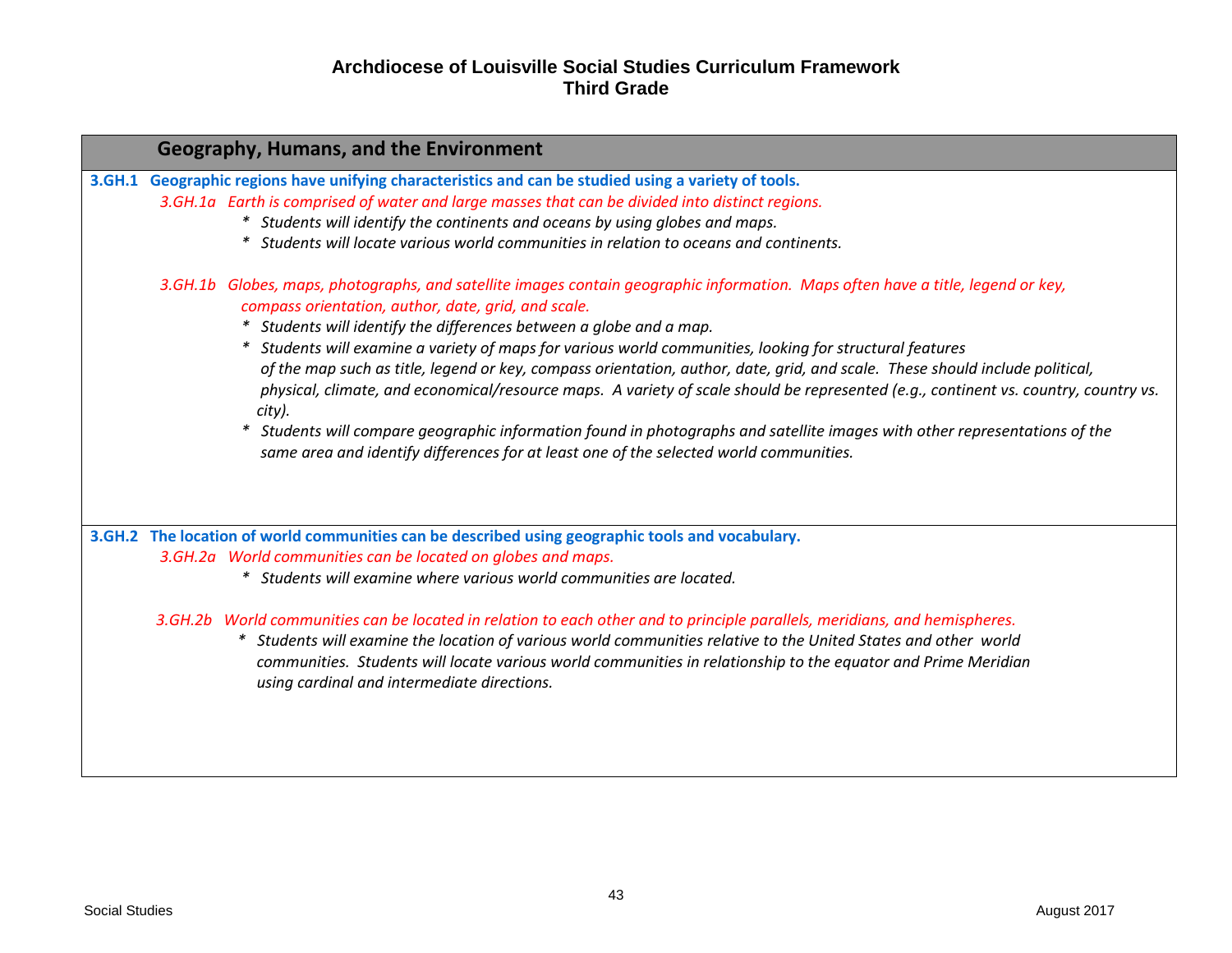# Archdiocese of Louisville Social Studies Curriculum Framework
## Third Grade

## Geography, Humans, and the Environment

**3.GH.1 Geographic regions have unifying characteristics and can be studied using a variety of tools.**

*3.GH.1a Earth is comprised of water and large masses that can be divided into distinct regions.*

- *Students will identify the continents and oceans by using globes and maps.*
- *Students will locate various world communities in relation to oceans and continents.*

*3.GH.1b Globes, maps, photographs, and satellite images contain geographic information. Maps often have a title, legend or key, compass orientation, author, date, grid, and scale.*

- *Students will identify the differences between a globe and a map.*
- *Students will examine a variety of maps for various world communities, looking for structural features of the map such as title, legend or key, compass orientation, author, date, grid, and scale. These should include political, physical, climate, and economical/resource maps. A variety of scale should be represented (e.g., continent vs. country, country vs. city).*
- *Students will compare geographic information found in photographs and satellite images with other representations of the same area and identify differences for at least one of the selected world communities.*

**3.GH.2 The location of world communities can be described using geographic tools and vocabulary.**

*3.GH.2a World communities can be located on globes and maps.*

- *Students will examine where various world communities are located.*

*3.GH.2b World communities can be located in relation to each other and to principle parallels, meridians, and hemispheres.*

- *Students will examine the location of various world communities relative to the United States and other world communities. Students will locate various world communities in relationship to the equator and Prime Meridian using cardinal and intermediate directions.*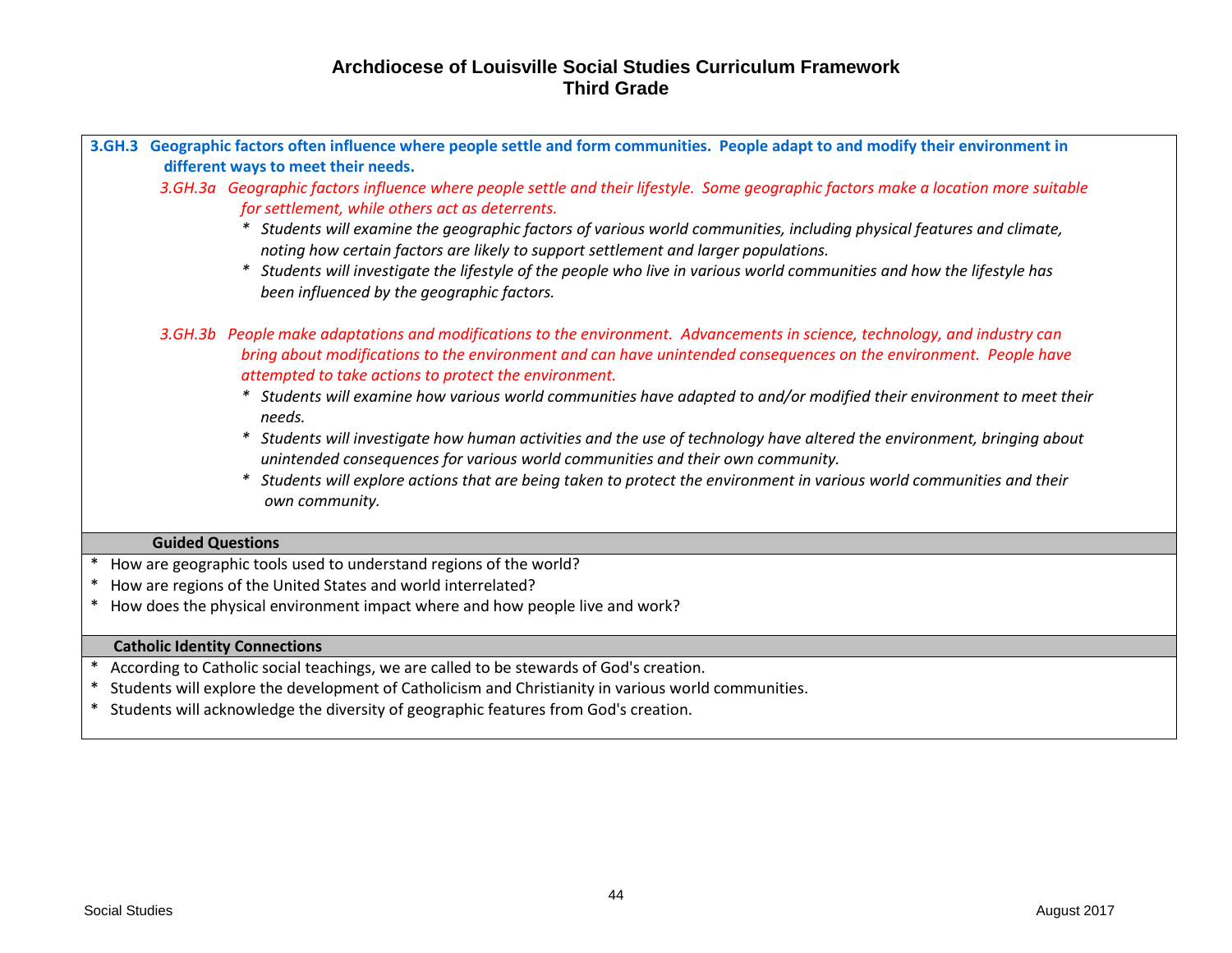# Archdiocese of Louisville Social Studies Curriculum Framework
## Third Grade

**3.GH.3 Geographic factors often influence where people settle and form communities. People adapt to and modify their environment in different ways to meet their needs.**

*3.GH.3a Geographic factors influence where people settle and their lifestyle. Some geographic factors make a location more suitable for settlement, while others act as deterrents.*

- *Students will examine the geographic factors of various world communities, including physical features and climate, noting how certain factors are likely to support settlement and larger populations.*
- *Students will investigate the lifestyle of the people who live in various world communities and how the lifestyle has been influenced by the geographic factors.*

*3.GH.3b People make adaptations and modifications to the environment. Advancements in science, technology, and industry can bring about modifications to the environment and can have unintended consequences on the environment. People have attempted to take actions to protect the environment.*

- *Students will examine how various world communities have adapted to and/or modified their environment to meet their needs.*
- *Students will investigate how human activities and the use of technology have altered the environment, bringing about unintended consequences for various world communities and their own community.*
- *Students will explore actions that are being taken to protect the environment in various world communities and their own community.*

**Guided Questions**

- How are geographic tools used to understand regions of the world?
- How are regions of the United States and world interrelated?
- How does the physical environment impact where and how people live and work?

**Catholic Identity Connections**

- According to Catholic social teachings, we are called to be stewards of God's creation.
- Students will explore the development of Catholicism and Christianity in various world communities.
- Students will acknowledge the diversity of geographic features from God's creation.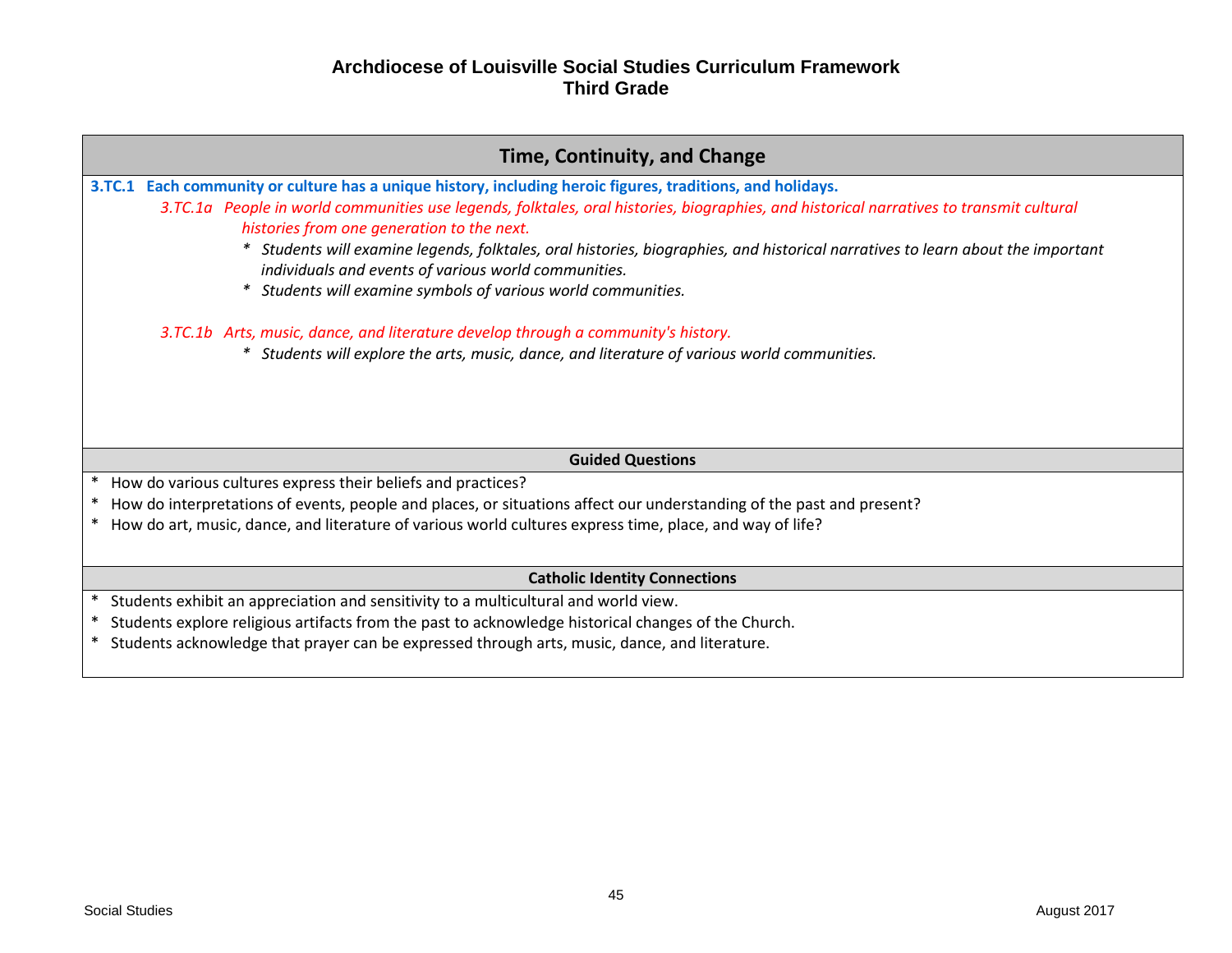# Archdiocese of Louisville Social Studies Curriculum Framework
## Third Grade

## Time, Continuity, and Change

**3.TC.1 Each community or culture has a unique history, including heroic figures, traditions, and holidays.**

*3.TC.1a People in world communities use legends, folktales, oral histories, biographies, and historical narratives to transmit cultural histories from one generation to the next.*

- *Students will examine legends, folktales, oral histories, biographies, and historical narratives to learn about the important individuals and events of various world communities.*
- *Students will examine symbols of various world communities.*

*3.TC.1b Arts, music, dance, and literature develop through a community's history.*

- *Students will explore the arts, music, dance, and literature of various world communities.*

### Guided Questions

- How do various cultures express their beliefs and practices?
- How do interpretations of events, people and places, or situations affect our understanding of the past and present?
- How do art, music, dance, and literature of various world cultures express time, place, and way of life?

### Catholic Identity Connections

- Students exhibit an appreciation and sensitivity to a multicultural and world view.
- Students explore religious artifacts from the past to acknowledge historical changes of the Church.
- Students acknowledge that prayer can be expressed through arts, music, dance, and literature.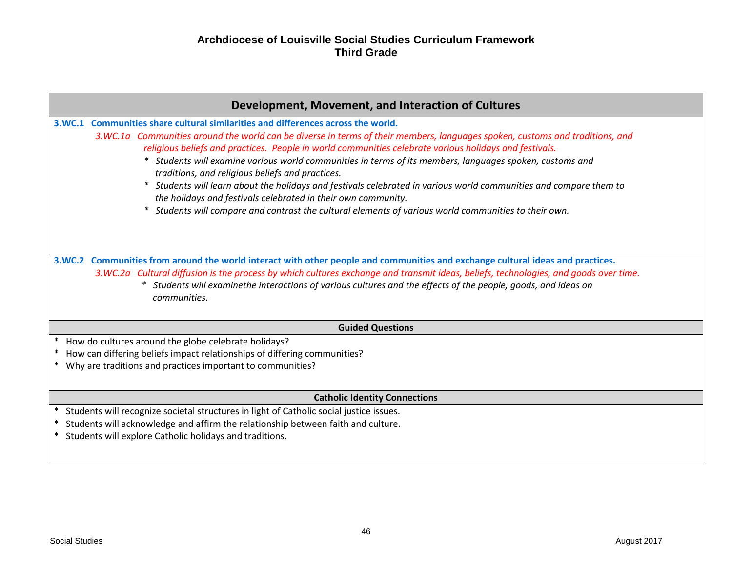# Archdiocese of Louisville Social Studies Curriculum Framework
## Third Grade

## Development, Movement, and Interaction of Cultures

**3.WC.1 Communities share cultural similarities and differences across the world.**

*3.WC.1a Communities around the world can be diverse in terms of their members, languages spoken, customs and traditions, and religious beliefs and practices. People in world communities celebrate various holidays and festivals.*

- *Students will examine various world communities in terms of its members, languages spoken, customs and traditions, and religious beliefs and practices.*
- *Students will learn about the holidays and festivals celebrated in various world communities and compare them to the holidays and festivals celebrated in their own community.*
- *Students will compare and contrast the cultural elements of various world communities to their own.*

**3.WC.2 Communities from around the world interact with other people and communities and exchange cultural ideas and practices.**

*3.WC.2a Cultural diffusion is the process by which cultures exchange and transmit ideas, beliefs, technologies, and goods over time.*

- *Students will examinethe interactions of various cultures and the effects of the people, goods, and ideas on communities.*

### Guided Questions

- How do cultures around the globe celebrate holidays?
- How can differing beliefs impact relationships of differing communities?
- Why are traditions and practices important to communities?

### Catholic Identity Connections

- Students will recognize societal structures in light of Catholic social justice issues.
- Students will acknowledge and affirm the relationship between faith and culture.
- Students will explore Catholic holidays and traditions.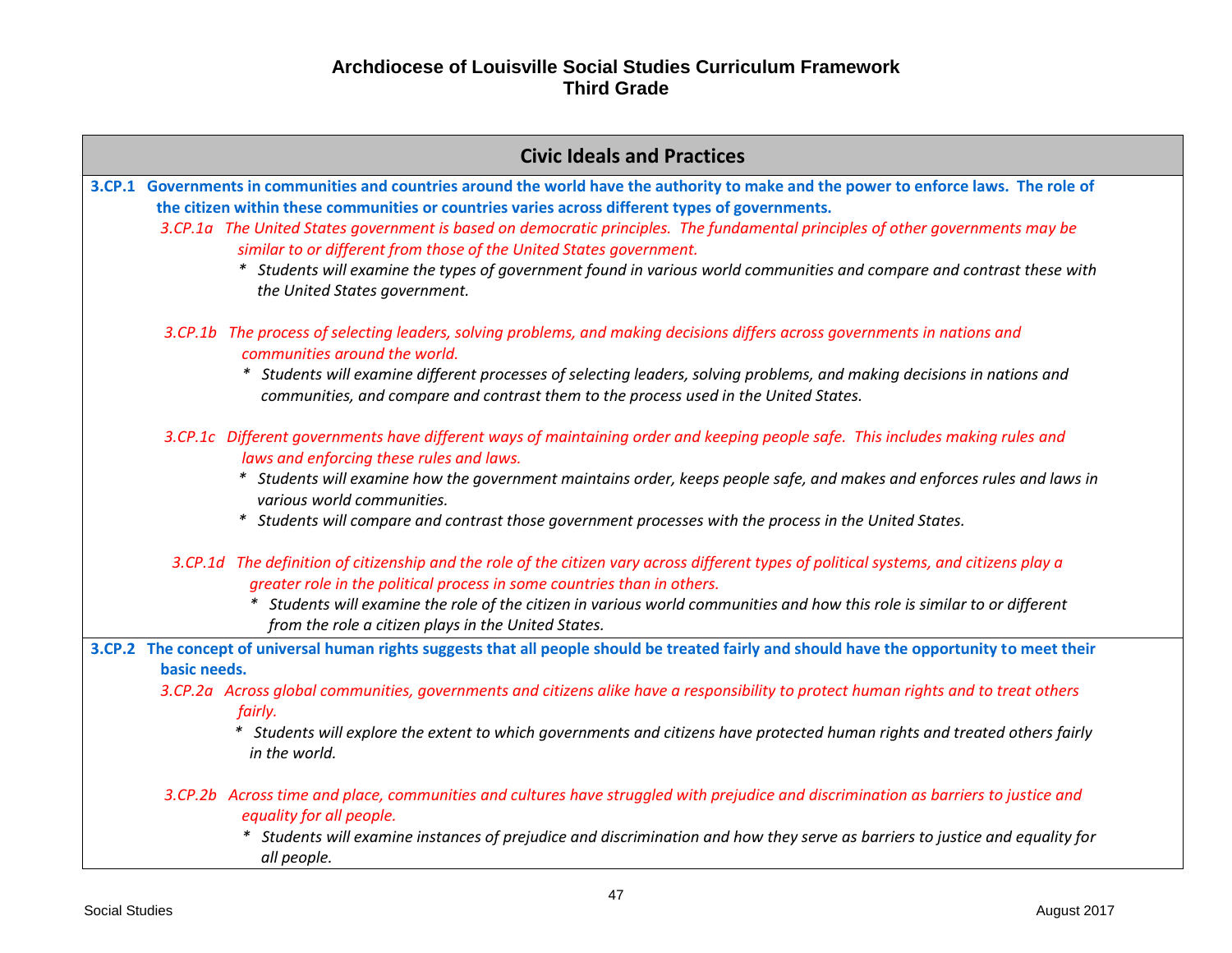# Archdiocese of Louisville Social Studies Curriculum Framework
## Third Grade

## Civic Ideals and Practices

**3.CP.1 Governments in communities and countries around the world have the authority to make and the power to enforce laws. The role of the citizen within these communities or countries varies across different types of governments.**

*3.CP.1a The United States government is based on democratic principles. The fundamental principles of other governments may be similar to or different from those of the United States government.*

- *Students will examine the types of government found in various world communities and compare and contrast these with the United States government.*

*3.CP.1b The process of selecting leaders, solving problems, and making decisions differs across governments in nations and communities around the world.*

- *Students will examine different processes of selecting leaders, solving problems, and making decisions in nations and communities, and compare and contrast them to the process used in the United States.*

*3.CP.1c Different governments have different ways of maintaining order and keeping people safe. This includes making rules and laws and enforcing these rules and laws.*

- *Students will examine how the government maintains order, keeps people safe, and makes and enforces rules and laws in various world communities.*
- *Students will compare and contrast those government processes with the process in the United States.*

*3.CP.1d The definition of citizenship and the role of the citizen vary across different types of political systems, and citizens play a greater role in the political process in some countries than in others.*

- *Students will examine the role of the citizen in various world communities and how this role is similar to or different from the role a citizen plays in the United States.*

**3.CP.2 The concept of universal human rights suggests that all people should be treated fairly and should have the opportunity to meet their basic needs.**

*3.CP.2a Across global communities, governments and citizens alike have a responsibility to protect human rights and to treat others fairly.*

- *Students will explore the extent to which governments and citizens have protected human rights and treated others fairly in the world.*

*3.CP.2b Across time and place, communities and cultures have struggled with prejudice and discrimination as barriers to justice and equality for all people.*

- *Students will examine instances of prejudice and discrimination and how they serve as barriers to justice and equality for all people.*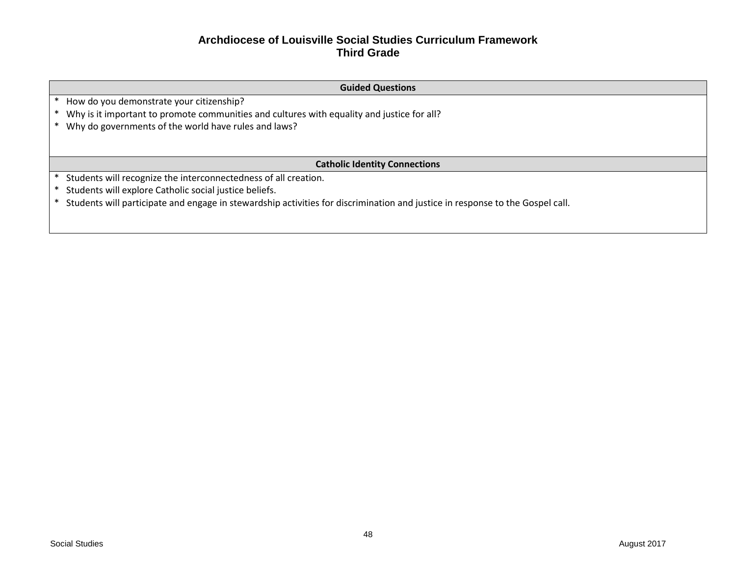# Archdiocese of Louisville Social Studies Curriculum Framework
## Third Grade

| Guided Questions |
| --- |
| * How do you demonstrate your citizenship?<br>* Why is it important to promote communities and cultures with equality and justice for all?<br>* Why do governments of the world have rules and laws? |
| **Catholic Identity Connections** |
| * Students will recognize the interconnectedness of all creation.<br>* Students will explore Catholic social justice beliefs.<br>* Students will participate and engage in stewardship activities for discrimination and justice in response to the Gospel call. |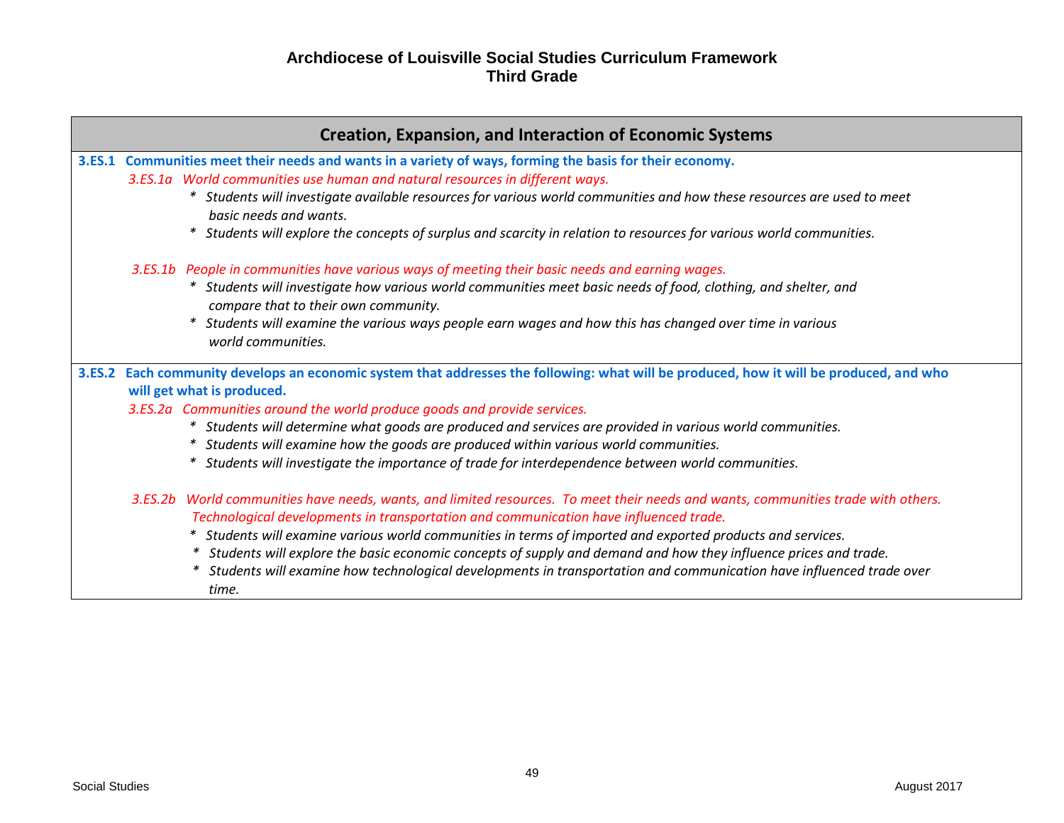# Archdiocese of Louisville Social Studies Curriculum Framework
## Third Grade

### Creation, Expansion, and Interaction of Economic Systems

**3.ES.1 Communities meet their needs and wants in a variety of ways, forming the basis for their economy.**

*3.ES.1a World communities use human and natural resources in different ways.*

- *Students will investigate available resources for various world communities and how these resources are used to meet basic needs and wants.*
- *Students will explore the concepts of surplus and scarcity in relation to resources for various world communities.*

*3.ES.1b People in communities have various ways of meeting their basic needs and earning wages.*

- *Students will investigate how various world communities meet basic needs of food, clothing, and shelter, and compare that to their own community.*
- *Students will examine the various ways people earn wages and how this has changed over time in various world communities.*

**3.ES.2 Each community develops an economic system that addresses the following: what will be produced, how it will be produced, and who will get what is produced.**

*3.ES.2a Communities around the world produce goods and provide services.*

- *Students will determine what goods are produced and services are provided in various world communities.*
- *Students will examine how the goods are produced within various world communities.*
- *Students will investigate the importance of trade for interdependence between world communities.*

*3.ES.2b World communities have needs, wants, and limited resources. To meet their needs and wants, communities trade with others. Technological developments in transportation and communication have influenced trade.*

- *Students will examine various world communities in terms of imported and exported products and services.*
- *Students will explore the basic economic concepts of supply and demand and how they influence prices and trade.*
- *Students will examine how technological developments in transportation and communication have influenced trade over time.*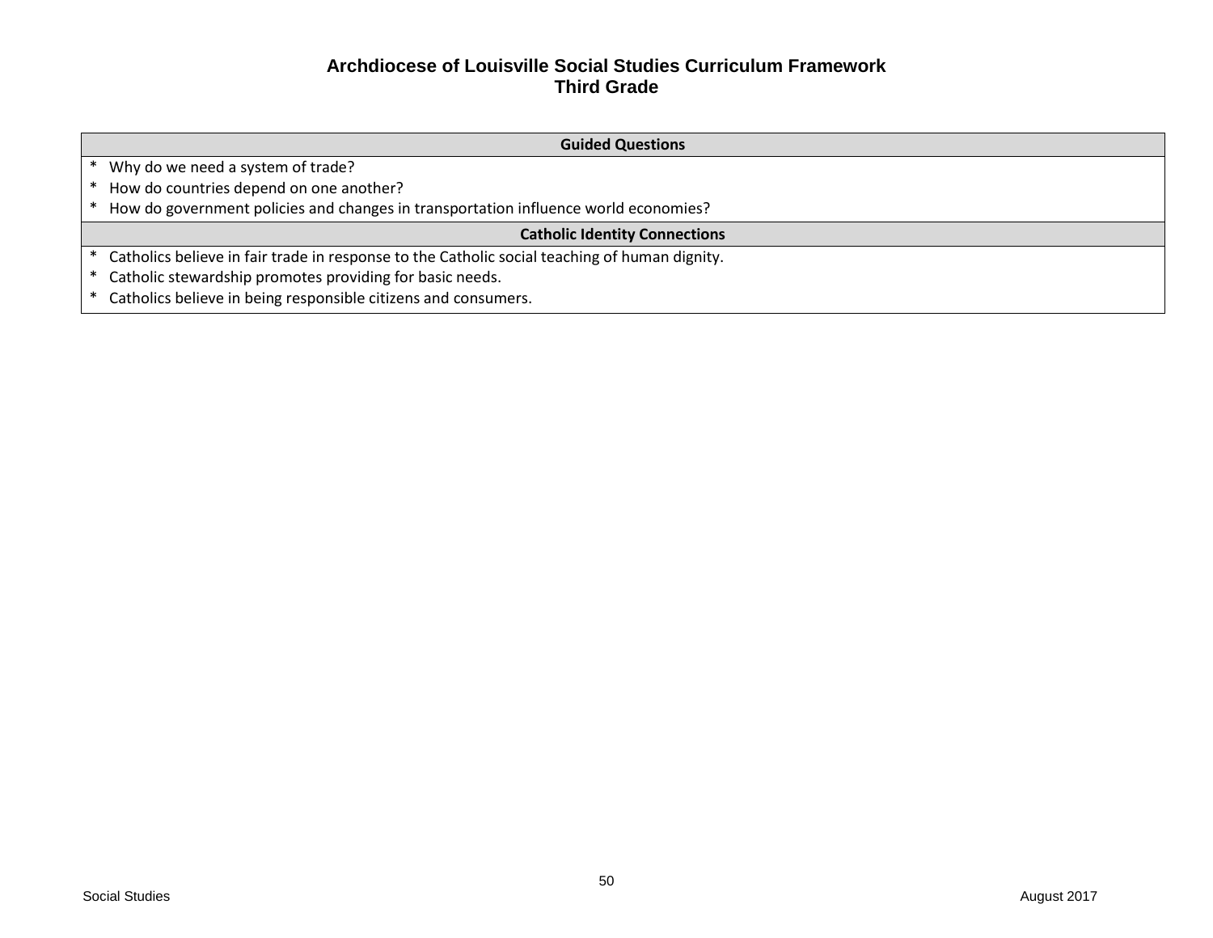# Archdiocese of Louisville Social Studies Curriculum Framework
## Third Grade

| Guided Questions |
|---|
| * Why do we need a system of trade?<br>* How do countries depend on one another?<br>* How do government policies and changes in transportation influence world economies? |
| **Catholic Identity Connections** |
| * Catholics believe in fair trade in response to the Catholic social teaching of human dignity.<br>* Catholic stewardship promotes providing for basic needs.<br>* Catholics believe in being responsible citizens and consumers. |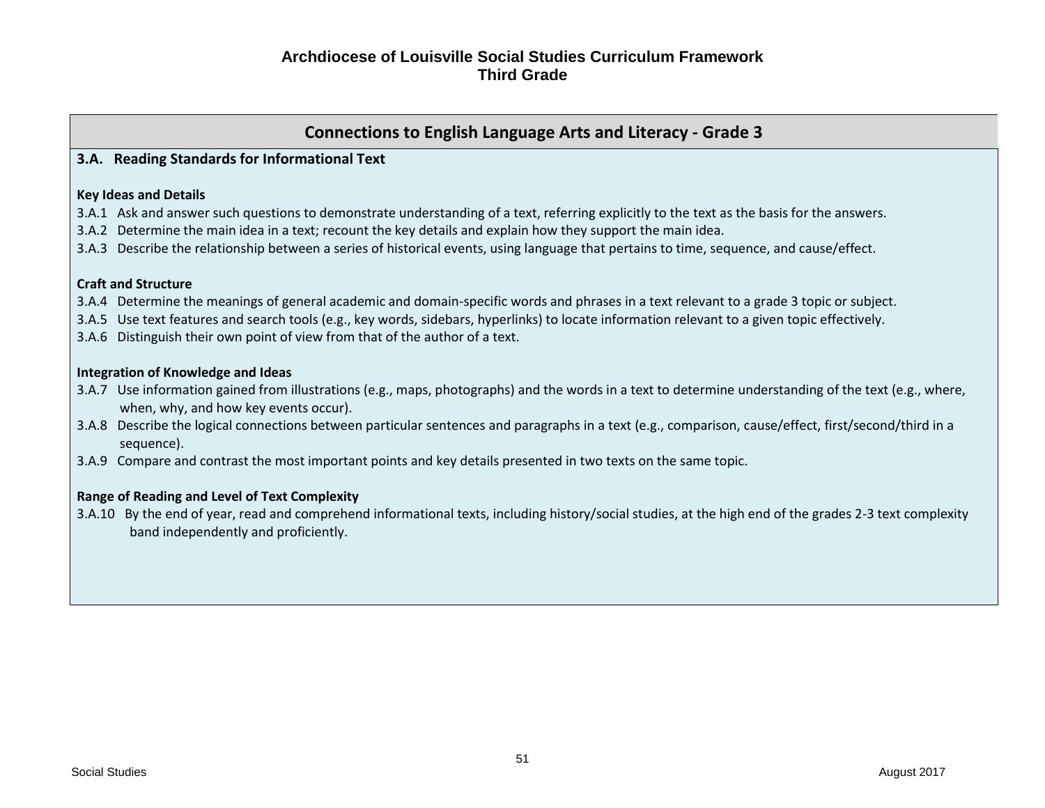# Archdiocese of Louisville Social Studies Curriculum Framework
## Third Grade

## Connections to English Language Arts and Literacy - Grade 3

### 3.A. Reading Standards for Informational Text

**Key Ideas and Details**

3.A.1 Ask and answer such questions to demonstrate understanding of a text, referring explicitly to the text as the basis for the answers.

3.A.2 Determine the main idea in a text; recount the key details and explain how they support the main idea.

3.A.3 Describe the relationship between a series of historical events, using language that pertains to time, sequence, and cause/effect.

**Craft and Structure**

3.A.4 Determine the meanings of general academic and domain-specific words and phrases in a text relevant to a grade 3 topic or subject.

3.A.5 Use text features and search tools (e.g., key words, sidebars, hyperlinks) to locate information relevant to a given topic effectively.

3.A.6 Distinguish their own point of view from that of the author of a text.

**Integration of Knowledge and Ideas**

3.A.7 Use information gained from illustrations (e.g., maps, photographs) and the words in a text to determine understanding of the text (e.g., where, when, why, and how key events occur).

3.A.8 Describe the logical connections between particular sentences and paragraphs in a text (e.g., comparison, cause/effect, first/second/third in a sequence).

3.A.9 Compare and contrast the most important points and key details presented in two texts on the same topic.

**Range of Reading and Level of Text Complexity**

3.A.10 By the end of year, read and comprehend informational texts, including history/social studies, at the high end of the grades 2-3 text complexity band independently and proficiently.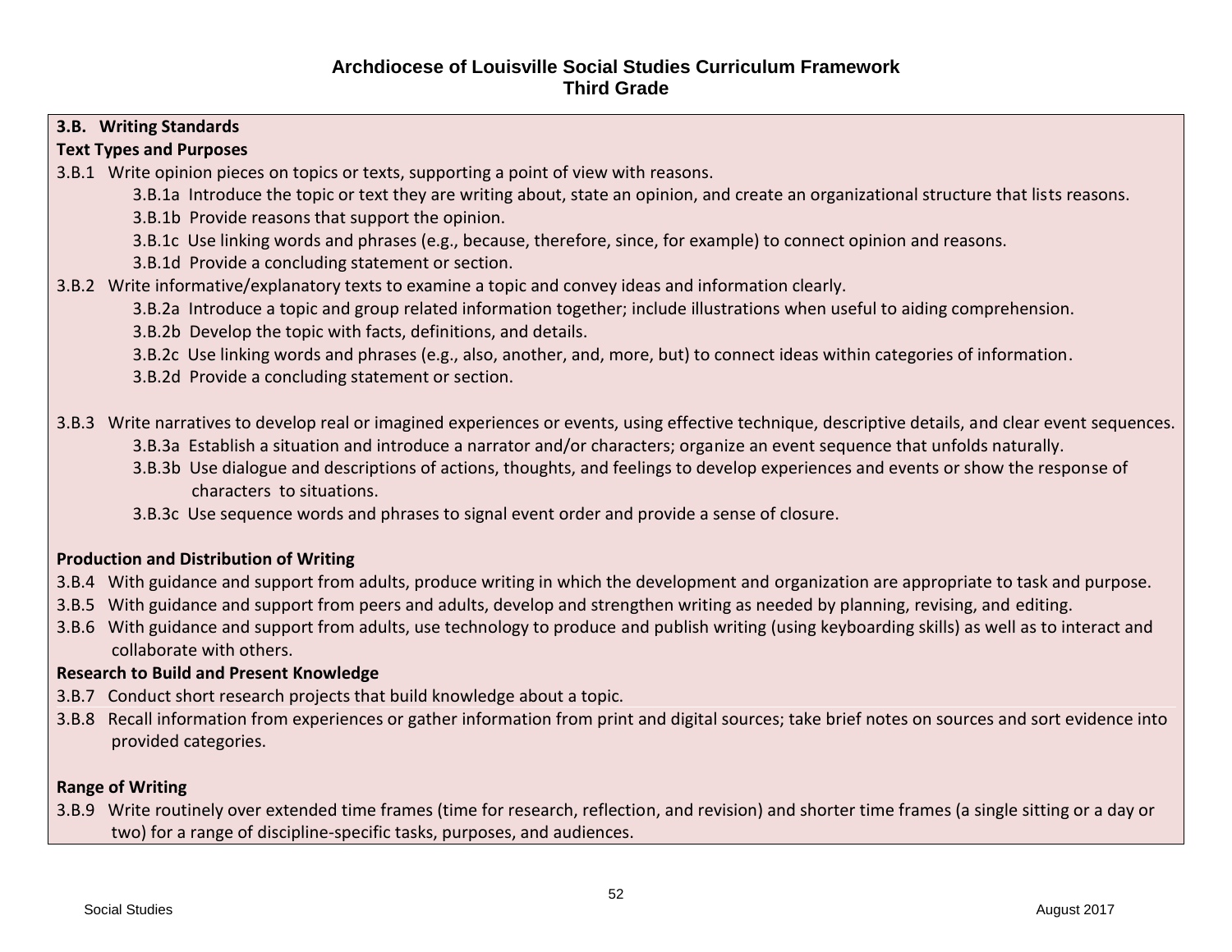# Archdiocese of Louisville Social Studies Curriculum Framework
## Third Grade

**3.B. Writing Standards**

**Text Types and Purposes**

3.B.1 Write opinion pieces on topics or texts, supporting a point of view with reasons.

- 3.B.1a Introduce the topic or text they are writing about, state an opinion, and create an organizational structure that lists reasons.
- 3.B.1b Provide reasons that support the opinion.
- 3.B.1c Use linking words and phrases (e.g., because, therefore, since, for example) to connect opinion and reasons.
- 3.B.1d Provide a concluding statement or section.

3.B.2 Write informative/explanatory texts to examine a topic and convey ideas and information clearly.

- 3.B.2a Introduce a topic and group related information together; include illustrations when useful to aiding comprehension.
- 3.B.2b Develop the topic with facts, definitions, and details.
- 3.B.2c Use linking words and phrases (e.g., also, another, and, more, but) to connect ideas within categories of information.
- 3.B.2d Provide a concluding statement or section.

3.B.3 Write narratives to develop real or imagined experiences or events, using effective technique, descriptive details, and clear event sequences.

- 3.B.3a Establish a situation and introduce a narrator and/or characters; organize an event sequence that unfolds naturally.
- 3.B.3b Use dialogue and descriptions of actions, thoughts, and feelings to develop experiences and events or show the response of characters to situations.
- 3.B.3c Use sequence words and phrases to signal event order and provide a sense of closure.

**Production and Distribution of Writing**

3.B.4 With guidance and support from adults, produce writing in which the development and organization are appropriate to task and purpose.

3.B.5 With guidance and support from peers and adults, develop and strengthen writing as needed by planning, revising, and editing.

3.B.6 With guidance and support from adults, use technology to produce and publish writing (using keyboarding skills) as well as to interact and collaborate with others.

**Research to Build and Present Knowledge**

3.B.7 Conduct short research projects that build knowledge about a topic.

3.B.8 Recall information from experiences or gather information from print and digital sources; take brief notes on sources and sort evidence into provided categories.

**Range of Writing**

3.B.9 Write routinely over extended time frames (time for research, reflection, and revision) and shorter time frames (a single sitting or a day or two) for a range of discipline-specific tasks, purposes, and audiences.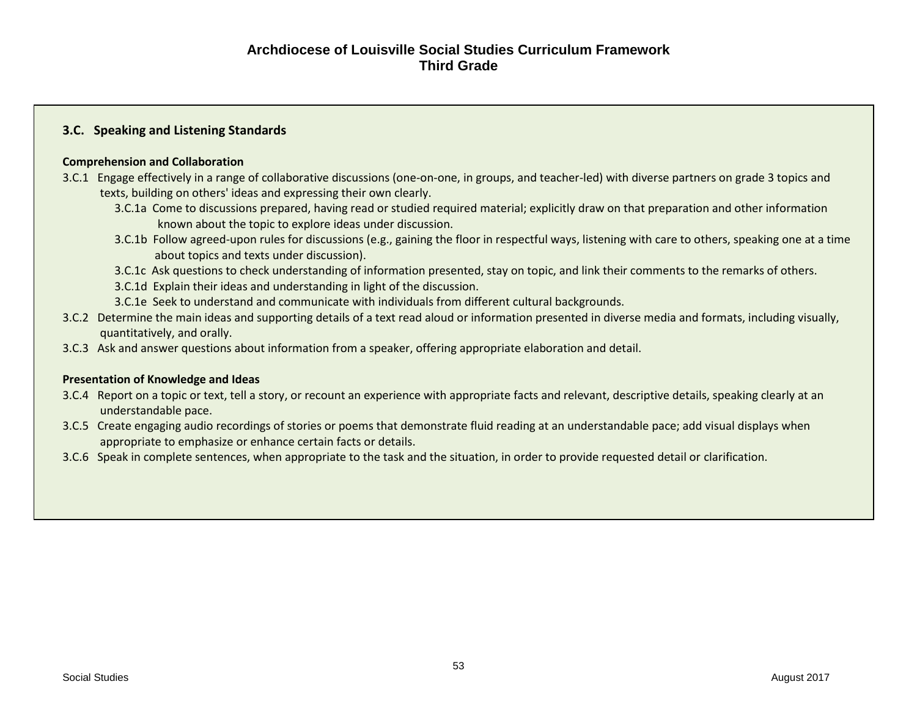# Archdiocese of Louisville Social Studies Curriculum Framework
## Third Grade

### 3.C. Speaking and Listening Standards

**Comprehension and Collaboration**

3.C.1 Engage effectively in a range of collaborative discussions (one-on-one, in groups, and teacher-led) with diverse partners on grade 3 topics and texts, building on others' ideas and expressing their own clearly.

- 3.C.1a Come to discussions prepared, having read or studied required material; explicitly draw on that preparation and other information known about the topic to explore ideas under discussion.
- 3.C.1b Follow agreed-upon rules for discussions (e.g., gaining the floor in respectful ways, listening with care to others, speaking one at a time about topics and texts under discussion).
- 3.C.1c Ask questions to check understanding of information presented, stay on topic, and link their comments to the remarks of others.
- 3.C.1d Explain their ideas and understanding in light of the discussion.
- 3.C.1e Seek to understand and communicate with individuals from different cultural backgrounds.

3.C.2 Determine the main ideas and supporting details of a text read aloud or information presented in diverse media and formats, including visually, quantitatively, and orally.

3.C.3 Ask and answer questions about information from a speaker, offering appropriate elaboration and detail.

**Presentation of Knowledge and Ideas**

3.C.4 Report on a topic or text, tell a story, or recount an experience with appropriate facts and relevant, descriptive details, speaking clearly at an understandable pace.

3.C.5 Create engaging audio recordings of stories or poems that demonstrate fluid reading at an understandable pace; add visual displays when appropriate to emphasize or enhance certain facts or details.

3.C.6 Speak in complete sentences, when appropriate to the task and the situation, in order to provide requested detail or clarification.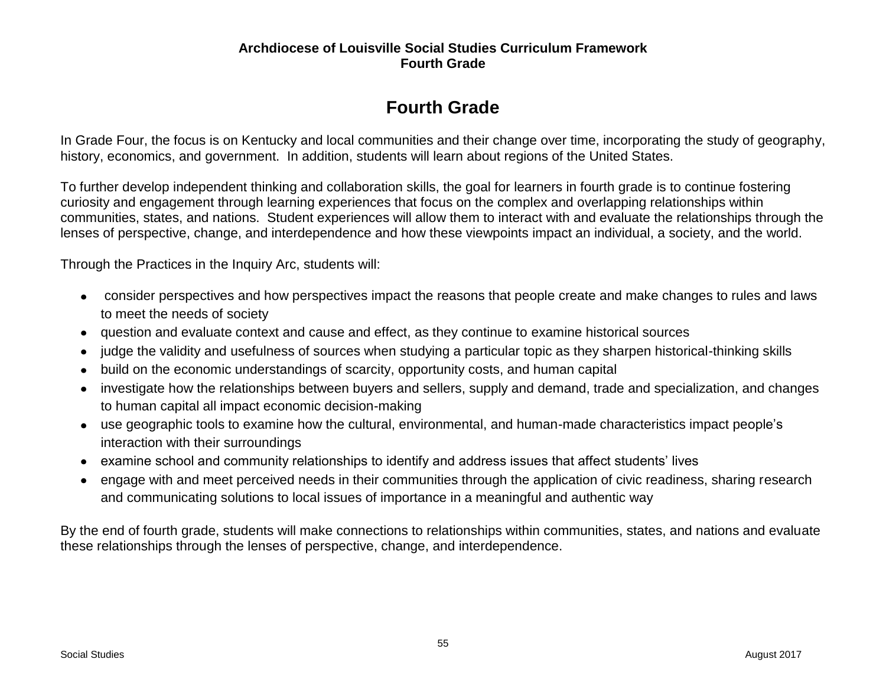# Fourth Grade

In Grade Four, the focus is on Kentucky and local communities and their change over time, incorporating the study of geography, history, economics, and government. In addition, students will learn about regions of the United States.

To further develop independent thinking and collaboration skills, the goal for learners in fourth grade is to continue fostering curiosity and engagement through learning experiences that focus on the complex and overlapping relationships within communities, states, and nations. Student experiences will allow them to interact with and evaluate the relationships through the lenses of perspective, change, and interdependence and how these viewpoints impact an individual, a society, and the world.

Through the Practices in the Inquiry Arc, students will:

- consider perspectives and how perspectives impact the reasons that people create and make changes to rules and laws to meet the needs of society
- question and evaluate context and cause and effect, as they continue to examine historical sources
- judge the validity and usefulness of sources when studying a particular topic as they sharpen historical-thinking skills
- build on the economic understandings of scarcity, opportunity costs, and human capital
- investigate how the relationships between buyers and sellers, supply and demand, trade and specialization, and changes to human capital all impact economic decision-making
- use geographic tools to examine how the cultural, environmental, and human-made characteristics impact people's interaction with their surroundings
- examine school and community relationships to identify and address issues that affect students' lives
- engage with and meet perceived needs in their communities through the application of civic readiness, sharing research and communicating solutions to local issues of importance in a meaningful and authentic way

By the end of fourth grade, students will make connections to relationships within communities, states, and nations and evaluate these relationships through the lenses of perspective, change, and interdependence.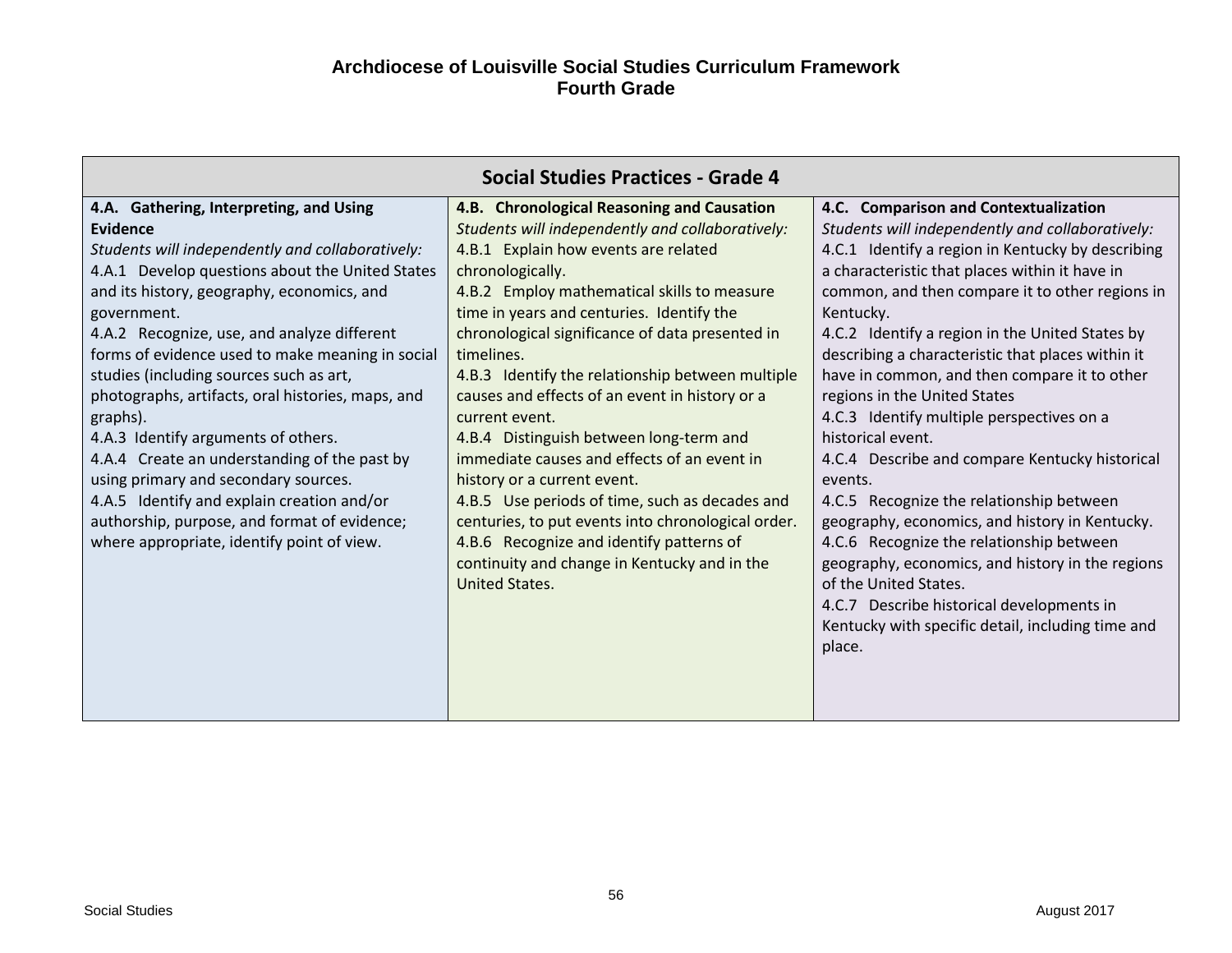# Archdiocese of Louisville Social Studies Curriculum Framework
## Fourth Grade

| Social Studies Practices - Grade 4 | | |
|---|---|---|
| **4.A. Gathering, Interpreting, and Using Evidence**<br>*Students will independently and collaboratively:*<br>4.A.1 Develop questions about the United States and its history, geography, economics, and government.<br>4.A.2 Recognize, use, and analyze different forms of evidence used to make meaning in social studies (including sources such as art, photographs, artifacts, oral histories, maps, and graphs).<br>4.A.3 Identify arguments of others.<br>4.A.4 Create an understanding of the past by using primary and secondary sources.<br>4.A.5 Identify and explain creation and/or authorship, purpose, and format of evidence; where appropriate, identify point of view. | **4.B. Chronological Reasoning and Causation**<br>*Students will independently and collaboratively:*<br>4.B.1 Explain how events are related chronologically.<br>4.B.2 Employ mathematical skills to measure time in years and centuries. Identify the chronological significance of data presented in timelines.<br>4.B.3 Identify the relationship between multiple causes and effects of an event in history or a current event.<br>4.B.4 Distinguish between long-term and immediate causes and effects of an event in history or a current event.<br>4.B.5 Use periods of time, such as decades and centuries, to put events into chronological order.<br>4.B.6 Recognize and identify patterns of continuity and change in Kentucky and in the United States. | **4.C. Comparison and Contextualization**<br>*Students will independently and collaboratively:*<br>4.C.1 Identify a region in Kentucky by describing a characteristic that places within it have in common, and then compare it to other regions in Kentucky.<br>4.C.2 Identify a region in the United States by describing a characteristic that places within it have in common, and then compare it to other regions in the United States<br>4.C.3 Identify multiple perspectives on a historical event.<br>4.C.4 Describe and compare Kentucky historical events.<br>4.C.5 Recognize the relationship between geography, economics, and history in Kentucky.<br>4.C.6 Recognize the relationship between geography, economics, and history in the regions of the United States.<br>4.C.7 Describe historical developments in Kentucky with specific detail, including time and place. |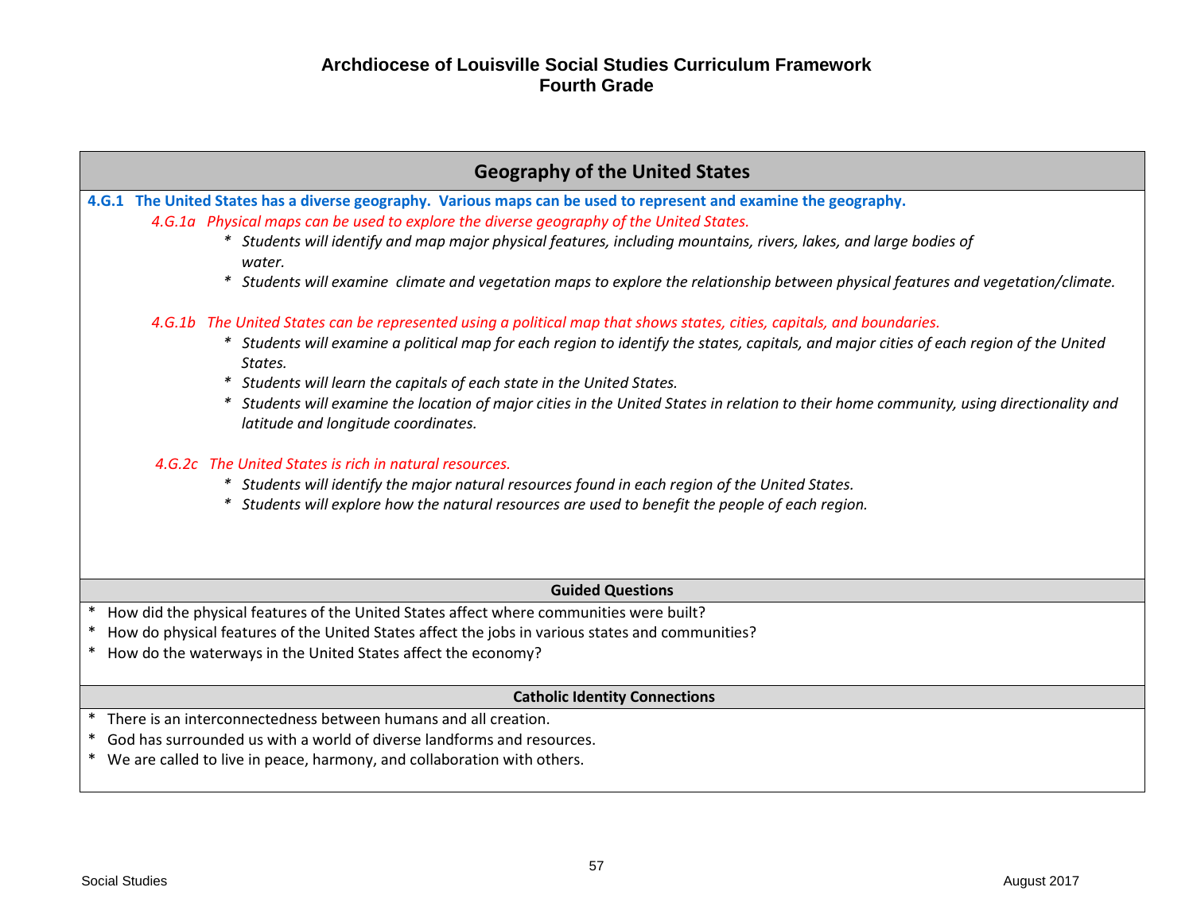# Archdiocese of Louisville Social Studies Curriculum Framework
## Fourth Grade

## Geography of the United States

**4.G.1 The United States has a diverse geography. Various maps can be used to represent and examine the geography.**

*4.G.1a Physical maps can be used to explore the diverse geography of the United States.*

- *Students will identify and map major physical features, including mountains, rivers, lakes, and large bodies of water.*
- *Students will examine climate and vegetation maps to explore the relationship between physical features and vegetation/climate.*

*4.G.1b The United States can be represented using a political map that shows states, cities, capitals, and boundaries.*

- *Students will examine a political map for each region to identify the states, capitals, and major cities of each region of the United States.*
- *Students will learn the capitals of each state in the United States.*
- *Students will examine the location of major cities in the United States in relation to their home community, using directionality and latitude and longitude coordinates.*

*4.G.2c The United States is rich in natural resources.*

- *Students will identify the major natural resources found in each region of the United States.*
- *Students will explore how the natural resources are used to benefit the people of each region.*

### Guided Questions

- How did the physical features of the United States affect where communities were built?
- How do physical features of the United States affect the jobs in various states and communities?
- How do the waterways in the United States affect the economy?

### Catholic Identity Connections

- There is an interconnectedness between humans and all creation.
- God has surrounded us with a world of diverse landforms and resources.
- We are called to live in peace, harmony, and collaboration with others.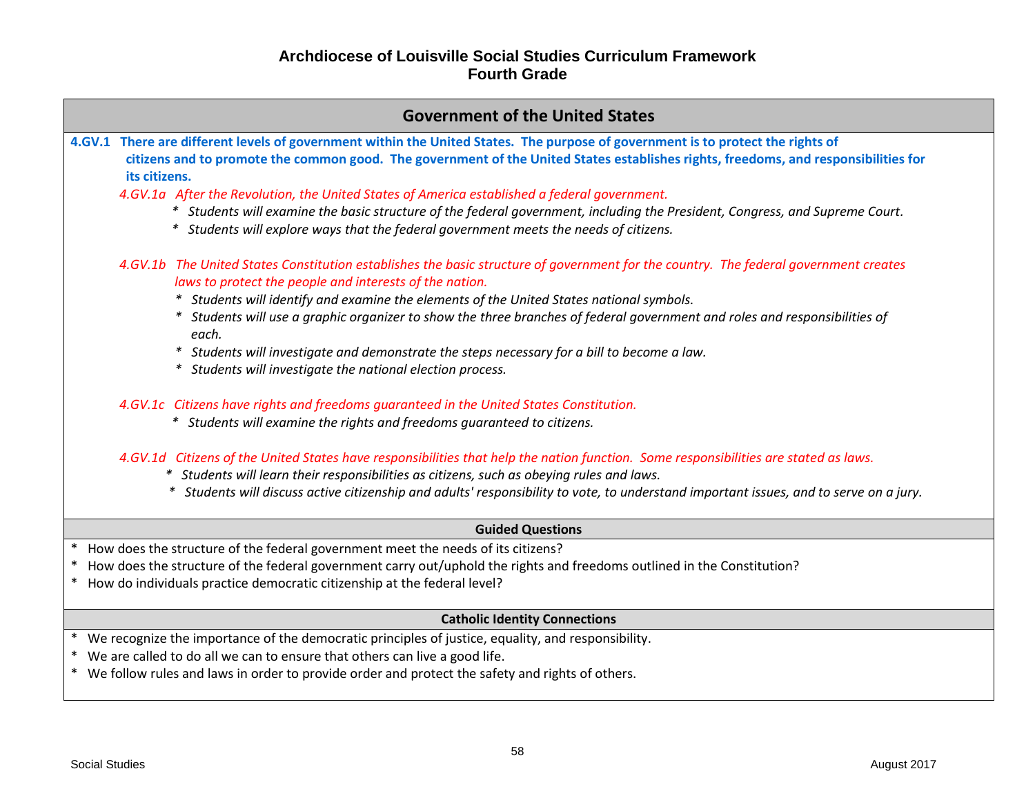# Archdiocese of Louisville Social Studies Curriculum Framework
## Fourth Grade

## Government of the United States

**4.GV.1 There are different levels of government within the United States. The purpose of government is to protect the rights of citizens and to promote the common good. The government of the United States establishes rights, freedoms, and responsibilities for its citizens.**

*4.GV.1a After the Revolution, the United States of America established a federal government.*

- *Students will examine the basic structure of the federal government, including the President, Congress, and Supreme Court.*
- *Students will explore ways that the federal government meets the needs of citizens.*

*4.GV.1b The United States Constitution establishes the basic structure of government for the country. The federal government creates laws to protect the people and interests of the nation.*

- *Students will identify and examine the elements of the United States national symbols.*
- *Students will use a graphic organizer to show the three branches of federal government and roles and responsibilities of each.*
- *Students will investigate and demonstrate the steps necessary for a bill to become a law.*
- *Students will investigate the national election process.*

*4.GV.1c Citizens have rights and freedoms guaranteed in the United States Constitution.*

- *Students will examine the rights and freedoms guaranteed to citizens.*

*4.GV.1d Citizens of the United States have responsibilities that help the nation function. Some responsibilities are stated as laws.*

- *Students will learn their responsibilities as citizens, such as obeying rules and laws.*
- *Students will discuss active citizenship and adults' responsibility to vote, to understand important issues, and to serve on a jury.*

### Guided Questions

- How does the structure of the federal government meet the needs of its citizens?
- How does the structure of the federal government carry out/uphold the rights and freedoms outlined in the Constitution?
- How do individuals practice democratic citizenship at the federal level?

### Catholic Identity Connections

- We recognize the importance of the democratic principles of justice, equality, and responsibility.
- We are called to do all we can to ensure that others can live a good life.
- We follow rules and laws in order to provide order and protect the safety and rights of others.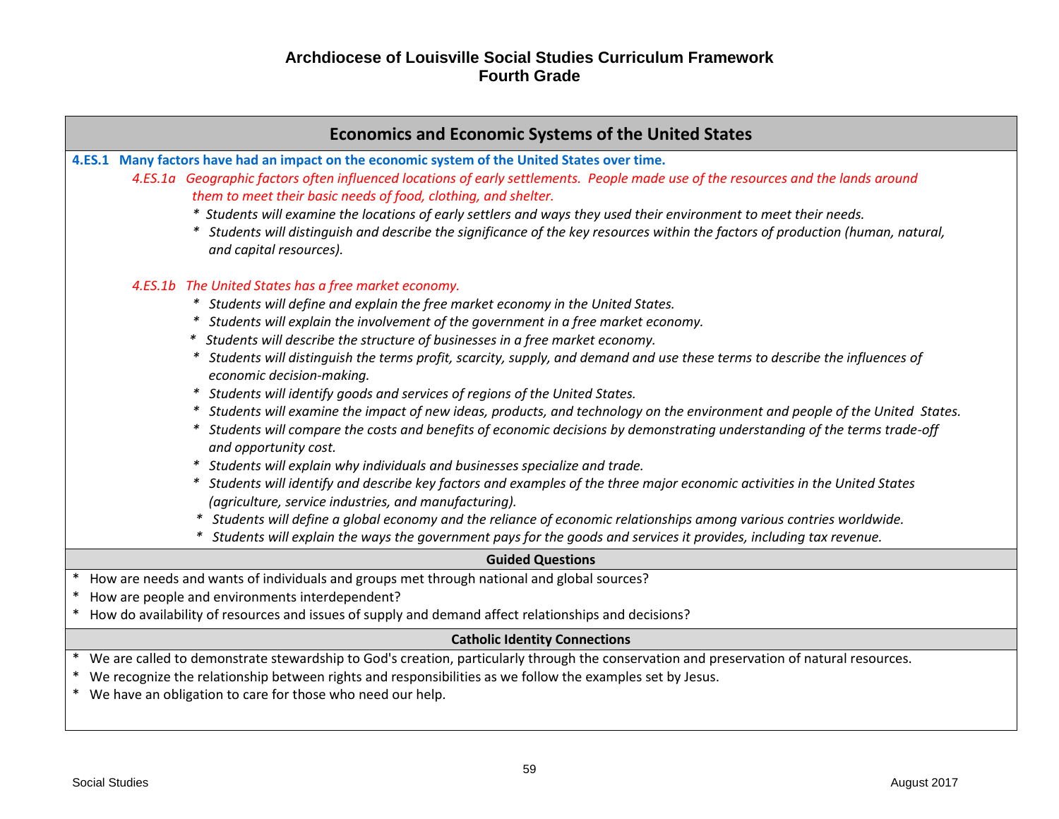# Archdiocese of Louisville Social Studies Curriculum Framework
## Fourth Grade

## Economics and Economic Systems of the United States

**4.ES.1 Many factors have had an impact on the economic system of the United States over time.**

*4.ES.1a Geographic factors often influenced locations of early settlements. People made use of the resources and the lands around them to meet their basic needs of food, clothing, and shelter.*

- *Students will examine the locations of early settlers and ways they used their environment to meet their needs.*
- *Students will distinguish and describe the significance of the key resources within the factors of production (human, natural, and capital resources).*

*4.ES.1b The United States has a free market economy.*

- *Students will define and explain the free market economy in the United States.*
- *Students will explain the involvement of the government in a free market economy.*
- *Students will describe the structure of businesses in a free market economy.*
- *Students will distinguish the terms profit, scarcity, supply, and demand and use these terms to describe the influences of economic decision-making.*
- *Students will identify goods and services of regions of the United States.*
- *Students will examine the impact of new ideas, products, and technology on the environment and people of the United States.*
- *Students will compare the costs and benefits of economic decisions by demonstrating understanding of the terms trade-off and opportunity cost.*
- *Students will explain why individuals and businesses specialize and trade.*
- *Students will identify and describe key factors and examples of the three major economic activities in the United States (agriculture, service industries, and manufacturing).*
- *Students will define a global economy and the reliance of economic relationships among various contries worldwide.*
- *Students will explain the ways the government pays for the goods and services it provides, including tax revenue.*

### Guided Questions

- How are needs and wants of individuals and groups met through national and global sources?
- How are people and environments interdependent?
- How do availability of resources and issues of supply and demand affect relationships and decisions?

### Catholic Identity Connections

- We are called to demonstrate stewardship to God's creation, particularly through the conservation and preservation of natural resources.
- We recognize the relationship between rights and responsibilities as we follow the examples set by Jesus.
- We have an obligation to care for those who need our help.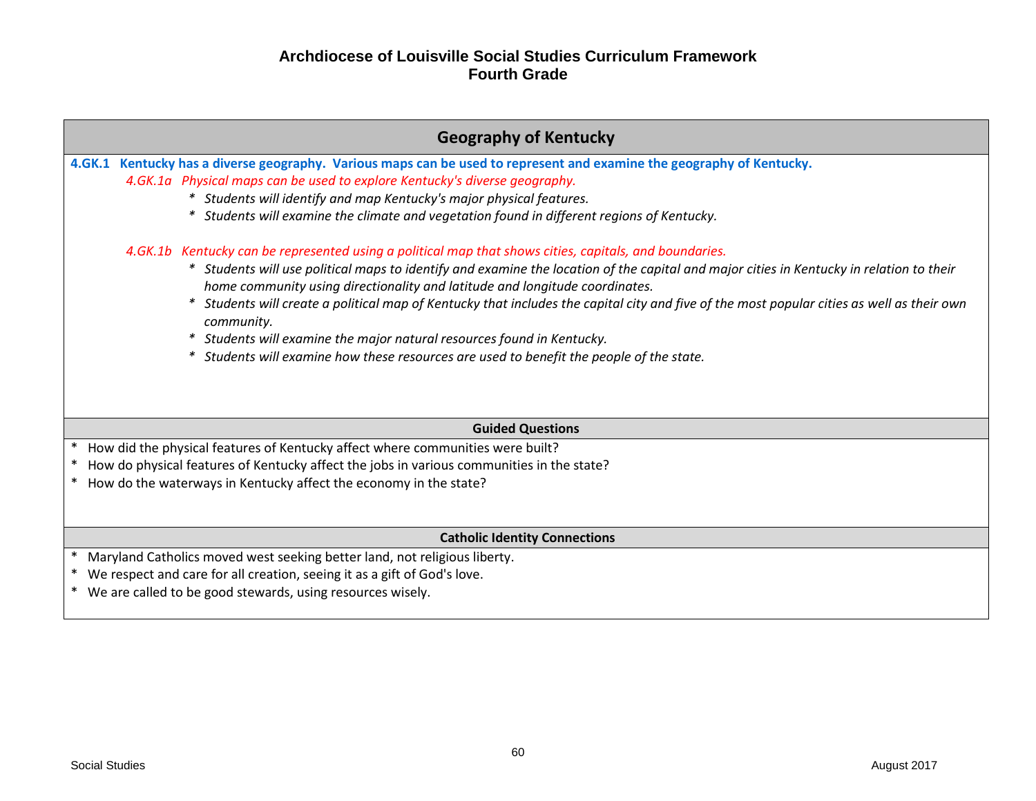# Archdiocese of Louisville Social Studies Curriculum Framework
## Fourth Grade

## Geography of Kentucky

**4.GK.1 Kentucky has a diverse geography. Various maps can be used to represent and examine the geography of Kentucky.**

*4.GK.1a Physical maps can be used to explore Kentucky's diverse geography.*

- *Students will identify and map Kentucky's major physical features.*
- *Students will examine the climate and vegetation found in different regions of Kentucky.*

*4.GK.1b Kentucky can be represented using a political map that shows cities, capitals, and boundaries.*

- *Students will use political maps to identify and examine the location of the capital and major cities in Kentucky in relation to their home community using directionality and latitude and longitude coordinates.*
- *Students will create a political map of Kentucky that includes the capital city and five of the most popular cities as well as their own community.*
- *Students will examine the major natural resources found in Kentucky.*
- *Students will examine how these resources are used to benefit the people of the state.*

### Guided Questions

- How did the physical features of Kentucky affect where communities were built?
- How do physical features of Kentucky affect the jobs in various communities in the state?
- How do the waterways in Kentucky affect the economy in the state?

### Catholic Identity Connections

- Maryland Catholics moved west seeking better land, not religious liberty.
- We respect and care for all creation, seeing it as a gift of God's love.
- We are called to be good stewards, using resources wisely.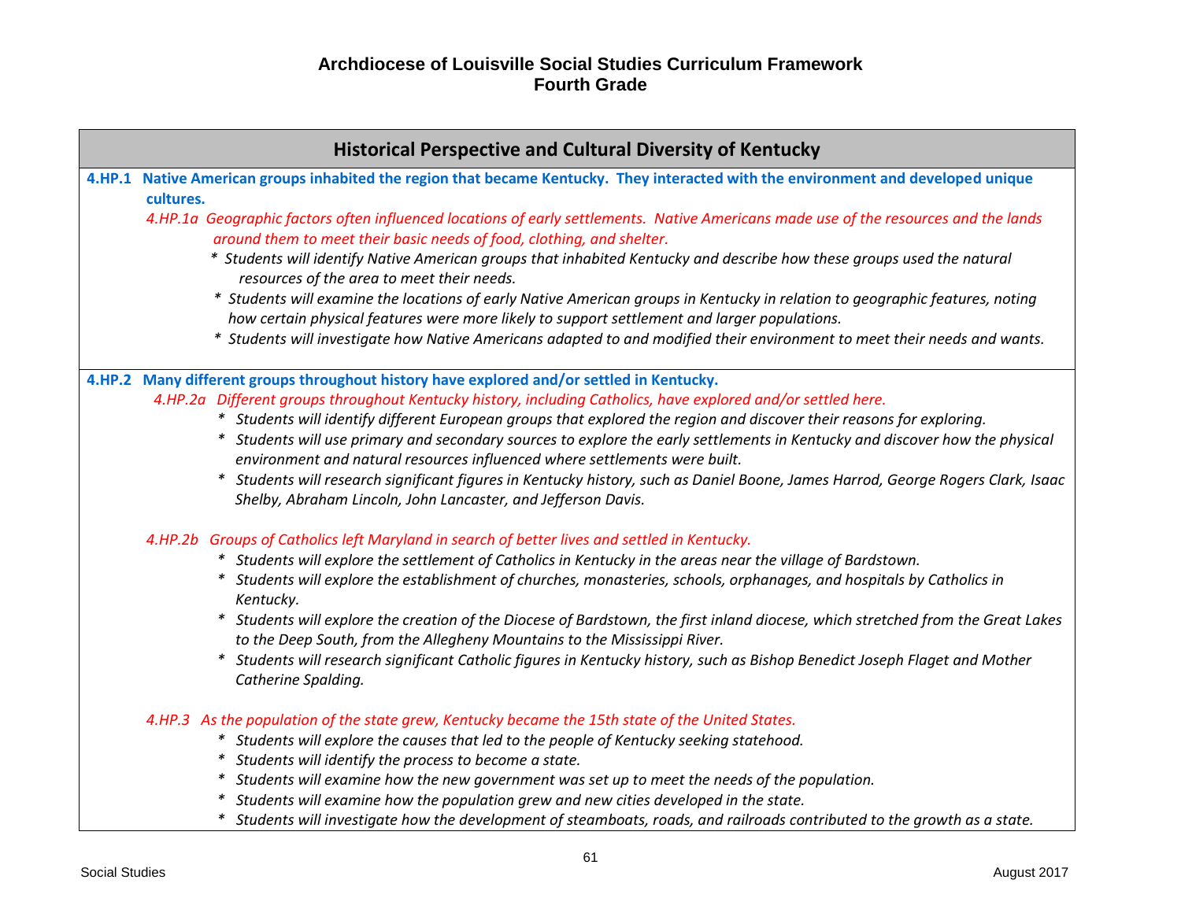# Archdiocese of Louisville Social Studies Curriculum Framework
## Fourth Grade

### Historical Perspective and Cultural Diversity of Kentucky

**4.HP.1 Native American groups inhabited the region that became Kentucky. They interacted with the environment and developed unique cultures.**

*4.HP.1a Geographic factors often influenced locations of early settlements. Native Americans made use of the resources and the lands around them to meet their basic needs of food, clothing, and shelter.*

- *Students will identify Native American groups that inhabited Kentucky and describe how these groups used the natural resources of the area to meet their needs.*
- *Students will examine the locations of early Native American groups in Kentucky in relation to geographic features, noting how certain physical features were more likely to support settlement and larger populations.*
- *Students will investigate how Native Americans adapted to and modified their environment to meet their needs and wants.*

**4.HP.2 Many different groups throughout history have explored and/or settled in Kentucky.**

*4.HP.2a Different groups throughout Kentucky history, including Catholics, have explored and/or settled here.*

- *Students will identify different European groups that explored the region and discover their reasons for exploring.*
- *Students will use primary and secondary sources to explore the early settlements in Kentucky and discover how the physical environment and natural resources influenced where settlements were built.*
- *Students will research significant figures in Kentucky history, such as Daniel Boone, James Harrod, George Rogers Clark, Isaac Shelby, Abraham Lincoln, John Lancaster, and Jefferson Davis.*

*4.HP.2b Groups of Catholics left Maryland in search of better lives and settled in Kentucky.*

- *Students will explore the settlement of Catholics in Kentucky in the areas near the village of Bardstown.*
- *Students will explore the establishment of churches, monasteries, schools, orphanages, and hospitals by Catholics in Kentucky.*
- *Students will explore the creation of the Diocese of Bardstown, the first inland diocese, which stretched from the Great Lakes to the Deep South, from the Allegheny Mountains to the Mississippi River.*
- *Students will research significant Catholic figures in Kentucky history, such as Bishop Benedict Joseph Flaget and Mother Catherine Spalding.*

*4.HP.3 As the population of the state grew, Kentucky became the 15th state of the United States.*

- *Students will explore the causes that led to the people of Kentucky seeking statehood.*
- *Students will identify the process to become a state.*
- *Students will examine how the new government was set up to meet the needs of the population.*
- *Students will examine how the population grew and new cities developed in the state.*
- *Students will investigate how the development of steamboats, roads, and railroads contributed to the growth as a state.*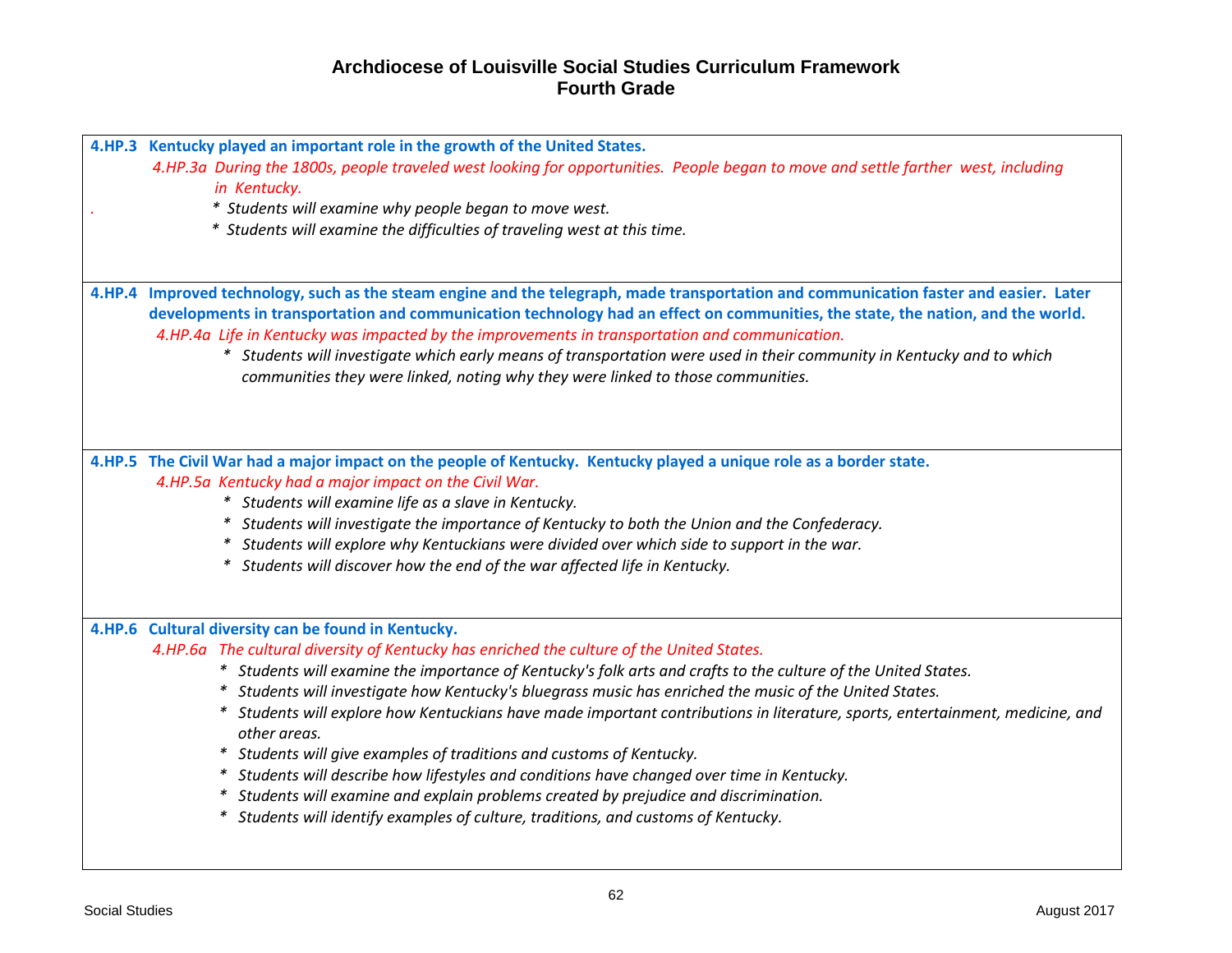# Archdiocese of Louisville Social Studies Curriculum Framework
## Fourth Grade

**4.HP.3 Kentucky played an important role in the growth of the United States.**

*4.HP.3a During the 1800s, people traveled west looking for opportunities. People began to move and settle farther west, including in Kentucky.*

- *Students will examine why people began to move west.*
- *Students will examine the difficulties of traveling west at this time.*

**4.HP.4 Improved technology, such as the steam engine and the telegraph, made transportation and communication faster and easier. Later developments in transportation and communication technology had an effect on communities, the state, the nation, and the world.**

*4.HP.4a Life in Kentucky was impacted by the improvements in transportation and communication.*

- *Students will investigate which early means of transportation were used in their community in Kentucky and to which communities they were linked, noting why they were linked to those communities.*

**4.HP.5 The Civil War had a major impact on the people of Kentucky. Kentucky played a unique role as a border state.**

*4.HP.5a Kentucky had a major impact on the Civil War.*

- *Students will examine life as a slave in Kentucky.*
- *Students will investigate the importance of Kentucky to both the Union and the Confederacy.*
- *Students will explore why Kentuckians were divided over which side to support in the war.*
- *Students will discover how the end of the war affected life in Kentucky.*

**4.HP.6 Cultural diversity can be found in Kentucky.**

*4.HP.6a The cultural diversity of Kentucky has enriched the culture of the United States.*

- *Students will examine the importance of Kentucky's folk arts and crafts to the culture of the United States.*
- *Students will investigate how Kentucky's bluegrass music has enriched the music of the United States.*
- *Students will explore how Kentuckians have made important contributions in literature, sports, entertainment, medicine, and other areas.*
- *Students will give examples of traditions and customs of Kentucky.*
- *Students will describe how lifestyles and conditions have changed over time in Kentucky.*
- *Students will examine and explain problems created by prejudice and discrimination.*
- *Students will identify examples of culture, traditions, and customs of Kentucky.*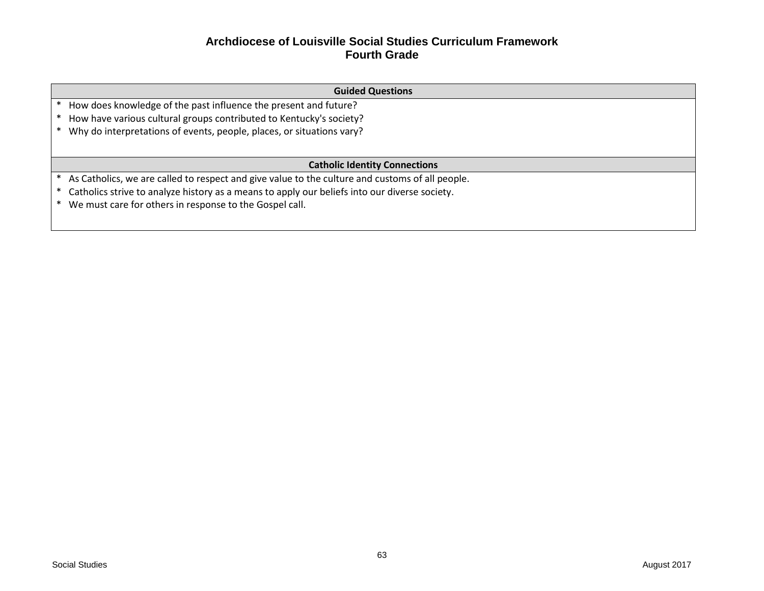# Archdiocese of Louisville Social Studies Curriculum Framework
## Fourth Grade

| Guided Questions |
|---|
| * How does knowledge of the past influence the present and future?<br>* How have various cultural groups contributed to Kentucky's society?<br>* Why do interpretations of events, people, places, or situations vary? |

| Catholic Identity Connections |
|---|
| * As Catholics, we are called to respect and give value to the culture and customs of all people.<br>* Catholics strive to analyze history as a means to apply our beliefs into our diverse society.<br>* We must care for others in response to the Gospel call. |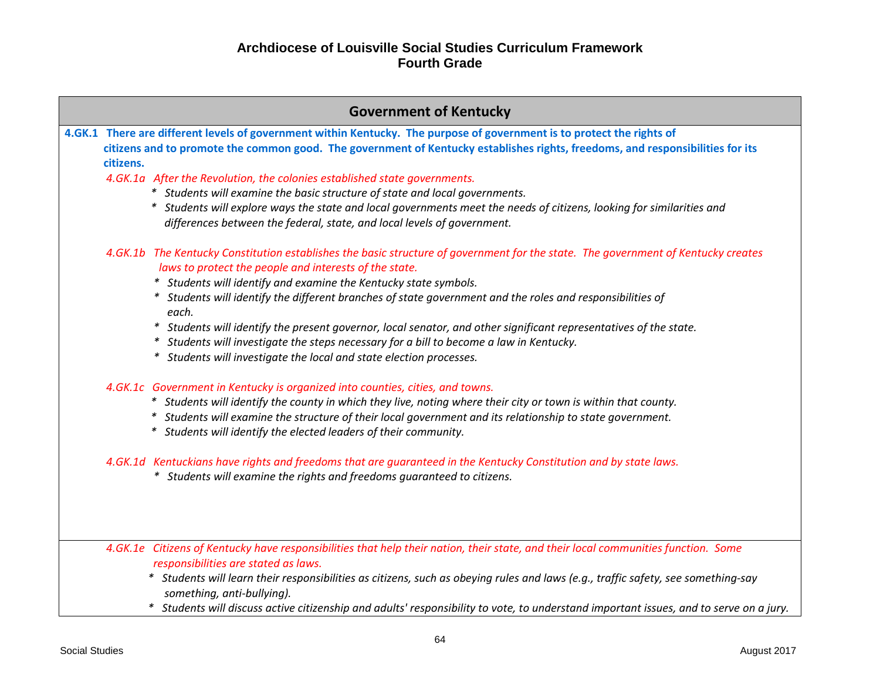# Archdiocese of Louisville Social Studies Curriculum Framework
## Fourth Grade

### Government of Kentucky

**4.GK.1 There are different levels of government within Kentucky. The purpose of government is to protect the rights of citizens and to promote the common good. The government of Kentucky establishes rights, freedoms, and responsibilities for its citizens.**

*4.GK.1a After the Revolution, the colonies established state governments.*

- *Students will examine the basic structure of state and local governments.*
- *Students will explore ways the state and local governments meet the needs of citizens, looking for similarities and differences between the federal, state, and local levels of government.*

*4.GK.1b The Kentucky Constitution establishes the basic structure of government for the state. The government of Kentucky creates laws to protect the people and interests of the state.*

- *Students will identify and examine the Kentucky state symbols.*
- *Students will identify the different branches of state government and the roles and responsibilities of each.*
- *Students will identify the present governor, local senator, and other significant representatives of the state.*
- *Students will investigate the steps necessary for a bill to become a law in Kentucky.*
- *Students will investigate the local and state election processes.*

*4.GK.1c Government in Kentucky is organized into counties, cities, and towns.*

- *Students will identify the county in which they live, noting where their city or town is within that county.*
- *Students will examine the structure of their local government and its relationship to state government.*
- *Students will identify the elected leaders of their community.*

*4.GK.1d Kentuckians have rights and freedoms that are guaranteed in the Kentucky Constitution and by state laws.*

- *Students will examine the rights and freedoms guaranteed to citizens.*

*4.GK.1e Citizens of Kentucky have responsibilities that help their nation, their state, and their local communities function. Some responsibilities are stated as laws.*

- *Students will learn their responsibilities as citizens, such as obeying rules and laws (e.g., traffic safety, see something-say something, anti-bullying).*
- *Students will discuss active citizenship and adults' responsibility to vote, to understand important issues, and to serve on a jury.*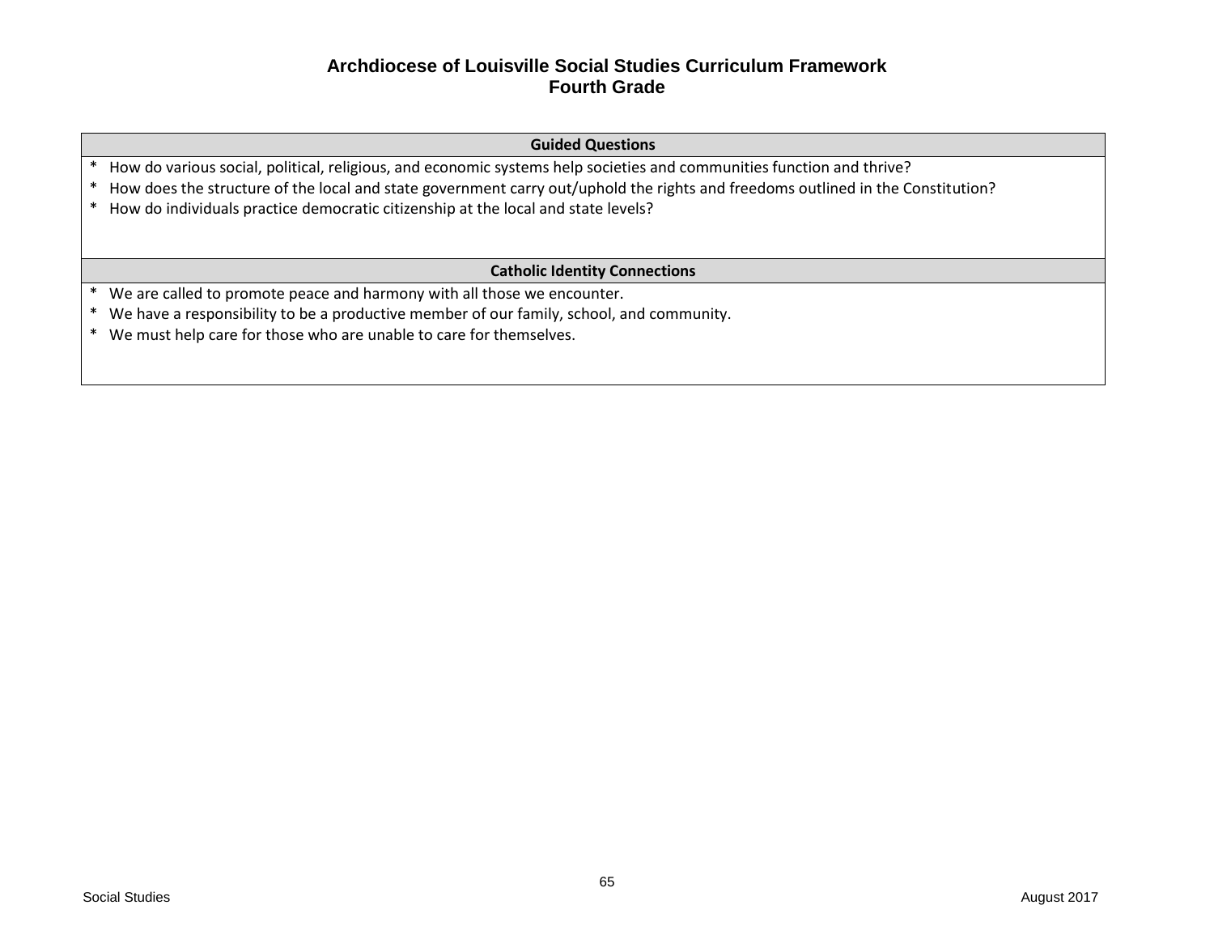# Archdiocese of Louisville Social Studies Curriculum Framework
## Fourth Grade

| Guided Questions |
|---|
| * How do various social, political, religious, and economic systems help societies and communities function and thrive?<br>* How does the structure of the local and state government carry out/uphold the rights and freedoms outlined in the Constitution?<br>* How do individuals practice democratic citizenship at the local and state levels? |

| Catholic Identity Connections |
|---|
| * We are called to promote peace and harmony with all those we encounter.<br>* We have a responsibility to be a productive member of our family, school, and community.<br>* We must help care for those who are unable to care for themselves. |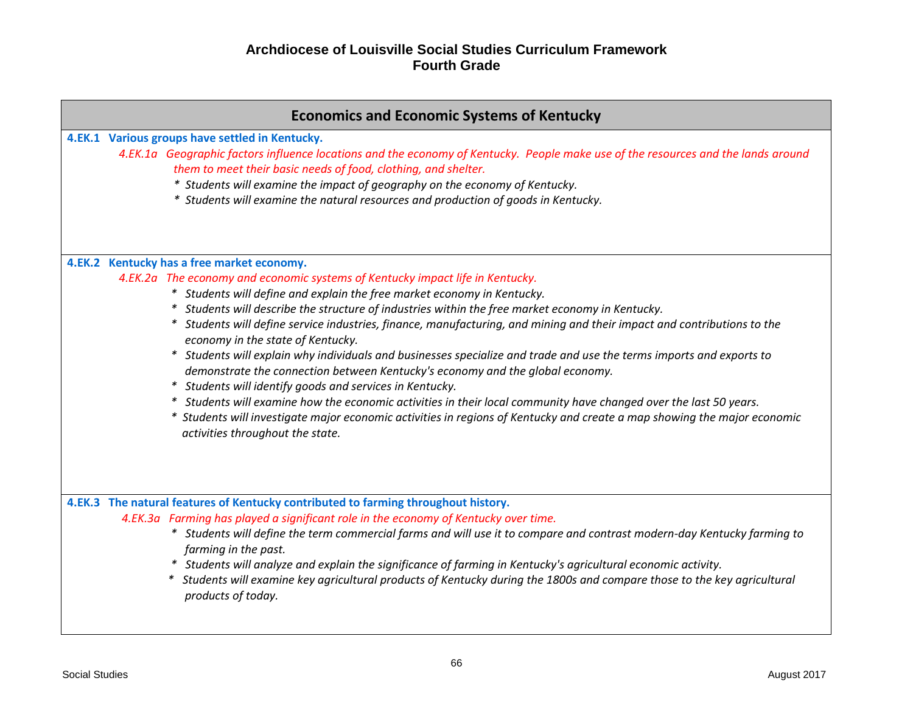# Archdiocese of Louisville Social Studies Curriculum Framework
## Fourth Grade

### Economics and Economic Systems of Kentucky

**4.EK.1 Various groups have settled in Kentucky.**

*4.EK.1a Geographic factors influence locations and the economy of Kentucky. People make use of the resources and the lands around them to meet their basic needs of food, clothing, and shelter.*

- *Students will examine the impact of geography on the economy of Kentucky.*
- *Students will examine the natural resources and production of goods in Kentucky.*

**4.EK.2 Kentucky has a free market economy.**

*4.EK.2a The economy and economic systems of Kentucky impact life in Kentucky.*

- *Students will define and explain the free market economy in Kentucky.*
- *Students will describe the structure of industries within the free market economy in Kentucky.*
- *Students will define service industries, finance, manufacturing, and mining and their impact and contributions to the economy in the state of Kentucky.*
- *Students will explain why individuals and businesses specialize and trade and use the terms imports and exports to demonstrate the connection between Kentucky's economy and the global economy.*
- *Students will identify goods and services in Kentucky.*
- *Students will examine how the economic activities in their local community have changed over the last 50 years.*
- *Students will investigate major economic activities in regions of Kentucky and create a map showing the major economic activities throughout the state.*

**4.EK.3 The natural features of Kentucky contributed to farming throughout history.**

*4.EK.3a Farming has played a significant role in the economy of Kentucky over time.*

- *Students will define the term commercial farms and will use it to compare and contrast modern-day Kentucky farming to farming in the past.*
- *Students will analyze and explain the significance of farming in Kentucky's agricultural economic activity.*
- *Students will examine key agricultural products of Kentucky during the 1800s and compare those to the key agricultural products of today.*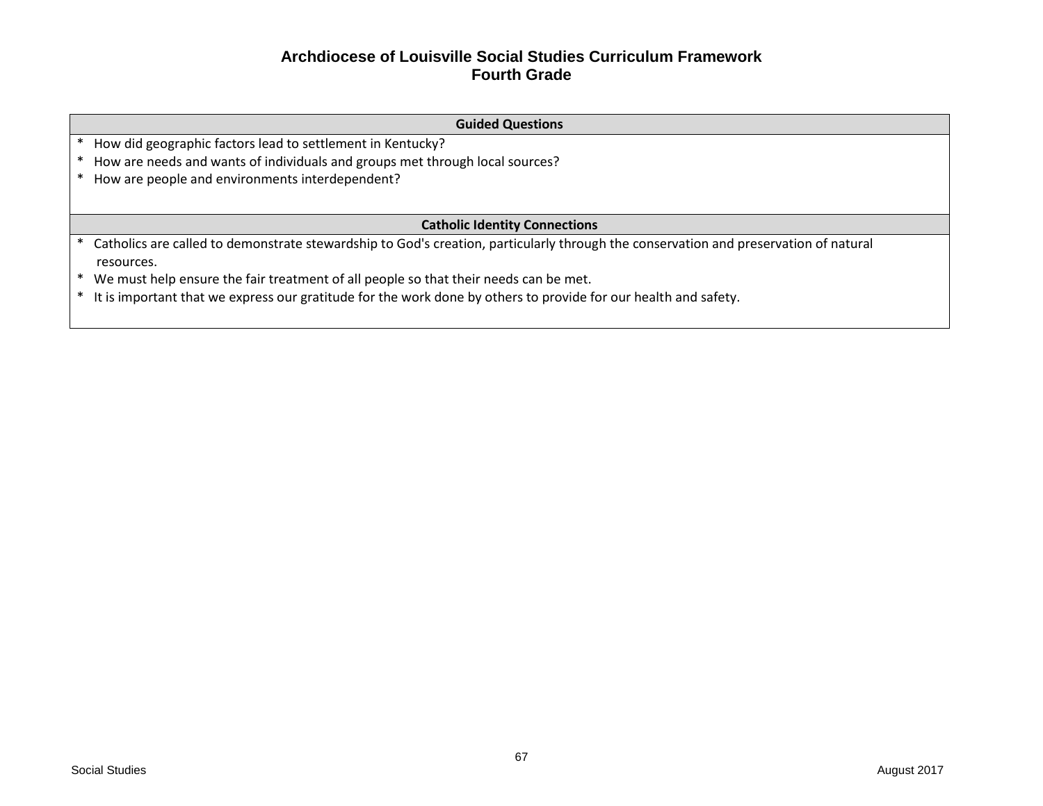# Archdiocese of Louisville Social Studies Curriculum Framework
## Fourth Grade

| Guided Questions |
| --- |
| * How did geographic factors lead to settlement in Kentucky?<br>* How are needs and wants of individuals and groups met through local sources?<br>* How are people and environments interdependent? |

| Catholic Identity Connections |
| --- |
| * Catholics are called to demonstrate stewardship to God's creation, particularly through the conservation and preservation of natural resources.<br>* We must help ensure the fair treatment of all people so that their needs can be met.<br>* It is important that we express our gratitude for the work done by others to provide for our health and safety. |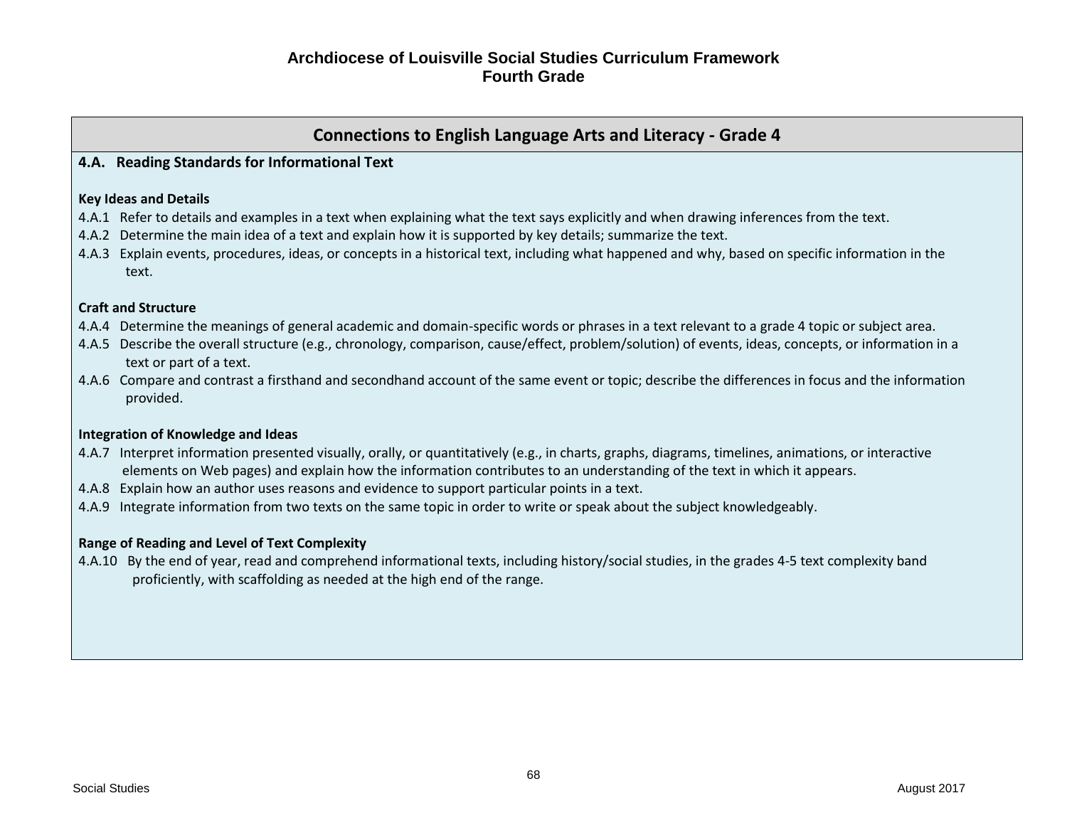# Archdiocese of Louisville Social Studies Curriculum Framework
## Fourth Grade

## Connections to English Language Arts and Literacy - Grade 4

### 4.A. Reading Standards for Informational Text

**Key Ideas and Details**

4.A.1 Refer to details and examples in a text when explaining what the text says explicitly and when drawing inferences from the text.

4.A.2 Determine the main idea of a text and explain how it is supported by key details; summarize the text.

4.A.3 Explain events, procedures, ideas, or concepts in a historical text, including what happened and why, based on specific information in the text.

**Craft and Structure**

4.A.4 Determine the meanings of general academic and domain-specific words or phrases in a text relevant to a grade 4 topic or subject area.

4.A.5 Describe the overall structure (e.g., chronology, comparison, cause/effect, problem/solution) of events, ideas, concepts, or information in a text or part of a text.

4.A.6 Compare and contrast a firsthand and secondhand account of the same event or topic; describe the differences in focus and the information provided.

**Integration of Knowledge and Ideas**

4.A.7 Interpret information presented visually, orally, or quantitatively (e.g., in charts, graphs, diagrams, timelines, animations, or interactive elements on Web pages) and explain how the information contributes to an understanding of the text in which it appears.

4.A.8 Explain how an author uses reasons and evidence to support particular points in a text.

4.A.9 Integrate information from two texts on the same topic in order to write or speak about the subject knowledgeably.

**Range of Reading and Level of Text Complexity**

4.A.10 By the end of year, read and comprehend informational texts, including history/social studies, in the grades 4-5 text complexity band proficiently, with scaffolding as needed at the high end of the range.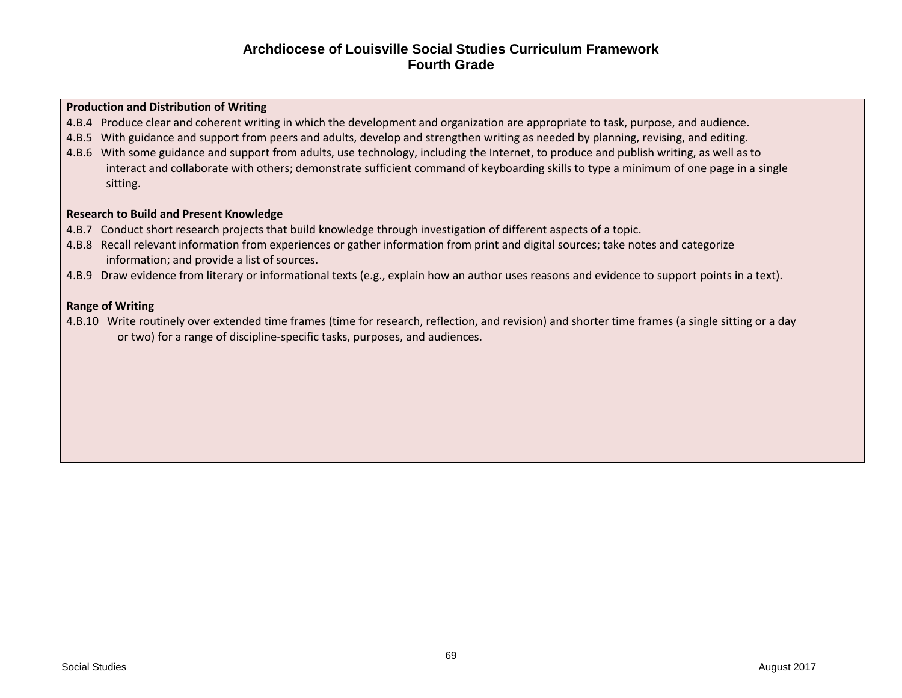# Archdiocese of Louisville Social Studies Curriculum Framework
## Fourth Grade

**Production and Distribution of Writing**

4.B.4 Produce clear and coherent writing in which the development and organization are appropriate to task, purpose, and audience.

4.B.5 With guidance and support from peers and adults, develop and strengthen writing as needed by planning, revising, and editing.

4.B.6 With some guidance and support from adults, use technology, including the Internet, to produce and publish writing, as well as to interact and collaborate with others; demonstrate sufficient command of keyboarding skills to type a minimum of one page in a single sitting.

**Research to Build and Present Knowledge**

4.B.7 Conduct short research projects that build knowledge through investigation of different aspects of a topic.

4.B.8 Recall relevant information from experiences or gather information from print and digital sources; take notes and categorize information; and provide a list of sources.

4.B.9 Draw evidence from literary or informational texts (e.g., explain how an author uses reasons and evidence to support points in a text).

**Range of Writing**

4.B.10 Write routinely over extended time frames (time for research, reflection, and revision) and shorter time frames (a single sitting or a day or two) for a range of discipline-specific tasks, purposes, and audiences.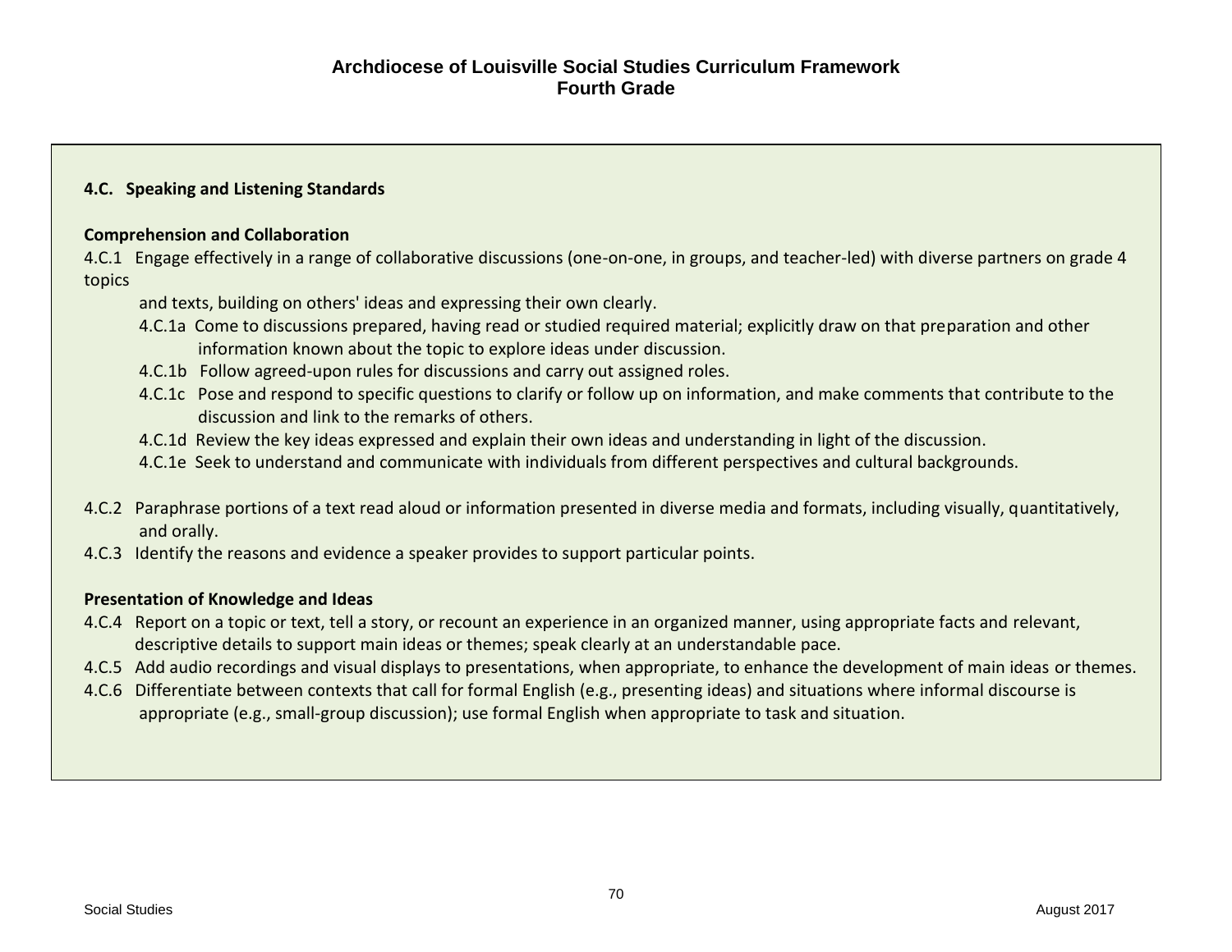**Archdiocese of Louisville Social Studies Curriculum Framework**
**Fourth Grade**

### 4.C. Speaking and Listening Standards

**Comprehension and Collaboration**

4.C.1 Engage effectively in a range of collaborative discussions (one-on-one, in groups, and teacher-led) with diverse partners on grade 4 topics and texts, building on others' ideas and expressing their own clearly.

- 4.C.1a Come to discussions prepared, having read or studied required material; explicitly draw on that preparation and other information known about the topic to explore ideas under discussion.
- 4.C.1b Follow agreed-upon rules for discussions and carry out assigned roles.
- 4.C.1c Pose and respond to specific questions to clarify or follow up on information, and make comments that contribute to the discussion and link to the remarks of others.
- 4.C.1d Review the key ideas expressed and explain their own ideas and understanding in light of the discussion.
- 4.C.1e Seek to understand and communicate with individuals from different perspectives and cultural backgrounds.

4.C.2 Paraphrase portions of a text read aloud or information presented in diverse media and formats, including visually, quantitatively, and orally.

4.C.3 Identify the reasons and evidence a speaker provides to support particular points.

**Presentation of Knowledge and Ideas**

4.C.4 Report on a topic or text, tell a story, or recount an experience in an organized manner, using appropriate facts and relevant, descriptive details to support main ideas or themes; speak clearly at an understandable pace.

4.C.5 Add audio recordings and visual displays to presentations, when appropriate, to enhance the development of main ideas or themes.

4.C.6 Differentiate between contexts that call for formal English (e.g., presenting ideas) and situations where informal discourse is appropriate (e.g., small-group discussion); use formal English when appropriate to task and situation.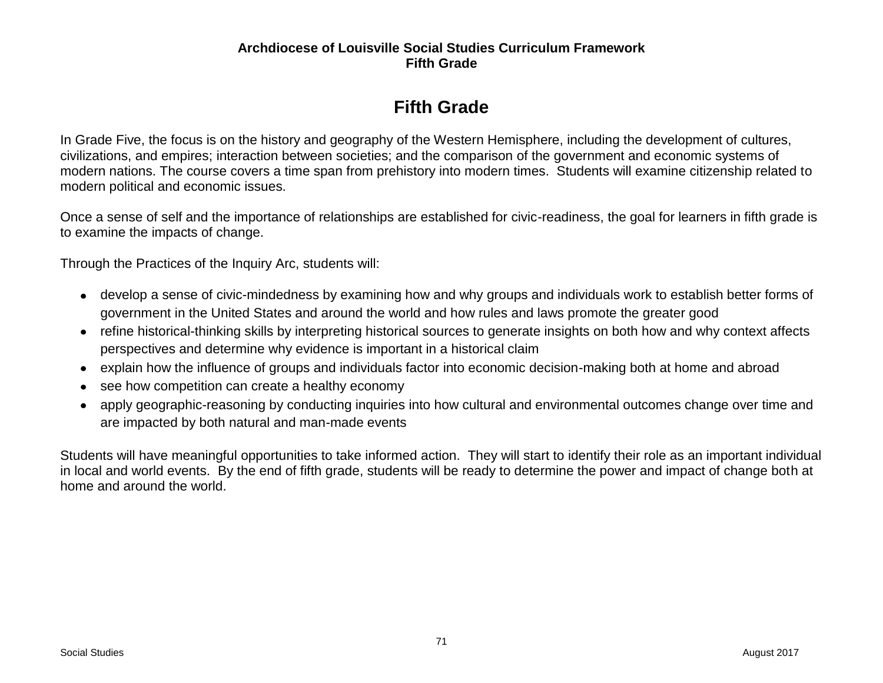# Fifth Grade

In Grade Five, the focus is on the history and geography of the Western Hemisphere, including the development of cultures, civilizations, and empires; interaction between societies; and the comparison of the government and economic systems of modern nations. The course covers a time span from prehistory into modern times. Students will examine citizenship related to modern political and economic issues.

Once a sense of self and the importance of relationships are established for civic-readiness, the goal for learners in fifth grade is to examine the impacts of change.

Through the Practices of the Inquiry Arc, students will:

- develop a sense of civic-mindedness by examining how and why groups and individuals work to establish better forms of government in the United States and around the world and how rules and laws promote the greater good
- refine historical-thinking skills by interpreting historical sources to generate insights on both how and why context affects perspectives and determine why evidence is important in a historical claim
- explain how the influence of groups and individuals factor into economic decision-making both at home and abroad
- see how competition can create a healthy economy
- apply geographic-reasoning by conducting inquiries into how cultural and environmental outcomes change over time and are impacted by both natural and man-made events

Students will have meaningful opportunities to take informed action. They will start to identify their role as an important individual in local and world events. By the end of fifth grade, students will be ready to determine the power and impact of change both at home and around the world.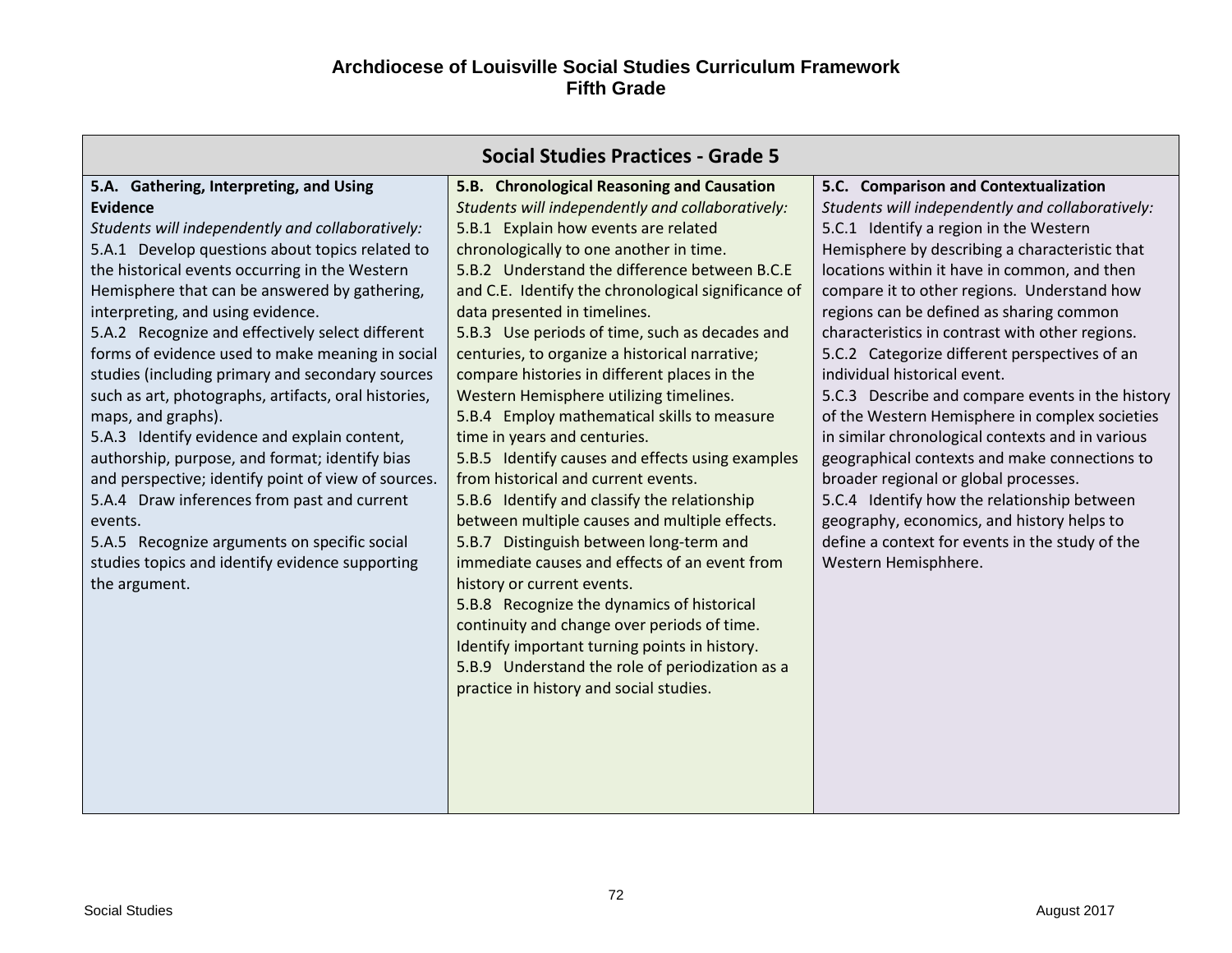# Archdiocese of Louisville Social Studies Curriculum Framework
## Fifth Grade

| Social Studies Practices - Grade 5 | | |
|---|---|---|
| **5.A. Gathering, Interpreting, and Using Evidence**<br>*Students will independently and collaboratively:*<br>5.A.1 Develop questions about topics related to the historical events occurring in the Western Hemisphere that can be answered by gathering, interpreting, and using evidence.<br>5.A.2 Recognize and effectively select different forms of evidence used to make meaning in social studies (including primary and secondary sources such as art, photographs, artifacts, oral histories, maps, and graphs).<br>5.A.3 Identify evidence and explain content, authorship, purpose, and format; identify bias and perspective; identify point of view of sources.<br>5.A.4 Draw inferences from past and current events.<br>5.A.5 Recognize arguments on specific social studies topics and identify evidence supporting the argument. | **5.B. Chronological Reasoning and Causation**<br>*Students will independently and collaboratively:*<br>5.B.1 Explain how events are related chronologically to one another in time.<br>5.B.2 Understand the difference between B.C.E and C.E. Identify the chronological significance of data presented in timelines.<br>5.B.3 Use periods of time, such as decades and centuries, to organize a historical narrative; compare histories in different places in the Western Hemisphere utilizing timelines.<br>5.B.4 Employ mathematical skills to measure time in years and centuries.<br>5.B.5 Identify causes and effects using examples from historical and current events.<br>5.B.6 Identify and classify the relationship between multiple causes and multiple effects.<br>5.B.7 Distinguish between long-term and immediate causes and effects of an event from history or current events.<br>5.B.8 Recognize the dynamics of historical continuity and change over periods of time. Identify important turning points in history.<br>5.B.9 Understand the role of periodization as a practice in history and social studies. | **5.C. Comparison and Contextualization**<br>*Students will independently and collaboratively:*<br>5.C.1 Identify a region in the Western Hemisphere by describing a characteristic that locations within it have in common, and then compare it to other regions. Understand how regions can be defined as sharing common characteristics in contrast with other regions.<br>5.C.2 Categorize different perspectives of an individual historical event.<br>5.C.3 Describe and compare events in the history of the Western Hemisphere in complex societies in similar chronological contexts and in various geographical contexts and make connections to broader regional or global processes.<br>5.C.4 Identify how the relationship between geography, economics, and history helps to define a context for events in the study of the Western Hemisphhere. |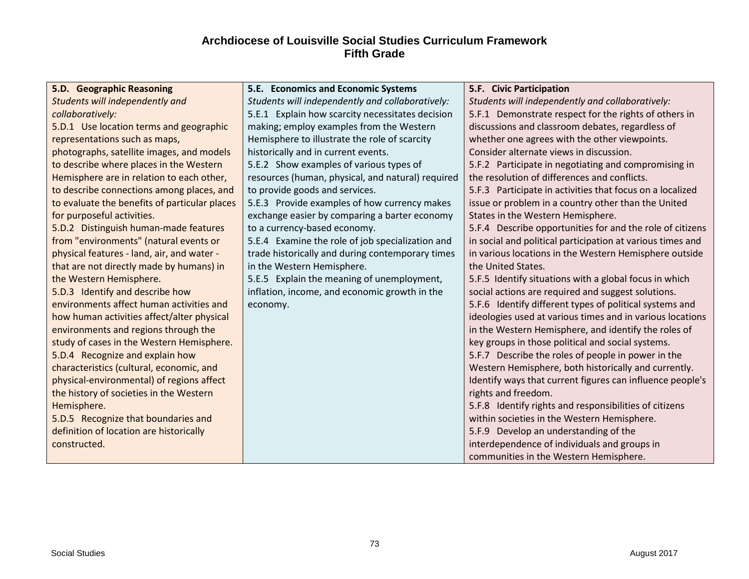# Archdiocese of Louisville Social Studies Curriculum Framework
## Fifth Grade

| 5.D. Geographic Reasoning | 5.E. Economics and Economic Systems | 5.F. Civic Participation |
|---|---|---|
| *Students will independently and collaboratively:*<br>5.D.1 Use location terms and geographic representations such as maps, photographs, satellite images, and models to describe where places in the Western Hemisphere are in relation to each other, to describe connections among places, and to evaluate the benefits of particular places for purposeful activities.<br>5.D.2 Distinguish human-made features from "environments" (natural events or physical features - land, air, and water - that are not directly made by humans) in the Western Hemisphere.<br>5.D.3 Identify and describe how environments affect human activities and how human activities affect/alter physical environments and regions through the study of cases in the Western Hemisphere.<br>5.D.4 Recognize and explain how characteristics (cultural, economic, and physical-environmental) of regions affect the history of societies in the Western Hemisphere.<br>5.D.5 Recognize that boundaries and definition of location are historically constructed. | *Students will independently and collaboratively:*<br>5.E.1 Explain how scarcity necessitates decision making; employ examples from the Western Hemisphere to illustrate the role of scarcity historically and in current events.<br>5.E.2 Show examples of various types of resources (human, physical, and natural) required to provide goods and services.<br>5.E.3 Provide examples of how currency makes exchange easier by comparing a barter economy to a currency-based economy.<br>5.E.4 Examine the role of job specialization and trade historically and during contemporary times in the Western Hemisphere.<br>5.E.5 Explain the meaning of unemployment, inflation, income, and economic growth in the economy. | *Students will independently and collaboratively:*<br>5.F.1 Demonstrate respect for the rights of others in discussions and classroom debates, regardless of whether one agrees with the other viewpoints. Consider alternate views in discussion.<br>5.F.2 Participate in negotiating and compromising in the resolution of differences and conflicts.<br>5.F.3 Participate in activities that focus on a localized issue or problem in a country other than the United States in the Western Hemisphere.<br>5.F.4 Describe opportunities for and the role of citizens in social and political participation at various times and in various locations in the Western Hemisphere outside the United States.<br>5.F.5 Identify situations with a global focus in which social actions are required and suggest solutions.<br>5.F.6 Identify different types of political systems and ideologies used at various times and in various locations in the Western Hemisphere, and identify the roles of key groups in those political and social systems.<br>5.F.7 Describe the roles of people in power in the Western Hemisphere, both historically and currently. Identify ways that current figures can influence people's rights and freedom.<br>5.F.8 Identify rights and responsibilities of citizens within societies in the Western Hemisphere.<br>5.F.9 Develop an understanding of the interdependence of individuals and groups in communities in the Western Hemisphere. |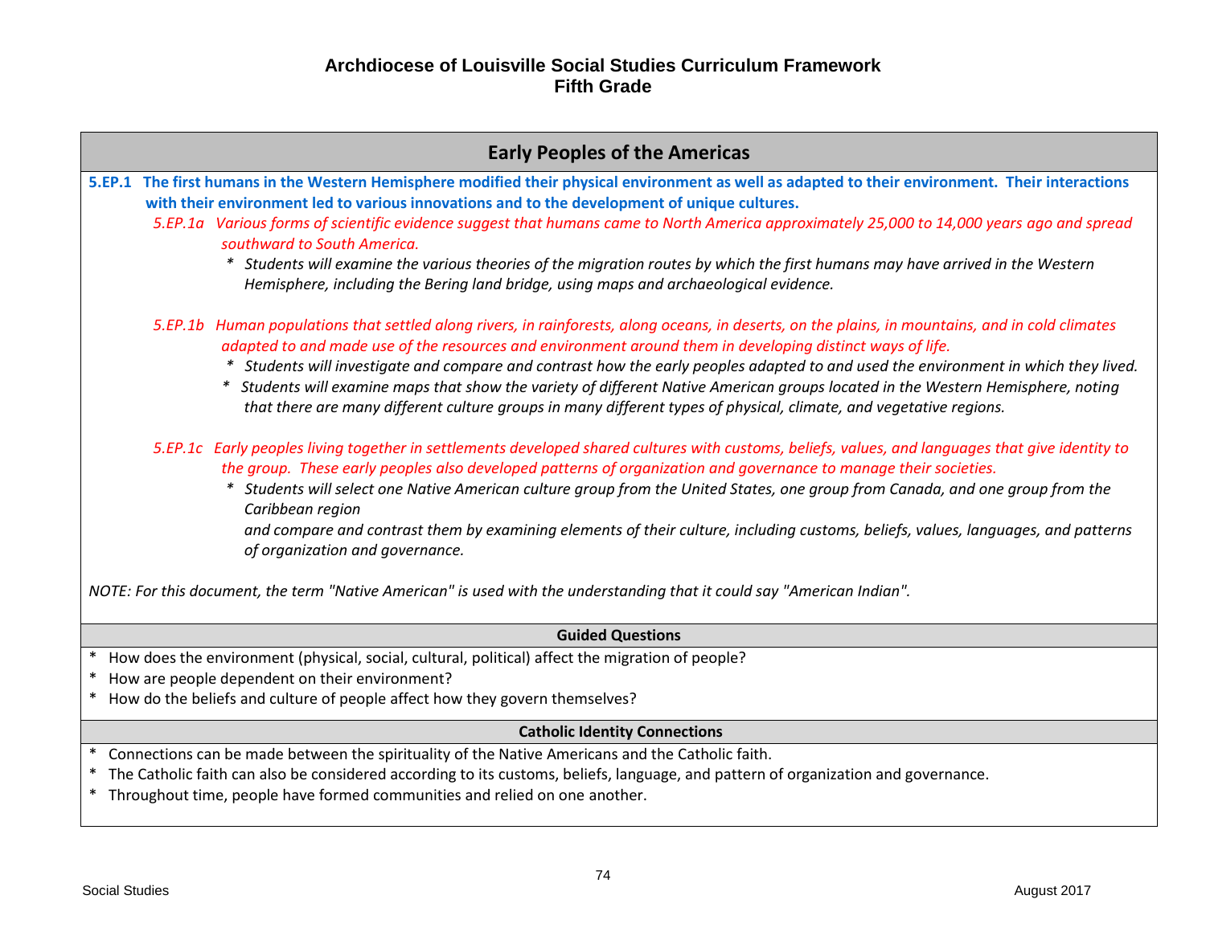# Archdiocese of Louisville Social Studies Curriculum Framework
## Fifth Grade

## Early Peoples of the Americas

**5.EP.1 The first humans in the Western Hemisphere modified their physical environment as well as adapted to their environment. Their interactions with their environment led to various innovations and to the development of unique cultures.**

*5.EP.1a Various forms of scientific evidence suggest that humans came to North America approximately 25,000 to 14,000 years ago and spread southward to South America.*

- *Students will examine the various theories of the migration routes by which the first humans may have arrived in the Western Hemisphere, including the Bering land bridge, using maps and archaeological evidence.*

*5.EP.1b Human populations that settled along rivers, in rainforests, along oceans, in deserts, on the plains, in mountains, and in cold climates adapted to and made use of the resources and environment around them in developing distinct ways of life.*

- *Students will investigate and compare and contrast how the early peoples adapted to and used the environment in which they lived.*
- *Students will examine maps that show the variety of different Native American groups located in the Western Hemisphere, noting that there are many different culture groups in many different types of physical, climate, and vegetative regions.*

*5.EP.1c Early peoples living together in settlements developed shared cultures with customs, beliefs, values, and languages that give identity to the group. These early peoples also developed patterns of organization and governance to manage their societies.*

- *Students will select one Native American culture group from the United States, one group from Canada, and one group from the Caribbean region and compare and contrast them by examining elements of their culture, including customs, beliefs, values, languages, and patterns of organization and governance.*

*NOTE: For this document, the term "Native American" is used with the understanding that it could say "American Indian".*

### Guided Questions

- How does the environment (physical, social, cultural, political) affect the migration of people?
- How are people dependent on their environment?
- How do the beliefs and culture of people affect how they govern themselves?

### Catholic Identity Connections

- Connections can be made between the spirituality of the Native Americans and the Catholic faith.
- The Catholic faith can also be considered according to its customs, beliefs, language, and pattern of organization and governance.
- Throughout time, people have formed communities and relied on one another.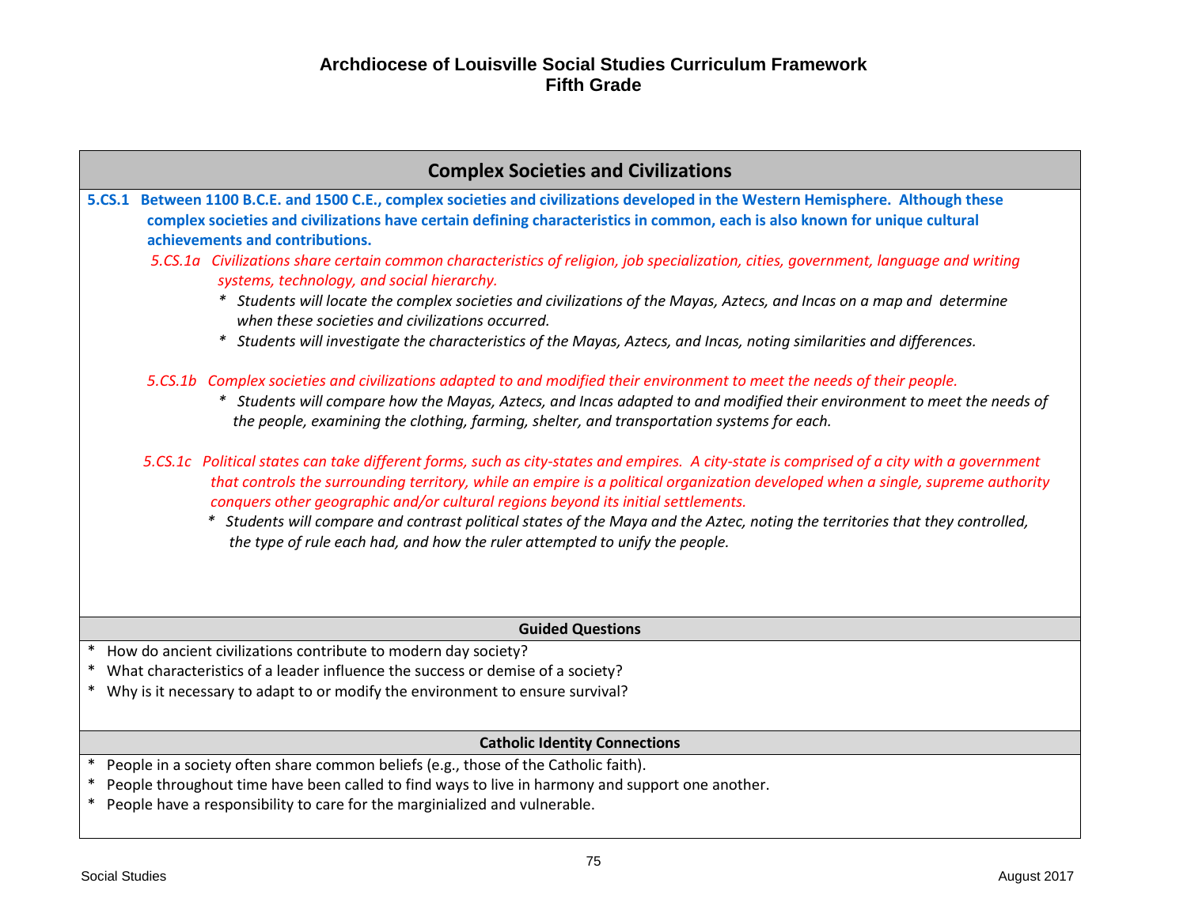# Archdiocese of Louisville Social Studies Curriculum Framework
## Fifth Grade

## Complex Societies and Civilizations

**5.CS.1 Between 1100 B.C.E. and 1500 C.E., complex societies and civilizations developed in the Western Hemisphere. Although these complex societies and civilizations have certain defining characteristics in common, each is also known for unique cultural achievements and contributions.**

*5.CS.1a Civilizations share certain common characteristics of religion, job specialization, cities, government, language and writing systems, technology, and social hierarchy.*

- *Students will locate the complex societies and civilizations of the Mayas, Aztecs, and Incas on a map and determine when these societies and civilizations occurred.*
- *Students will investigate the characteristics of the Mayas, Aztecs, and Incas, noting similarities and differences.*

*5.CS.1b Complex societies and civilizations adapted to and modified their environment to meet the needs of their people.*

- *Students will compare how the Mayas, Aztecs, and Incas adapted to and modified their environment to meet the needs of the people, examining the clothing, farming, shelter, and transportation systems for each.*

*5.CS.1c Political states can take different forms, such as city-states and empires. A city-state is comprised of a city with a government that controls the surrounding territory, while an empire is a political organization developed when a single, supreme authority conquers other geographic and/or cultural regions beyond its initial settlements.*

- *Students will compare and contrast political states of the Maya and the Aztec, noting the territories that they controlled, the type of rule each had, and how the ruler attempted to unify the people.*

### Guided Questions

- How do ancient civilizations contribute to modern day society?
- What characteristics of a leader influence the success or demise of a society?
- Why is it necessary to adapt to or modify the environment to ensure survival?

### Catholic Identity Connections

- People in a society often share common beliefs (e.g., those of the Catholic faith).
- People throughout time have been called to find ways to live in harmony and support one another.
- People have a responsibility to care for the marginialized and vulnerable.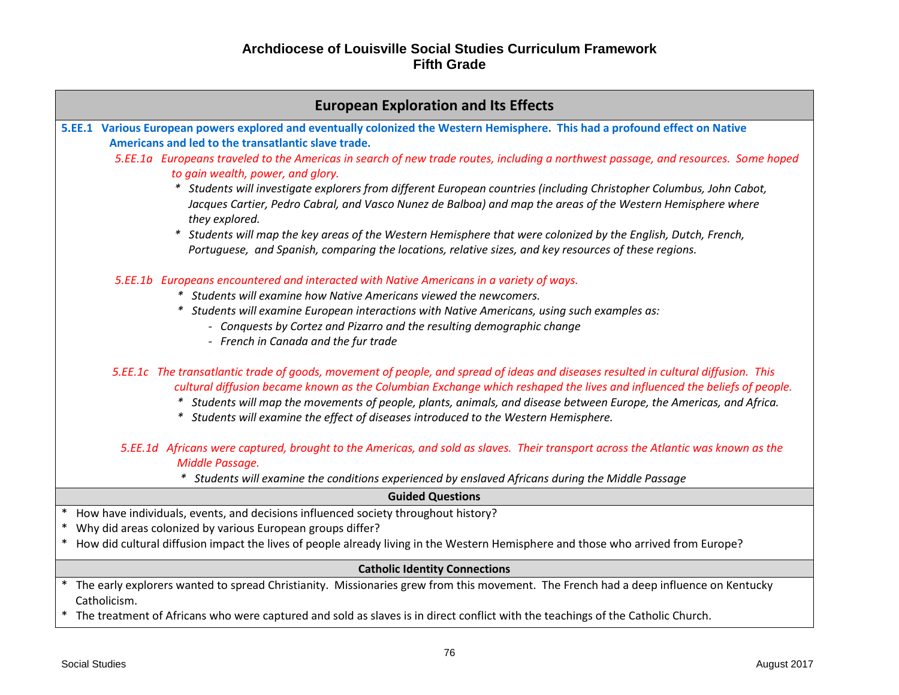# Archdiocese of Louisville Social Studies Curriculum Framework
## Fifth Grade

## European Exploration and Its Effects

**5.EE.1 Various European powers explored and eventually colonized the Western Hemisphere. This had a profound effect on Native Americans and led to the transatlantic slave trade.**

*5.EE.1a Europeans traveled to the Americas in search of new trade routes, including a northwest passage, and resources. Some hoped to gain wealth, power, and glory.*

- *Students will investigate explorers from different European countries (including Christopher Columbus, John Cabot, Jacques Cartier, Pedro Cabral, and Vasco Nunez de Balboa) and map the areas of the Western Hemisphere where they explored.*
- *Students will map the key areas of the Western Hemisphere that were colonized by the English, Dutch, French, Portuguese, and Spanish, comparing the locations, relative sizes, and key resources of these regions.*

*5.EE.1b Europeans encountered and interacted with Native Americans in a variety of ways.*

- *Students will examine how Native Americans viewed the newcomers.*
- *Students will examine European interactions with Native Americans, using such examples as:*
  - *Conquests by Cortez and Pizarro and the resulting demographic change*
  - *French in Canada and the fur trade*

*5.EE.1c The transatlantic trade of goods, movement of people, and spread of ideas and diseases resulted in cultural diffusion. This cultural diffusion became known as the Columbian Exchange which reshaped the lives and influenced the beliefs of people.*

- *Students will map the movements of people, plants, animals, and disease between Europe, the Americas, and Africa.*
- *Students will examine the effect of diseases introduced to the Western Hemisphere.*

*5.EE.1d Africans were captured, brought to the Americas, and sold as slaves. Their transport across the Atlantic was known as the Middle Passage.*

- *Students will examine the conditions experienced by enslaved Africans during the Middle Passage*

### Guided Questions

- How have individuals, events, and decisions influenced society throughout history?
- Why did areas colonized by various European groups differ?
- How did cultural diffusion impact the lives of people already living in the Western Hemisphere and those who arrived from Europe?

### Catholic Identity Connections

- The early explorers wanted to spread Christianity. Missionaries grew from this movement. The French had a deep influence on Kentucky Catholicism.
- The treatment of Africans who were captured and sold as slaves is in direct conflict with the teachings of the Catholic Church.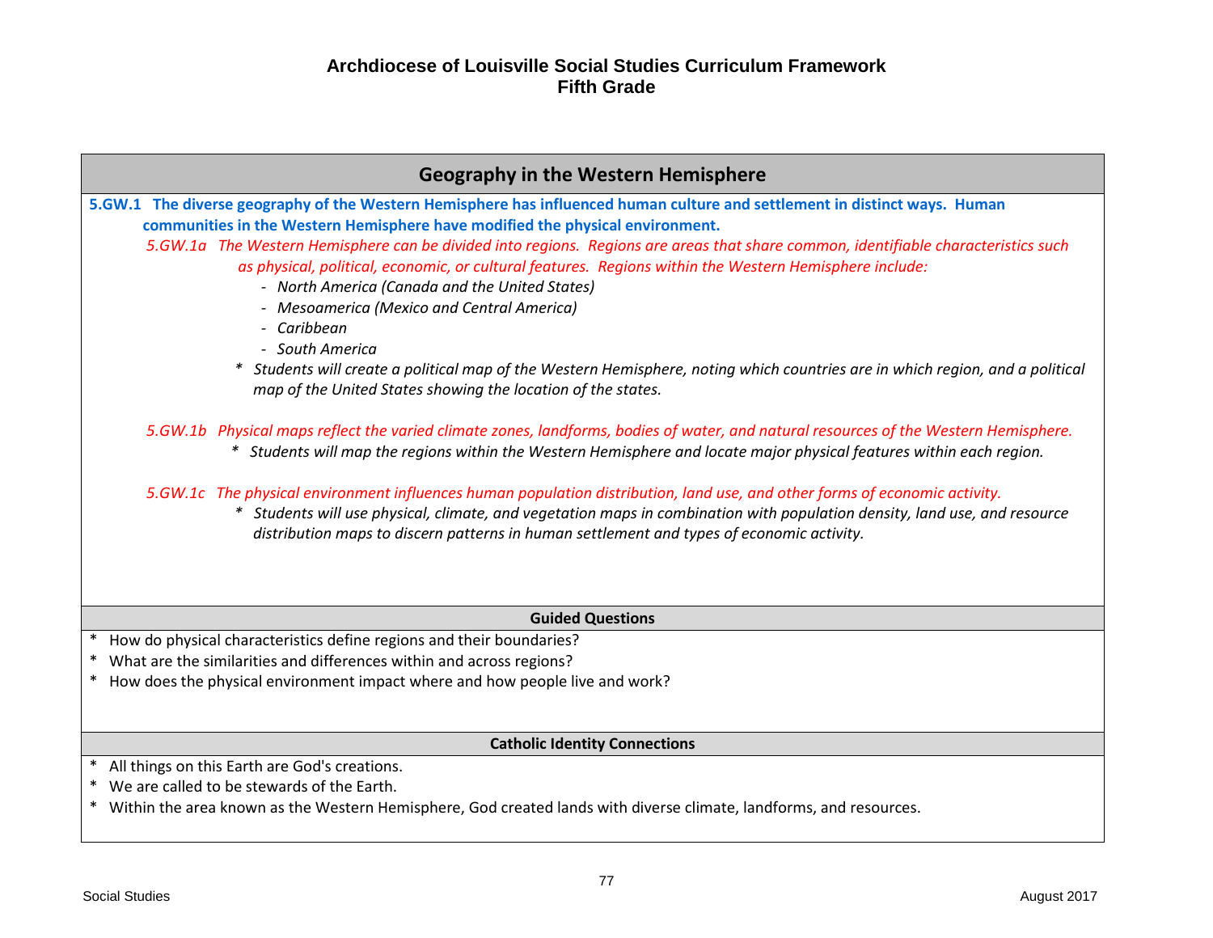# Archdiocese of Louisville Social Studies Curriculum Framework
## Fifth Grade

## Geography in the Western Hemisphere

**5.GW.1 The diverse geography of the Western Hemisphere has influenced human culture and settlement in distinct ways. Human communities in the Western Hemisphere have modified the physical environment.**

*5.GW.1a The Western Hemisphere can be divided into regions. Regions are areas that share common, identifiable characteristics such as physical, political, economic, or cultural features. Regions within the Western Hemisphere include:*

- *North America (Canada and the United States)*
- *Mesoamerica (Mexico and Central America)*
- *Caribbean*
- *South America*

\* *Students will create a political map of the Western Hemisphere, noting which countries are in which region, and a political map of the United States showing the location of the states.*

*5.GW.1b Physical maps reflect the varied climate zones, landforms, bodies of water, and natural resources of the Western Hemisphere.*

\* *Students will map the regions within the Western Hemisphere and locate major physical features within each region.*

*5.GW.1c The physical environment influences human population distribution, land use, and other forms of economic activity.*

\* *Students will use physical, climate, and vegetation maps in combination with population density, land use, and resource distribution maps to discern patterns in human settlement and types of economic activity.*

### Guided Questions

\* How do physical characteristics define regions and their boundaries?
\* What are the similarities and differences within and across regions?
\* How does the physical environment impact where and how people live and work?

### Catholic Identity Connections

\* All things on this Earth are God's creations.
\* We are called to be stewards of the Earth.
\* Within the area known as the Western Hemisphere, God created lands with diverse climate, landforms, and resources.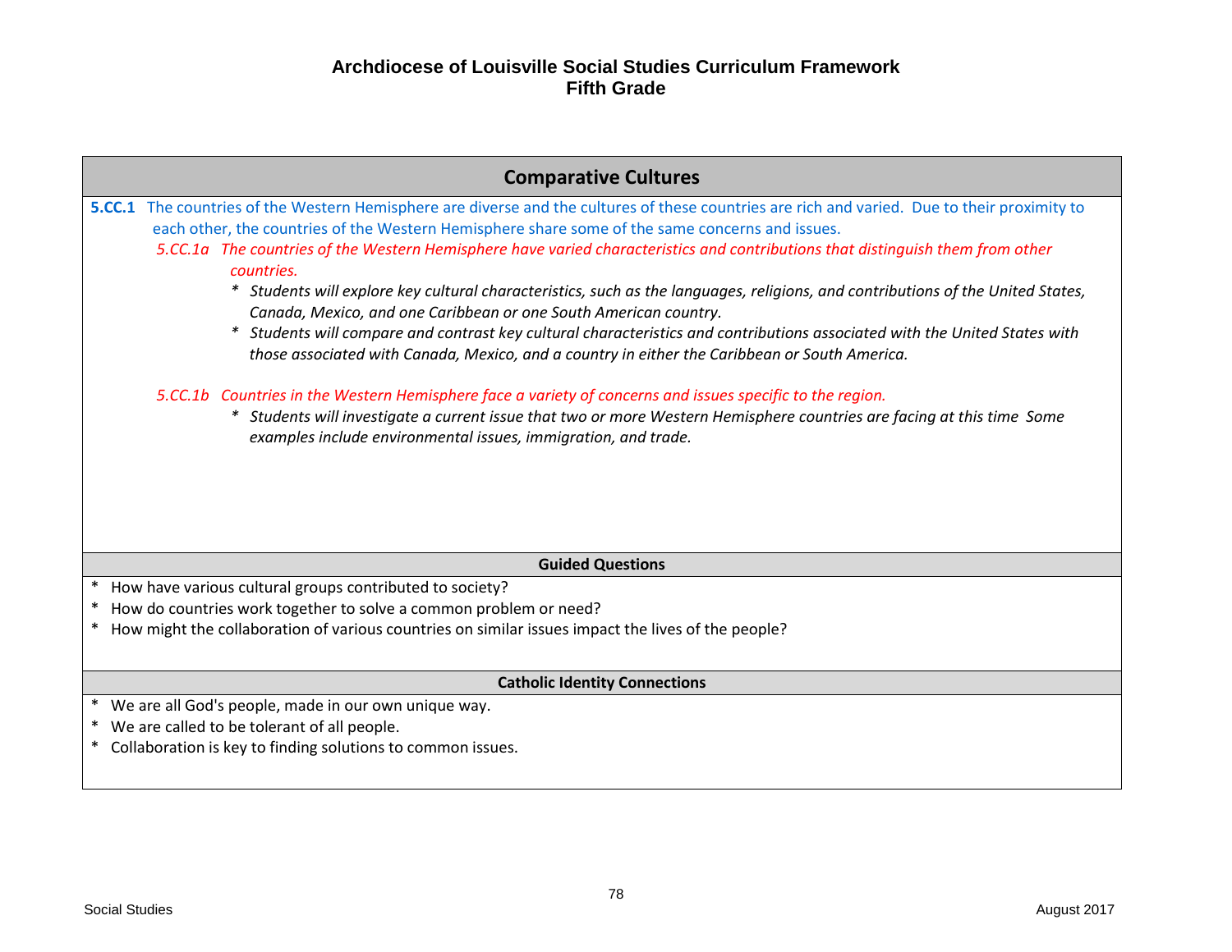**Archdiocese of Louisville Social Studies Curriculum Framework**
**Fifth Grade**

## Comparative Cultures

**5.CC.1** The countries of the Western Hemisphere are diverse and the cultures of these countries are rich and varied. Due to their proximity to each other, the countries of the Western Hemisphere share some of the same concerns and issues.

*5.CC.1a The countries of the Western Hemisphere have varied characteristics and contributions that distinguish them from other countries.*

- *Students will explore key cultural characteristics, such as the languages, religions, and contributions of the United States, Canada, Mexico, and one Caribbean or one South American country.*
- *Students will compare and contrast key cultural characteristics and contributions associated with the United States with those associated with Canada, Mexico, and a country in either the Caribbean or South America.*

*5.CC.1b Countries in the Western Hemisphere face a variety of concerns and issues specific to the region.*

- *Students will investigate a current issue that two or more Western Hemisphere countries are facing at this time Some examples include environmental issues, immigration, and trade.*

### Guided Questions

- How have various cultural groups contributed to society?
- How do countries work together to solve a common problem or need?
- How might the collaboration of various countries on similar issues impact the lives of the people?

### Catholic Identity Connections

- We are all God's people, made in our own unique way.
- We are called to be tolerant of all people.
- Collaboration is key to finding solutions to common issues.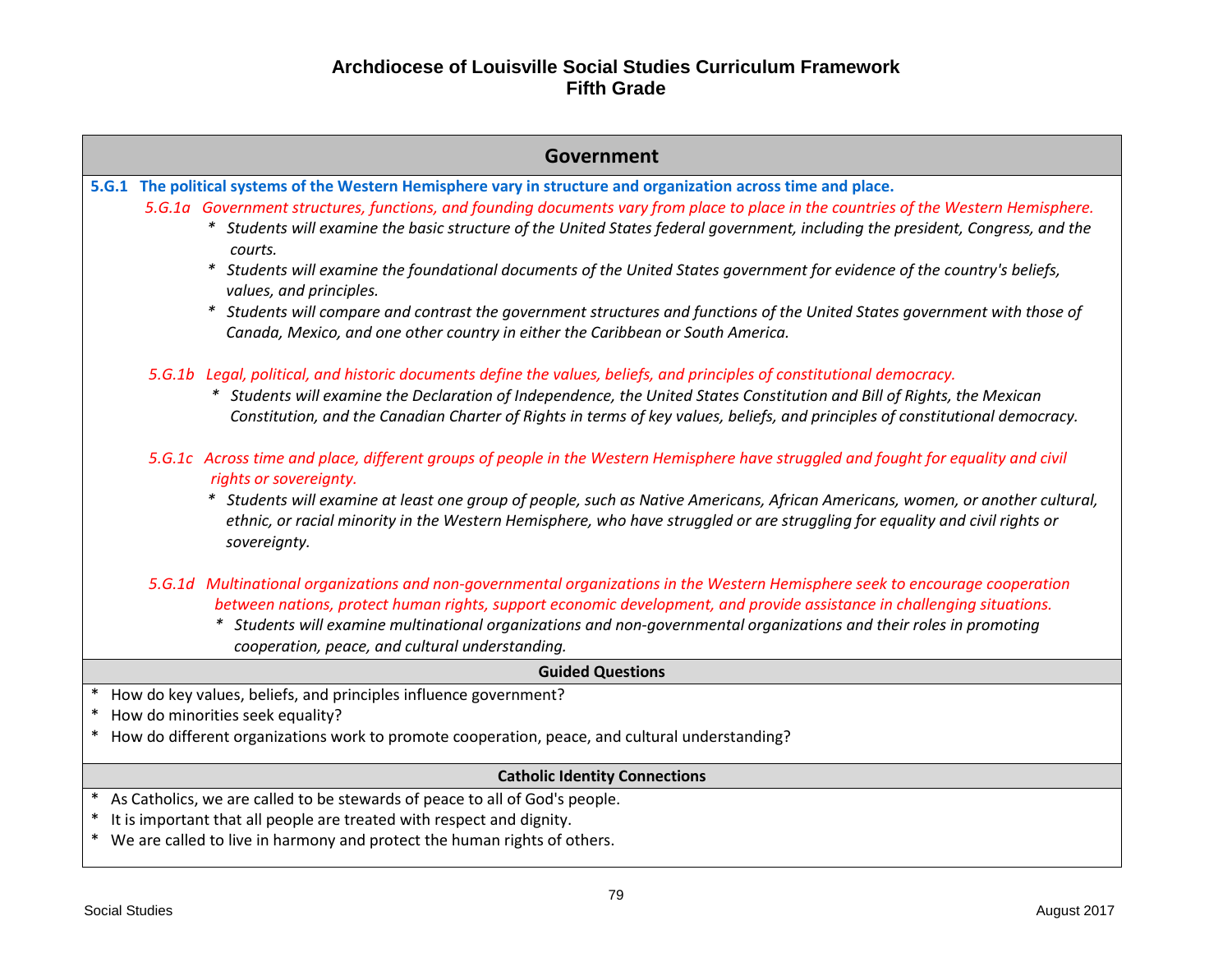# Archdiocese of Louisville Social Studies Curriculum Framework
## Fifth Grade

## Government

**5.G.1 The political systems of the Western Hemisphere vary in structure and organization across time and place.**

*5.G.1a Government structures, functions, and founding documents vary from place to place in the countries of the Western Hemisphere.*

- *Students will examine the basic structure of the United States federal government, including the president, Congress, and the courts.*
- *Students will examine the foundational documents of the United States government for evidence of the country's beliefs, values, and principles.*
- *Students will compare and contrast the government structures and functions of the United States government with those of Canada, Mexico, and one other country in either the Caribbean or South America.*

*5.G.1b Legal, political, and historic documents define the values, beliefs, and principles of constitutional democracy.*

- *Students will examine the Declaration of Independence, the United States Constitution and Bill of Rights, the Mexican Constitution, and the Canadian Charter of Rights in terms of key values, beliefs, and principles of constitutional democracy.*

*5.G.1c Across time and place, different groups of people in the Western Hemisphere have struggled and fought for equality and civil rights or sovereignty.*

- *Students will examine at least one group of people, such as Native Americans, African Americans, women, or another cultural, ethnic, or racial minority in the Western Hemisphere, who have struggled or are struggling for equality and civil rights or sovereignty.*

*5.G.1d Multinational organizations and non-governmental organizations in the Western Hemisphere seek to encourage cooperation between nations, protect human rights, support economic development, and provide assistance in challenging situations.*

- *Students will examine multinational organizations and non-governmental organizations and their roles in promoting cooperation, peace, and cultural understanding.*

### Guided Questions

- How do key values, beliefs, and principles influence government?
- How do minorities seek equality?
- How do different organizations work to promote cooperation, peace, and cultural understanding?

### Catholic Identity Connections

- As Catholics, we are called to be stewards of peace to all of God's people.
- It is important that all people are treated with respect and dignity.
- We are called to live in harmony and protect the human rights of others.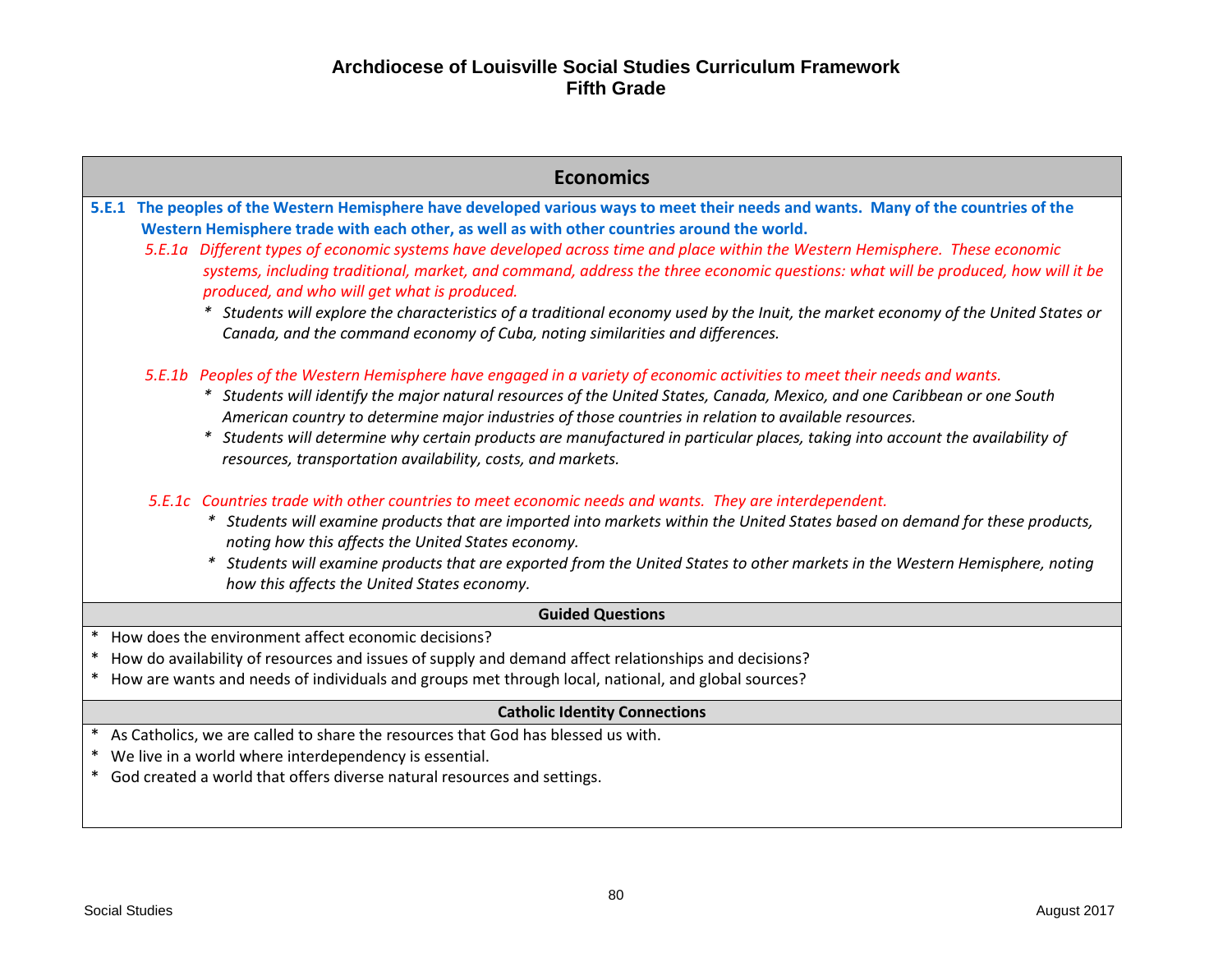# Archdiocese of Louisville Social Studies Curriculum Framework
## Fifth Grade

## Economics

**5.E.1 The peoples of the Western Hemisphere have developed various ways to meet their needs and wants. Many of the countries of the Western Hemisphere trade with each other, as well as with other countries around the world.**

*5.E.1a Different types of economic systems have developed across time and place within the Western Hemisphere. These economic systems, including traditional, market, and command, address the three economic questions: what will be produced, how will it be produced, and who will get what is produced.*

- *Students will explore the characteristics of a traditional economy used by the Inuit, the market economy of the United States or Canada, and the command economy of Cuba, noting similarities and differences.*

*5.E.1b Peoples of the Western Hemisphere have engaged in a variety of economic activities to meet their needs and wants.*

- *Students will identify the major natural resources of the United States, Canada, Mexico, and one Caribbean or one South American country to determine major industries of those countries in relation to available resources.*
- *Students will determine why certain products are manufactured in particular places, taking into account the availability of resources, transportation availability, costs, and markets.*

*5.E.1c Countries trade with other countries to meet economic needs and wants. They are interdependent.*

- *Students will examine products that are imported into markets within the United States based on demand for these products, noting how this affects the United States economy.*
- *Students will examine products that are exported from the United States to other markets in the Western Hemisphere, noting how this affects the United States economy.*

### Guided Questions

- How does the environment affect economic decisions?
- How do availability of resources and issues of supply and demand affect relationships and decisions?
- How are wants and needs of individuals and groups met through local, national, and global sources?

### Catholic Identity Connections

- As Catholics, we are called to share the resources that God has blessed us with.
- We live in a world where interdependency is essential.
- God created a world that offers diverse natural resources and settings.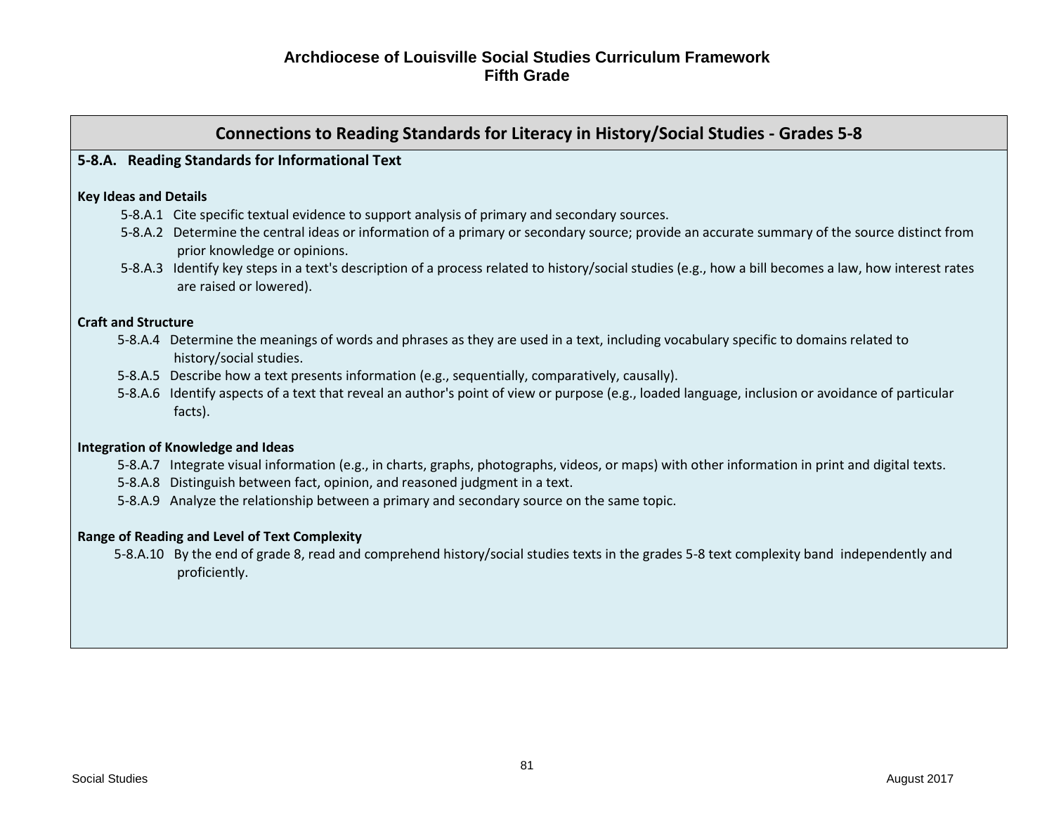# Archdiocese of Louisville Social Studies Curriculum Framework
## Fifth Grade

## Connections to Reading Standards for Literacy in History/Social Studies - Grades 5-8

**5-8.A. Reading Standards for Informational Text**

**Key Ideas and Details**

- 5-8.A.1 Cite specific textual evidence to support analysis of primary and secondary sources.
- 5-8.A.2 Determine the central ideas or information of a primary or secondary source; provide an accurate summary of the source distinct from prior knowledge or opinions.
- 5-8.A.3 Identify key steps in a text's description of a process related to history/social studies (e.g., how a bill becomes a law, how interest rates are raised or lowered).

**Craft and Structure**

- 5-8.A.4 Determine the meanings of words and phrases as they are used in a text, including vocabulary specific to domains related to history/social studies.
- 5-8.A.5 Describe how a text presents information (e.g., sequentially, comparatively, causally).
- 5-8.A.6 Identify aspects of a text that reveal an author's point of view or purpose (e.g., loaded language, inclusion or avoidance of particular facts).

**Integration of Knowledge and Ideas**

- 5-8.A.7 Integrate visual information (e.g., in charts, graphs, photographs, videos, or maps) with other information in print and digital texts.
- 5-8.A.8 Distinguish between fact, opinion, and reasoned judgment in a text.
- 5-8.A.9 Analyze the relationship between a primary and secondary source on the same topic.

**Range of Reading and Level of Text Complexity**

- 5-8.A.10 By the end of grade 8, read and comprehend history/social studies texts in the grades 5-8 text complexity band independently and proficiently.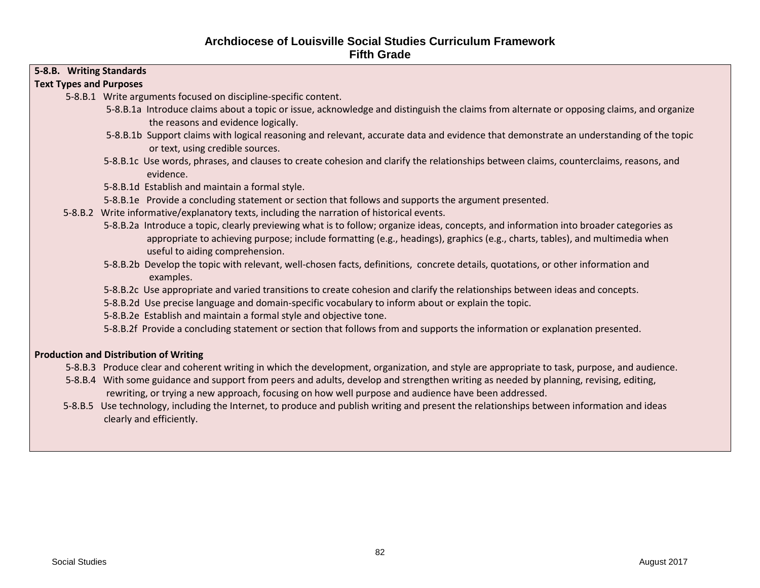# Archdiocese of Louisville Social Studies Curriculum Framework
## Fifth Grade

**5-8.B. Writing Standards**

**Text Types and Purposes**

- 5-8.B.1 Write arguments focused on discipline-specific content.
  - 5-8.B.1a Introduce claims about a topic or issue, acknowledge and distinguish the claims from alternate or opposing claims, and organize the reasons and evidence logically.
  - 5-8.B.1b Support claims with logical reasoning and relevant, accurate data and evidence that demonstrate an understanding of the topic or text, using credible sources.
  - 5-8.B.1c Use words, phrases, and clauses to create cohesion and clarify the relationships between claims, counterclaims, reasons, and evidence.
  - 5-8.B.1d Establish and maintain a formal style.
  - 5-8.B.1e Provide a concluding statement or section that follows and supports the argument presented.
- 5-8.B.2 Write informative/explanatory texts, including the narration of historical events.
  - 5-8.B.2a Introduce a topic, clearly previewing what is to follow; organize ideas, concepts, and information into broader categories as appropriate to achieving purpose; include formatting (e.g., headings), graphics (e.g., charts, tables), and multimedia when useful to aiding comprehension.
  - 5-8.B.2b Develop the topic with relevant, well-chosen facts, definitions, concrete details, quotations, or other information and examples.
  - 5-8.B.2c Use appropriate and varied transitions to create cohesion and clarify the relationships between ideas and concepts.
  - 5-8.B.2d Use precise language and domain-specific vocabulary to inform about or explain the topic.
  - 5-8.B.2e Establish and maintain a formal style and objective tone.
  - 5-8.B.2f Provide a concluding statement or section that follows from and supports the information or explanation presented.

**Production and Distribution of Writing**

- 5-8.B.3 Produce clear and coherent writing in which the development, organization, and style are appropriate to task, purpose, and audience.
- 5-8.B.4 With some guidance and support from peers and adults, develop and strengthen writing as needed by planning, revising, editing, rewriting, or trying a new approach, focusing on how well purpose and audience have been addressed.
- 5-8.B.5 Use technology, including the Internet, to produce and publish writing and present the relationships between information and ideas clearly and efficiently.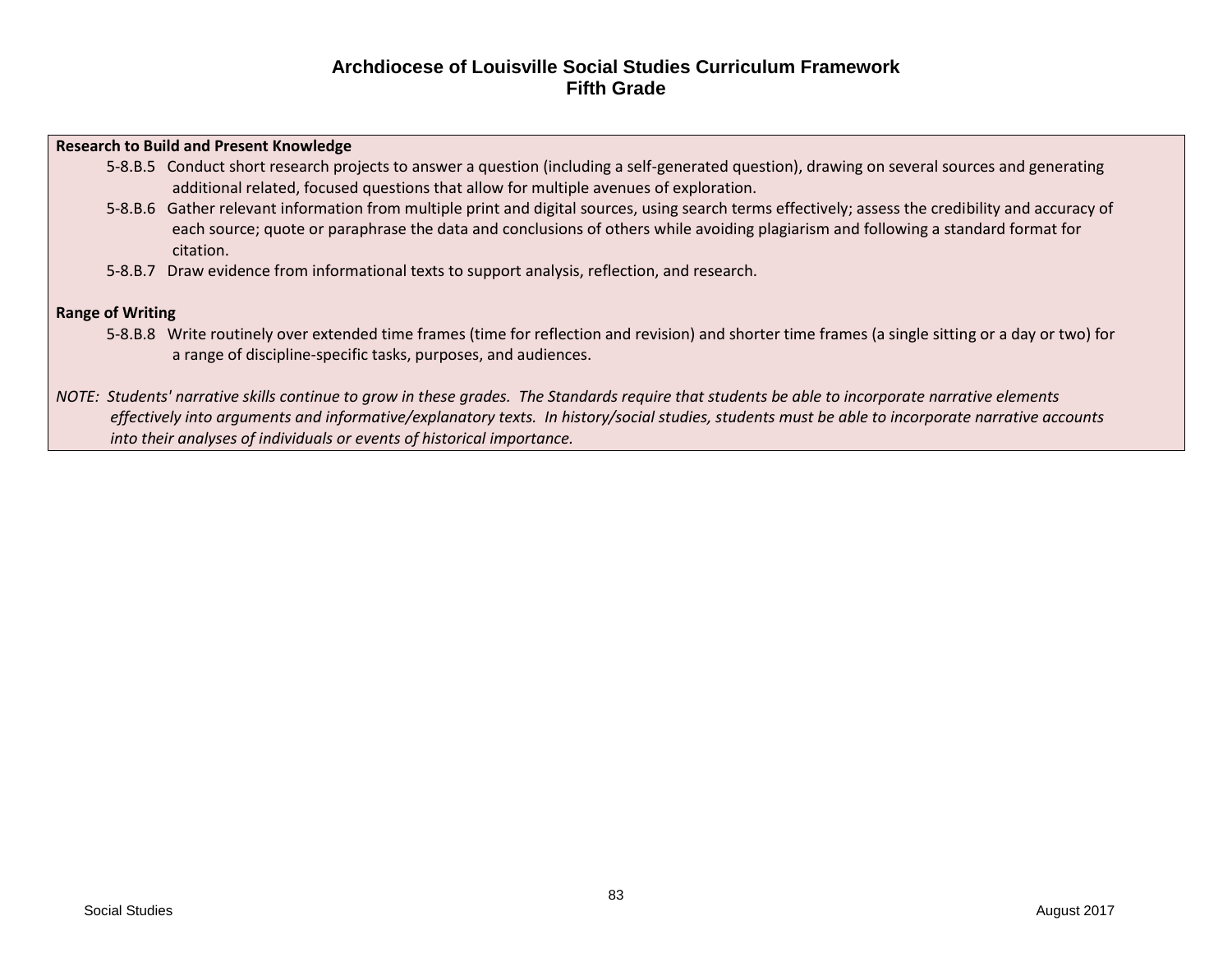# Archdiocese of Louisville Social Studies Curriculum Framework
## Fifth Grade

**Research to Build and Present Knowledge**

- 5-8.B.5 Conduct short research projects to answer a question (including a self-generated question), drawing on several sources and generating additional related, focused questions that allow for multiple avenues of exploration.
- 5-8.B.6 Gather relevant information from multiple print and digital sources, using search terms effectively; assess the credibility and accuracy of each source; quote or paraphrase the data and conclusions of others while avoiding plagiarism and following a standard format for citation.
- 5-8.B.7 Draw evidence from informational texts to support analysis, reflection, and research.

**Range of Writing**

- 5-8.B.8 Write routinely over extended time frames (time for reflection and revision) and shorter time frames (a single sitting or a day or two) for a range of discipline-specific tasks, purposes, and audiences.

*NOTE: Students' narrative skills continue to grow in these grades. The Standards require that students be able to incorporate narrative elements effectively into arguments and informative/explanatory texts. In history/social studies, students must be able to incorporate narrative accounts into their analyses of individuals or events of historical importance.*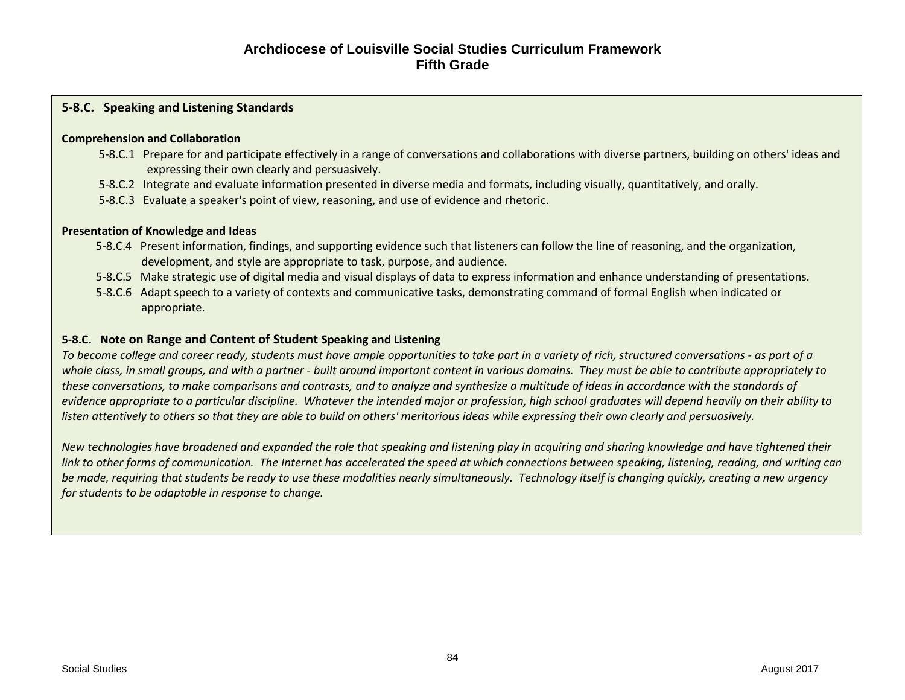# Archdiocese of Louisville Social Studies Curriculum Framework
## Fifth Grade

### 5-8.C. Speaking and Listening Standards

**Comprehension and Collaboration**

- 5-8.C.1 Prepare for and participate effectively in a range of conversations and collaborations with diverse partners, building on others' ideas and expressing their own clearly and persuasively.
- 5-8.C.2 Integrate and evaluate information presented in diverse media and formats, including visually, quantitatively, and orally.
- 5-8.C.3 Evaluate a speaker's point of view, reasoning, and use of evidence and rhetoric.

**Presentation of Knowledge and Ideas**

- 5-8.C.4 Present information, findings, and supporting evidence such that listeners can follow the line of reasoning, and the organization, development, and style are appropriate to task, purpose, and audience.
- 5-8.C.5 Make strategic use of digital media and visual displays of data to express information and enhance understanding of presentations.
- 5-8.C.6 Adapt speech to a variety of contexts and communicative tasks, demonstrating command of formal English when indicated or appropriate.

**5-8.C. Note on Range and Content of Student Speaking and Listening**

*To become college and career ready, students must have ample opportunities to take part in a variety of rich, structured conversations - as part of a whole class, in small groups, and with a partner - built around important content in various domains. They must be able to contribute appropriately to these conversations, to make comparisons and contrasts, and to analyze and synthesize a multitude of ideas in accordance with the standards of evidence appropriate to a particular discipline. Whatever the intended major or profession, high school graduates will depend heavily on their ability to listen attentively to others so that they are able to build on others' meritorious ideas while expressing their own clearly and persuasively.*

*New technologies have broadened and expanded the role that speaking and listening play in acquiring and sharing knowledge and have tightened their link to other forms of communication. The Internet has accelerated the speed at which connections between speaking, listening, reading, and writing can be made, requiring that students be ready to use these modalities nearly simultaneously. Technology itself is changing quickly, creating a new urgency for students to be adaptable in response to change.*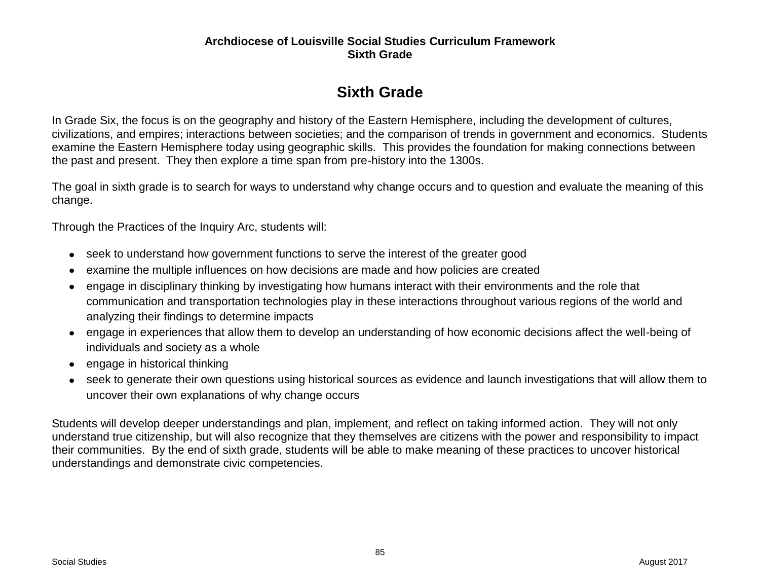# Sixth Grade

In Grade Six, the focus is on the geography and history of the Eastern Hemisphere, including the development of cultures, civilizations, and empires; interactions between societies; and the comparison of trends in government and economics. Students examine the Eastern Hemisphere today using geographic skills. This provides the foundation for making connections between the past and present. They then explore a time span from pre-history into the 1300s.

The goal in sixth grade is to search for ways to understand why change occurs and to question and evaluate the meaning of this change.

Through the Practices of the Inquiry Arc, students will:

- seek to understand how government functions to serve the interest of the greater good
- examine the multiple influences on how decisions are made and how policies are created
- engage in disciplinary thinking by investigating how humans interact with their environments and the role that communication and transportation technologies play in these interactions throughout various regions of the world and analyzing their findings to determine impacts
- engage in experiences that allow them to develop an understanding of how economic decisions affect the well-being of individuals and society as a whole
- engage in historical thinking
- seek to generate their own questions using historical sources as evidence and launch investigations that will allow them to uncover their own explanations of why change occurs

Students will develop deeper understandings and plan, implement, and reflect on taking informed action. They will not only understand true citizenship, but will also recognize that they themselves are citizens with the power and responsibility to impact their communities. By the end of sixth grade, students will be able to make meaning of these practices to uncover historical understandings and demonstrate civic competencies.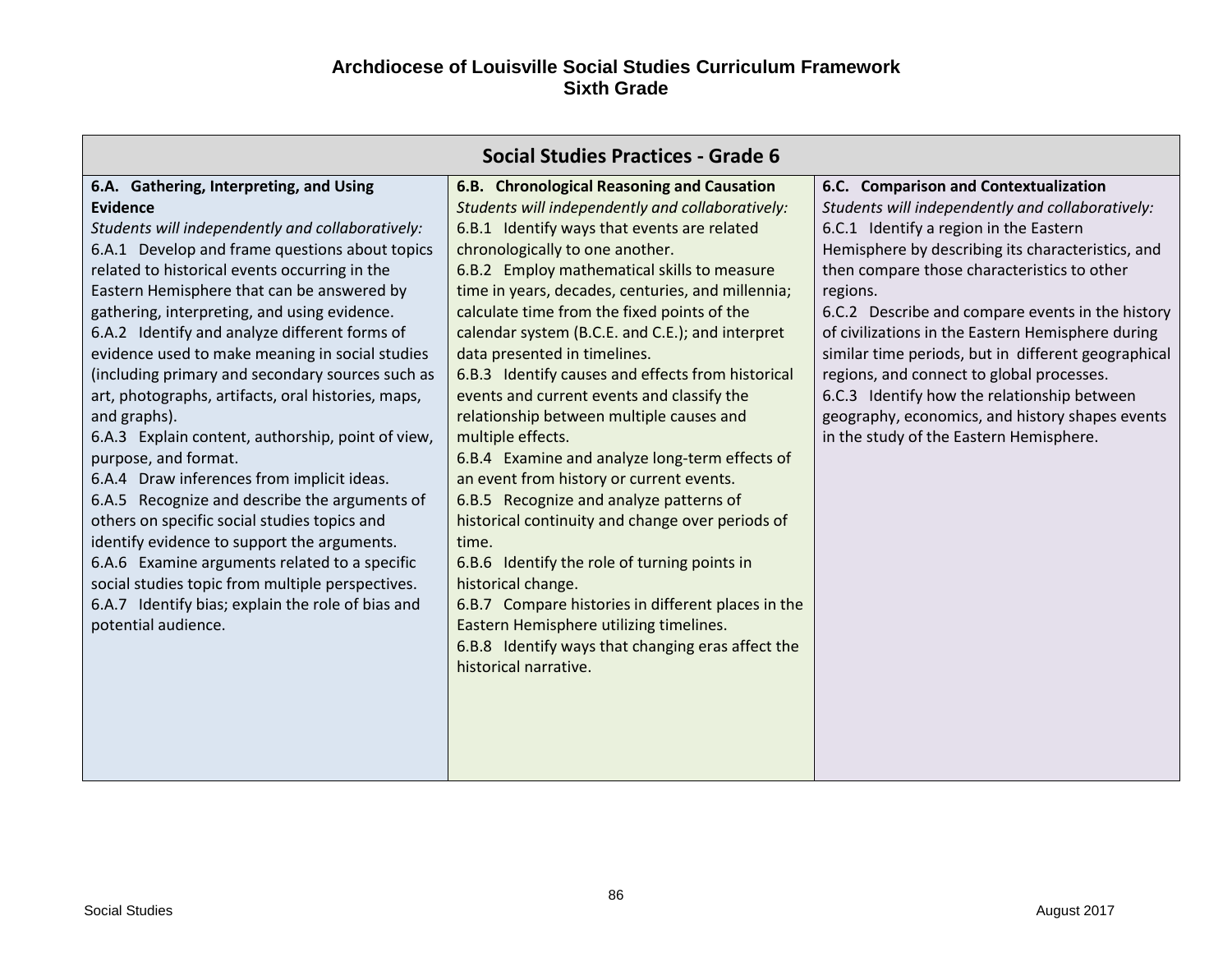# Archdiocese of Louisville Social Studies Curriculum Framework
## Sixth Grade

| Social Studies Practices - Grade 6 | | |
|---|---|---|
| **6.A. Gathering, Interpreting, and Using Evidence**<br>*Students will independently and collaboratively:*<br>6.A.1 Develop and frame questions about topics related to historical events occurring in the Eastern Hemisphere that can be answered by gathering, interpreting, and using evidence.<br>6.A.2 Identify and analyze different forms of evidence used to make meaning in social studies (including primary and secondary sources such as art, photographs, artifacts, oral histories, maps, and graphs).<br>6.A.3 Explain content, authorship, point of view, purpose, and format.<br>6.A.4 Draw inferences from implicit ideas.<br>6.A.5 Recognize and describe the arguments of others on specific social studies topics and identify evidence to support the arguments.<br>6.A.6 Examine arguments related to a specific social studies topic from multiple perspectives.<br>6.A.7 Identify bias; explain the role of bias and potential audience. | **6.B. Chronological Reasoning and Causation**<br>*Students will independently and collaboratively:*<br>6.B.1 Identify ways that events are related chronologically to one another.<br>6.B.2 Employ mathematical skills to measure time in years, decades, centuries, and millennia; calculate time from the fixed points of the calendar system (B.C.E. and C.E.); and interpret data presented in timelines.<br>6.B.3 Identify causes and effects from historical events and current events and classify the relationship between multiple causes and multiple effects.<br>6.B.4 Examine and analyze long-term effects of an event from history or current events.<br>6.B.5 Recognize and analyze patterns of historical continuity and change over periods of time.<br>6.B.6 Identify the role of turning points in historical change.<br>6.B.7 Compare histories in different places in the Eastern Hemisphere utilizing timelines.<br>6.B.8 Identify ways that changing eras affect the historical narrative. | **6.C. Comparison and Contextualization**<br>*Students will independently and collaboratively:*<br>6.C.1 Identify a region in the Eastern Hemisphere by describing its characteristics, and then compare those characteristics to other regions.<br>6.C.2 Describe and compare events in the history of civilizations in the Eastern Hemisphere during similar time periods, but in different geographical regions, and connect to global processes.<br>6.C.3 Identify how the relationship between geography, economics, and history shapes events in the study of the Eastern Hemisphere. |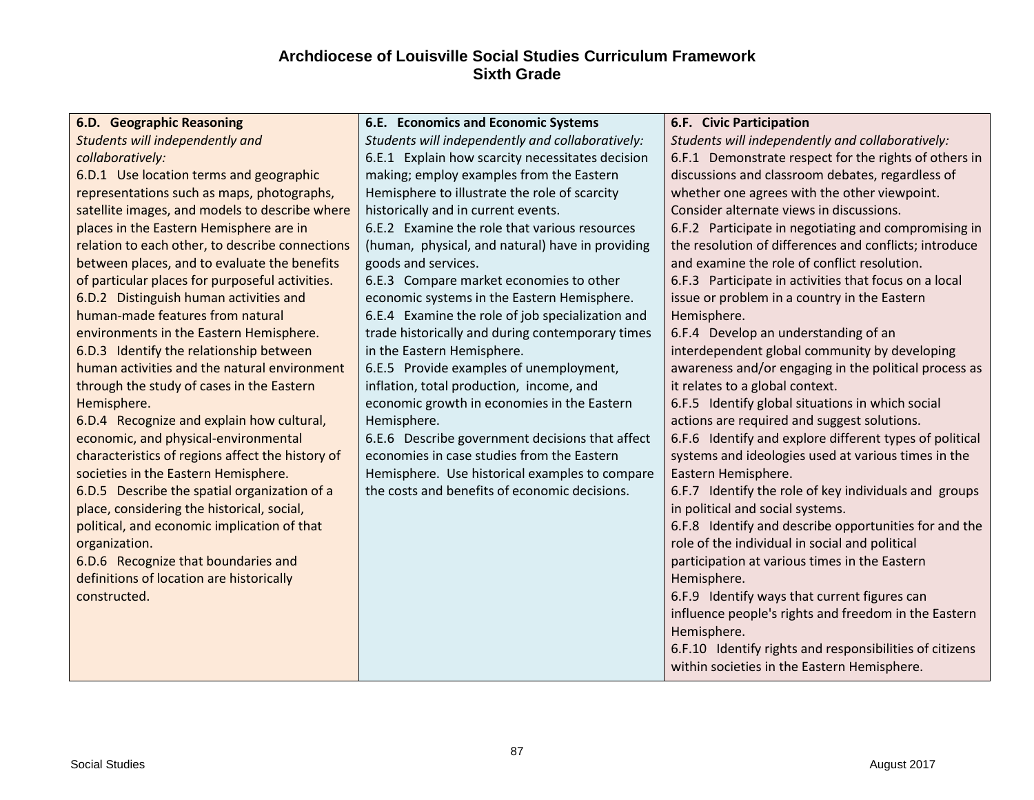# Archdiocese of Louisville Social Studies Curriculum Framework
## Sixth Grade

| 6.D. Geographic Reasoning | 6.E. Economics and Economic Systems | 6.F. Civic Participation |
|---|---|---|
| *Students will independently and collaboratively:*<br>6.D.1 Use location terms and geographic representations such as maps, photographs, satellite images, and models to describe where places in the Eastern Hemisphere are in relation to each other, to describe connections between places, and to evaluate the benefits of particular places for purposeful activities.<br>6.D.2 Distinguish human activities and human-made features from natural environments in the Eastern Hemisphere.<br>6.D.3 Identify the relationship between human activities and the natural environment through the study of cases in the Eastern Hemisphere.<br>6.D.4 Recognize and explain how cultural, economic, and physical-environmental characteristics of regions affect the history of societies in the Eastern Hemisphere.<br>6.D.5 Describe the spatial organization of a place, considering the historical, social, political, and economic implication of that organization.<br>6.D.6 Recognize that boundaries and definitions of location are historically constructed. | *Students will independently and collaboratively:*<br>6.E.1 Explain how scarcity necessitates decision making; employ examples from the Eastern Hemisphere to illustrate the role of scarcity historically and in current events.<br>6.E.2 Examine the role that various resources (human, physical, and natural) have in providing goods and services.<br>6.E.3 Compare market economies to other economic systems in the Eastern Hemisphere.<br>6.E.4 Examine the role of job specialization and trade historically and during contemporary times in the Eastern Hemisphere.<br>6.E.5 Provide examples of unemployment, inflation, total production, income, and economic growth in economies in the Eastern Hemisphere.<br>6.E.6 Describe government decisions that affect economies in case studies from the Eastern Hemisphere. Use historical examples to compare the costs and benefits of economic decisions. | *Students will independently and collaboratively:*<br>6.F.1 Demonstrate respect for the rights of others in discussions and classroom debates, regardless of whether one agrees with the other viewpoint. Consider alternate views in discussions.<br>6.F.2 Participate in negotiating and compromising in the resolution of differences and conflicts; introduce and examine the role of conflict resolution.<br>6.F.3 Participate in activities that focus on a local issue or problem in a country in the Eastern Hemisphere.<br>6.F.4 Develop an understanding of an interdependent global community by developing awareness and/or engaging in the political process as it relates to a global context.<br>6.F.5 Identify global situations in which social actions are required and suggest solutions.<br>6.F.6 Identify and explore different types of political systems and ideologies used at various times in the Eastern Hemisphere.<br>6.F.7 Identify the role of key individuals and groups in political and social systems.<br>6.F.8 Identify and describe opportunities for and the role of the individual in social and political participation at various times in the Eastern Hemisphere.<br>6.F.9 Identify ways that current figures can influence people's rights and freedom in the Eastern Hemisphere.<br>6.F.10 Identify rights and responsibilities of citizens within societies in the Eastern Hemisphere. |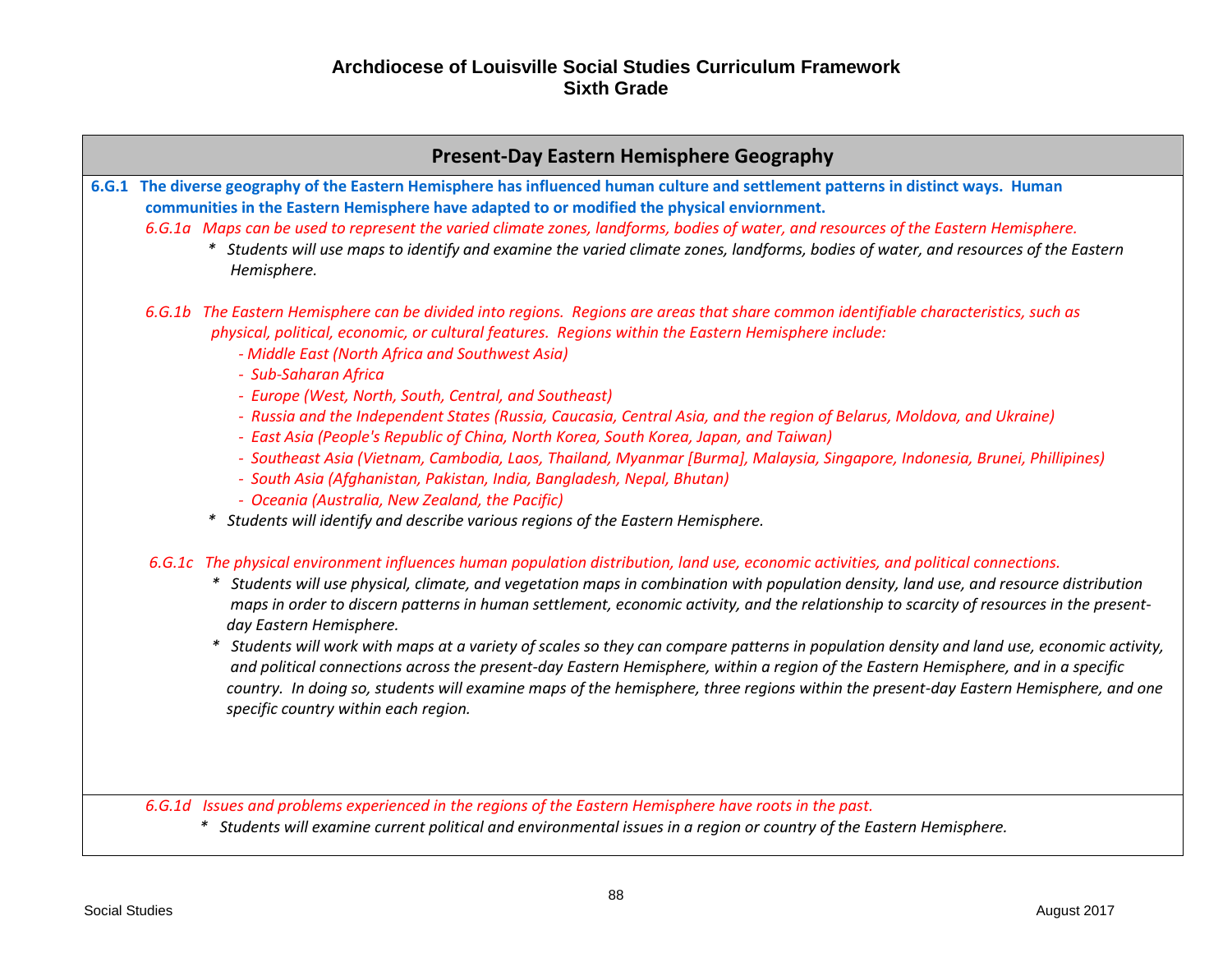# Archdiocese of Louisville Social Studies Curriculum Framework
# Sixth Grade

## Present-Day Eastern Hemisphere Geography

**6.G.1 The diverse geography of the Eastern Hemisphere has influenced human culture and settlement patterns in distinct ways. Human communities in the Eastern Hemisphere have adapted to or modified the physical enviornment.**

*6.G.1a Maps can be used to represent the varied climate zones, landforms, bodies of water, and resources of the Eastern Hemisphere.*

- *Students will use maps to identify and examine the varied climate zones, landforms, bodies of water, and resources of the Eastern Hemisphere.*

*6.G.1b The Eastern Hemisphere can be divided into regions. Regions are areas that share common identifiable characteristics, such as physical, political, economic, or cultural features. Regions within the Eastern Hemisphere include:*

- *Middle East (North Africa and Southwest Asia)*
- *Sub-Saharan Africa*
- *Europe (West, North, South, Central, and Southeast)*
- *Russia and the Independent States (Russia, Caucasia, Central Asia, and the region of Belarus, Moldova, and Ukraine)*
- *East Asia (People's Republic of China, North Korea, South Korea, Japan, and Taiwan)*
- *Southeast Asia (Vietnam, Cambodia, Laos, Thailand, Myanmar [Burma], Malaysia, Singapore, Indonesia, Brunei, Phillipines)*
- *South Asia (Afghanistan, Pakistan, India, Bangladesh, Nepal, Bhutan)*
- *Oceania (Australia, New Zealand, the Pacific)*

* *Students will identify and describe various regions of the Eastern Hemisphere.*

*6.G.1c The physical environment influences human population distribution, land use, economic activities, and political connections.*

- *Students will use physical, climate, and vegetation maps in combination with population density, land use, and resource distribution maps in order to discern patterns in human settlement, economic activity, and the relationship to scarcity of resources in the present-day Eastern Hemisphere.*
- *Students will work with maps at a variety of scales so they can compare patterns in population density and land use, economic activity, and political connections across the present-day Eastern Hemisphere, within a region of the Eastern Hemisphere, and in a specific country. In doing so, students will examine maps of the hemisphere, three regions within the present-day Eastern Hemisphere, and one specific country within each region.*

*6.G.1d Issues and problems experienced in the regions of the Eastern Hemisphere have roots in the past.*

- *Students will examine current political and environmental issues in a region or country of the Eastern Hemisphere.*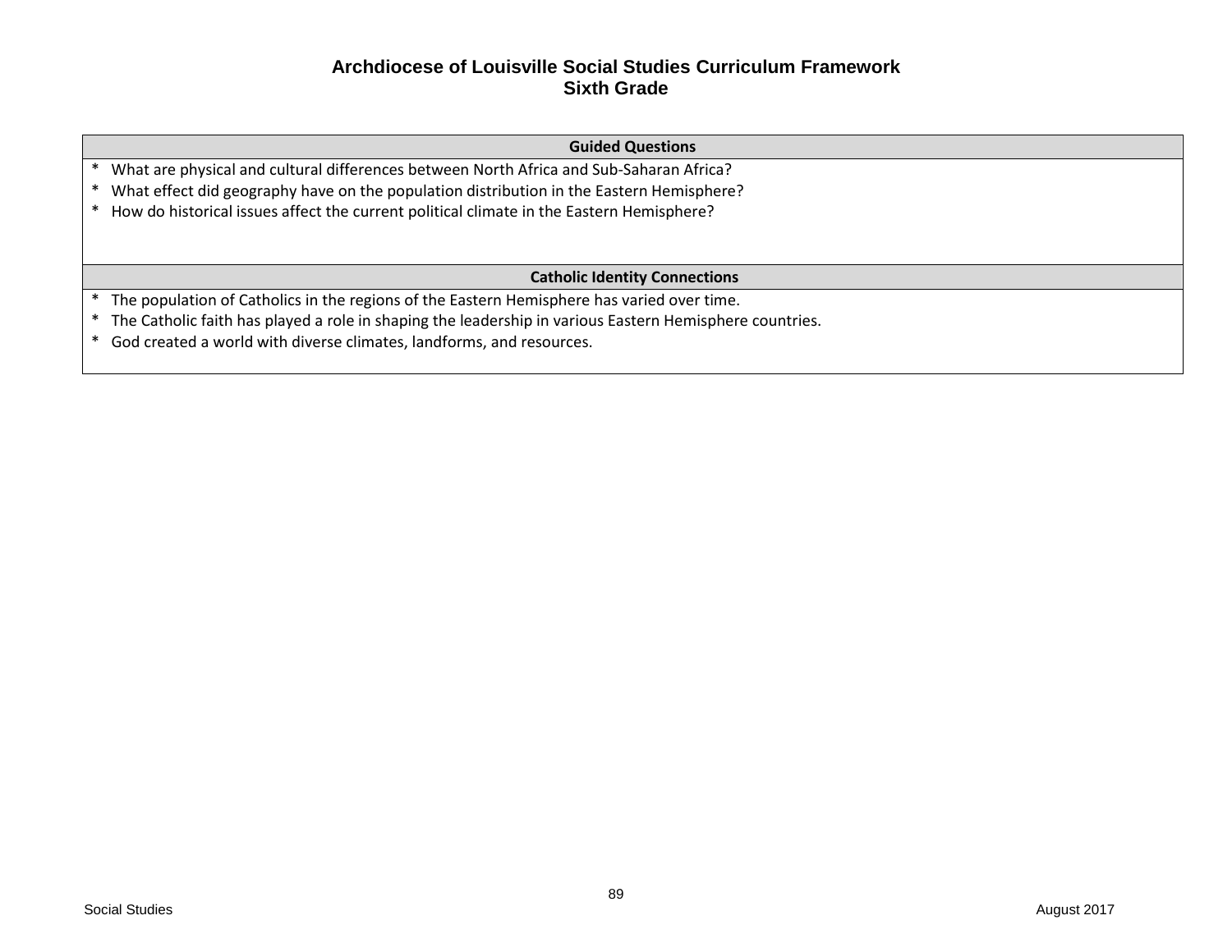| Guided Questions |
| --- |
| * What are physical and cultural differences between North Africa and Sub-Saharan Africa?<br>* What effect did geography have on the population distribution in the Eastern Hemisphere?<br>* How do historical issues affect the current political climate in the Eastern Hemisphere? |

| Catholic Identity Connections |
| --- |
| * The population of Catholics in the regions of the Eastern Hemisphere has varied over time.<br>* The Catholic faith has played a role in shaping the leadership in various Eastern Hemisphere countries.<br>* God created a world with diverse climates, landforms, and resources. |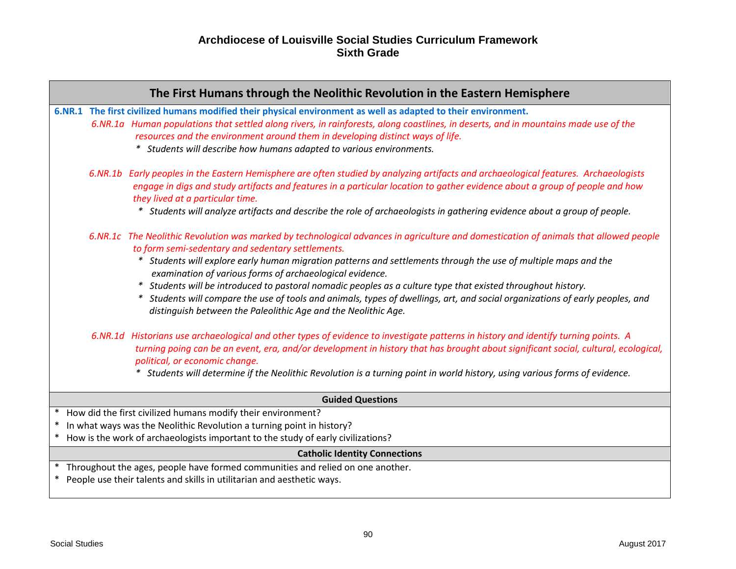# Archdiocese of Louisville Social Studies Curriculum Framework
## Sixth Grade

## The First Humans through the Neolithic Revolution in the Eastern Hemisphere

**6.NR.1 The first civilized humans modified their physical environment as well as adapted to their environment.**

*6.NR.1a Human populations that settled along rivers, in rainforests, along coastlines, in deserts, and in mountains made use of the resources and the environment around them in developing distinct ways of life.*

- *Students will describe how humans adapted to various environments.*

*6.NR.1b Early peoples in the Eastern Hemisphere are often studied by analyzing artifacts and archaeological features. Archaeologists engage in digs and study artifacts and features in a particular location to gather evidence about a group of people and how they lived at a particular time.*

- *Students will analyze artifacts and describe the role of archaeologists in gathering evidence about a group of people.*

*6.NR.1c The Neolithic Revolution was marked by technological advances in agriculture and domestication of animals that allowed people to form semi-sedentary and sedentary settlements.*

- *Students will explore early human migration patterns and settlements through the use of multiple maps and the examination of various forms of archaeological evidence.*
- *Students will be introduced to pastoral nomadic peoples as a culture type that existed throughout history.*
- *Students will compare the use of tools and animals, types of dwellings, art, and social organizations of early peoples, and distinguish between the Paleolithic Age and the Neolithic Age.*

*6.NR.1d Historians use archaeological and other types of evidence to investigate patterns in history and identify turning points. A turning poing can be an event, era, and/or development in history that has brought about significant social, cultural, ecological, political, or economic change.*

- *Students will determine if the Neolithic Revolution is a turning point in world history, using various forms of evidence.*

### Guided Questions

- How did the first civilized humans modify their environment?
- In what ways was the Neolithic Revolution a turning point in history?
- How is the work of archaeologists important to the study of early civilizations?

### Catholic Identity Connections

- Throughout the ages, people have formed communities and relied on one another.
- People use their talents and skills in utilitarian and aesthetic ways.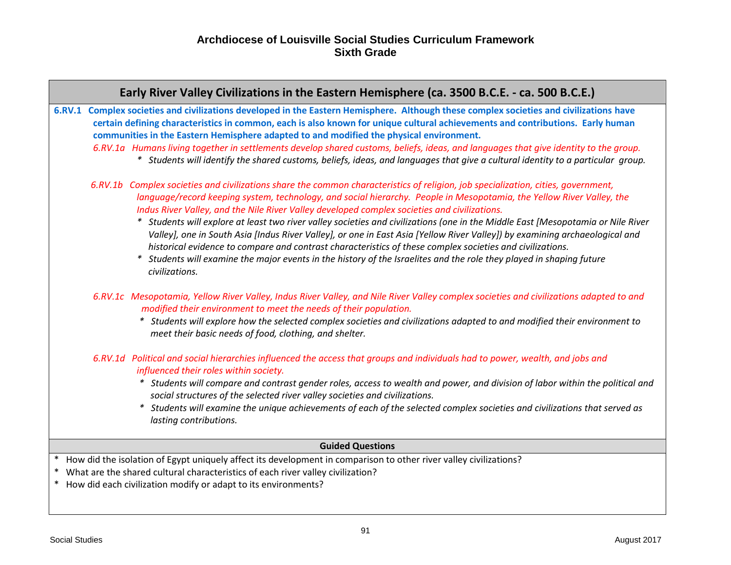# Archdiocese of Louisville Social Studies Curriculum Framework
## Sixth Grade

## Early River Valley Civilizations in the Eastern Hemisphere (ca. 3500 B.C.E. - ca. 500 B.C.E.)

**6.RV.1 Complex societies and civilizations developed in the Eastern Hemisphere. Although these complex societies and civilizations have certain defining characteristics in common, each is also known for unique cultural achievements and contributions. Early human communities in the Eastern Hemisphere adapted to and modified the physical environment.**

*6.RV.1a Humans living together in settlements develop shared customs, beliefs, ideas, and languages that give identity to the group.*

- *Students will identify the shared customs, beliefs, ideas, and languages that give a cultural identity to a particular group.*

*6.RV.1b Complex societies and civilizations share the common characteristics of religion, job specialization, cities, government, language/record keeping system, technology, and social hierarchy. People in Mesopotamia, the Yellow River Valley, the Indus River Valley, and the Nile River Valley developed complex societies and civilizations.*

- *Students will explore at least two river valley societies and civilizations (one in the Middle East [Mesopotamia or Nile River Valley], one in South Asia [Indus River Valley], or one in East Asia [Yellow River Valley]) by examining archaeological and historical evidence to compare and contrast characteristics of these complex societies and civilizations.*
- *Students will examine the major events in the history of the Israelites and the role they played in shaping future civilizations.*

*6.RV.1c Mesopotamia, Yellow River Valley, Indus River Valley, and Nile River Valley complex societies and civilizations adapted to and modified their environment to meet the needs of their population.*

- *Students will explore how the selected complex societies and civilizations adapted to and modified their environment to meet their basic needs of food, clothing, and shelter.*

*6.RV.1d Political and social hierarchies influenced the access that groups and individuals had to power, wealth, and jobs and influenced their roles within society.*

- *Students will compare and contrast gender roles, access to wealth and power, and division of labor within the political and social structures of the selected river valley societies and civilizations.*
- *Students will examine the unique achievements of each of the selected complex societies and civilizations that served as lasting contributions.*

### Guided Questions

- How did the isolation of Egypt uniquely affect its development in comparison to other river valley civilizations?
- What are the shared cultural characteristics of each river valley civilization?
- How did each civilization modify or adapt to its environments?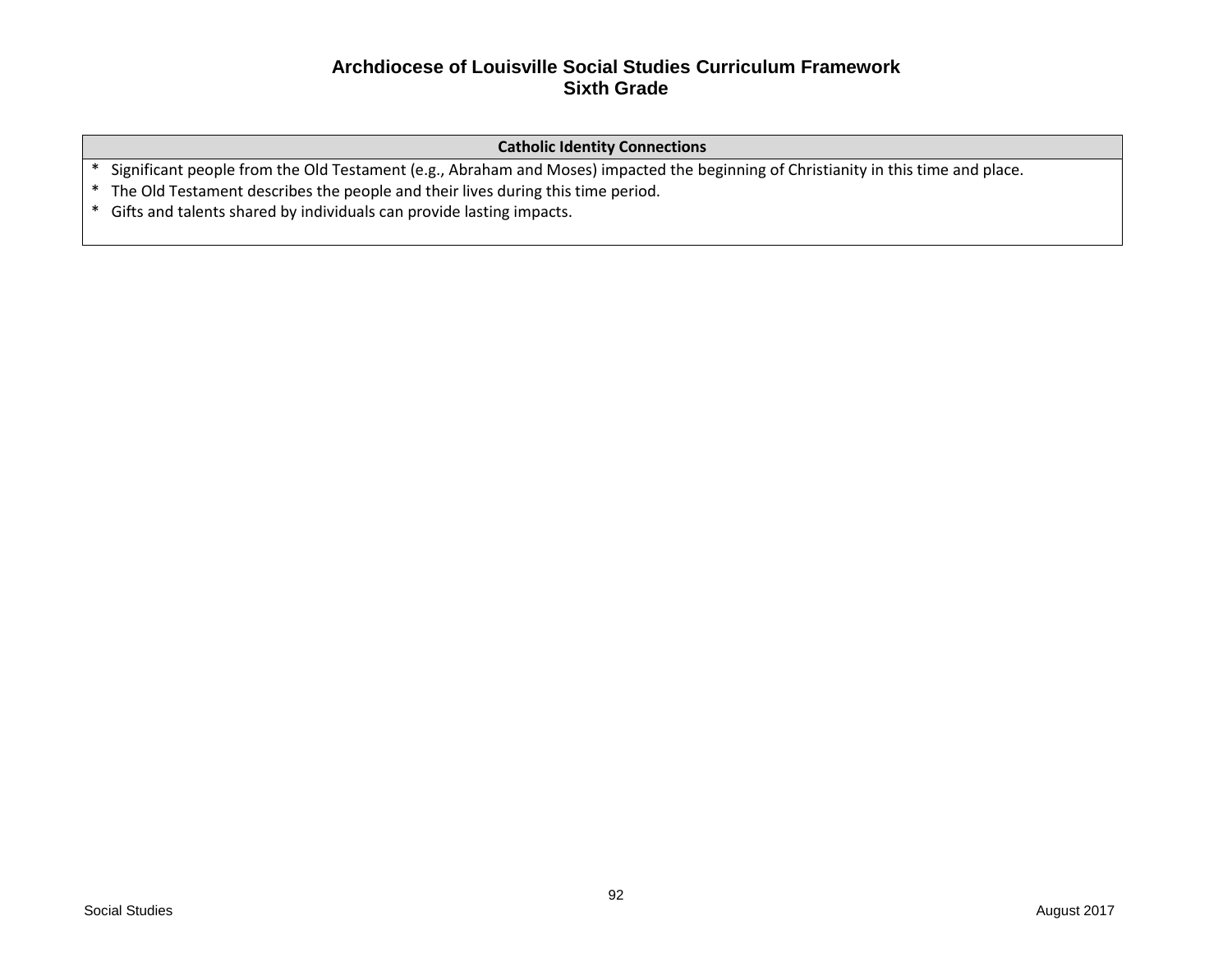# Archdiocese of Louisville Social Studies Curriculum Framework
## Sixth Grade

| Catholic Identity Connections |
| --- |
| * Significant people from the Old Testament (e.g., Abraham and Moses) impacted the beginning of Christianity in this time and place.<br>* The Old Testament describes the people and their lives during this time period.<br>* Gifts and talents shared by individuals can provide lasting impacts. |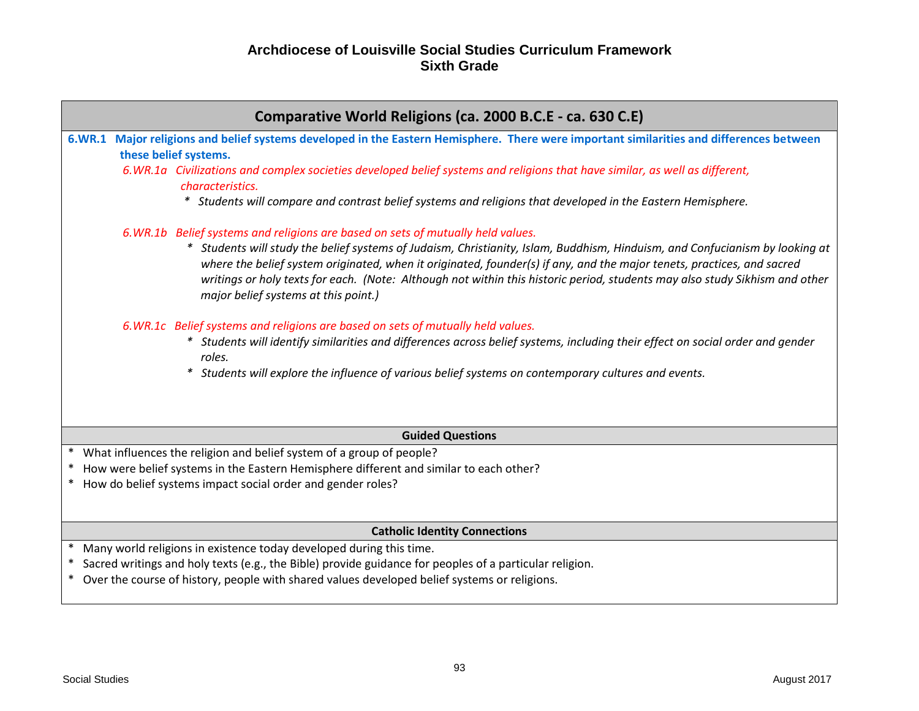# Archdiocese of Louisville Social Studies Curriculum Framework
## Sixth Grade

## Comparative World Religions (ca. 2000 B.C.E - ca. 630 C.E)

**6.WR.1 Major religions and belief systems developed in the Eastern Hemisphere. There were important similarities and differences between these belief systems.**

*6.WR.1a Civilizations and complex societies developed belief systems and religions that have similar, as well as different, characteristics.*

- *Students will compare and contrast belief systems and religions that developed in the Eastern Hemisphere.*

*6.WR.1b Belief systems and religions are based on sets of mutually held values.*

- *Students will study the belief systems of Judaism, Christianity, Islam, Buddhism, Hinduism, and Confucianism by looking at where the belief system originated, when it originated, founder(s) if any, and the major tenets, practices, and sacred writings or holy texts for each. (Note: Although not within this historic period, students may also study Sikhism and other major belief systems at this point.)*

*6.WR.1c Belief systems and religions are based on sets of mutually held values.*

- *Students will identify similarities and differences across belief systems, including their effect on social order and gender roles.*
- *Students will explore the influence of various belief systems on contemporary cultures and events.*

### Guided Questions

- What influences the religion and belief system of a group of people?
- How were belief systems in the Eastern Hemisphere different and similar to each other?
- How do belief systems impact social order and gender roles?

### Catholic Identity Connections

- Many world religions in existence today developed during this time.
- Sacred writings and holy texts (e.g., the Bible) provide guidance for peoples of a particular religion.
- Over the course of history, people with shared values developed belief systems or religions.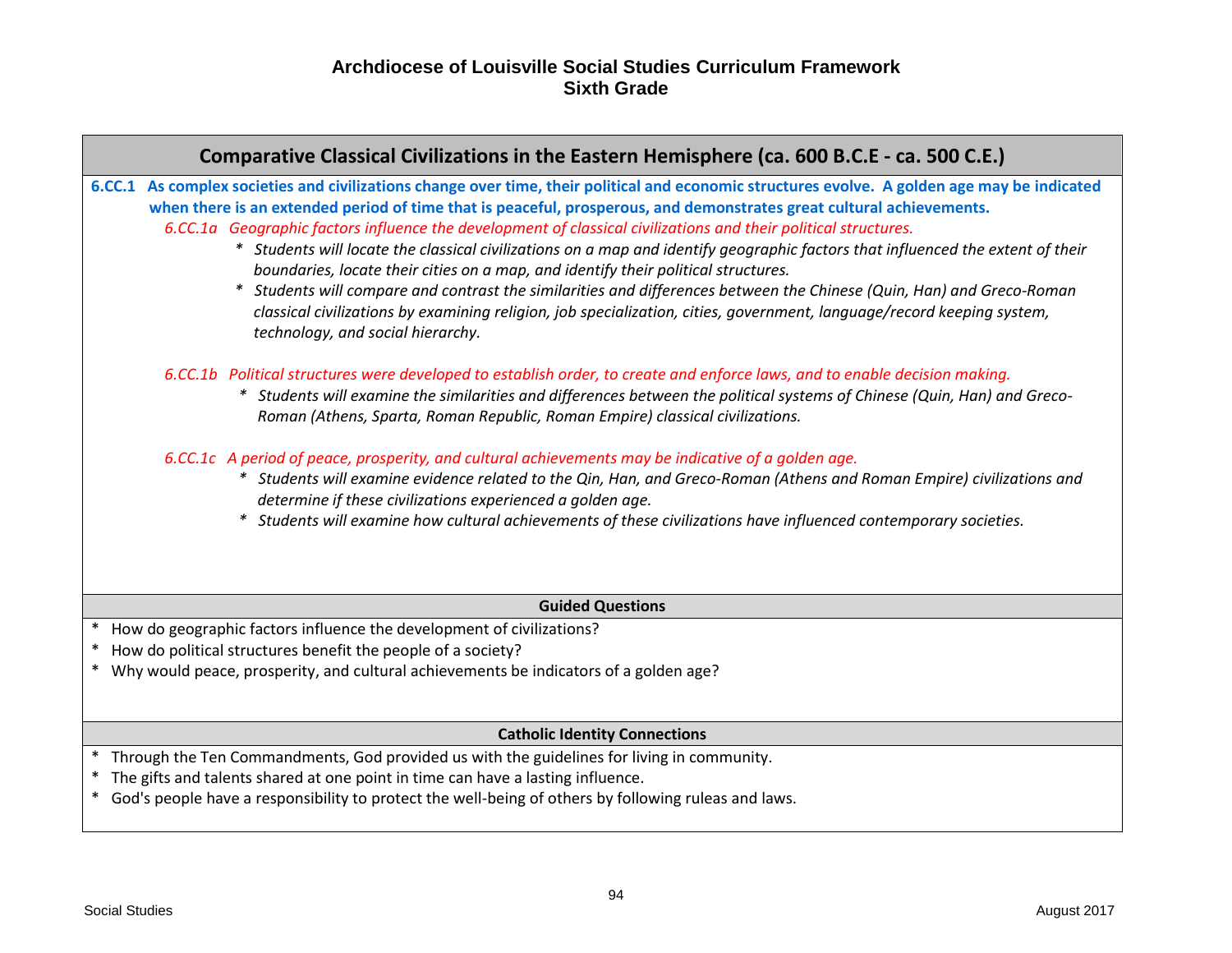# Archdiocese of Louisville Social Studies Curriculum Framework
## Sixth Grade

## Comparative Classical Civilizations in the Eastern Hemisphere (ca. 600 B.C.E - ca. 500 C.E.)

**6.CC.1 As complex societies and civilizations change over time, their political and economic structures evolve. A golden age may be indicated when there is an extended period of time that is peaceful, prosperous, and demonstrates great cultural achievements.**

*6.CC.1a Geographic factors influence the development of classical civilizations and their political structures.*

- *Students will locate the classical civilizations on a map and identify geographic factors that influenced the extent of their boundaries, locate their cities on a map, and identify their political structures.*
- *Students will compare and contrast the similarities and differences between the Chinese (Quin, Han) and Greco-Roman classical civilizations by examining religion, job specialization, cities, government, language/record keeping system, technology, and social hierarchy.*

*6.CC.1b Political structures were developed to establish order, to create and enforce laws, and to enable decision making.*

- *Students will examine the similarities and differences between the political systems of Chinese (Quin, Han) and Greco-Roman (Athens, Sparta, Roman Republic, Roman Empire) classical civilizations.*

*6.CC.1c A period of peace, prosperity, and cultural achievements may be indicative of a golden age.*

- *Students will examine evidence related to the Qin, Han, and Greco-Roman (Athens and Roman Empire) civilizations and determine if these civilizations experienced a golden age.*
- *Students will examine how cultural achievements of these civilizations have influenced contemporary societies.*

### Guided Questions

- How do geographic factors influence the development of civilizations?
- How do political structures benefit the people of a society?
- Why would peace, prosperity, and cultural achievements be indicators of a golden age?

### Catholic Identity Connections

- Through the Ten Commandments, God provided us with the guidelines for living in community.
- The gifts and talents shared at one point in time can have a lasting influence.
- God's people have a responsibility to protect the well-being of others by following ruleas and laws.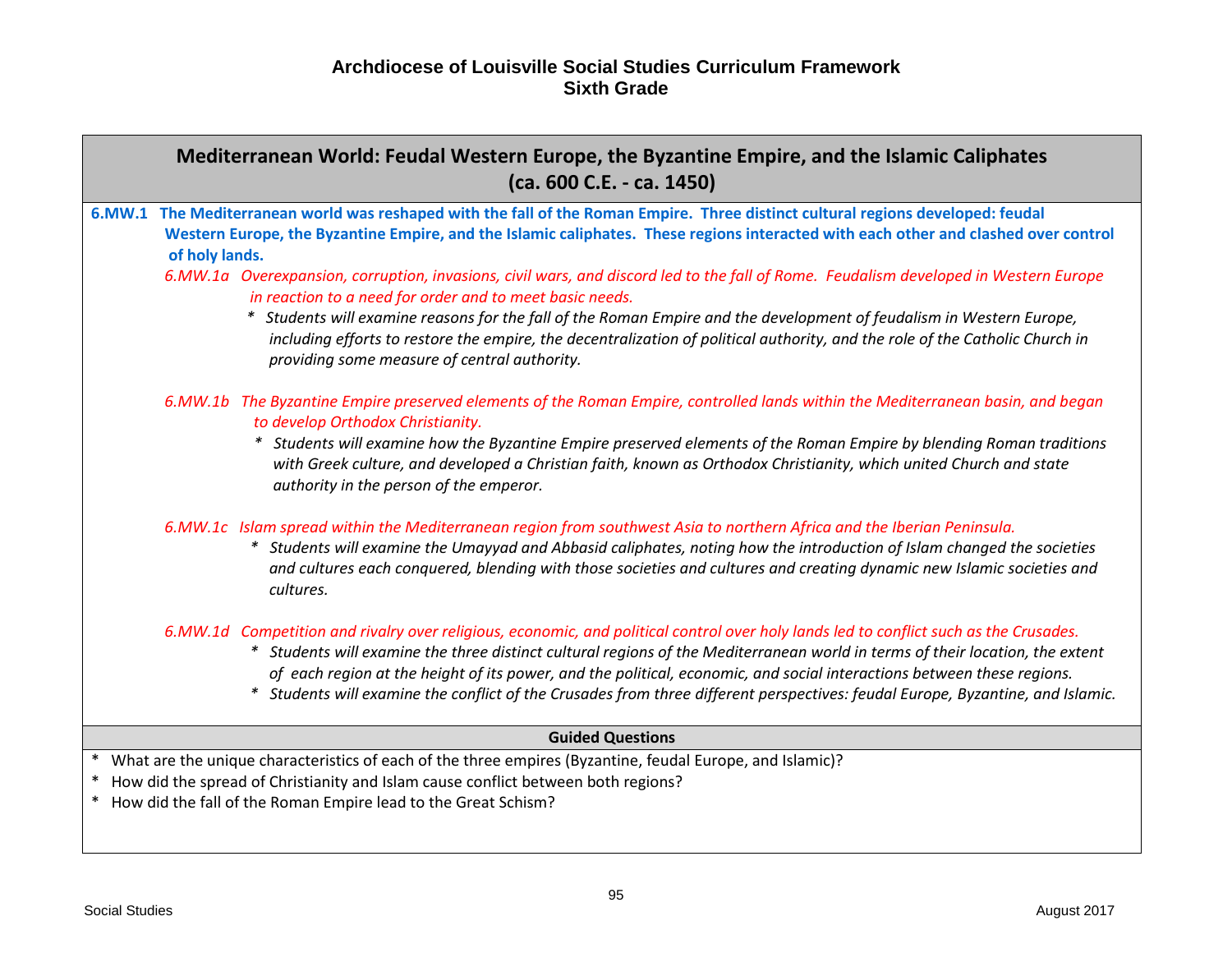# Archdiocese of Louisville Social Studies Curriculum Framework
## Sixth Grade

## Mediterranean World: Feudal Western Europe, the Byzantine Empire, and the Islamic Caliphates (ca. 600 C.E. - ca. 1450)

**6.MW.1 The Mediterranean world was reshaped with the fall of the Roman Empire. Three distinct cultural regions developed: feudal Western Europe, the Byzantine Empire, and the Islamic caliphates. These regions interacted with each other and clashed over control of holy lands.**

*6.MW.1a Overexpansion, corruption, invasions, civil wars, and discord led to the fall of Rome. Feudalism developed in Western Europe in reaction to a need for order and to meet basic needs.*

- *Students will examine reasons for the fall of the Roman Empire and the development of feudalism in Western Europe, including efforts to restore the empire, the decentralization of political authority, and the role of the Catholic Church in providing some measure of central authority.*

*6.MW.1b The Byzantine Empire preserved elements of the Roman Empire, controlled lands within the Mediterranean basin, and began to develop Orthodox Christianity.*

- *Students will examine how the Byzantine Empire preserved elements of the Roman Empire by blending Roman traditions with Greek culture, and developed a Christian faith, known as Orthodox Christianity, which united Church and state authority in the person of the emperor.*

*6.MW.1c Islam spread within the Mediterranean region from southwest Asia to northern Africa and the Iberian Peninsula.*

- *Students will examine the Umayyad and Abbasid caliphates, noting how the introduction of Islam changed the societies and cultures each conquered, blending with those societies and cultures and creating dynamic new Islamic societies and cultures.*

*6.MW.1d Competition and rivalry over religious, economic, and political control over holy lands led to conflict such as the Crusades.*

- *Students will examine the three distinct cultural regions of the Mediterranean world in terms of their location, the extent of each region at the height of its power, and the political, economic, and social interactions between these regions.*
- *Students will examine the conflict of the Crusades from three different perspectives: feudal Europe, Byzantine, and Islamic.*

### Guided Questions

- What are the unique characteristics of each of the three empires (Byzantine, feudal Europe, and Islamic)?
- How did the spread of Christianity and Islam cause conflict between both regions?
- How did the fall of the Roman Empire lead to the Great Schism?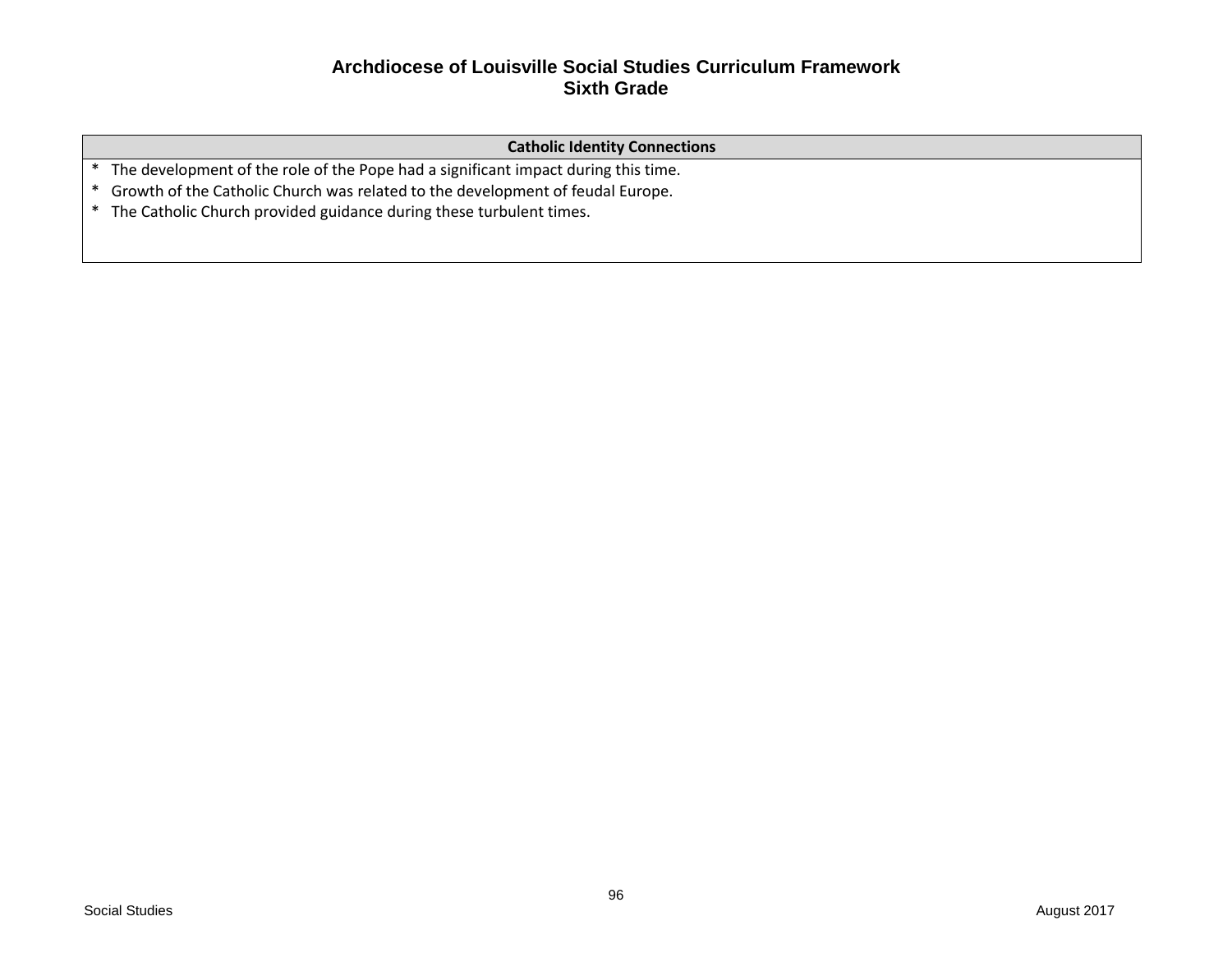# Archdiocese of Louisville Social Studies Curriculum Framework
## Sixth Grade

| Catholic Identity Connections |
| --- |
| * The development of the role of the Pope had a significant impact during this time.<br>* Growth of the Catholic Church was related to the development of feudal Europe.<br>* The Catholic Church provided guidance during these turbulent times. |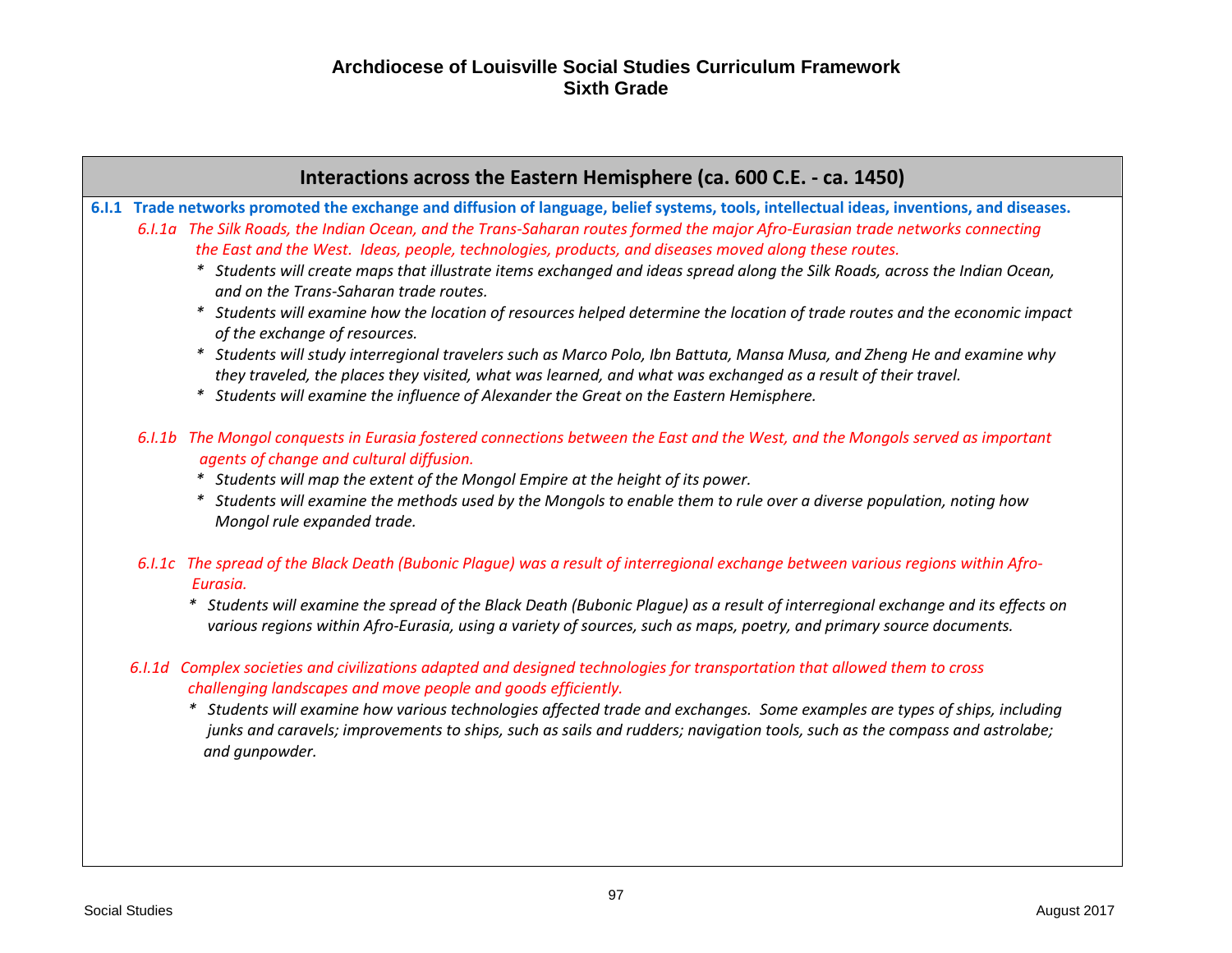# Archdiocese of Louisville Social Studies Curriculum Framework
## Sixth Grade

## Interactions across the Eastern Hemisphere (ca. 600 C.E. - ca. 1450)

**6.I.1 Trade networks promoted the exchange and diffusion of language, belief systems, tools, intellectual ideas, inventions, and diseases.**

*6.I.1a The Silk Roads, the Indian Ocean, and the Trans-Saharan routes formed the major Afro-Eurasian trade networks connecting the East and the West. Ideas, people, technologies, products, and diseases moved along these routes.*

- *Students will create maps that illustrate items exchanged and ideas spread along the Silk Roads, across the Indian Ocean, and on the Trans-Saharan trade routes.*
- *Students will examine how the location of resources helped determine the location of trade routes and the economic impact of the exchange of resources.*
- *Students will study interregional travelers such as Marco Polo, Ibn Battuta, Mansa Musa, and Zheng He and examine why they traveled, the places they visited, what was learned, and what was exchanged as a result of their travel.*
- *Students will examine the influence of Alexander the Great on the Eastern Hemisphere.*

*6.I.1b The Mongol conquests in Eurasia fostered connections between the East and the West, and the Mongols served as important agents of change and cultural diffusion.*

- *Students will map the extent of the Mongol Empire at the height of its power.*
- *Students will examine the methods used by the Mongols to enable them to rule over a diverse population, noting how Mongol rule expanded trade.*

*6.I.1c The spread of the Black Death (Bubonic Plague) was a result of interregional exchange between various regions within Afro-Eurasia.*

- *Students will examine the spread of the Black Death (Bubonic Plague) as a result of interregional exchange and its effects on various regions within Afro-Eurasia, using a variety of sources, such as maps, poetry, and primary source documents.*

*6.I.1d Complex societies and civilizations adapted and designed technologies for transportation that allowed them to cross challenging landscapes and move people and goods efficiently.*

- *Students will examine how various technologies affected trade and exchanges. Some examples are types of ships, including junks and caravels; improvements to ships, such as sails and rudders; navigation tools, such as the compass and astrolabe; and gunpowder.*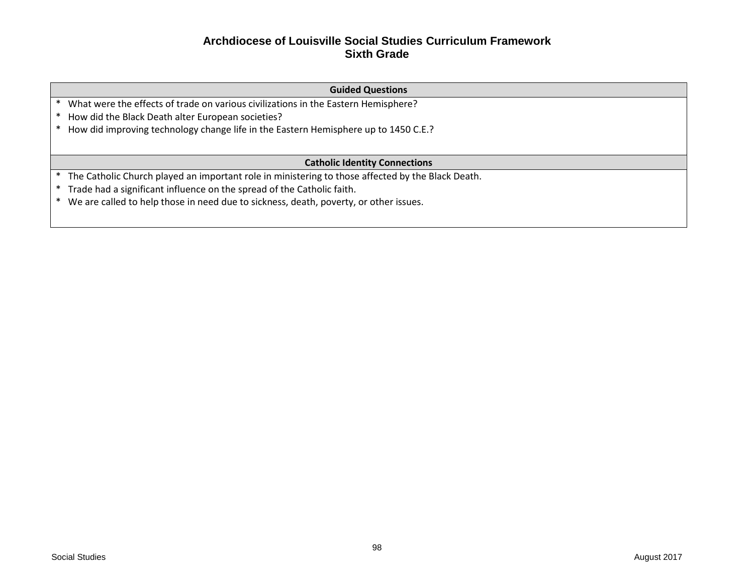# Archdiocese of Louisville Social Studies Curriculum Framework
## Sixth Grade

| Guided Questions |
| --- |
| * What were the effects of trade on various civilizations in the Eastern Hemisphere?<br>* How did the Black Death alter European societies?<br>* How did improving technology change life in the Eastern Hemisphere up to 1450 C.E.? |

| Catholic Identity Connections |
| --- |
| * The Catholic Church played an important role in ministering to those affected by the Black Death.<br>* Trade had a significant influence on the spread of the Catholic faith.<br>* We are called to help those in need due to sickness, death, poverty, or other issues. |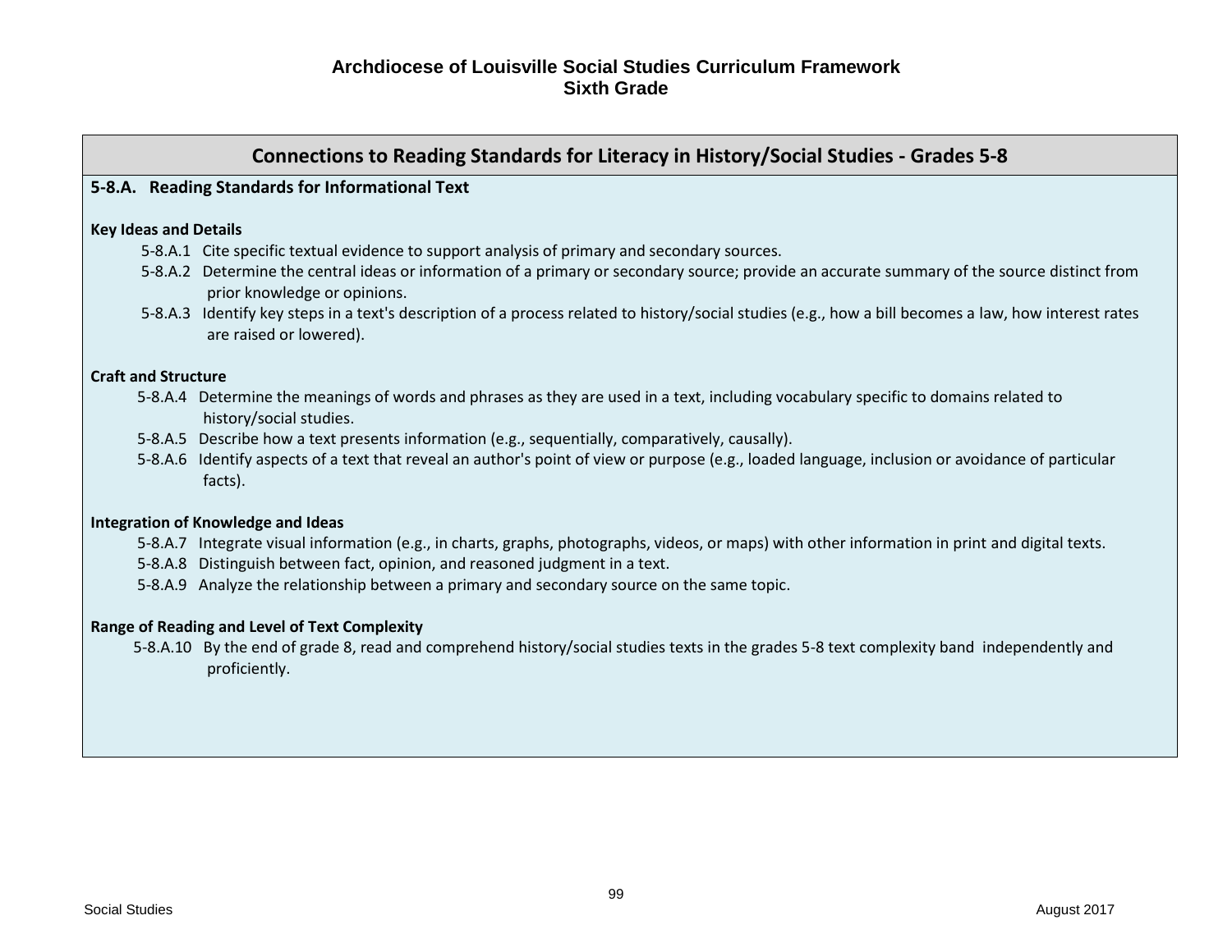# Archdiocese of Louisville Social Studies Curriculum Framework
## Sixth Grade

## Connections to Reading Standards for Literacy in History/Social Studies - Grades 5-8

**5-8.A. Reading Standards for Informational Text**

**Key Ideas and Details**

- 5-8.A.1 Cite specific textual evidence to support analysis of primary and secondary sources.
- 5-8.A.2 Determine the central ideas or information of a primary or secondary source; provide an accurate summary of the source distinct from prior knowledge or opinions.
- 5-8.A.3 Identify key steps in a text's description of a process related to history/social studies (e.g., how a bill becomes a law, how interest rates are raised or lowered).

**Craft and Structure**

- 5-8.A.4 Determine the meanings of words and phrases as they are used in a text, including vocabulary specific to domains related to history/social studies.
- 5-8.A.5 Describe how a text presents information (e.g., sequentially, comparatively, causally).
- 5-8.A.6 Identify aspects of a text that reveal an author's point of view or purpose (e.g., loaded language, inclusion or avoidance of particular facts).

**Integration of Knowledge and Ideas**

- 5-8.A.7 Integrate visual information (e.g., in charts, graphs, photographs, videos, or maps) with other information in print and digital texts.
- 5-8.A.8 Distinguish between fact, opinion, and reasoned judgment in a text.
- 5-8.A.9 Analyze the relationship between a primary and secondary source on the same topic.

**Range of Reading and Level of Text Complexity**

- 5-8.A.10 By the end of grade 8, read and comprehend history/social studies texts in the grades 5-8 text complexity band independently and proficiently.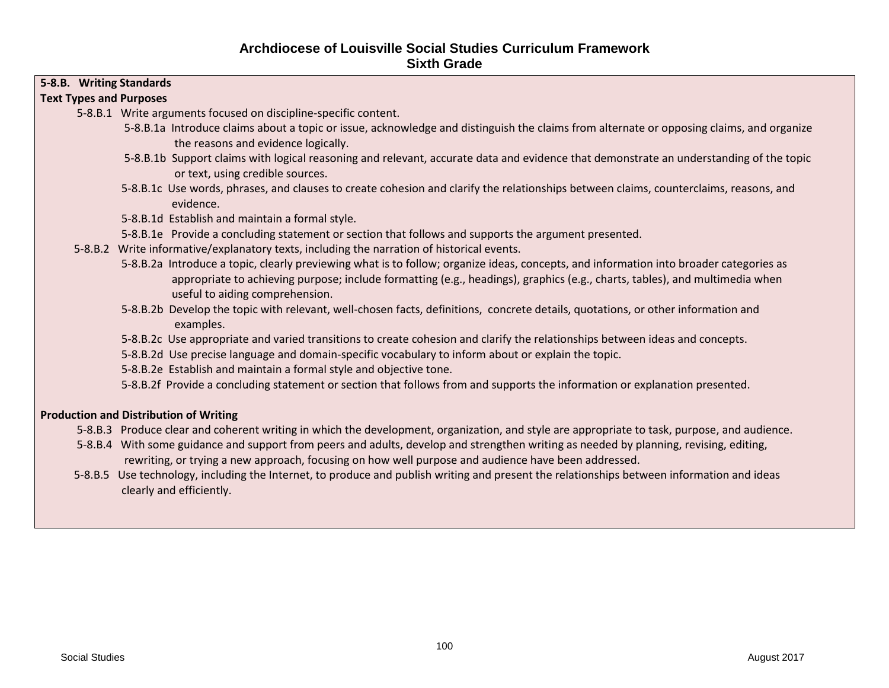# Archdiocese of Louisville Social Studies Curriculum Framework
## Sixth Grade

**5-8.B. Writing Standards**

**Text Types and Purposes**

- 5-8.B.1 Write arguments focused on discipline-specific content.
  - 5-8.B.1a Introduce claims about a topic or issue, acknowledge and distinguish the claims from alternate or opposing claims, and organize the reasons and evidence logically.
  - 5-8.B.1b Support claims with logical reasoning and relevant, accurate data and evidence that demonstrate an understanding of the topic or text, using credible sources.
  - 5-8.B.1c Use words, phrases, and clauses to create cohesion and clarify the relationships between claims, counterclaims, reasons, and evidence.
  - 5-8.B.1d Establish and maintain a formal style.
  - 5-8.B.1e Provide a concluding statement or section that follows and supports the argument presented.
- 5-8.B.2 Write informative/explanatory texts, including the narration of historical events.
  - 5-8.B.2a Introduce a topic, clearly previewing what is to follow; organize ideas, concepts, and information into broader categories as appropriate to achieving purpose; include formatting (e.g., headings), graphics (e.g., charts, tables), and multimedia when useful to aiding comprehension.
  - 5-8.B.2b Develop the topic with relevant, well-chosen facts, definitions, concrete details, quotations, or other information and examples.
  - 5-8.B.2c Use appropriate and varied transitions to create cohesion and clarify the relationships between ideas and concepts.
  - 5-8.B.2d Use precise language and domain-specific vocabulary to inform about or explain the topic.
  - 5-8.B.2e Establish and maintain a formal style and objective tone.
  - 5-8.B.2f Provide a concluding statement or section that follows from and supports the information or explanation presented.

**Production and Distribution of Writing**

- 5-8.B.3 Produce clear and coherent writing in which the development, organization, and style are appropriate to task, purpose, and audience.
- 5-8.B.4 With some guidance and support from peers and adults, develop and strengthen writing as needed by planning, revising, editing, rewriting, or trying a new approach, focusing on how well purpose and audience have been addressed.
- 5-8.B.5 Use technology, including the Internet, to produce and publish writing and present the relationships between information and ideas clearly and efficiently.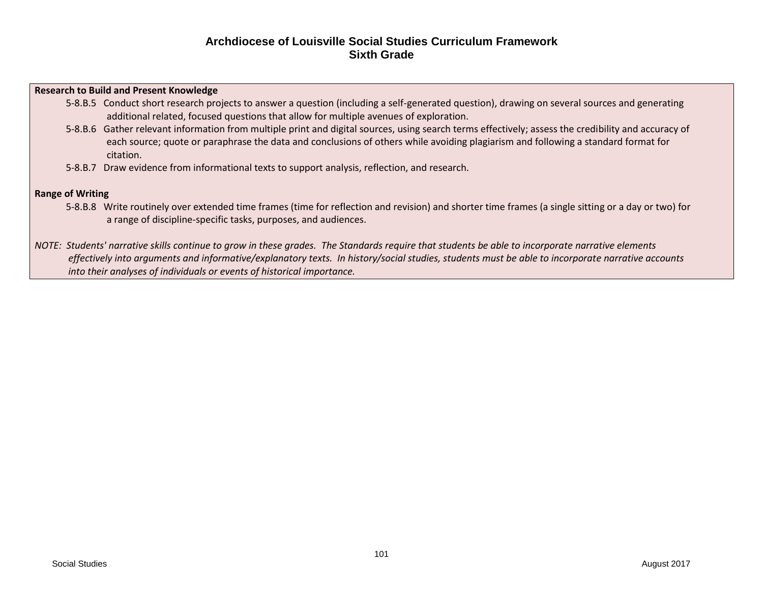**Research to Build and Present Knowledge**

- 5-8.B.5 Conduct short research projects to answer a question (including a self-generated question), drawing on several sources and generating additional related, focused questions that allow for multiple avenues of exploration.
- 5-8.B.6 Gather relevant information from multiple print and digital sources, using search terms effectively; assess the credibility and accuracy of each source; quote or paraphrase the data and conclusions of others while avoiding plagiarism and following a standard format for citation.
- 5-8.B.7 Draw evidence from informational texts to support analysis, reflection, and research.

**Range of Writing**

- 5-8.B.8 Write routinely over extended time frames (time for reflection and revision) and shorter time frames (a single sitting or a day or two) for a range of discipline-specific tasks, purposes, and audiences.

*NOTE: Students' narrative skills continue to grow in these grades. The Standards require that students be able to incorporate narrative elements effectively into arguments and informative/explanatory texts. In history/social studies, students must be able to incorporate narrative accounts into their analyses of individuals or events of historical importance.*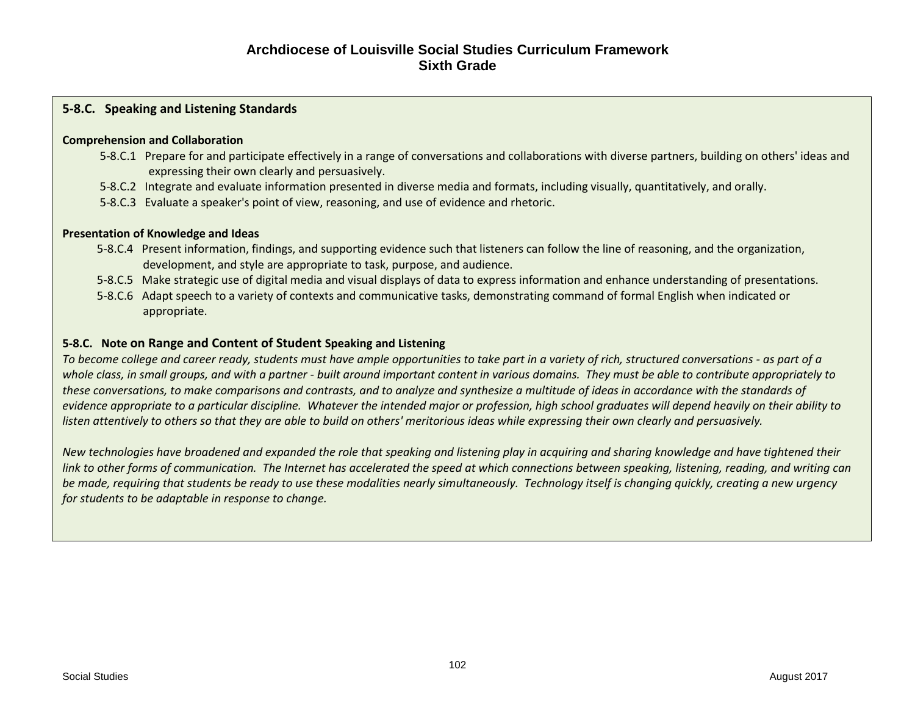### 5-8.C. Speaking and Listening Standards

**Comprehension and Collaboration**

- 5-8.C.1 Prepare for and participate effectively in a range of conversations and collaborations with diverse partners, building on others' ideas and expressing their own clearly and persuasively.
- 5-8.C.2 Integrate and evaluate information presented in diverse media and formats, including visually, quantitatively, and orally.
- 5-8.C.3 Evaluate a speaker's point of view, reasoning, and use of evidence and rhetoric.

**Presentation of Knowledge and Ideas**

- 5-8.C.4 Present information, findings, and supporting evidence such that listeners can follow the line of reasoning, and the organization, development, and style are appropriate to task, purpose, and audience.
- 5-8.C.5 Make strategic use of digital media and visual displays of data to express information and enhance understanding of presentations.
- 5-8.C.6 Adapt speech to a variety of contexts and communicative tasks, demonstrating command of formal English when indicated or appropriate.

**5-8.C. Note on Range and Content of Student Speaking and Listening**

*To become college and career ready, students must have ample opportunities to take part in a variety of rich, structured conversations - as part of a whole class, in small groups, and with a partner - built around important content in various domains. They must be able to contribute appropriately to these conversations, to make comparisons and contrasts, and to analyze and synthesize a multitude of ideas in accordance with the standards of evidence appropriate to a particular discipline. Whatever the intended major or profession, high school graduates will depend heavily on their ability to listen attentively to others so that they are able to build on others' meritorious ideas while expressing their own clearly and persuasively.*

*New technologies have broadened and expanded the role that speaking and listening play in acquiring and sharing knowledge and have tightened their link to other forms of communication. The Internet has accelerated the speed at which connections between speaking, listening, reading, and writing can be made, requiring that students be ready to use these modalities nearly simultaneously. Technology itself is changing quickly, creating a new urgency for students to be adaptable in response to change.*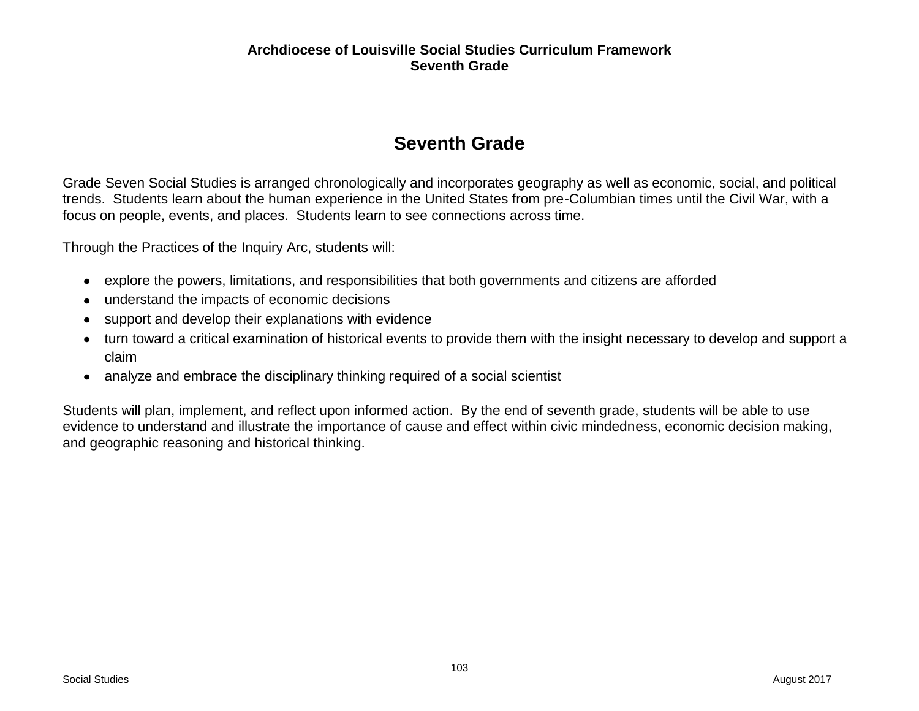# Seventh Grade

Grade Seven Social Studies is arranged chronologically and incorporates geography as well as economic, social, and political trends. Students learn about the human experience in the United States from pre-Columbian times until the Civil War, with a focus on people, events, and places. Students learn to see connections across time.

Through the Practices of the Inquiry Arc, students will:

- explore the powers, limitations, and responsibilities that both governments and citizens are afforded
- understand the impacts of economic decisions
- support and develop their explanations with evidence
- turn toward a critical examination of historical events to provide them with the insight necessary to develop and support a claim
- analyze and embrace the disciplinary thinking required of a social scientist

Students will plan, implement, and reflect upon informed action. By the end of seventh grade, students will be able to use evidence to understand and illustrate the importance of cause and effect within civic mindedness, economic decision making, and geographic reasoning and historical thinking.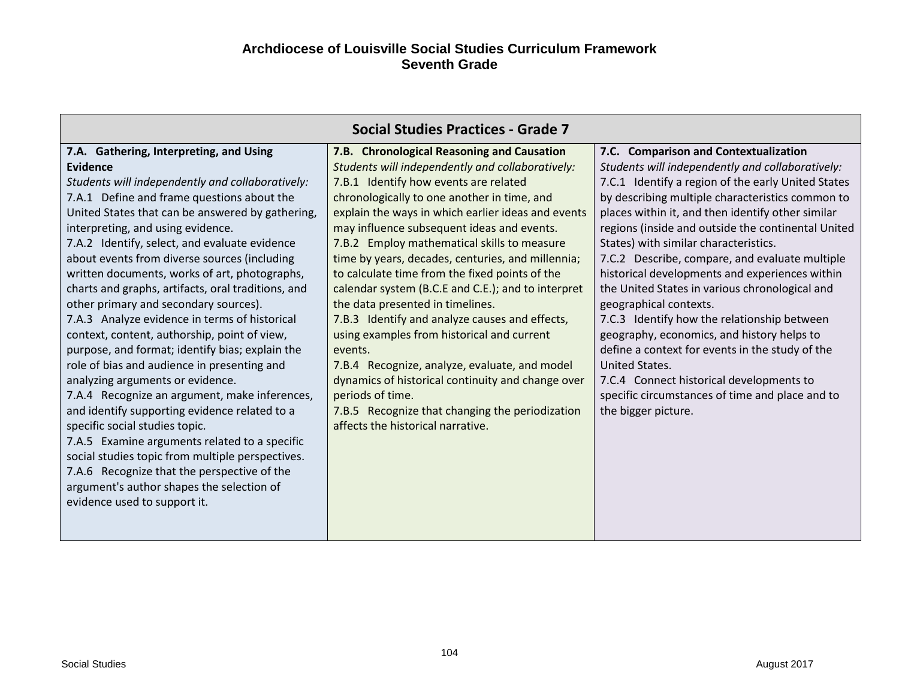# Archdiocese of Louisville Social Studies Curriculum Framework
## Seventh Grade

| Social Studies Practices - Grade 7 | | |
|---|---|---|
| **7.A. Gathering, Interpreting, and Using Evidence**<br>*Students will independently and collaboratively:*<br>7.A.1 Define and frame questions about the United States that can be answered by gathering, interpreting, and using evidence.<br>7.A.2 Identify, select, and evaluate evidence about events from diverse sources (including written documents, works of art, photographs, charts and graphs, artifacts, oral traditions, and other primary and secondary sources).<br>7.A.3 Analyze evidence in terms of historical context, content, authorship, point of view, purpose, and format; identify bias; explain the role of bias and audience in presenting and analyzing arguments or evidence.<br>7.A.4 Recognize an argument, make inferences, and identify supporting evidence related to a specific social studies topic.<br>7.A.5 Examine arguments related to a specific social studies topic from multiple perspectives.<br>7.A.6 Recognize that the perspective of the argument's author shapes the selection of evidence used to support it. | **7.B. Chronological Reasoning and Causation**<br>*Students will independently and collaboratively:*<br>7.B.1 Identify how events are related chronologically to one another in time, and explain the ways in which earlier ideas and events may influence subsequent ideas and events.<br>7.B.2 Employ mathematical skills to measure time by years, decades, centuries, and millennia; to calculate time from the fixed points of the calendar system (B.C.E and C.E.); and to interpret the data presented in timelines.<br>7.B.3 Identify and analyze causes and effects, using examples from historical and current events.<br>7.B.4 Recognize, analyze, evaluate, and model dynamics of historical continuity and change over periods of time.<br>7.B.5 Recognize that changing the periodization affects the historical narrative. | **7.C. Comparison and Contextualization**<br>*Students will independently and collaboratively:*<br>7.C.1 Identify a region of the early United States by describing multiple characteristics common to places within it, and then identify other similar regions (inside and outside the continental United States) with similar characteristics.<br>7.C.2 Describe, compare, and evaluate multiple historical developments and experiences within the United States in various chronological and geographical contexts.<br>7.C.3 Identify how the relationship between geography, economics, and history helps to define a context for events in the study of the United States.<br>7.C.4 Connect historical developments to specific circumstances of time and place and to the bigger picture. |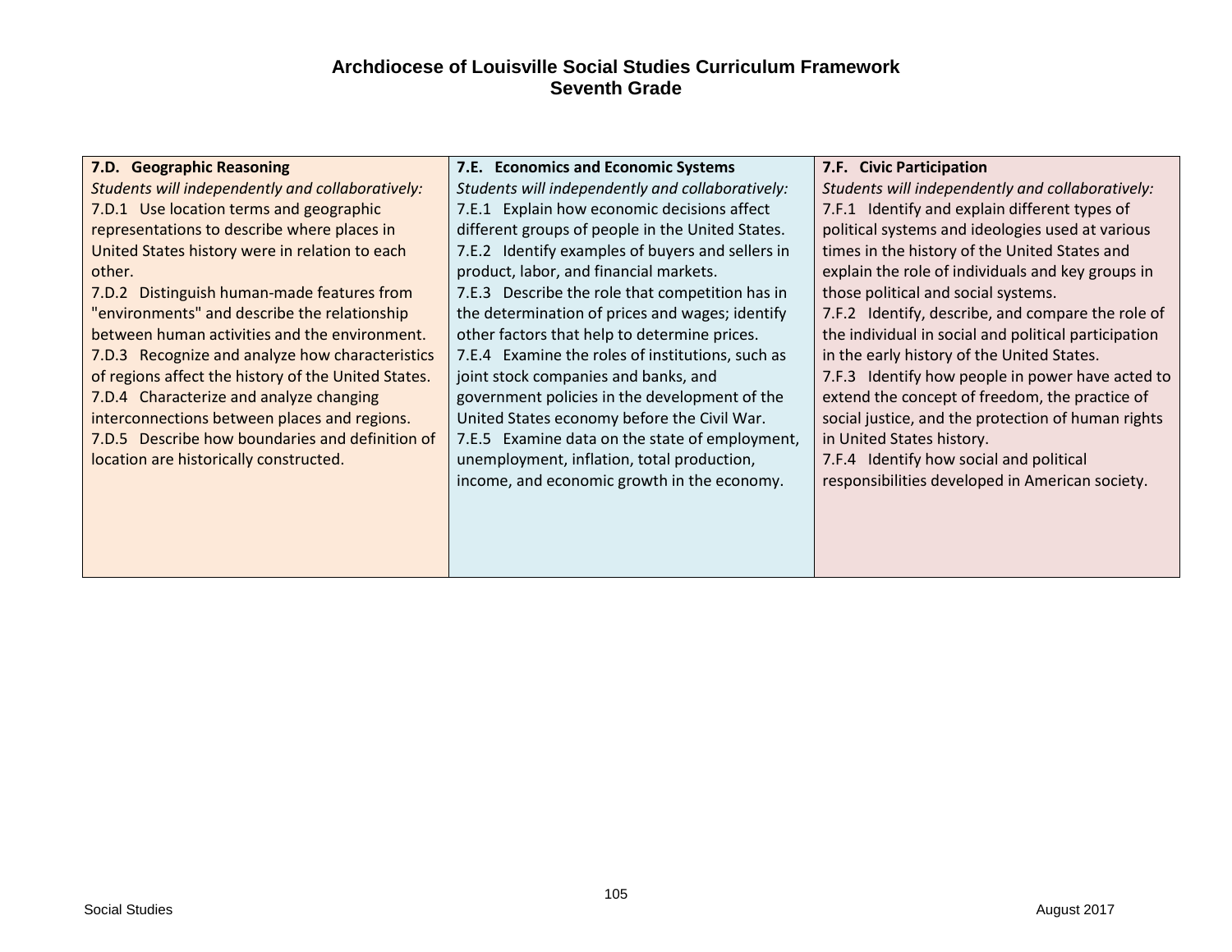# Archdiocese of Louisville Social Studies Curriculum Framework
## Seventh Grade

| **7.D. Geographic Reasoning** | **7.E. Economics and Economic Systems** | **7.F. Civic Participation** |
|---|---|---|
| *Students will independently and collaboratively:*<br>7.D.1 Use location terms and geographic representations to describe where places in United States history were in relation to each other.<br>7.D.2 Distinguish human-made features from "environments" and describe the relationship between human activities and the environment.<br>7.D.3 Recognize and analyze how characteristics of regions affect the history of the United States.<br>7.D.4 Characterize and analyze changing interconnections between places and regions.<br>7.D.5 Describe how boundaries and definition of location are historically constructed. | *Students will independently and collaboratively:*<br>7.E.1 Explain how economic decisions affect different groups of people in the United States.<br>7.E.2 Identify examples of buyers and sellers in product, labor, and financial markets.<br>7.E.3 Describe the role that competition has in the determination of prices and wages; identify other factors that help to determine prices.<br>7.E.4 Examine the roles of institutions, such as joint stock companies and banks, and government policies in the development of the United States economy before the Civil War.<br>7.E.5 Examine data on the state of employment, unemployment, inflation, total production, income, and economic growth in the economy. | *Students will independently and collaboratively:*<br>7.F.1 Identify and explain different types of political systems and ideologies used at various times in the history of the United States and explain the role of individuals and key groups in those political and social systems.<br>7.F.2 Identify, describe, and compare the role of the individual in social and political participation in the early history of the United States.<br>7.F.3 Identify how people in power have acted to extend the concept of freedom, the practice of social justice, and the protection of human rights in United States history.<br>7.F.4 Identify how social and political responsibilities developed in American society. |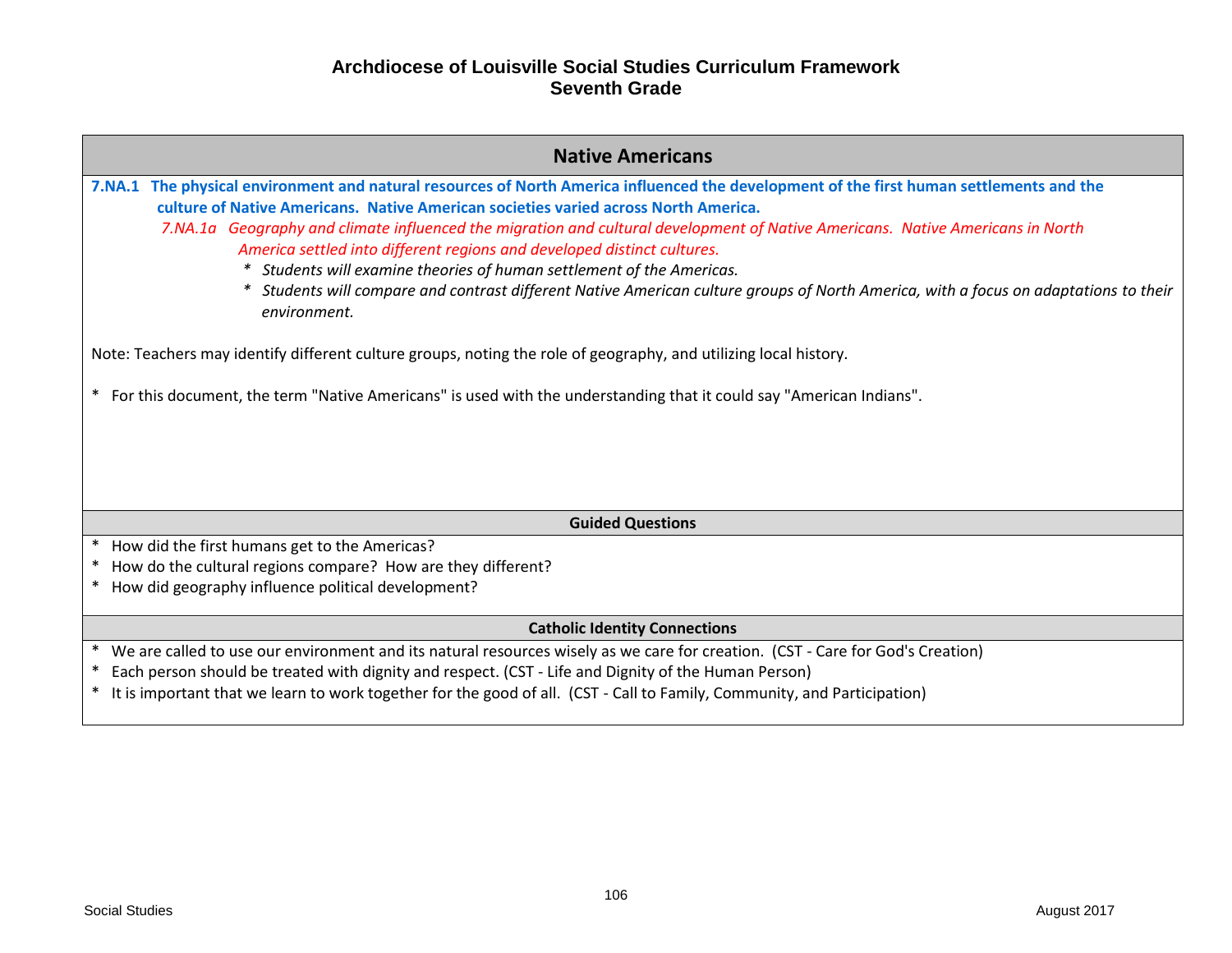# Archdiocese of Louisville Social Studies Curriculum Framework
## Seventh Grade

## Native Americans

**7.NA.1 The physical environment and natural resources of North America influenced the development of the first human settlements and the culture of Native Americans. Native American societies varied across North America.**

*7.NA.1a Geography and climate influenced the migration and cultural development of Native Americans. Native Americans in North America settled into different regions and developed distinct cultures.*

- *Students will examine theories of human settlement of the Americas.*
- *Students will compare and contrast different Native American culture groups of North America, with a focus on adaptations to their environment.*

Note: Teachers may identify different culture groups, noting the role of geography, and utilizing local history.

\* For this document, the term "Native Americans" is used with the understanding that it could say "American Indians".

### Guided Questions

- How did the first humans get to the Americas?
- How do the cultural regions compare? How are they different?
- How did geography influence political development?

### Catholic Identity Connections

- We are called to use our environment and its natural resources wisely as we care for creation. (CST - Care for God's Creation)
- Each person should be treated with dignity and respect. (CST - Life and Dignity of the Human Person)
- It is important that we learn to work together for the good of all. (CST - Call to Family, Community, and Participation)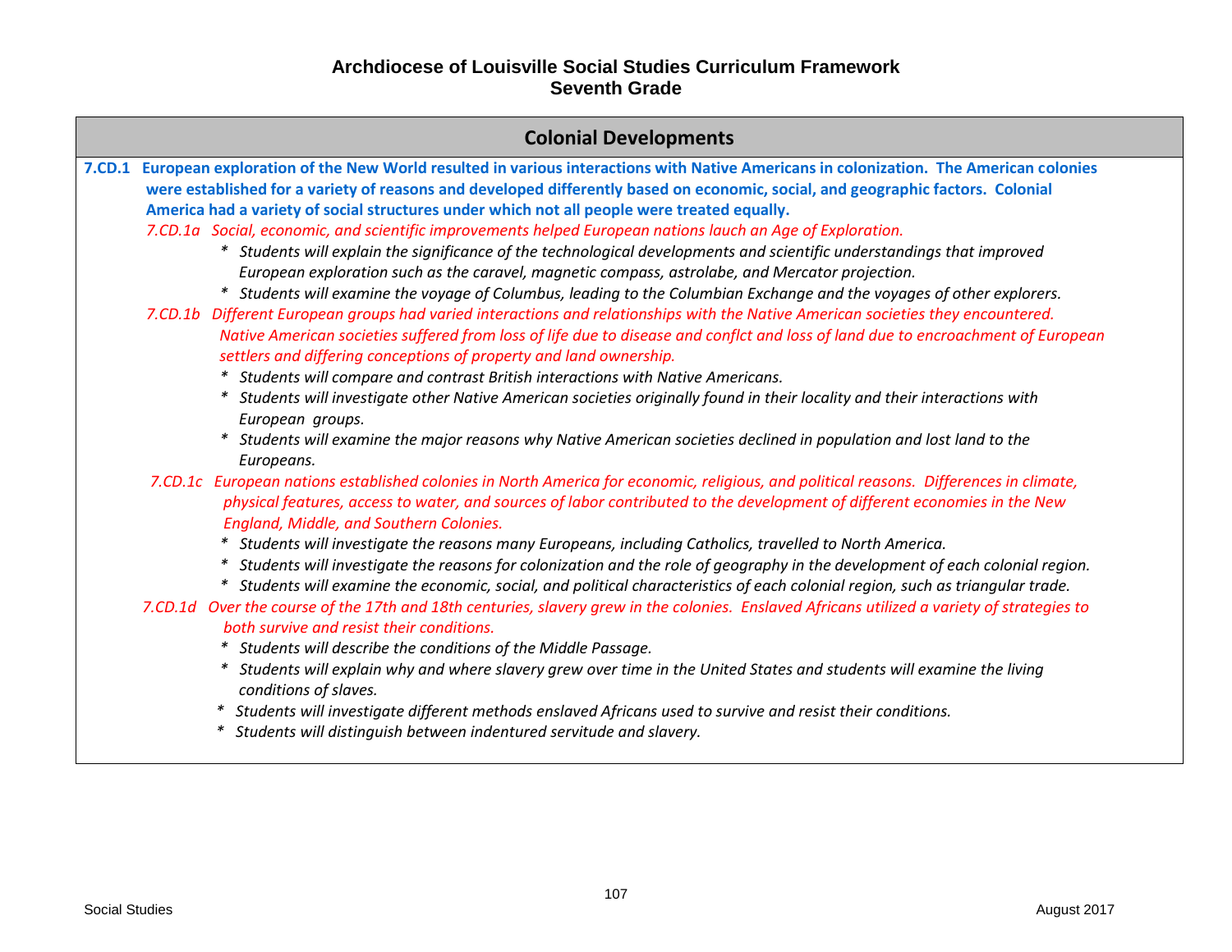# Archdiocese of Louisville Social Studies Curriculum Framework
## Seventh Grade

### Colonial Developments

**7.CD.1 European exploration of the New World resulted in various interactions with Native Americans in colonization. The American colonies were established for a variety of reasons and developed differently based on economic, social, and geographic factors. Colonial America had a variety of social structures under which not all people were treated equally.**

*7.CD.1a Social, economic, and scientific improvements helped European nations lauch an Age of Exploration.*

- *Students will explain the significance of the technological developments and scientific understandings that improved European exploration such as the caravel, magnetic compass, astrolabe, and Mercator projection.*
- *Students will examine the voyage of Columbus, leading to the Columbian Exchange and the voyages of other explorers.*

*7.CD.1b Different European groups had varied interactions and relationships with the Native American societies they encountered. Native American societies suffered from loss of life due to disease and conflct and loss of land due to encroachment of European settlers and differing conceptions of property and land ownership.*

- *Students will compare and contrast British interactions with Native Americans.*
- *Students will investigate other Native American societies originally found in their locality and their interactions with European groups.*
- *Students will examine the major reasons why Native American societies declined in population and lost land to the Europeans.*

*7.CD.1c European nations established colonies in North America for economic, religious, and political reasons. Differences in climate, physical features, access to water, and sources of labor contributed to the development of different economies in the New England, Middle, and Southern Colonies.*

- *Students will investigate the reasons many Europeans, including Catholics, travelled to North America.*
- *Students will investigate the reasons for colonization and the role of geography in the development of each colonial region.*
- *Students will examine the economic, social, and political characteristics of each colonial region, such as triangular trade.*

*7.CD.1d Over the course of the 17th and 18th centuries, slavery grew in the colonies. Enslaved Africans utilized a variety of strategies to both survive and resist their conditions.*

- *Students will describe the conditions of the Middle Passage.*
- *Students will explain why and where slavery grew over time in the United States and students will examine the living conditions of slaves.*
- *Students will investigate different methods enslaved Africans used to survive and resist their conditions.*
- *Students will distinguish between indentured servitude and slavery.*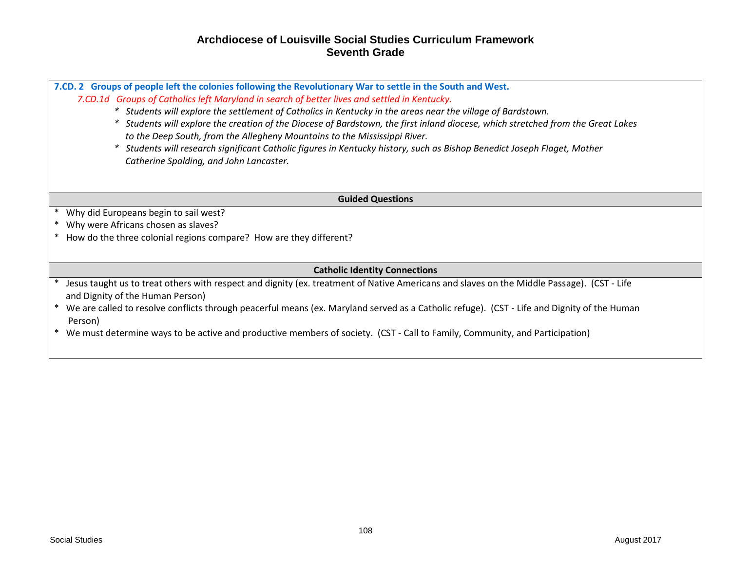# Archdiocese of Louisville Social Studies Curriculum Framework
## Seventh Grade

**7.CD. 2 Groups of people left the colonies following the Revolutionary War to settle in the South and West.**

*7.CD.1d Groups of Catholics left Maryland in search of better lives and settled in Kentucky.*

- *Students will explore the settlement of Catholics in Kentucky in the areas near the village of Bardstown.*
- *Students will explore the creation of the Diocese of Bardstown, the first inland diocese, which stretched from the Great Lakes to the Deep South, from the Allegheny Mountains to the Mississippi River.*
- *Students will research significant Catholic figures in Kentucky history, such as Bishop Benedict Joseph Flaget, Mother Catherine Spalding, and John Lancaster.*

**Guided Questions**

- Why did Europeans begin to sail west?
- Why were Africans chosen as slaves?
- How do the three colonial regions compare? How are they different?

**Catholic Identity Connections**

- Jesus taught us to treat others with respect and dignity (ex. treatment of Native Americans and slaves on the Middle Passage). (CST - Life and Dignity of the Human Person)
- We are called to resolve conflicts through peaceful means (ex. Maryland served as a Catholic refuge). (CST - Life and Dignity of the Human Person)
- We must determine ways to be active and productive members of society. (CST - Call to Family, Community, and Participation)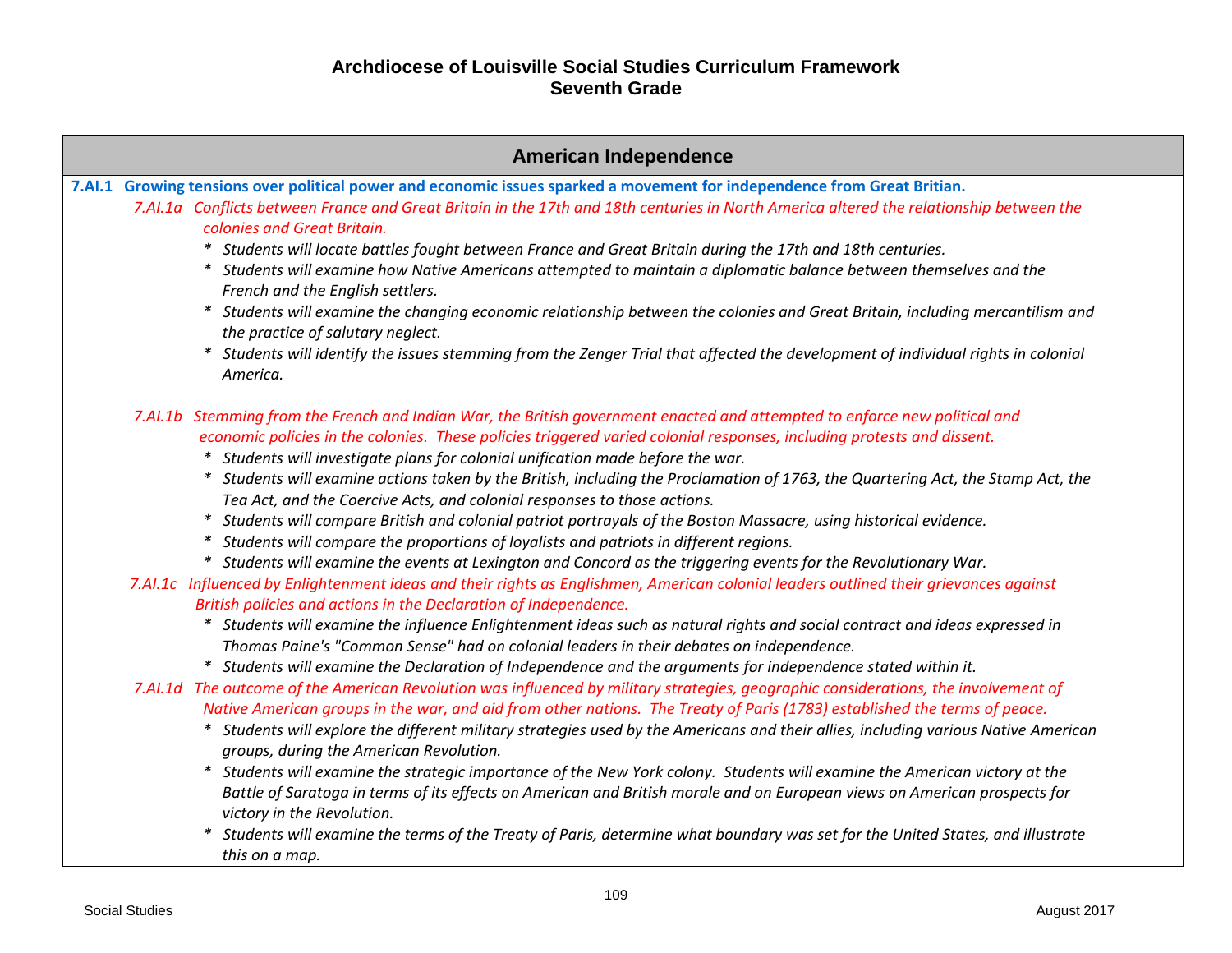# Archdiocese of Louisville Social Studies Curriculum Framework
## Seventh Grade

## American Independence

**7.AI.1 Growing tensions over political power and economic issues sparked a movement for independence from Great Britian.**

*7.AI.1a Conflicts between France and Great Britain in the 17th and 18th centuries in North America altered the relationship between the colonies and Great Britain.*

- *Students will locate battles fought between France and Great Britain during the 17th and 18th centuries.*
- *Students will examine how Native Americans attempted to maintain a diplomatic balance between themselves and the French and the English settlers.*
- *Students will examine the changing economic relationship between the colonies and Great Britain, including mercantilism and the practice of salutary neglect.*
- *Students will identify the issues stemming from the Zenger Trial that affected the development of individual rights in colonial America.*

*7.AI.1b Stemming from the French and Indian War, the British government enacted and attempted to enforce new political and economic policies in the colonies. These policies triggered varied colonial responses, including protests and dissent.*

- *Students will investigate plans for colonial unification made before the war.*
- *Students will examine actions taken by the British, including the Proclamation of 1763, the Quartering Act, the Stamp Act, the Tea Act, and the Coercive Acts, and colonial responses to those actions.*
- *Students will compare British and colonial patriot portrayals of the Boston Massacre, using historical evidence.*
- *Students will compare the proportions of loyalists and patriots in different regions.*
- *Students will examine the events at Lexington and Concord as the triggering events for the Revolutionary War.*

*7.AI.1c Influenced by Enlightenment ideas and their rights as Englishmen, American colonial leaders outlined their grievances against British policies and actions in the Declaration of Independence.*

- *Students will examine the influence Enlightenment ideas such as natural rights and social contract and ideas expressed in Thomas Paine's "Common Sense" had on colonial leaders in their debates on independence.*
- *Students will examine the Declaration of Independence and the arguments for independence stated within it.*

*7.AI.1d The outcome of the American Revolution was influenced by military strategies, geographic considerations, the involvement of Native American groups in the war, and aid from other nations. The Treaty of Paris (1783) established the terms of peace.*

- *Students will explore the different military strategies used by the Americans and their allies, including various Native American groups, during the American Revolution.*
- *Students will examine the strategic importance of the New York colony. Students will examine the American victory at the Battle of Saratoga in terms of its effects on American and British morale and on European views on American prospects for victory in the Revolution.*
- *Students will examine the terms of the Treaty of Paris, determine what boundary was set for the United States, and illustrate this on a map.*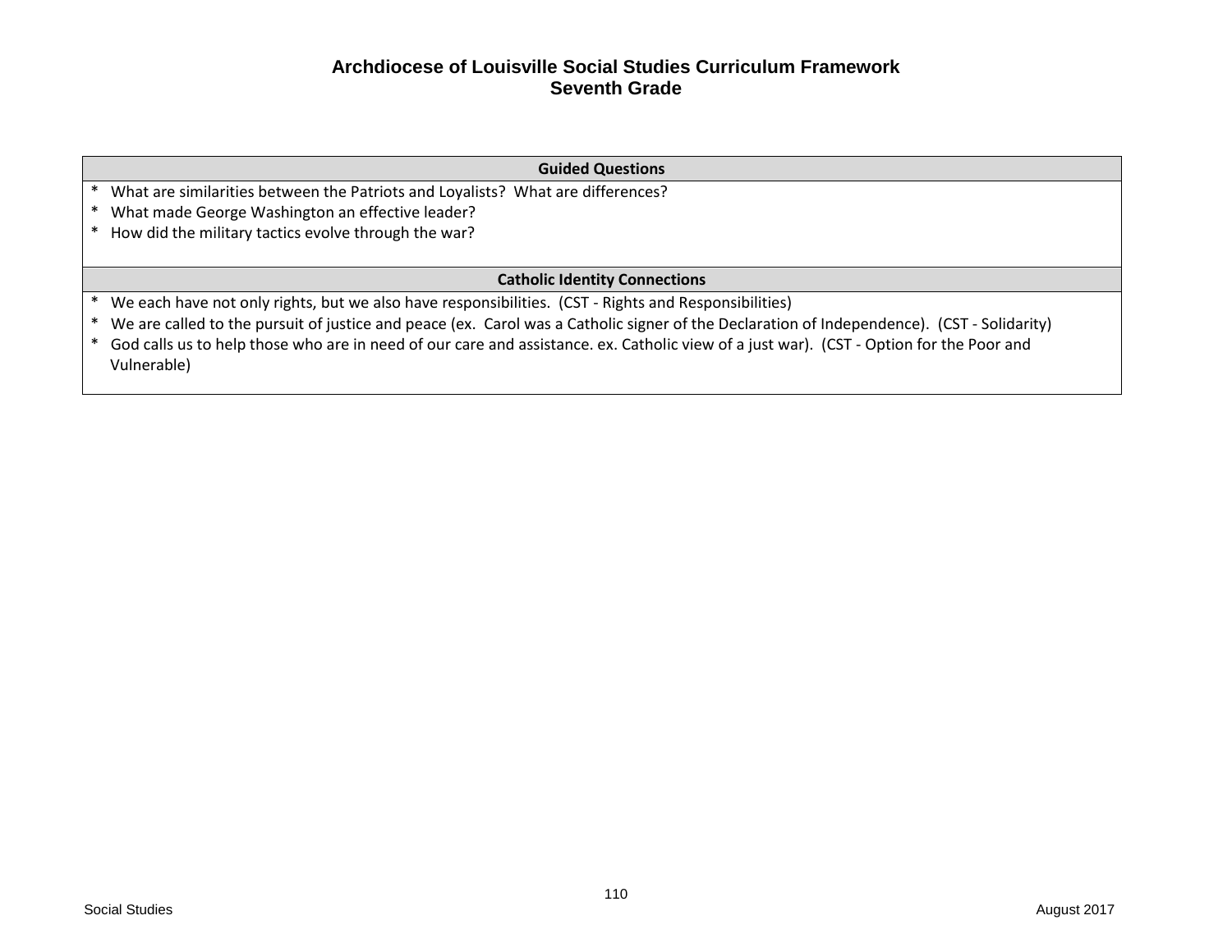# Archdiocese of Louisville Social Studies Curriculum Framework
## Seventh Grade

| Guided Questions |
| --- |
| * What are similarities between the Patriots and Loyalists? What are differences?<br>* What made George Washington an effective leader?<br>* How did the military tactics evolve through the war? |

| Catholic Identity Connections |
| --- |
| * We each have not only rights, but we also have responsibilities. (CST - Rights and Responsibilities)<br>* We are called to the pursuit of justice and peace (ex. Carol was a Catholic signer of the Declaration of Independence). (CST - Solidarity)<br>* God calls us to help those who are in need of our care and assistance. ex. Catholic view of a just war). (CST - Option for the Poor and Vulnerable) |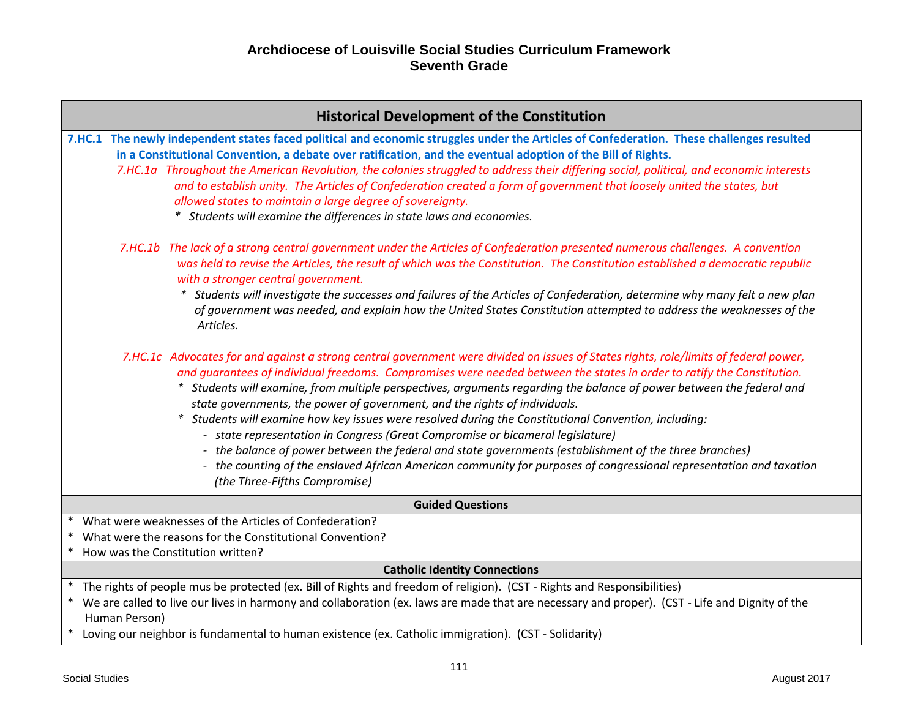# Archdiocese of Louisville Social Studies Curriculum Framework
## Seventh Grade

## Historical Development of the Constitution

**7.HC.1 The newly independent states faced political and economic struggles under the Articles of Confederation. These challenges resulted in a Constitutional Convention, a debate over ratification, and the eventual adoption of the Bill of Rights.**

*7.HC.1a Throughout the American Revolution, the colonies struggled to address their differing social, political, and economic interests and to establish unity. The Articles of Confederation created a form of government that loosely united the states, but allowed states to maintain a large degree of sovereignty.*

- *Students will examine the differences in state laws and economies.*

*7.HC.1b The lack of a strong central government under the Articles of Confederation presented numerous challenges. A convention was held to revise the Articles, the result of which was the Constitution. The Constitution established a democratic republic with a stronger central government.*

- *Students will investigate the successes and failures of the Articles of Confederation, determine why many felt a new plan of government was needed, and explain how the United States Constitution attempted to address the weaknesses of the Articles.*

*7.HC.1c Advocates for and against a strong central government were divided on issues of States rights, role/limits of federal power, and guarantees of individual freedoms. Compromises were needed between the states in order to ratify the Constitution.*

- *Students will examine, from multiple perspectives, arguments regarding the balance of power between the federal and state governments, the power of government, and the rights of individuals.*
- *Students will examine how key issues were resolved during the Constitutional Convention, including:*
  - *state representation in Congress (Great Compromise or bicameral legislature)*
  - *the balance of power between the federal and state governments (establishment of the three branches)*
  - *the counting of the enslaved African American community for purposes of congressional representation and taxation (the Three-Fifths Compromise)*

### Guided Questions

- What were weaknesses of the Articles of Confederation?
- What were the reasons for the Constitutional Convention?
- How was the Constitution written?

### Catholic Identity Connections

- The rights of people mus be protected (ex. Bill of Rights and freedom of religion). (CST - Rights and Responsibilities)
- We are called to live our lives in harmony and collaboration (ex. laws are made that are necessary and proper). (CST - Life and Dignity of the Human Person)
- Loving our neighbor is fundamental to human existence (ex. Catholic immigration). (CST - Solidarity)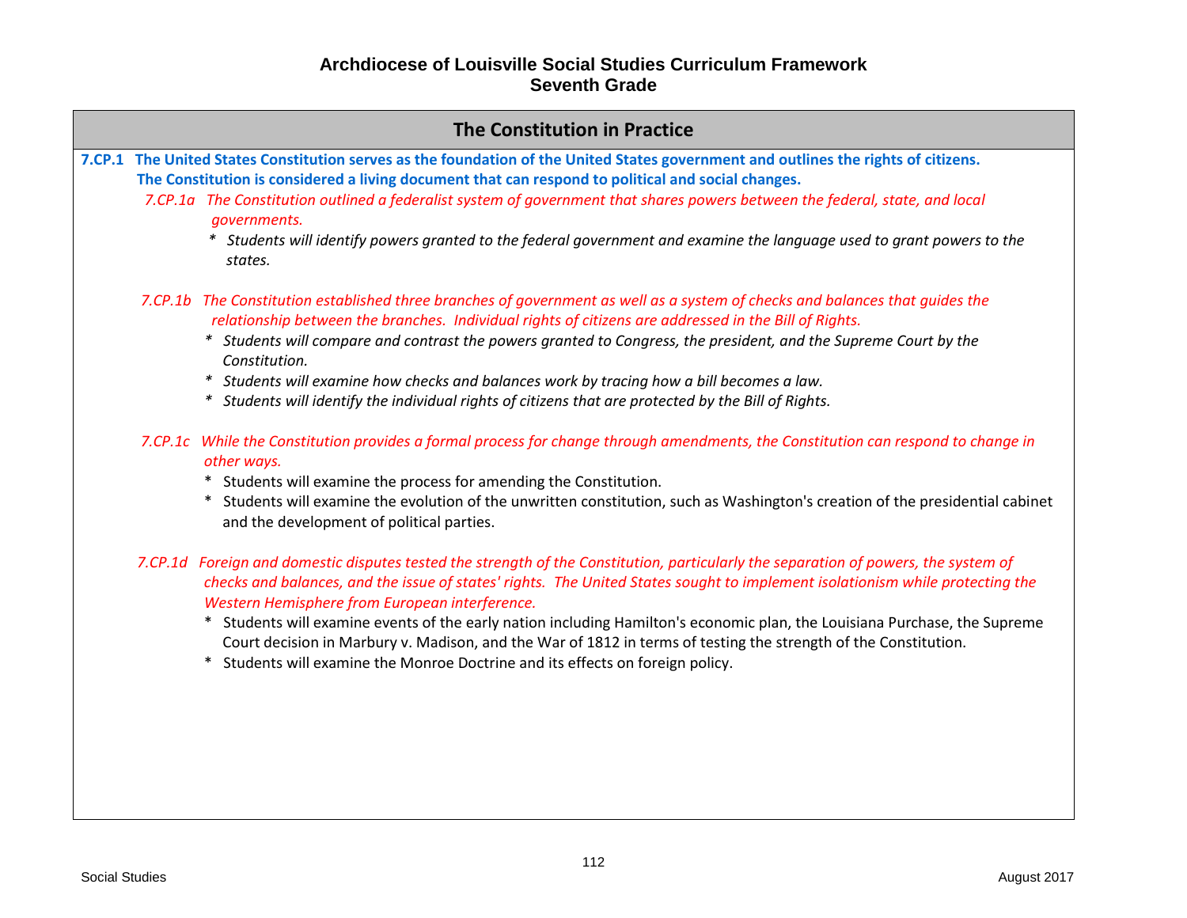# Archdiocese of Louisville Social Studies Curriculum Framework
## Seventh Grade

## The Constitution in Practice

**7.CP.1 The United States Constitution serves as the foundation of the United States government and outlines the rights of citizens. The Constitution is considered a living document that can respond to political and social changes.**

*7.CP.1a The Constitution outlined a federalist system of government that shares powers between the federal, state, and local governments.*

- *Students will identify powers granted to the federal government and examine the language used to grant powers to the states.*

*7.CP.1b The Constitution established three branches of government as well as a system of checks and balances that guides the relationship between the branches. Individual rights of citizens are addressed in the Bill of Rights.*

- *Students will compare and contrast the powers granted to Congress, the president, and the Supreme Court by the Constitution.*
- *Students will examine how checks and balances work by tracing how a bill becomes a law.*
- *Students will identify the individual rights of citizens that are protected by the Bill of Rights.*

*7.CP.1c While the Constitution provides a formal process for change through amendments, the Constitution can respond to change in other ways.*

- Students will examine the process for amending the Constitution.
- Students will examine the evolution of the unwritten constitution, such as Washington's creation of the presidential cabinet and the development of political parties.

*7.CP.1d Foreign and domestic disputes tested the strength of the Constitution, particularly the separation of powers, the system of checks and balances, and the issue of states' rights. The United States sought to implement isolationism while protecting the Western Hemisphere from European interference.*

- Students will examine events of the early nation including Hamilton's economic plan, the Louisiana Purchase, the Supreme Court decision in Marbury v. Madison, and the War of 1812 in terms of testing the strength of the Constitution.
- Students will examine the Monroe Doctrine and its effects on foreign policy.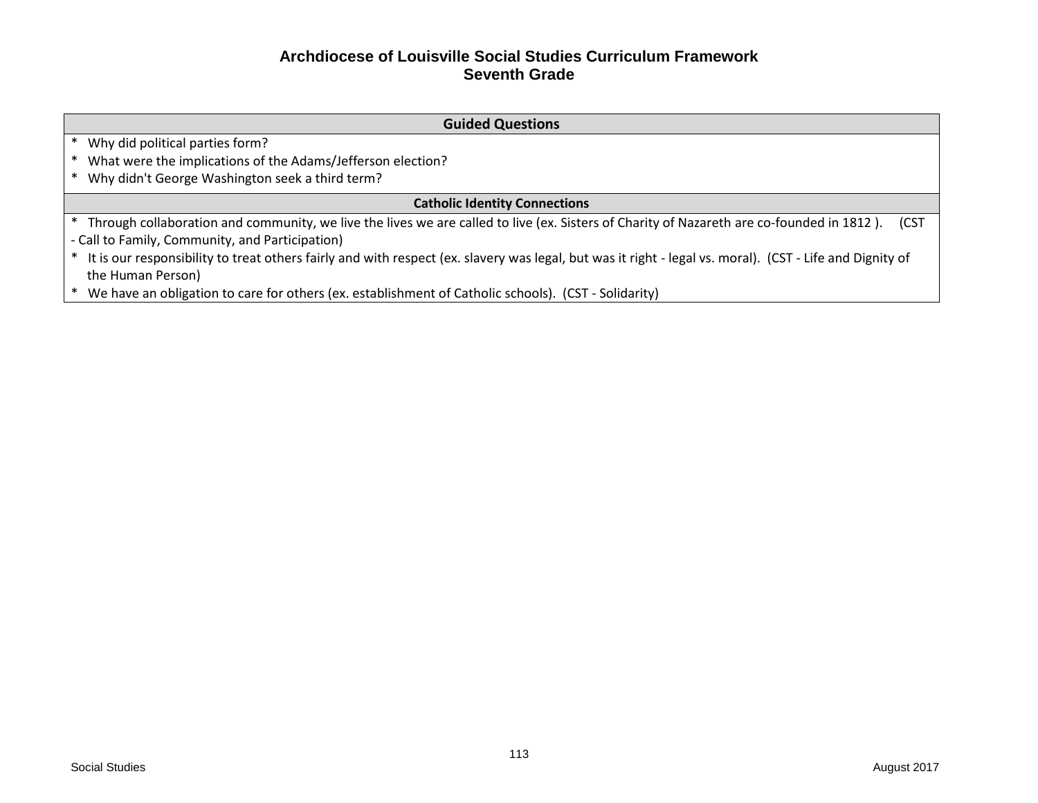### Archdiocese of Louisville Social Studies Curriculum Framework
### Seventh Grade

| Guided Questions |
| --- |
| * Why did political parties form?<br>* What were the implications of the Adams/Jefferson election?<br>* Why didn't George Washington seek a third term? |
| **Catholic Identity Connections** |
| * Through collaboration and community, we live the lives we are called to live (ex. Sisters of Charity of Nazareth are co-founded in 1812 ). (CST - Call to Family, Community, and Participation)<br>* It is our responsibility to treat others fairly and with respect (ex. slavery was legal, but was it right - legal vs. moral). (CST - Life and Dignity of the Human Person)<br>* We have an obligation to care for others (ex. establishment of Catholic schools). (CST - Solidarity) |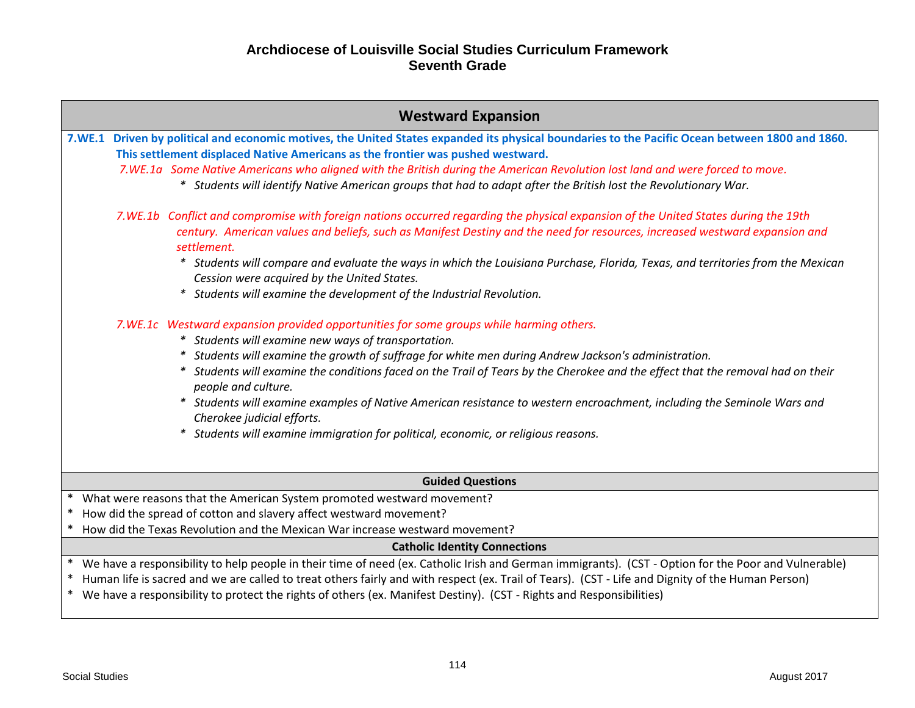# Archdiocese of Louisville Social Studies Curriculum Framework
## Seventh Grade

### Westward Expansion

**7.WE.1 Driven by political and economic motives, the United States expanded its physical boundaries to the Pacific Ocean between 1800 and 1860. This settlement displaced Native Americans as the frontier was pushed westward.**

*7.WE.1a Some Native Americans who aligned with the British during the American Revolution lost land and were forced to move.*

- *Students will identify Native American groups that had to adapt after the British lost the Revolutionary War.*

*7.WE.1b Conflict and compromise with foreign nations occurred regarding the physical expansion of the United States during the 19th century. American values and beliefs, such as Manifest Destiny and the need for resources, increased westward expansion and settlement.*

- *Students will compare and evaluate the ways in which the Louisiana Purchase, Florida, Texas, and territories from the Mexican Cession were acquired by the United States.*
- *Students will examine the development of the Industrial Revolution.*

*7.WE.1c Westward expansion provided opportunities for some groups while harming others.*

- *Students will examine new ways of transportation.*
- *Students will examine the growth of suffrage for white men during Andrew Jackson's administration.*
- *Students will examine the conditions faced on the Trail of Tears by the Cherokee and the effect that the removal had on their people and culture.*
- *Students will examine examples of Native American resistance to western encroachment, including the Seminole Wars and Cherokee judicial efforts.*
- *Students will examine immigration for political, economic, or religious reasons.*

**Guided Questions**

- What were reasons that the American System promoted westward movement?
- How did the spread of cotton and slavery affect westward movement?
- How did the Texas Revolution and the Mexican War increase westward movement?

**Catholic Identity Connections**

- We have a responsibility to help people in their time of need (ex. Catholic Irish and German immigrants). (CST - Option for the Poor and Vulnerable)
- Human life is sacred and we are called to treat others fairly and with respect (ex. Trail of Tears). (CST - Life and Dignity of the Human Person)
- We have a responsibility to protect the rights of others (ex. Manifest Destiny). (CST - Rights and Responsibilities)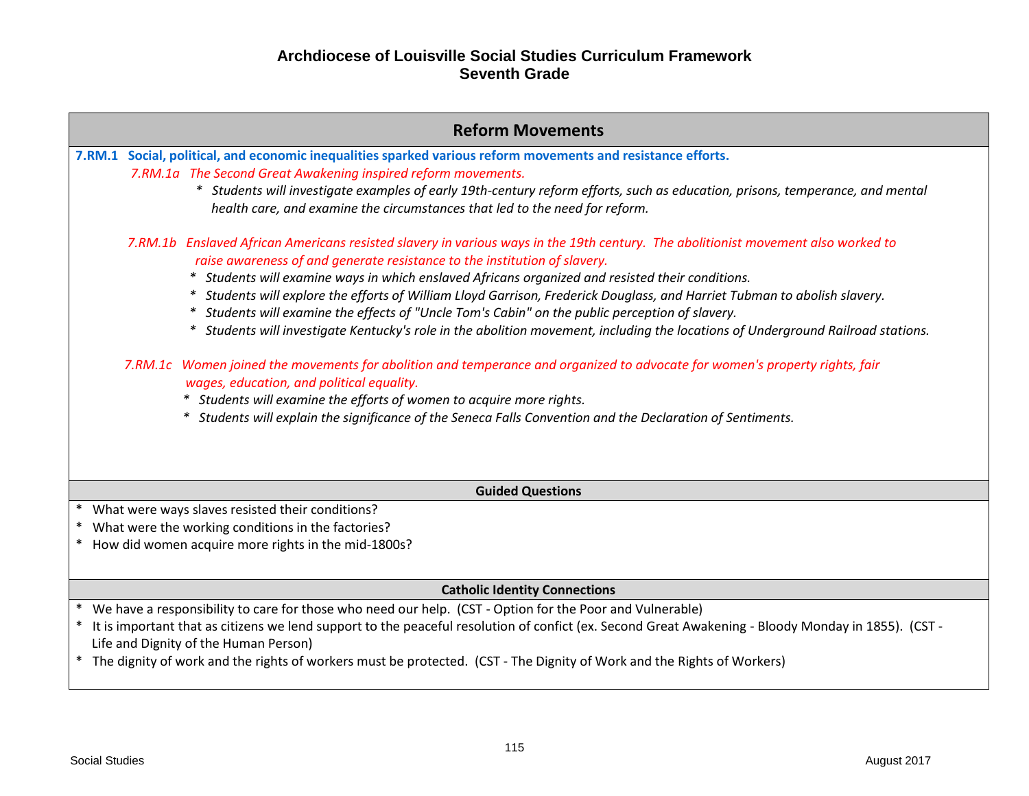# Archdiocese of Louisville Social Studies Curriculum Framework
## Seventh Grade

## Reform Movements

**7.RM.1 Social, political, and economic inequalities sparked various reform movements and resistance efforts.**

*7.RM.1a The Second Great Awakening inspired reform movements.*

* *Students will investigate examples of early 19th-century reform efforts, such as education, prisons, temperance, and mental health care, and examine the circumstances that led to the need for reform.*

*7.RM.1b Enslaved African Americans resisted slavery in various ways in the 19th century. The abolitionist movement also worked to raise awareness of and generate resistance to the institution of slavery.*

* *Students will examine ways in which enslaved Africans organized and resisted their conditions.*
* *Students will explore the efforts of William Lloyd Garrison, Frederick Douglass, and Harriet Tubman to abolish slavery.*
* *Students will examine the effects of "Uncle Tom's Cabin" on the public perception of slavery.*
* *Students will investigate Kentucky's role in the abolition movement, including the locations of Underground Railroad stations.*

*7.RM.1c Women joined the movements for abolition and temperance and organized to advocate for women's property rights, fair wages, education, and political equality.*

* *Students will examine the efforts of women to acquire more rights.*
* *Students will explain the significance of the Seneca Falls Convention and the Declaration of Sentiments.*

### Guided Questions

* What were ways slaves resisted their conditions?
* What were the working conditions in the factories?
* How did women acquire more rights in the mid-1800s?

### Catholic Identity Connections

* We have a responsibility to care for those who need our help. (CST - Option for the Poor and Vulnerable)
* It is important that as citizens we lend support to the peaceful resolution of confict (ex. Second Great Awakening - Bloody Monday in 1855). (CST - Life and Dignity of the Human Person)
* The dignity of work and the rights of workers must be protected. (CST - The Dignity of Work and the Rights of Workers)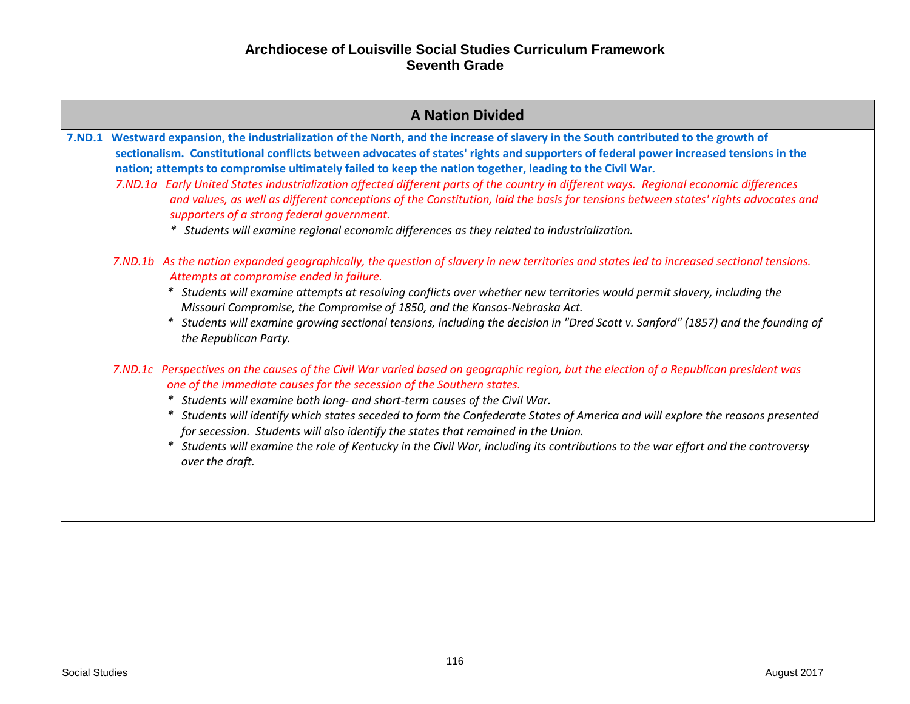# Archdiocese of Louisville Social Studies Curriculum Framework
## Seventh Grade

## A Nation Divided

**7.ND.1 Westward expansion, the industrialization of the North, and the increase of slavery in the South contributed to the growth of sectionalism. Constitutional conflicts between advocates of states' rights and supporters of federal power increased tensions in the nation; attempts to compromise ultimately failed to keep the nation together, leading to the Civil War.**

*7.ND.1a Early United States industrialization affected different parts of the country in different ways. Regional economic differences and values, as well as different conceptions of the Constitution, laid the basis for tensions between states' rights advocates and supporters of a strong federal government.*

- *Students will examine regional economic differences as they related to industrialization.*

*7.ND.1b As the nation expanded geographically, the question of slavery in new territories and states led to increased sectional tensions. Attempts at compromise ended in failure.*

- *Students will examine attempts at resolving conflicts over whether new territories would permit slavery, including the Missouri Compromise, the Compromise of 1850, and the Kansas-Nebraska Act.*
- *Students will examine growing sectional tensions, including the decision in "Dred Scott v. Sanford" (1857) and the founding of the Republican Party.*

*7.ND.1c Perspectives on the causes of the Civil War varied based on geographic region, but the election of a Republican president was one of the immediate causes for the secession of the Southern states.*

- *Students will examine both long- and short-term causes of the Civil War.*
- *Students will identify which states seceded to form the Confederate States of America and will explore the reasons presented for secession. Students will also identify the states that remained in the Union.*
- *Students will examine the role of Kentucky in the Civil War, including its contributions to the war effort and the controversy over the draft.*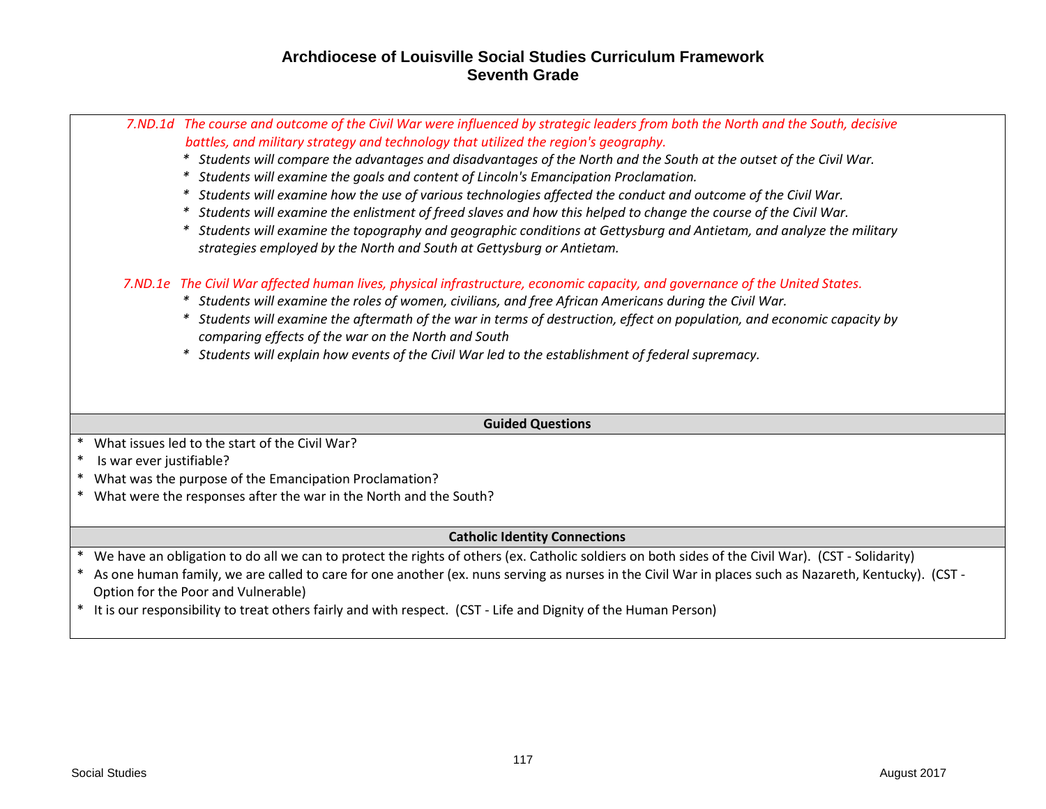# Archdiocese of Louisville Social Studies Curriculum Framework
## Seventh Grade

*7.ND.1d The course and outcome of the Civil War were influenced by strategic leaders from both the North and the South, decisive battles, and military strategy and technology that utilized the region's geography.*

- *Students will compare the advantages and disadvantages of the North and the South at the outset of the Civil War.*
- *Students will examine the goals and content of Lincoln's Emancipation Proclamation.*
- *Students will examine how the use of various technologies affected the conduct and outcome of the Civil War.*
- *Students will examine the enlistment of freed slaves and how this helped to change the course of the Civil War.*
- *Students will examine the topography and geographic conditions at Gettysburg and Antietam, and analyze the military strategies employed by the North and South at Gettysburg or Antietam.*

*7.ND.1e The Civil War affected human lives, physical infrastructure, economic capacity, and governance of the United States.*

- *Students will examine the roles of women, civilians, and free African Americans during the Civil War.*
- *Students will examine the aftermath of the war in terms of destruction, effect on population, and economic capacity by comparing effects of the war on the North and South*
- *Students will explain how events of the Civil War led to the establishment of federal supremacy.*

### Guided Questions

- What issues led to the start of the Civil War?
- Is war ever justifiable?
- What was the purpose of the Emancipation Proclamation?
- What were the responses after the war in the North and the South?

### Catholic Identity Connections

- We have an obligation to do all we can to protect the rights of others (ex. Catholic soldiers on both sides of the Civil War). (CST - Solidarity)
- As one human family, we are called to care for one another (ex. nuns serving as nurses in the Civil War in places such as Nazareth, Kentucky). (CST - Option for the Poor and Vulnerable)
- It is our responsibility to treat others fairly and with respect. (CST - Life and Dignity of the Human Person)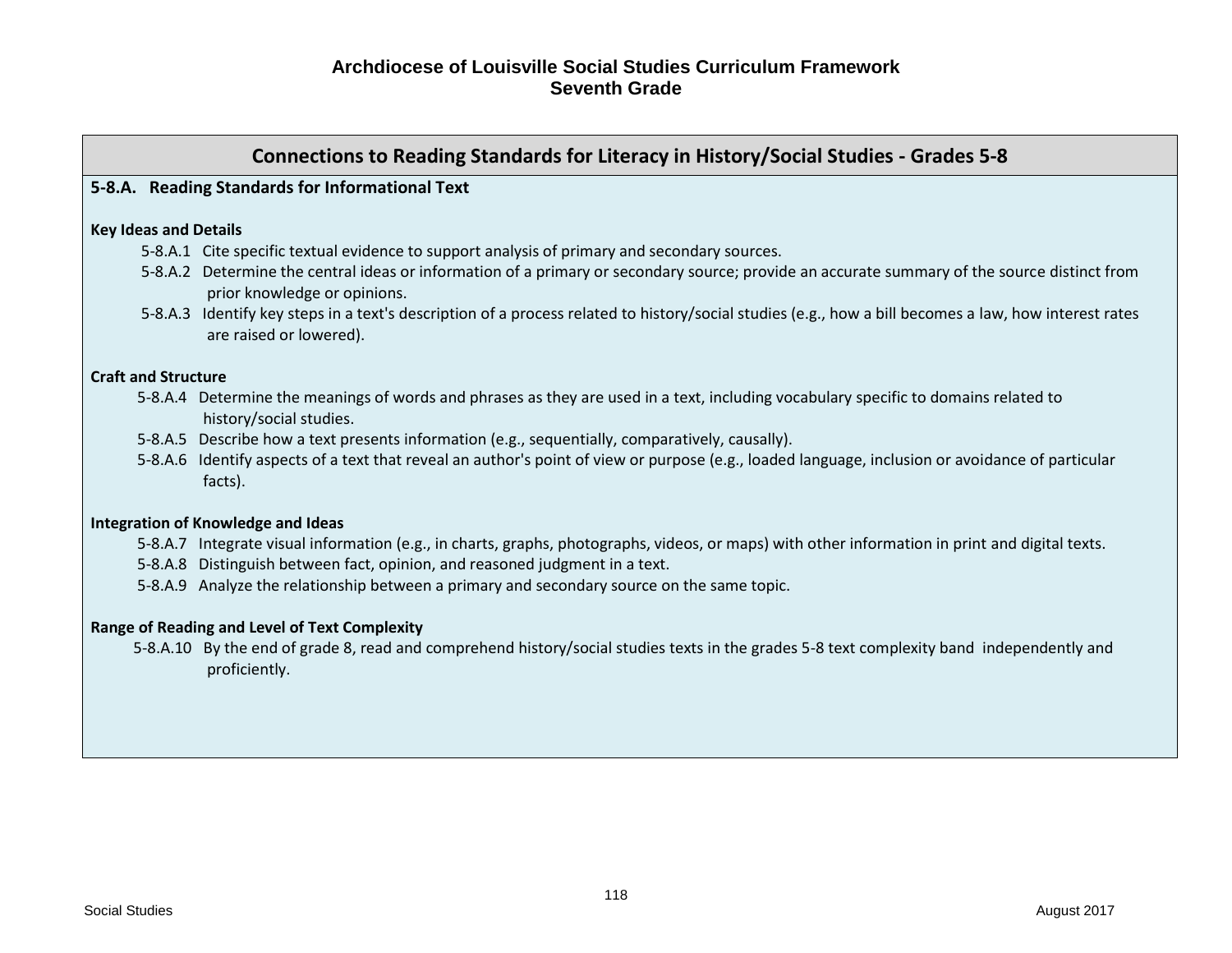# Archdiocese of Louisville Social Studies Curriculum Framework
## Seventh Grade

## Connections to Reading Standards for Literacy in History/Social Studies - Grades 5-8

**5-8.A. Reading Standards for Informational Text**

**Key Ideas and Details**

- 5-8.A.1 Cite specific textual evidence to support analysis of primary and secondary sources.
- 5-8.A.2 Determine the central ideas or information of a primary or secondary source; provide an accurate summary of the source distinct from prior knowledge or opinions.
- 5-8.A.3 Identify key steps in a text's description of a process related to history/social studies (e.g., how a bill becomes a law, how interest rates are raised or lowered).

**Craft and Structure**

- 5-8.A.4 Determine the meanings of words and phrases as they are used in a text, including vocabulary specific to domains related to history/social studies.
- 5-8.A.5 Describe how a text presents information (e.g., sequentially, comparatively, causally).
- 5-8.A.6 Identify aspects of a text that reveal an author's point of view or purpose (e.g., loaded language, inclusion or avoidance of particular facts).

**Integration of Knowledge and Ideas**

- 5-8.A.7 Integrate visual information (e.g., in charts, graphs, photographs, videos, or maps) with other information in print and digital texts.
- 5-8.A.8 Distinguish between fact, opinion, and reasoned judgment in a text.
- 5-8.A.9 Analyze the relationship between a primary and secondary source on the same topic.

**Range of Reading and Level of Text Complexity**

- 5-8.A.10 By the end of grade 8, read and comprehend history/social studies texts in the grades 5-8 text complexity band independently and proficiently.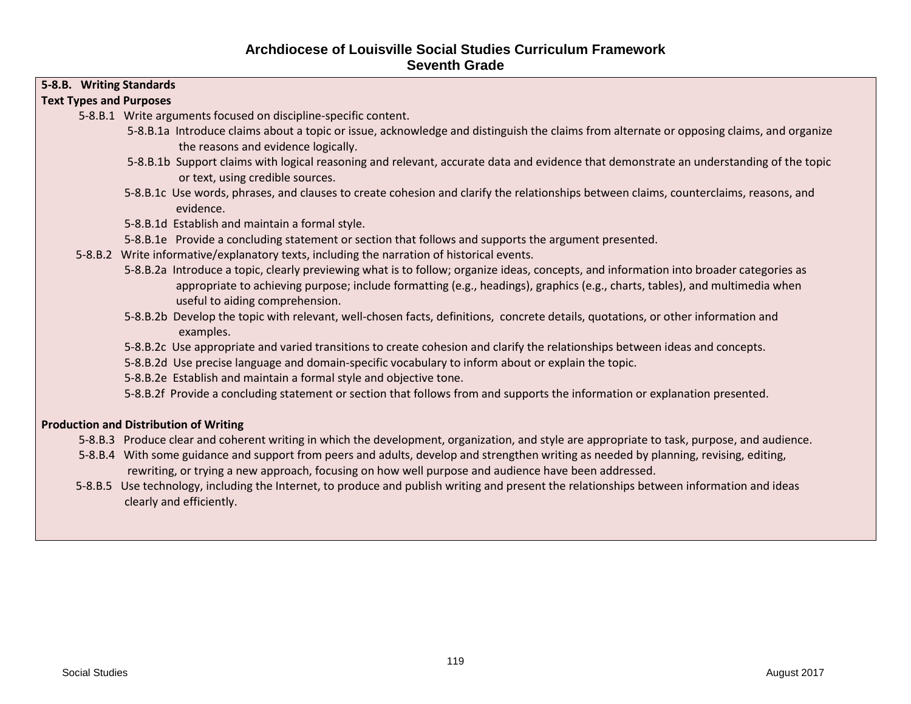# Archdiocese of Louisville Social Studies Curriculum Framework
## Seventh Grade

**5-8.B. Writing Standards**

**Text Types and Purposes**

- 5-8.B.1 Write arguments focused on discipline-specific content.
  - 5-8.B.1a Introduce claims about a topic or issue, acknowledge and distinguish the claims from alternate or opposing claims, and organize the reasons and evidence logically.
  - 5-8.B.1b Support claims with logical reasoning and relevant, accurate data and evidence that demonstrate an understanding of the topic or text, using credible sources.
  - 5-8.B.1c Use words, phrases, and clauses to create cohesion and clarify the relationships between claims, counterclaims, reasons, and evidence.
  - 5-8.B.1d Establish and maintain a formal style.
  - 5-8.B.1e Provide a concluding statement or section that follows and supports the argument presented.
- 5-8.B.2 Write informative/explanatory texts, including the narration of historical events.
  - 5-8.B.2a Introduce a topic, clearly previewing what is to follow; organize ideas, concepts, and information into broader categories as appropriate to achieving purpose; include formatting (e.g., headings), graphics (e.g., charts, tables), and multimedia when useful to aiding comprehension.
  - 5-8.B.2b Develop the topic with relevant, well-chosen facts, definitions, concrete details, quotations, or other information and examples.
  - 5-8.B.2c Use appropriate and varied transitions to create cohesion and clarify the relationships between ideas and concepts.
  - 5-8.B.2d Use precise language and domain-specific vocabulary to inform about or explain the topic.
  - 5-8.B.2e Establish and maintain a formal style and objective tone.
  - 5-8.B.2f Provide a concluding statement or section that follows from and supports the information or explanation presented.

**Production and Distribution of Writing**

- 5-8.B.3 Produce clear and coherent writing in which the development, organization, and style are appropriate to task, purpose, and audience.
- 5-8.B.4 With some guidance and support from peers and adults, develop and strengthen writing as needed by planning, revising, editing, rewriting, or trying a new approach, focusing on how well purpose and audience have been addressed.
- 5-8.B.5 Use technology, including the Internet, to produce and publish writing and present the relationships between information and ideas clearly and efficiently.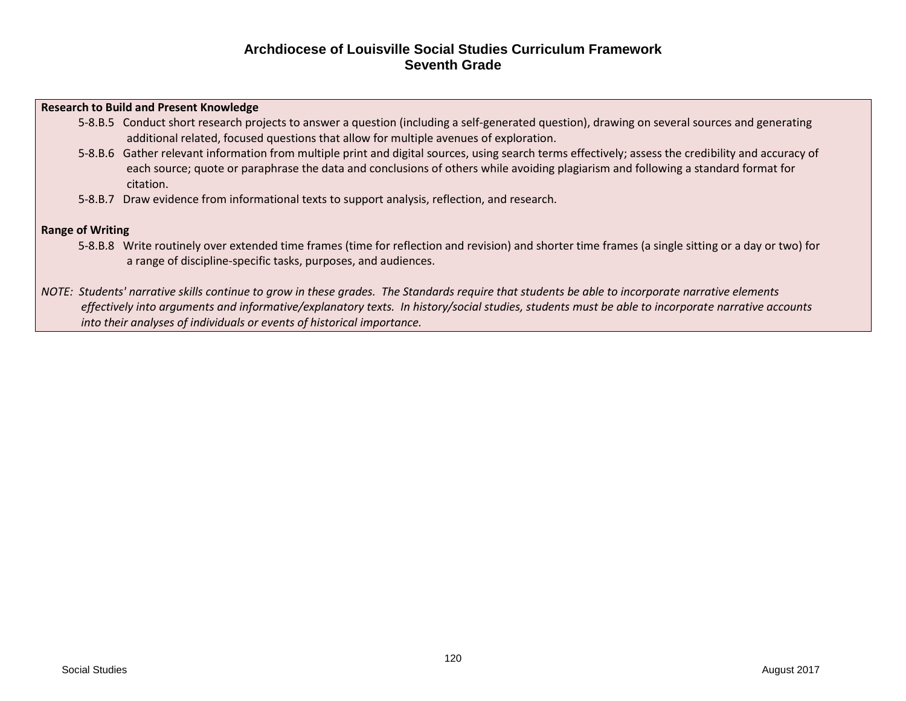# Archdiocese of Louisville Social Studies Curriculum Framework
## Seventh Grade

**Research to Build and Present Knowledge**

- 5-8.B.5 Conduct short research projects to answer a question (including a self-generated question), drawing on several sources and generating additional related, focused questions that allow for multiple avenues of exploration.
- 5-8.B.6 Gather relevant information from multiple print and digital sources, using search terms effectively; assess the credibility and accuracy of each source; quote or paraphrase the data and conclusions of others while avoiding plagiarism and following a standard format for citation.
- 5-8.B.7 Draw evidence from informational texts to support analysis, reflection, and research.

**Range of Writing**

- 5-8.B.8 Write routinely over extended time frames (time for reflection and revision) and shorter time frames (a single sitting or a day or two) for a range of discipline-specific tasks, purposes, and audiences.

*NOTE: Students' narrative skills continue to grow in these grades. The Standards require that students be able to incorporate narrative elements effectively into arguments and informative/explanatory texts. In history/social studies, students must be able to incorporate narrative accounts into their analyses of individuals or events of historical importance.*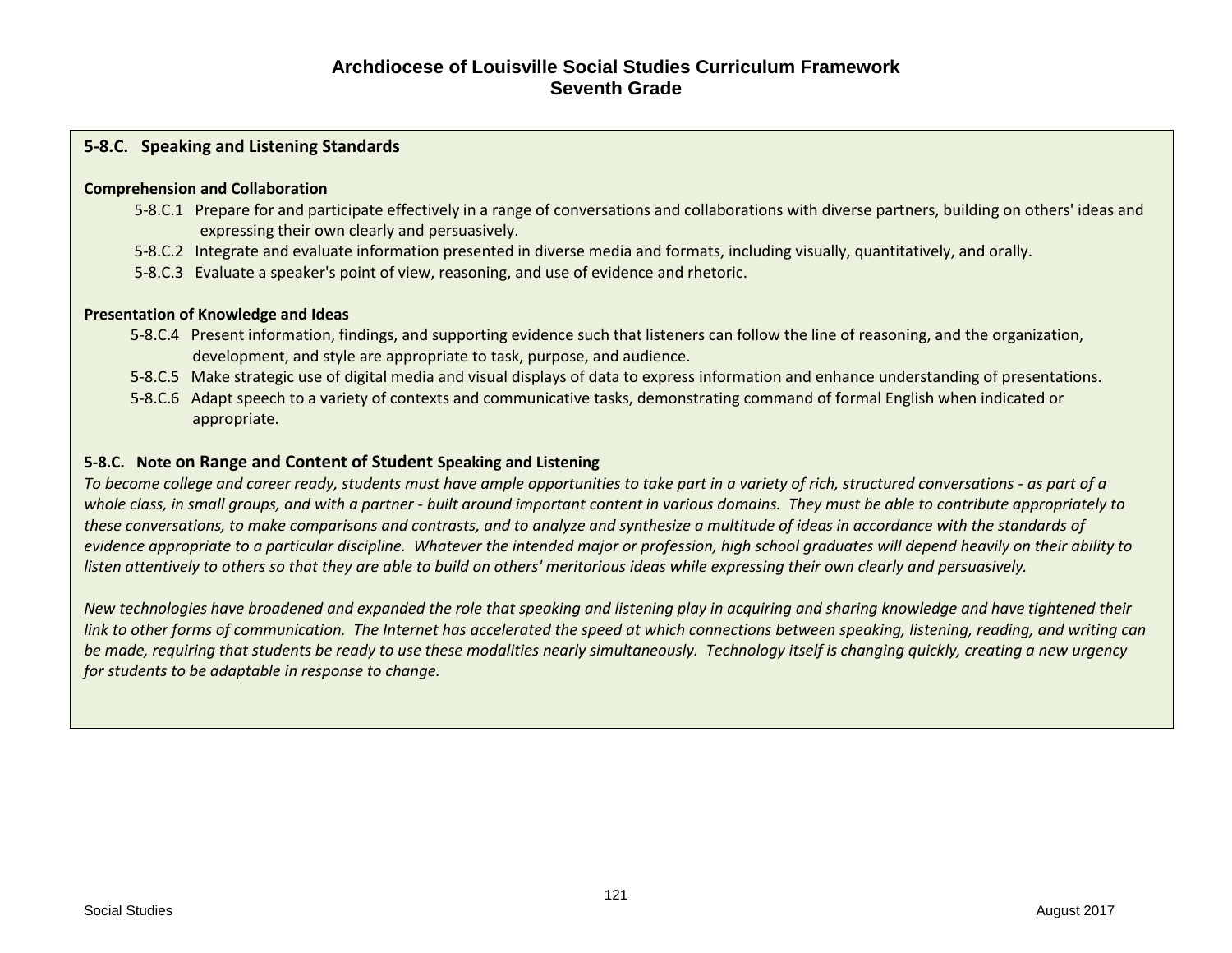# Archdiocese of Louisville Social Studies Curriculum Framework
## Seventh Grade

### 5-8.C. Speaking and Listening Standards

**Comprehension and Collaboration**

- 5-8.C.1 Prepare for and participate effectively in a range of conversations and collaborations with diverse partners, building on others' ideas and expressing their own clearly and persuasively.
- 5-8.C.2 Integrate and evaluate information presented in diverse media and formats, including visually, quantitatively, and orally.
- 5-8.C.3 Evaluate a speaker's point of view, reasoning, and use of evidence and rhetoric.

**Presentation of Knowledge and Ideas**

- 5-8.C.4 Present information, findings, and supporting evidence such that listeners can follow the line of reasoning, and the organization, development, and style are appropriate to task, purpose, and audience.
- 5-8.C.5 Make strategic use of digital media and visual displays of data to express information and enhance understanding of presentations.
- 5-8.C.6 Adapt speech to a variety of contexts and communicative tasks, demonstrating command of formal English when indicated or appropriate.

**5-8.C. Note on Range and Content of Student Speaking and Listening**

*To become college and career ready, students must have ample opportunities to take part in a variety of rich, structured conversations - as part of a whole class, in small groups, and with a partner - built around important content in various domains. They must be able to contribute appropriately to these conversations, to make comparisons and contrasts, and to analyze and synthesize a multitude of ideas in accordance with the standards of evidence appropriate to a particular discipline. Whatever the intended major or profession, high school graduates will depend heavily on their ability to listen attentively to others so that they are able to build on others' meritorious ideas while expressing their own clearly and persuasively.*

*New technologies have broadened and expanded the role that speaking and listening play in acquiring and sharing knowledge and have tightened their link to other forms of communication. The Internet has accelerated the speed at which connections between speaking, listening, reading, and writing can be made, requiring that students be ready to use these modalities nearly simultaneously. Technology itself is changing quickly, creating a new urgency for students to be adaptable in response to change.*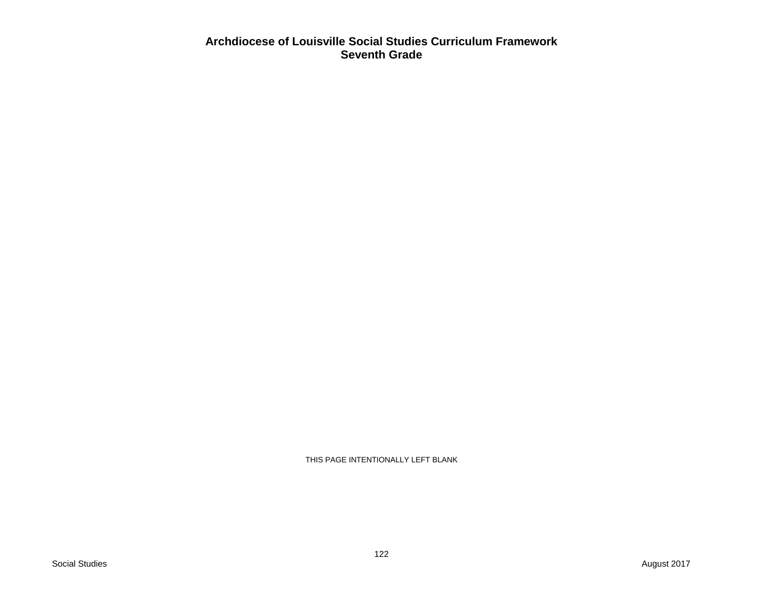**Archdiocese of Louisville Social Studies Curriculum Framework**
**Seventh Grade**

THIS PAGE INTENTIONALLY LEFT BLANK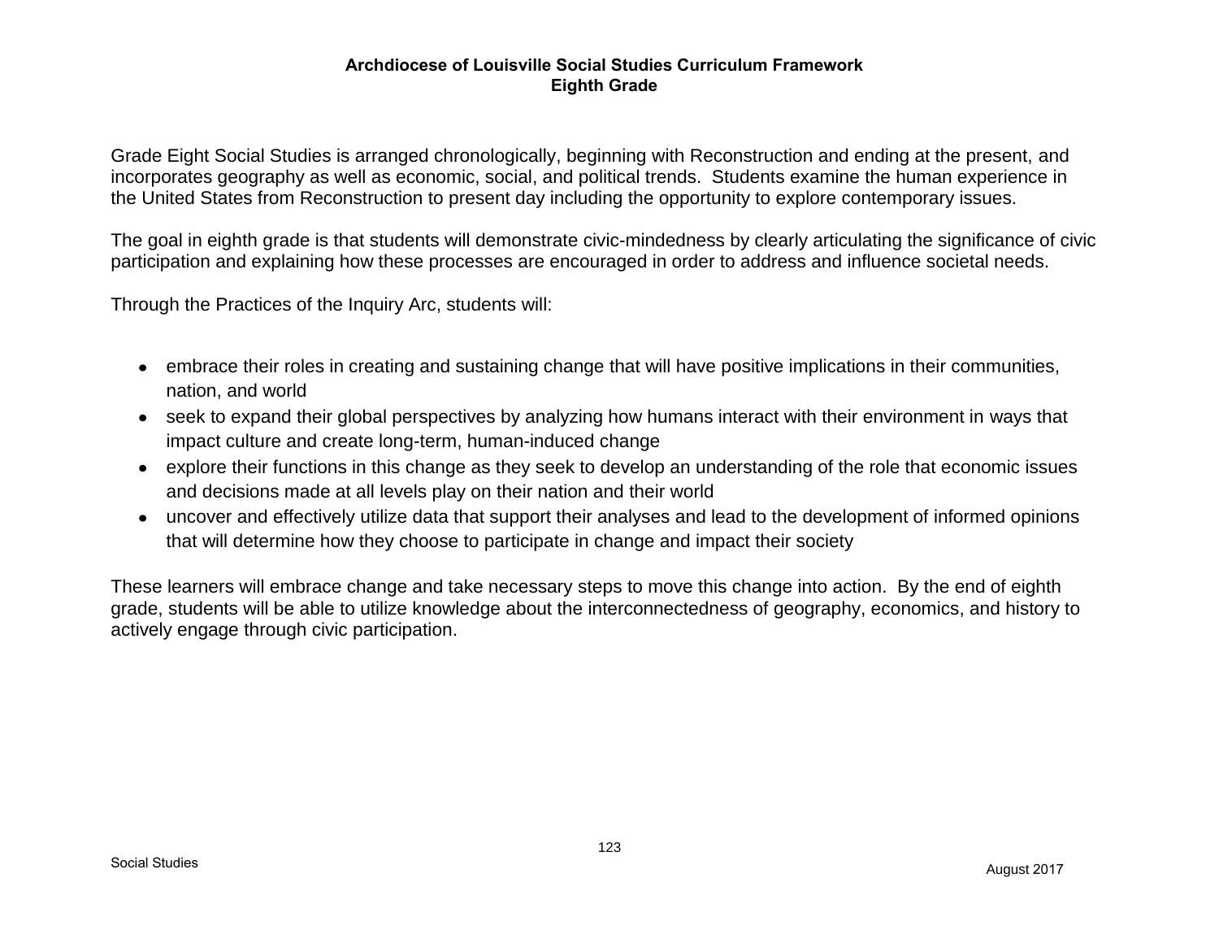# Archdiocese of Louisville Social Studies Curriculum Framework
## Eighth Grade

Grade Eight Social Studies is arranged chronologically, beginning with Reconstruction and ending at the present, and incorporates geography as well as economic, social, and political trends. Students examine the human experience in the United States from Reconstruction to present day including the opportunity to explore contemporary issues.

The goal in eighth grade is that students will demonstrate civic-mindedness by clearly articulating the significance of civic participation and explaining how these processes are encouraged in order to address and influence societal needs.

Through the Practices of the Inquiry Arc, students will:

- embrace their roles in creating and sustaining change that will have positive implications in their communities, nation, and world
- seek to expand their global perspectives by analyzing how humans interact with their environment in ways that impact culture and create long-term, human-induced change
- explore their functions in this change as they seek to develop an understanding of the role that economic issues and decisions made at all levels play on their nation and their world
- uncover and effectively utilize data that support their analyses and lead to the development of informed opinions that will determine how they choose to participate in change and impact their society

These learners will embrace change and take necessary steps to move this change into action. By the end of eighth grade, students will be able to utilize knowledge about the interconnectedness of geography, economics, and history to actively engage through civic participation.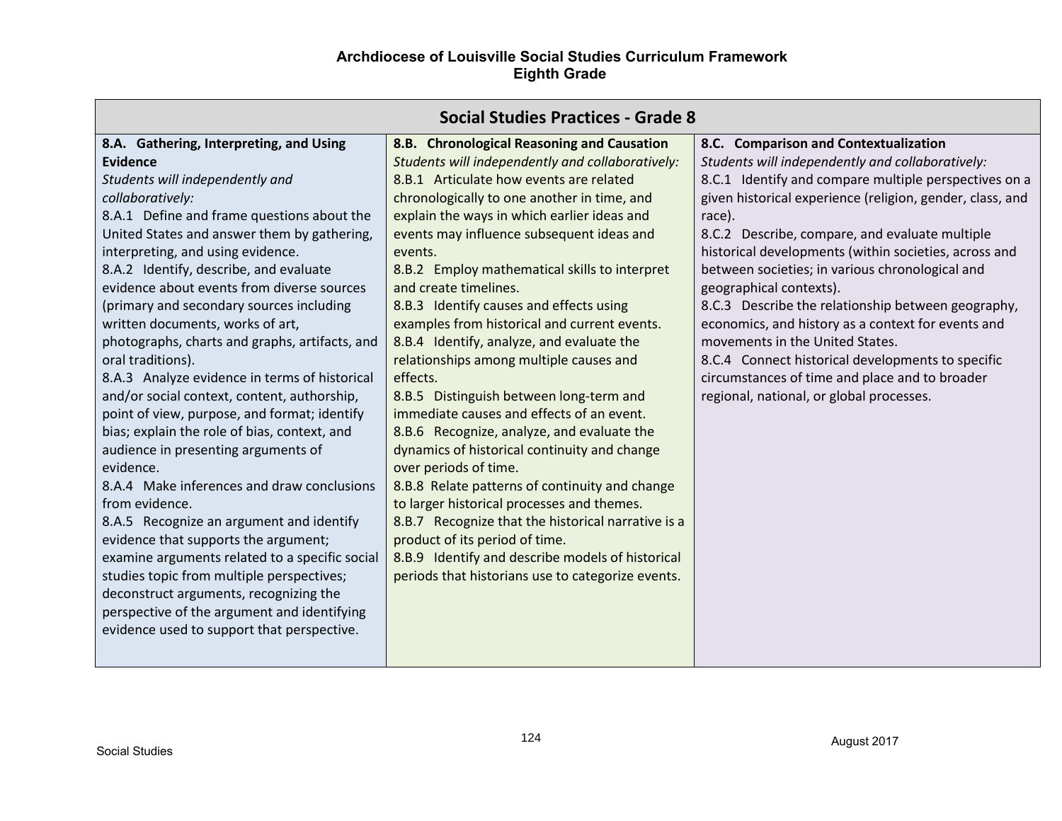# Archdiocese of Louisville Social Studies Curriculum Framework
## Eighth Grade

| Social Studies Practices - Grade 8 | | |
|---|---|---|
| **8.A. Gathering, Interpreting, and Using Evidence**<br>*Students will independently and collaboratively:*<br>8.A.1 Define and frame questions about the United States and answer them by gathering, interpreting, and using evidence.<br>8.A.2 Identify, describe, and evaluate evidence about events from diverse sources (primary and secondary sources including written documents, works of art, photographs, charts and graphs, artifacts, and oral traditions).<br>8.A.3 Analyze evidence in terms of historical and/or social context, content, authorship, point of view, purpose, and format; identify bias; explain the role of bias, context, and audience in presenting arguments of evidence.<br>8.A.4 Make inferences and draw conclusions from evidence.<br>8.A.5 Recognize an argument and identify evidence that supports the argument; examine arguments related to a specific social studies topic from multiple perspectives; deconstruct arguments, recognizing the perspective of the argument and identifying evidence used to support that perspective. | **8.B. Chronological Reasoning and Causation**<br>*Students will independently and collaboratively:*<br>8.B.1 Articulate how events are related chronologically to one another in time, and explain the ways in which earlier ideas and events may influence subsequent ideas and events.<br>8.B.2 Employ mathematical skills to interpret and create timelines.<br>8.B.3 Identify causes and effects using examples from historical and current events.<br>8.B.4 Identify, analyze, and evaluate the relationships among multiple causes and effects.<br>8.B.5 Distinguish between long-term and immediate causes and effects of an event.<br>8.B.6 Recognize, analyze, and evaluate the dynamics of historical continuity and change over periods of time.<br>8.B.8 Relate patterns of continuity and change to larger historical processes and themes.<br>8.B.7 Recognize that the historical narrative is a product of its period of time.<br>8.B.9 Identify and describe models of historical periods that historians use to categorize events. | **8.C. Comparison and Contextualization**<br>*Students will independently and collaboratively:*<br>8.C.1 Identify and compare multiple perspectives on a given historical experience (religion, gender, class, and race).<br>8.C.2 Describe, compare, and evaluate multiple historical developments (within societies, across and between societies; in various chronological and geographical contexts).<br>8.C.3 Describe the relationship between geography, economics, and history as a context for events and movements in the United States.<br>8.C.4 Connect historical developments to specific circumstances of time and place and to broader regional, national, or global processes. |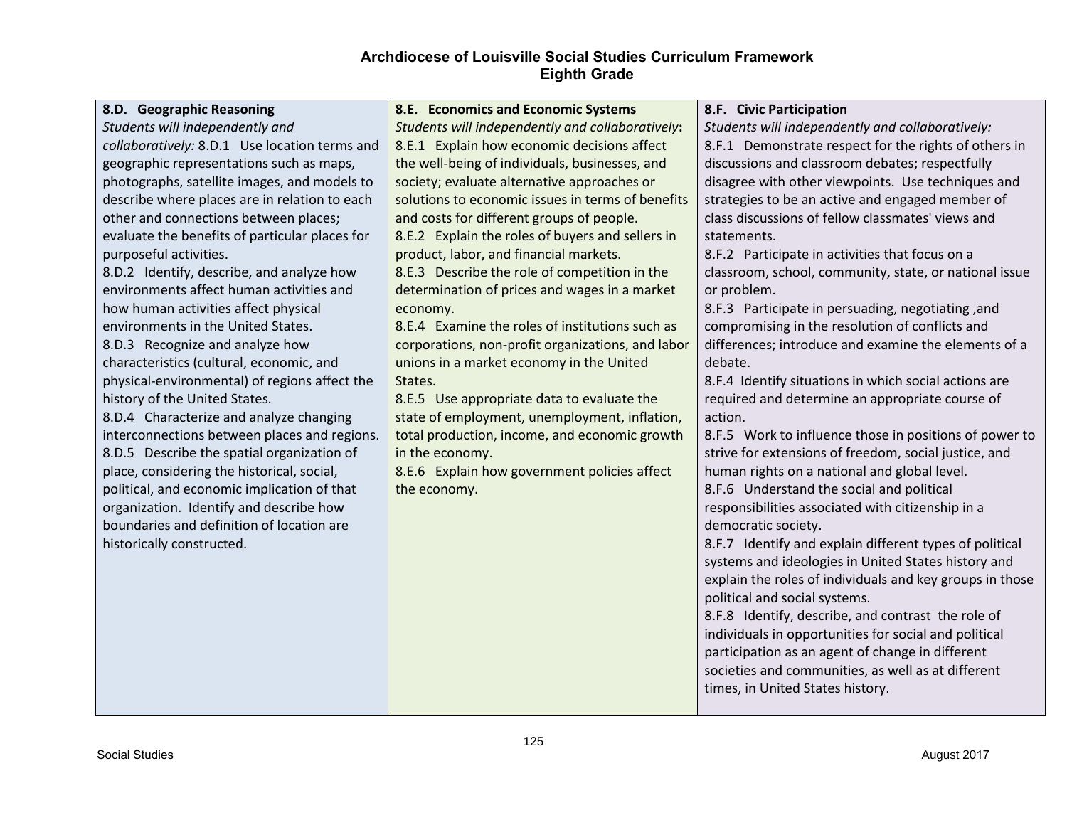# Archdiocese of Louisville Social Studies Curriculum Framework
## Eighth Grade

| 8.D. Geographic Reasoning | 8.E. Economics and Economic Systems | 8.F. Civic Participation |
|---|---|---|
| *Students will independently and collaboratively:* 8.D.1 Use location terms and geographic representations such as maps, photographs, satellite images, and models to describe where places are in relation to each other and connections between places; evaluate the benefits of particular places for purposeful activities.<br>8.D.2 Identify, describe, and analyze how environments affect human activities and how human activities affect physical environments in the United States.<br>8.D.3 Recognize and analyze how characteristics (cultural, economic, and physical-environmental) of regions affect the history of the United States.<br>8.D.4 Characterize and analyze changing interconnections between places and regions.<br>8.D.5 Describe the spatial organization of place, considering the historical, social, political, and economic implication of that organization. Identify and describe how boundaries and definition of location are historically constructed. | *Students will independently and collaboratively***:**<br>8.E.1 Explain how economic decisions affect the well-being of individuals, businesses, and society; evaluate alternative approaches or solutions to economic issues in terms of benefits and costs for different groups of people.<br>8.E.2 Explain the roles of buyers and sellers in product, labor, and financial markets.<br>8.E.3 Describe the role of competition in the determination of prices and wages in a market economy.<br>8.E.4 Examine the roles of institutions such as corporations, non-profit organizations, and labor unions in a market economy in the United States.<br>8.E.5 Use appropriate data to evaluate the state of employment, unemployment, inflation, total production, income, and economic growth in the economy.<br>8.E.6 Explain how government policies affect the economy. | *Students will independently and collaboratively:*<br>8.F.1 Demonstrate respect for the rights of others in discussions and classroom debates; respectfully disagree with other viewpoints. Use techniques and strategies to be an active and engaged member of class discussions of fellow classmates' views and statements.<br>8.F.2 Participate in activities that focus on a classroom, school, community, state, or national issue or problem.<br>8.F.3 Participate in persuading, negotiating ,and compromising in the resolution of conflicts and differences; introduce and examine the elements of a debate.<br>8.F.4 Identify situations in which social actions are required and determine an appropriate course of action.<br>8.F.5 Work to influence those in positions of power to strive for extensions of freedom, social justice, and human rights on a national and global level.<br>8.F.6 Understand the social and political responsibilities associated with citizenship in a democratic society.<br>8.F.7 Identify and explain different types of political systems and ideologies in United States history and explain the roles of individuals and key groups in those political and social systems.<br>8.F.8 Identify, describe, and contrast the role of individuals in opportunities for social and political participation as an agent of change in different societies and communities, as well as at different times, in United States history. |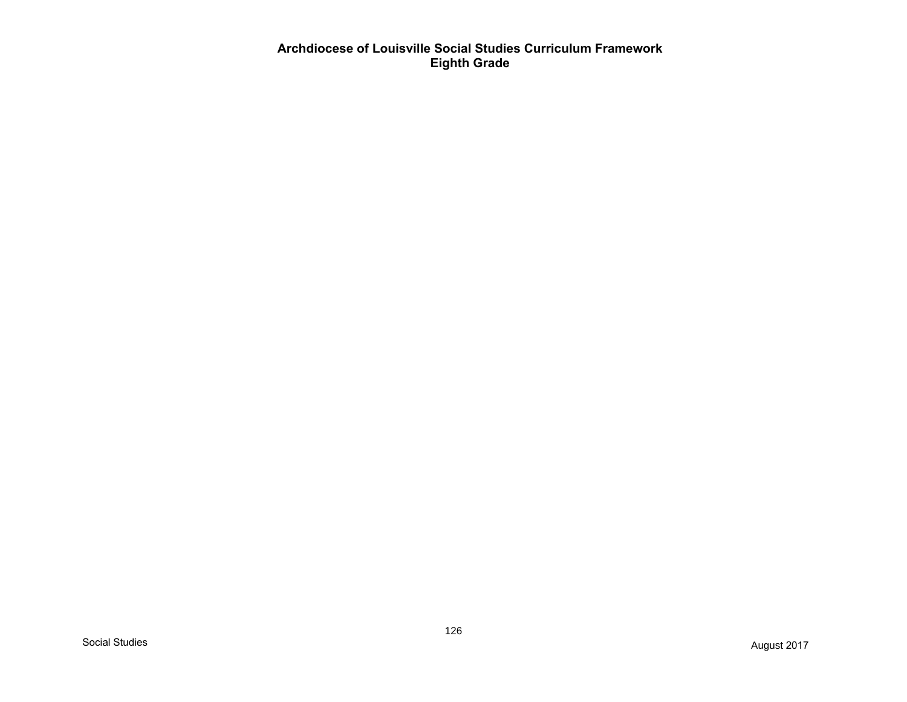# Archdiocese of Louisville Social Studies Curriculum Framework
## Eighth Grade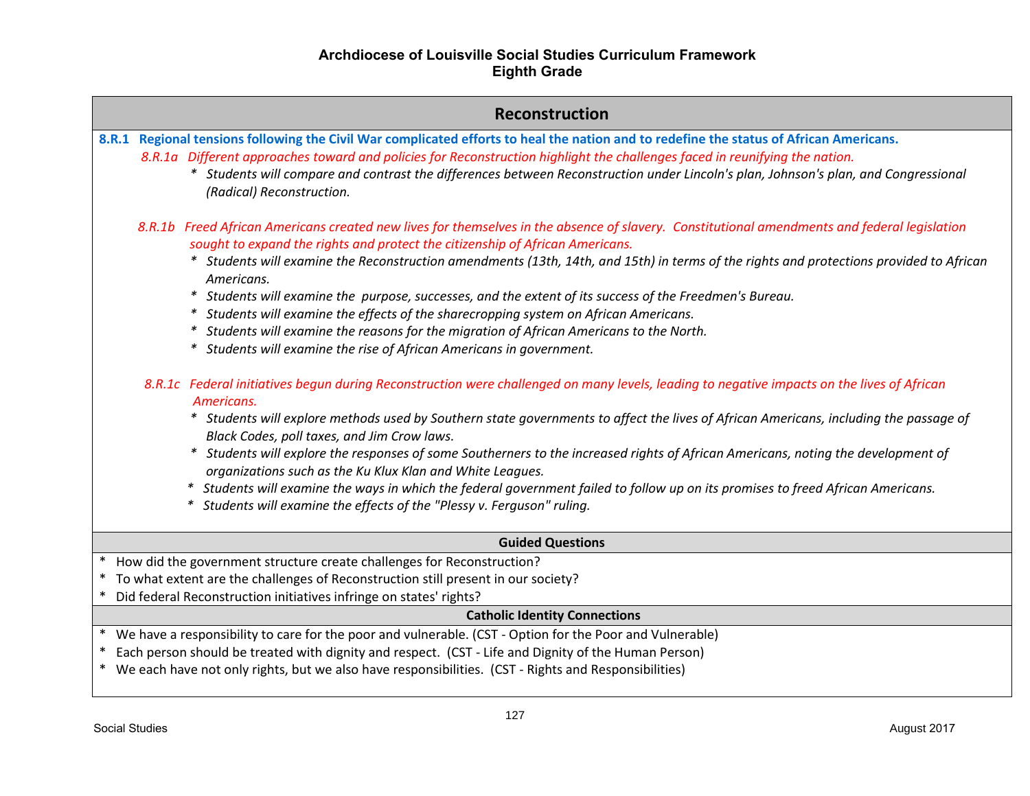**Archdiocese of Louisville Social Studies Curriculum Framework**
**Eighth Grade**

## Reconstruction

**8.R.1 Regional tensions following the Civil War complicated efforts to heal the nation and to redefine the status of African Americans.**

*8.R.1a Different approaches toward and policies for Reconstruction highlight the challenges faced in reunifying the nation.*

- *Students will compare and contrast the differences between Reconstruction under Lincoln's plan, Johnson's plan, and Congressional (Radical) Reconstruction.*

*8.R.1b Freed African Americans created new lives for themselves in the absence of slavery. Constitutional amendments and federal legislation sought to expand the rights and protect the citizenship of African Americans.*

- *Students will examine the Reconstruction amendments (13th, 14th, and 15th) in terms of the rights and protections provided to African Americans.*
- *Students will examine the purpose, successes, and the extent of its success of the Freedmen's Bureau.*
- *Students will examine the effects of the sharecropping system on African Americans.*
- *Students will examine the reasons for the migration of African Americans to the North.*
- *Students will examine the rise of African Americans in government.*

*8.R.1c Federal initiatives begun during Reconstruction were challenged on many levels, leading to negative impacts on the lives of African Americans.*

- *Students will explore methods used by Southern state governments to affect the lives of African Americans, including the passage of Black Codes, poll taxes, and Jim Crow laws.*
- *Students will explore the responses of some Southerners to the increased rights of African Americans, noting the development of organizations such as the Ku Klux Klan and White Leagues.*
- *Students will examine the ways in which the federal government failed to follow up on its promises to freed African Americans.*
- *Students will examine the effects of the "Plessy v. Ferguson" ruling.*

### Guided Questions

- How did the government structure create challenges for Reconstruction?
- To what extent are the challenges of Reconstruction still present in our society?
- Did federal Reconstruction initiatives infringe on states' rights?

### Catholic Identity Connections

- We have a responsibility to care for the poor and vulnerable. (CST - Option for the Poor and Vulnerable)
- Each person should be treated with dignity and respect. (CST - Life and Dignity of the Human Person)
- We each have not only rights, but we also have responsibilities. (CST - Rights and Responsibilities)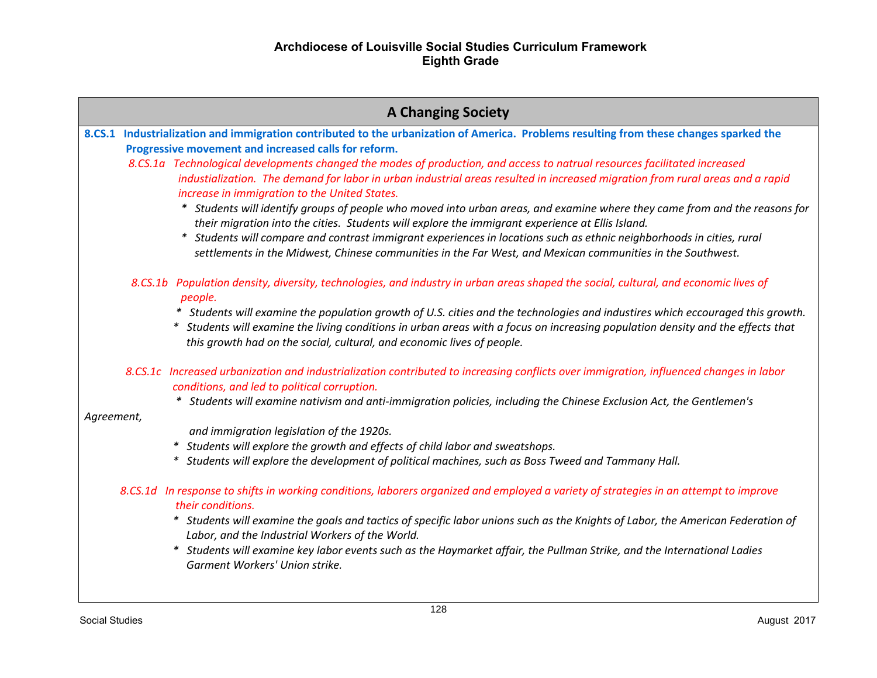**Archdiocese of Louisville Social Studies Curriculum Framework**
**Eighth Grade**

## A Changing Society

**8.CS.1 Industrialization and immigration contributed to the urbanization of America. Problems resulting from these changes sparked the Progressive movement and increased calls for reform.**

*8.CS.1a Technological developments changed the modes of production, and access to natrual resources facilitated increased industialization. The demand for labor in urban industrial areas resulted in increased migration from rural areas and a rapid increase in immigration to the United States.*

- *Students will identify groups of people who moved into urban areas, and examine where they came from and the reasons for their migration into the cities. Students will explore the immigrant experience at Ellis Island.*
- *Students will compare and contrast immigrant experiences in locations such as ethnic neighborhoods in cities, rural settlements in the Midwest, Chinese communities in the Far West, and Mexican communities in the Southwest.*

*8.CS.1b Population density, diversity, technologies, and industry in urban areas shaped the social, cultural, and economic lives of people.*

- *Students will examine the population growth of U.S. cities and the technologies and industires which eccouraged this growth.*
- *Students will examine the living conditions in urban areas with a focus on increasing population density and the effects that this growth had on the social, cultural, and economic lives of people.*

*8.CS.1c Increased urbanization and industrialization contributed to increasing conflicts over immigration, influenced changes in labor conditions, and led to political corruption.*

- *Students will examine nativism and anti-immigration policies, including the Chinese Exclusion Act, the Gentlemen's Agreement, and immigration legislation of the 1920s.*
- *Students will explore the growth and effects of child labor and sweatshops.*
- *Students will explore the development of political machines, such as Boss Tweed and Tammany Hall.*

*8.CS.1d In response to shifts in working conditions, laborers organized and employed a variety of strategies in an attempt to improve their conditions.*

- *Students will examine the goals and tactics of specific labor unions such as the Knights of Labor, the American Federation of Labor, and the Industrial Workers of the World.*
- *Students will examine key labor events such as the Haymarket affair, the Pullman Strike, and the International Ladies Garment Workers' Union strike.*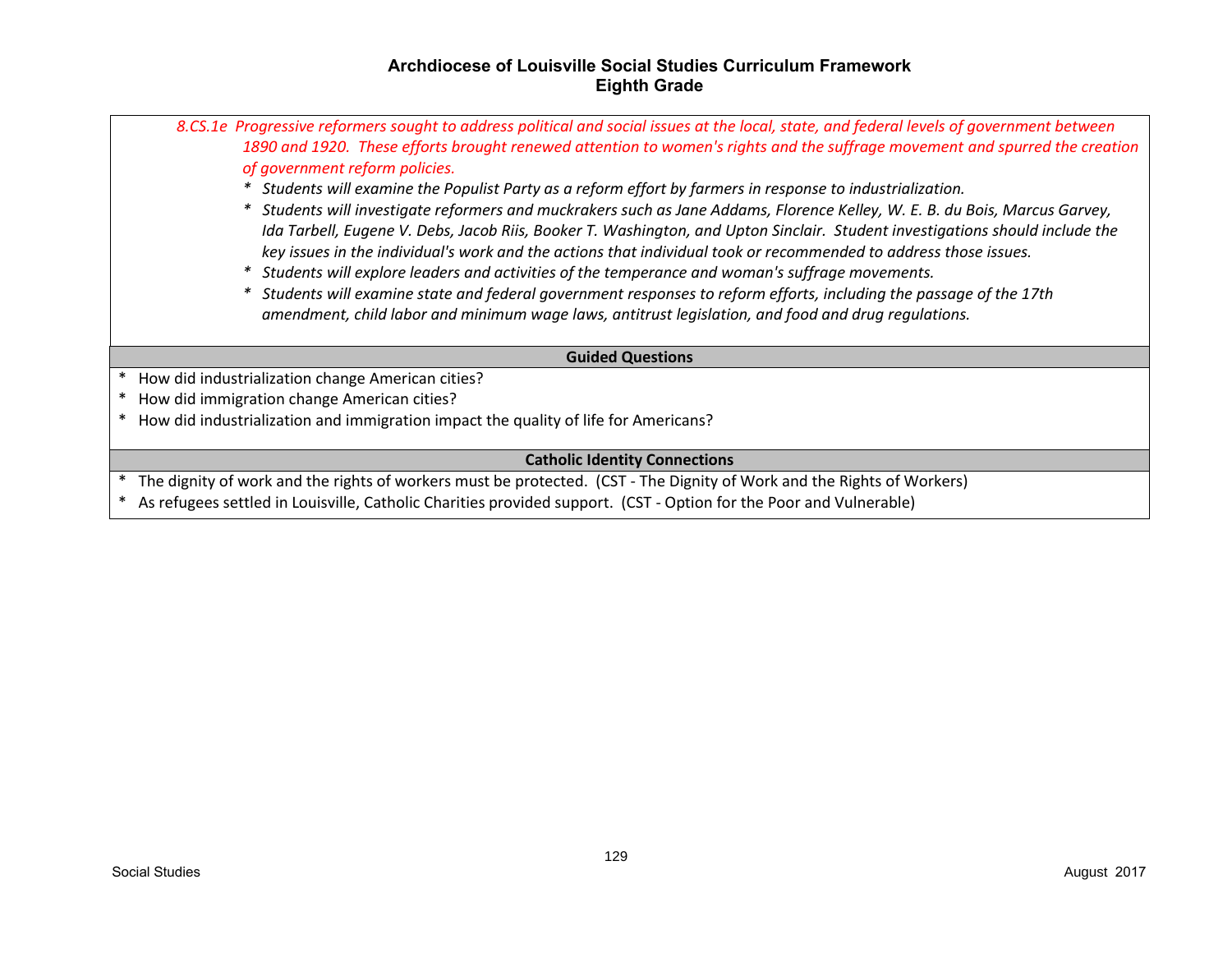## Archdiocese of Louisville Social Studies Curriculum Framework
## Eighth Grade

*8.CS.1e Progressive reformers sought to address political and social issues at the local, state, and federal levels of government between 1890 and 1920. These efforts brought renewed attention to women's rights and the suffrage movement and spurred the creation of government reform policies.*

- *Students will examine the Populist Party as a reform effort by farmers in response to industrialization.*
- *Students will investigate reformers and muckrakers such as Jane Addams, Florence Kelley, W. E. B. du Bois, Marcus Garvey, Ida Tarbell, Eugene V. Debs, Jacob Riis, Booker T. Washington, and Upton Sinclair. Student investigations should include the key issues in the individual's work and the actions that individual took or recommended to address those issues.*
- *Students will explore leaders and activities of the temperance and woman's suffrage movements.*
- *Students will examine state and federal government responses to reform efforts, including the passage of the 17th amendment, child labor and minimum wage laws, antitrust legislation, and food and drug regulations.*

### Guided Questions

- How did industrialization change American cities?
- How did immigration change American cities?
- How did industrialization and immigration impact the quality of life for Americans?

### Catholic Identity Connections

- The dignity of work and the rights of workers must be protected. (CST - The Dignity of Work and the Rights of Workers)
- As refugees settled in Louisville, Catholic Charities provided support. (CST - Option for the Poor and Vulnerable)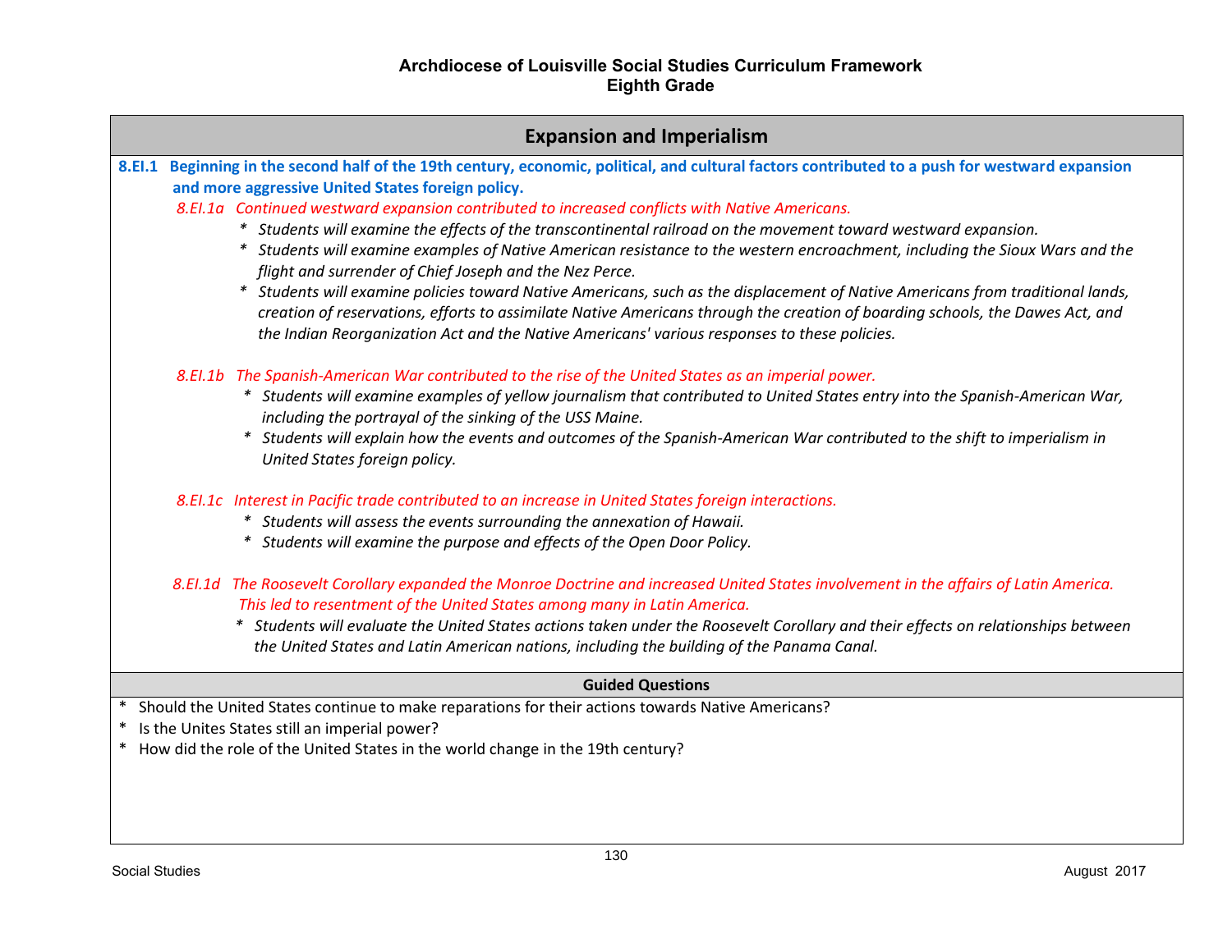## Archdiocese of Louisville Social Studies Curriculum Framework
## Eighth Grade

### Expansion and Imperialism

**8.EI.1 Beginning in the second half of the 19th century, economic, political, and cultural factors contributed to a push for westward expansion and more aggressive United States foreign policy.**

*8.EI.1a Continued westward expansion contributed to increased conflicts with Native Americans.*

- *Students will examine the effects of the transcontinental railroad on the movement toward westward expansion.*
- *Students will examine examples of Native American resistance to the western encroachment, including the Sioux Wars and the flight and surrender of Chief Joseph and the Nez Perce.*
- *Students will examine policies toward Native Americans, such as the displacement of Native Americans from traditional lands, creation of reservations, efforts to assimilate Native Americans through the creation of boarding schools, the Dawes Act, and the Indian Reorganization Act and the Native Americans' various responses to these policies.*

*8.EI.1b The Spanish-American War contributed to the rise of the United States as an imperial power.*

- *Students will examine examples of yellow journalism that contributed to United States entry into the Spanish-American War, including the portrayal of the sinking of the USS Maine.*
- *Students will explain how the events and outcomes of the Spanish-American War contributed to the shift to imperialism in United States foreign policy.*

*8.EI.1c Interest in Pacific trade contributed to an increase in United States foreign interactions.*

- *Students will assess the events surrounding the annexation of Hawaii.*
- *Students will examine the purpose and effects of the Open Door Policy.*

*8.EI.1d The Roosevelt Corollary expanded the Monroe Doctrine and increased United States involvement in the affairs of Latin America. This led to resentment of the United States among many in Latin America.*

- *Students will evaluate the United States actions taken under the Roosevelt Corollary and their effects on relationships between the United States and Latin American nations, including the building of the Panama Canal.*

#### Guided Questions

- Should the United States continue to make reparations for their actions towards Native Americans?
- Is the Unites States still an imperial power?
- How did the role of the United States in the world change in the 19th century?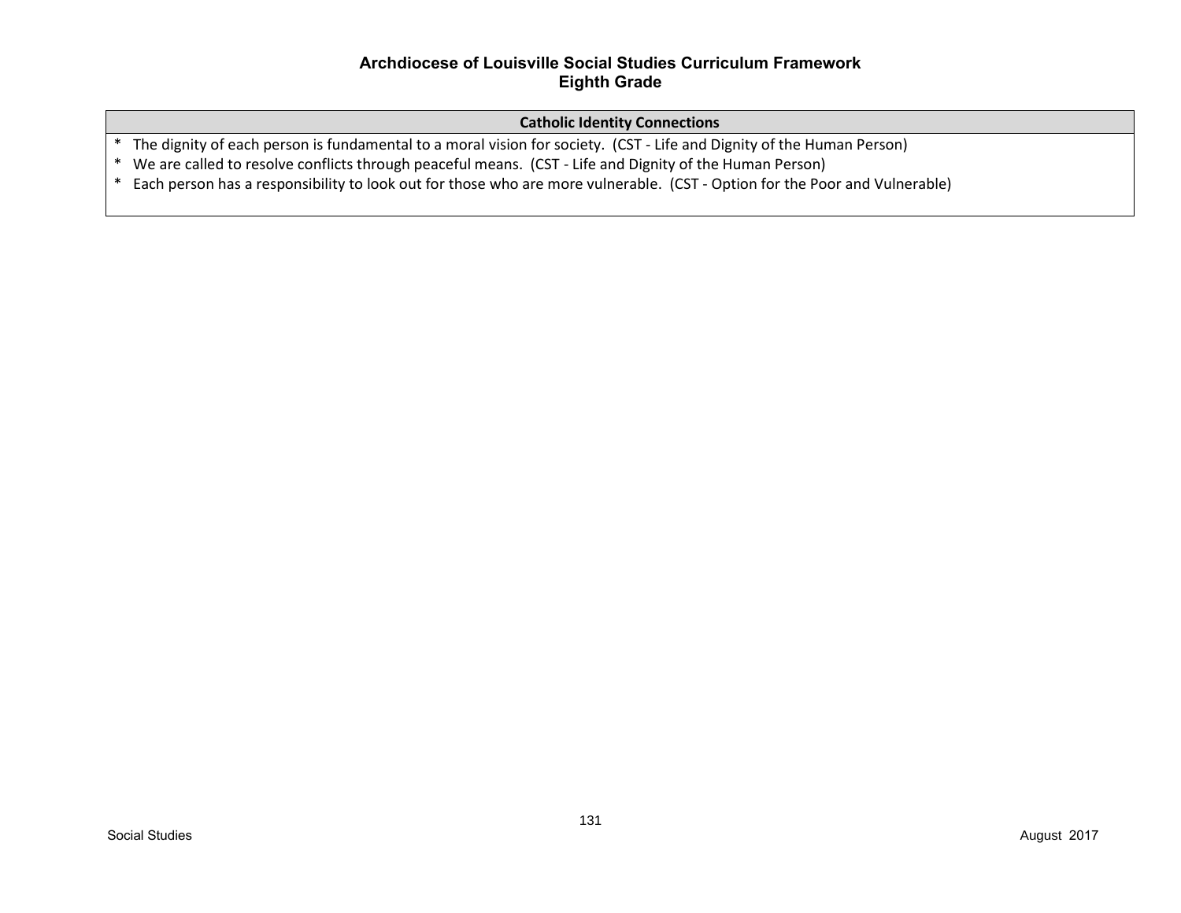# Archdiocese of Louisville Social Studies Curriculum Framework
## Eighth Grade

| Catholic Identity Connections |
| --- |
| * The dignity of each person is fundamental to a moral vision for society. (CST - Life and Dignity of the Human Person)<br>* We are called to resolve conflicts through peaceful means. (CST - Life and Dignity of the Human Person)<br>* Each person has a responsibility to look out for those who are more vulnerable. (CST - Option for the Poor and Vulnerable) |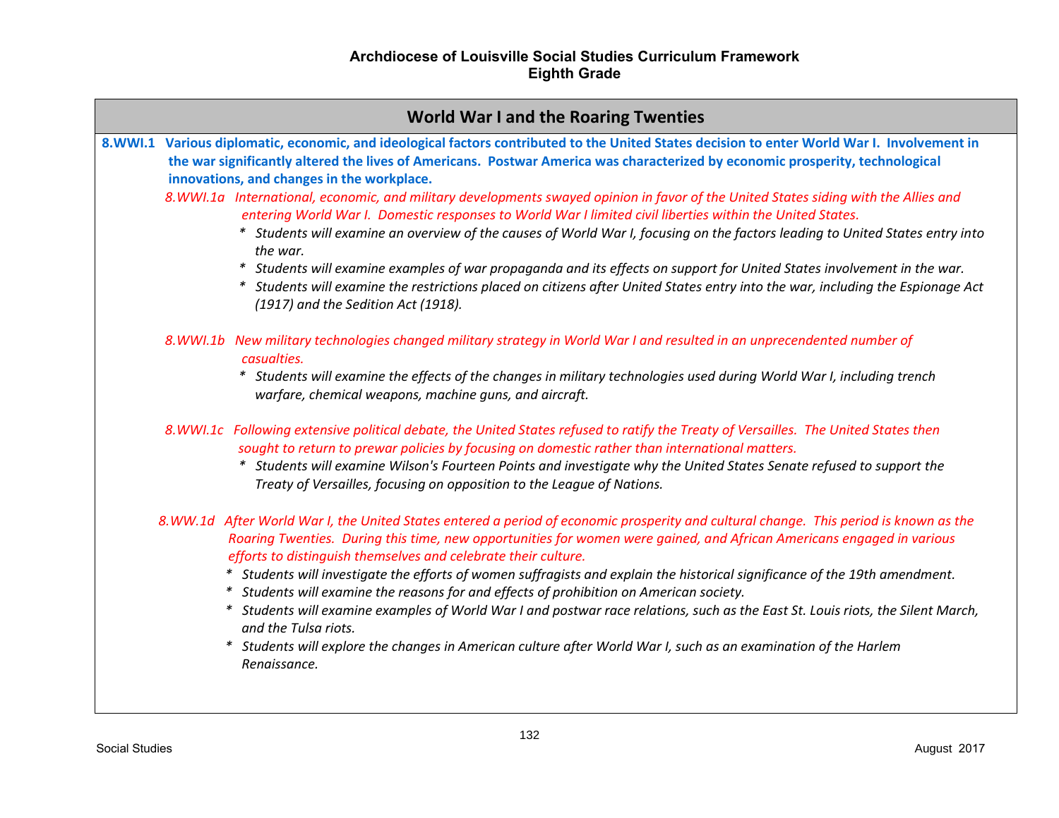**Archdiocese of Louisville Social Studies Curriculum Framework**
**Eighth Grade**

## World War I and the Roaring Twenties

**8.WWI.1 Various diplomatic, economic, and ideological factors contributed to the United States decision to enter World War I. Involvement in the war significantly altered the lives of Americans. Postwar America was characterized by economic prosperity, technological innovations, and changes in the workplace.**

*8.WWI.1a International, economic, and military developments swayed opinion in favor of the United States siding with the Allies and entering World War I. Domestic responses to World War I limited civil liberties within the United States.*

- *Students will examine an overview of the causes of World War I, focusing on the factors leading to United States entry into the war.*
- *Students will examine examples of war propaganda and its effects on support for United States involvement in the war.*
- *Students will examine the restrictions placed on citizens after United States entry into the war, including the Espionage Act (1917) and the Sedition Act (1918).*

*8.WWI.1b New military technologies changed military strategy in World War I and resulted in an unprecendented number of casualties.*

- *Students will examine the effects of the changes in military technologies used during World War I, including trench warfare, chemical weapons, machine guns, and aircraft.*

*8.WWI.1c Following extensive political debate, the United States refused to ratify the Treaty of Versailles. The United States then sought to return to prewar policies by focusing on domestic rather than international matters.*

- *Students will examine Wilson's Fourteen Points and investigate why the United States Senate refused to support the Treaty of Versailles, focusing on opposition to the League of Nations.*

*8.WW.1d After World War I, the United States entered a period of economic prosperity and cultural change. This period is known as the Roaring Twenties. During this time, new opportunities for women were gained, and African Americans engaged in various efforts to distinguish themselves and celebrate their culture.*

- *Students will investigate the efforts of women suffragists and explain the historical significance of the 19th amendment.*
- *Students will examine the reasons for and effects of prohibition on American society.*
- *Students will examine examples of World War I and postwar race relations, such as the East St. Louis riots, the Silent March, and the Tulsa riots.*
- *Students will explore the changes in American culture after World War I, such as an examination of the Harlem Renaissance.*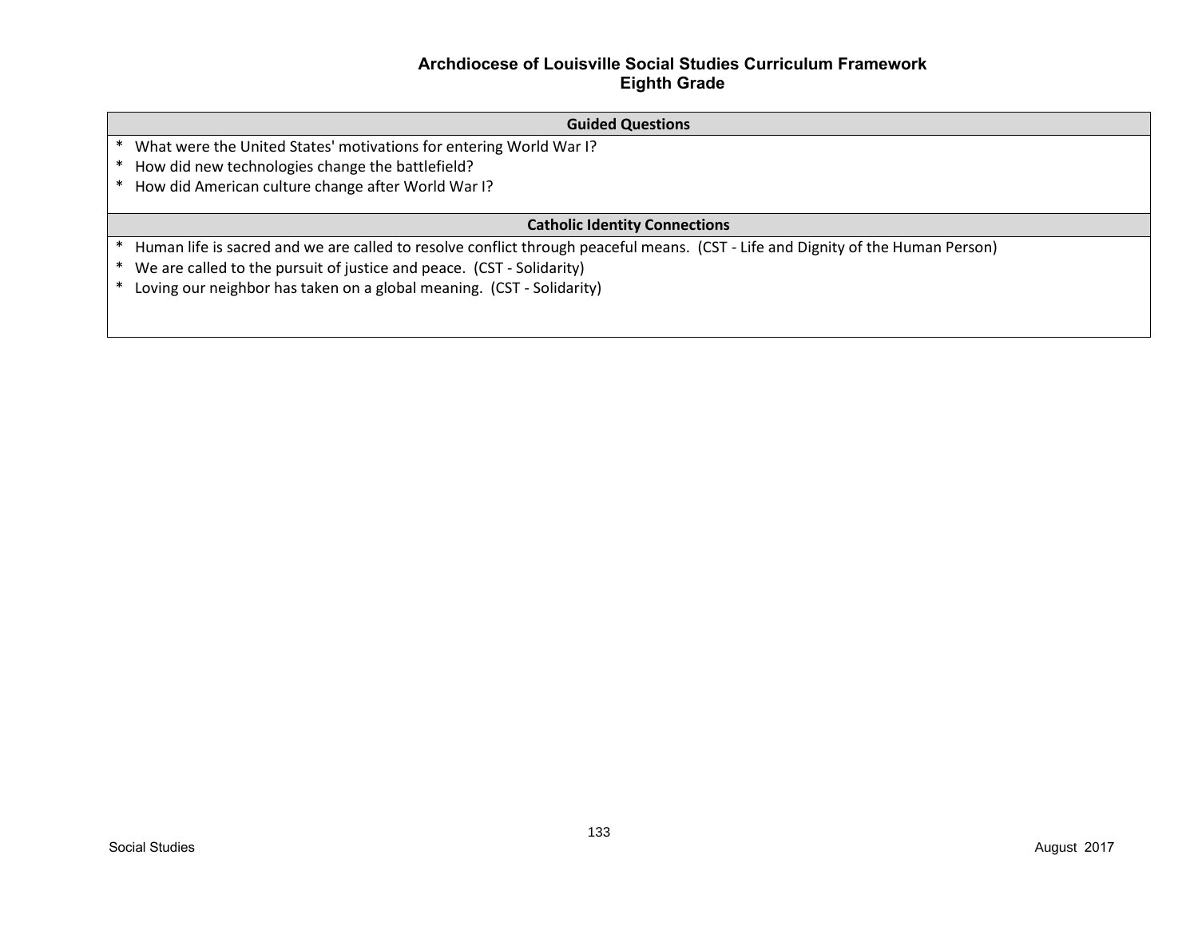## Guided Questions

* What were the United States' motivations for entering World War I?
* How did new technologies change the battlefield?
* How did American culture change after World War I?

## Catholic Identity Connections

* Human life is sacred and we are called to resolve conflict through peaceful means. (CST - Life and Dignity of the Human Person)
* We are called to the pursuit of justice and peace. (CST - Solidarity)
* Loving our neighbor has taken on a global meaning. (CST - Solidarity)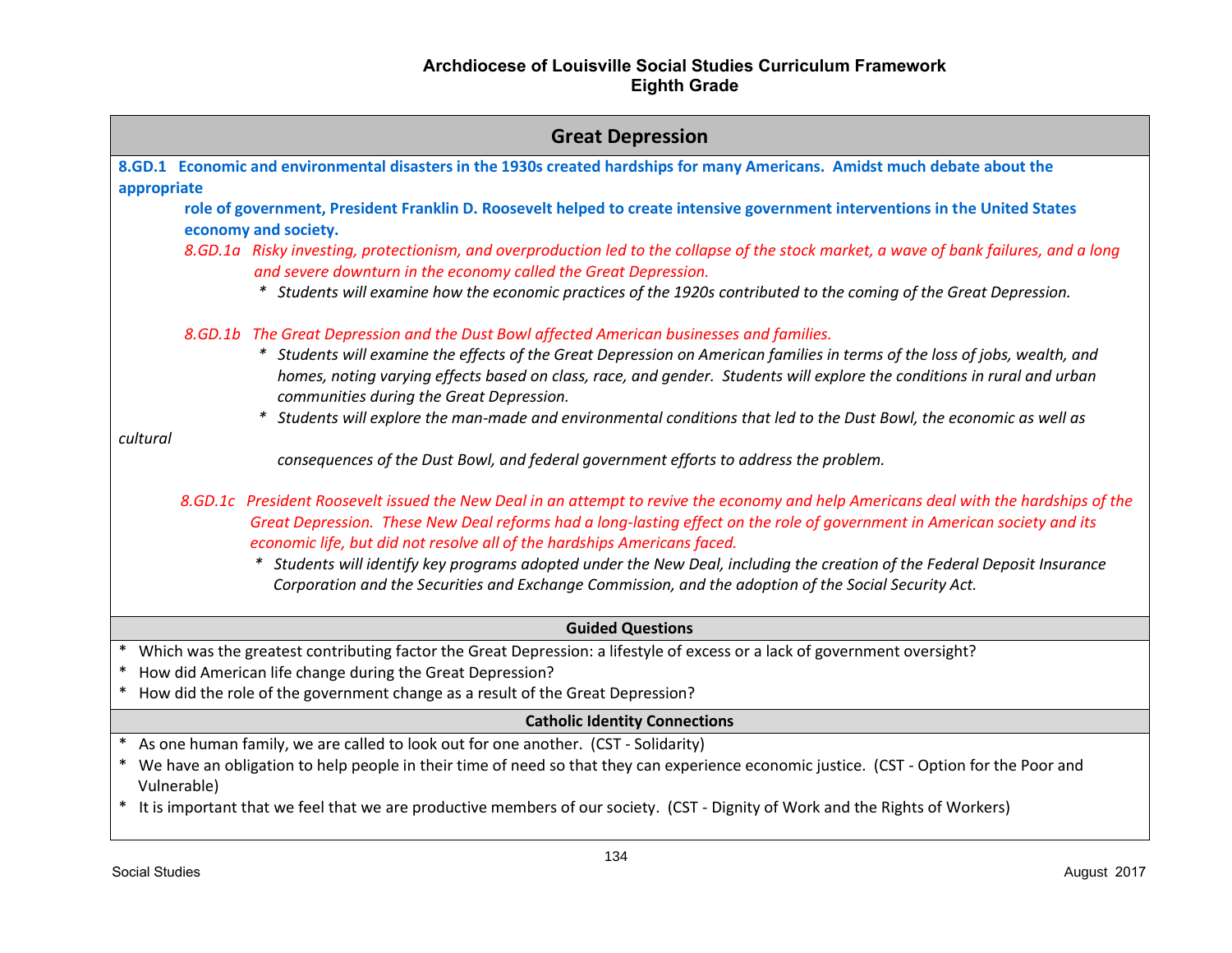# Archdiocese of Louisville Social Studies Curriculum Framework
## Eighth Grade

## Great Depression

**8.GD.1 Economic and environmental disasters in the 1930s created hardships for many Americans. Amidst much debate about the appropriate role of government, President Franklin D. Roosevelt helped to create intensive government interventions in the United States economy and society.**

*8.GD.1a Risky investing, protectionism, and overproduction led to the collapse of the stock market, a wave of bank failures, and a long and severe downturn in the economy called the Great Depression.*

- *Students will examine how the economic practices of the 1920s contributed to the coming of the Great Depression.*

*8.GD.1b The Great Depression and the Dust Bowl affected American businesses and families.*

- *Students will examine the effects of the Great Depression on American families in terms of the loss of jobs, wealth, and homes, noting varying effects based on class, race, and gender. Students will explore the conditions in rural and urban communities during the Great Depression.*
- *Students will explore the man-made and environmental conditions that led to the Dust Bowl, the economic as well as cultural consequences of the Dust Bowl, and federal government efforts to address the problem.*

*8.GD.1c President Roosevelt issued the New Deal in an attempt to revive the economy and help Americans deal with the hardships of the Great Depression. These New Deal reforms had a long-lasting effect on the role of government in American society and its economic life, but did not resolve all of the hardships Americans faced.*

- *Students will identify key programs adopted under the New Deal, including the creation of the Federal Deposit Insurance Corporation and the Securities and Exchange Commission, and the adoption of the Social Security Act.*

### Guided Questions

- Which was the greatest contributing factor the Great Depression: a lifestyle of excess or a lack of government oversight?
- How did American life change during the Great Depression?
- How did the role of the government change as a result of the Great Depression?

### Catholic Identity Connections

- As one human family, we are called to look out for one another. (CST - Solidarity)
- We have an obligation to help people in their time of need so that they can experience economic justice. (CST - Option for the Poor and Vulnerable)
- It is important that we feel that we are productive members of our society. (CST - Dignity of Work and the Rights of Workers)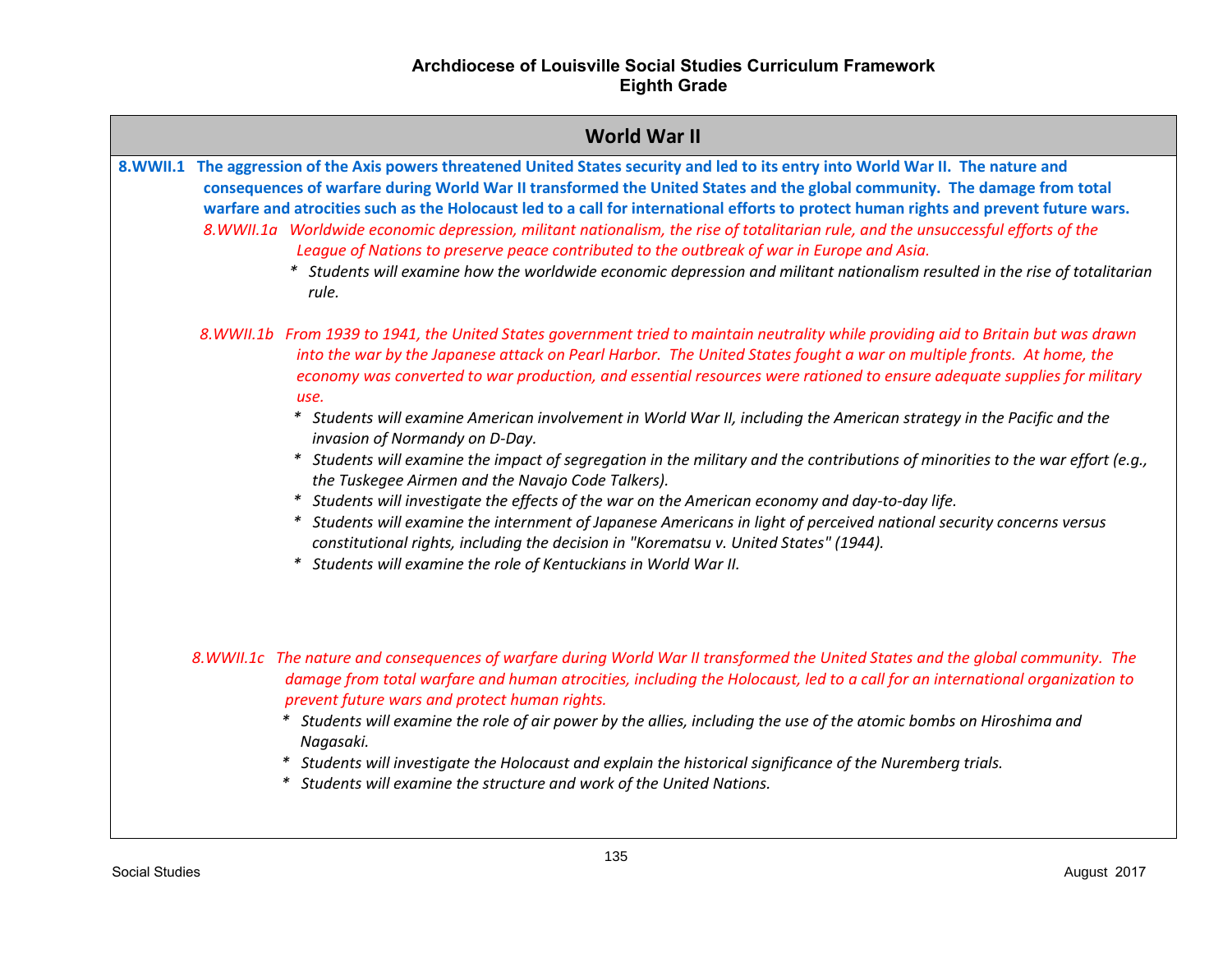# Archdiocese of Louisville Social Studies Curriculum Framework
## Eighth Grade

## World War II

**8.WWII.1 The aggression of the Axis powers threatened United States security and led to its entry into World War II. The nature and consequences of warfare during World War II transformed the United States and the global community. The damage from total warfare and atrocities such as the Holocaust led to a call for international efforts to protect human rights and prevent future wars.**

*8.WWII.1a Worldwide economic depression, militant nationalism, the rise of totalitarian rule, and the unsuccessful efforts of the League of Nations to preserve peace contributed to the outbreak of war in Europe and Asia.*

- *Students will examine how the worldwide economic depression and militant nationalism resulted in the rise of totalitarian rule.*

*8.WWII.1b From 1939 to 1941, the United States government tried to maintain neutrality while providing aid to Britain but was drawn into the war by the Japanese attack on Pearl Harbor. The United States fought a war on multiple fronts. At home, the economy was converted to war production, and essential resources were rationed to ensure adequate supplies for military use.*

- *Students will examine American involvement in World War II, including the American strategy in the Pacific and the invasion of Normandy on D-Day.*
- *Students will examine the impact of segregation in the military and the contributions of minorities to the war effort (e.g., the Tuskegee Airmen and the Navajo Code Talkers).*
- *Students will investigate the effects of the war on the American economy and day-to-day life.*
- *Students will examine the internment of Japanese Americans in light of perceived national security concerns versus constitutional rights, including the decision in "Korematsu v. United States" (1944).*
- *Students will examine the role of Kentuckians in World War II.*

*8.WWII.1c The nature and consequences of warfare during World War II transformed the United States and the global community. The damage from total warfare and human atrocities, including the Holocaust, led to a call for an international organization to prevent future wars and protect human rights.*

- *Students will examine the role of air power by the allies, including the use of the atomic bombs on Hiroshima and Nagasaki.*
- *Students will investigate the Holocaust and explain the historical significance of the Nuremberg trials.*
- *Students will examine the structure and work of the United Nations.*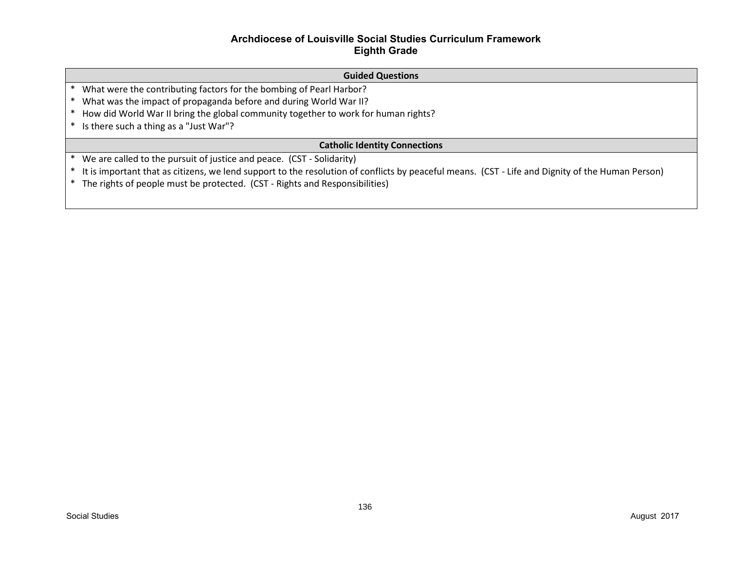# Archdiocese of Louisville Social Studies Curriculum Framework
## Eighth Grade

| Guided Questions |
| --- |
| * What were the contributing factors for the bombing of Pearl Harbor?<br>* What was the impact of propaganda before and during World War II?<br>* How did World War II bring the global community together to work for human rights?<br>* Is there such a thing as a "Just War"? |
| **Catholic Identity Connections** |
| * We are called to the pursuit of justice and peace. (CST - Solidarity)<br>* It is important that as citizens, we lend support to the resolution of conflicts by peaceful means. (CST - Life and Dignity of the Human Person)<br>* The rights of people must be protected. (CST - Rights and Responsibilities) |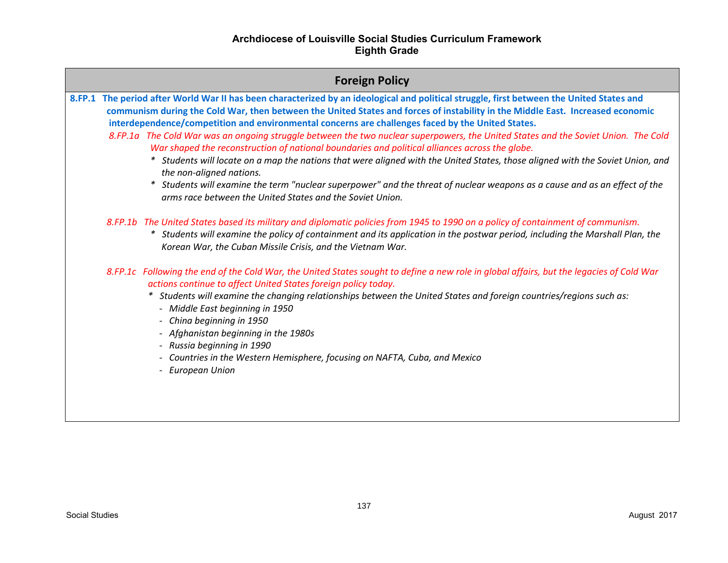# Archdiocese of Louisville Social Studies Curriculum Framework
## Eighth Grade

## Foreign Policy

**8.FP.1 The period after World War II has been characterized by an ideological and political struggle, first between the United States and communism during the Cold War, then between the United States and forces of instability in the Middle East. Increased economic interdependence/competition and environmental concerns are challenges faced by the United States.**

*8.FP.1a The Cold War was an ongoing struggle between the two nuclear superpowers, the United States and the Soviet Union. The Cold War shaped the reconstruction of national boundaries and political alliances across the globe.*

- *Students will locate on a map the nations that were aligned with the United States, those aligned with the Soviet Union, and the non-aligned nations.*
- *Students will examine the term "nuclear superpower" and the threat of nuclear weapons as a cause and as an effect of the arms race between the United States and the Soviet Union.*

*8.FP.1b The United States based its military and diplomatic policies from 1945 to 1990 on a policy of containment of communism.*

- *Students will examine the policy of containment and its application in the postwar period, including the Marshall Plan, the Korean War, the Cuban Missile Crisis, and the Vietnam War.*

*8.FP.1c Following the end of the Cold War, the United States sought to define a new role in global affairs, but the legacies of Cold War actions continue to affect United States foreign policy today.*

- *Students will examine the changing relationships between the United States and foreign countries/regions such as:*
  - *Middle East beginning in 1950*
  - *China beginning in 1950*
  - *Afghanistan beginning in the 1980s*
  - *Russia beginning in 1990*
  - *Countries in the Western Hemisphere, focusing on NAFTA, Cuba, and Mexico*
  - *European Union*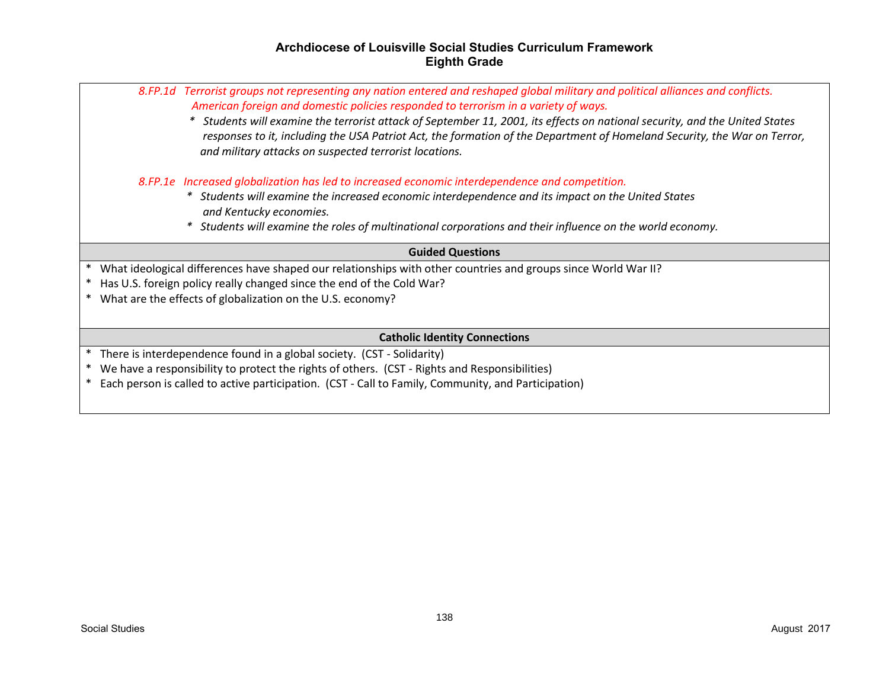*8.FP.1d Terrorist groups not representing any nation entered and reshaped global military and political alliances and conflicts. American foreign and domestic policies responded to terrorism in a variety of ways.*

- *Students will examine the terrorist attack of September 11, 2001, its effects on national security, and the United States responses to it, including the USA Patriot Act, the formation of the Department of Homeland Security, the War on Terror, and military attacks on suspected terrorist locations.*

*8.FP.1e Increased globalization has led to increased economic interdependence and competition.*

- *Students will examine the increased economic interdependence and its impact on the United States and Kentucky economies.*
- *Students will examine the roles of multinational corporations and their influence on the world economy.*

**Guided Questions**

- What ideological differences have shaped our relationships with other countries and groups since World War II?
- Has U.S. foreign policy really changed since the end of the Cold War?
- What are the effects of globalization on the U.S. economy?

**Catholic Identity Connections**

- There is interdependence found in a global society. (CST - Solidarity)
- We have a responsibility to protect the rights of others. (CST - Rights and Responsibilities)
- Each person is called to active participation. (CST - Call to Family, Community, and Participation)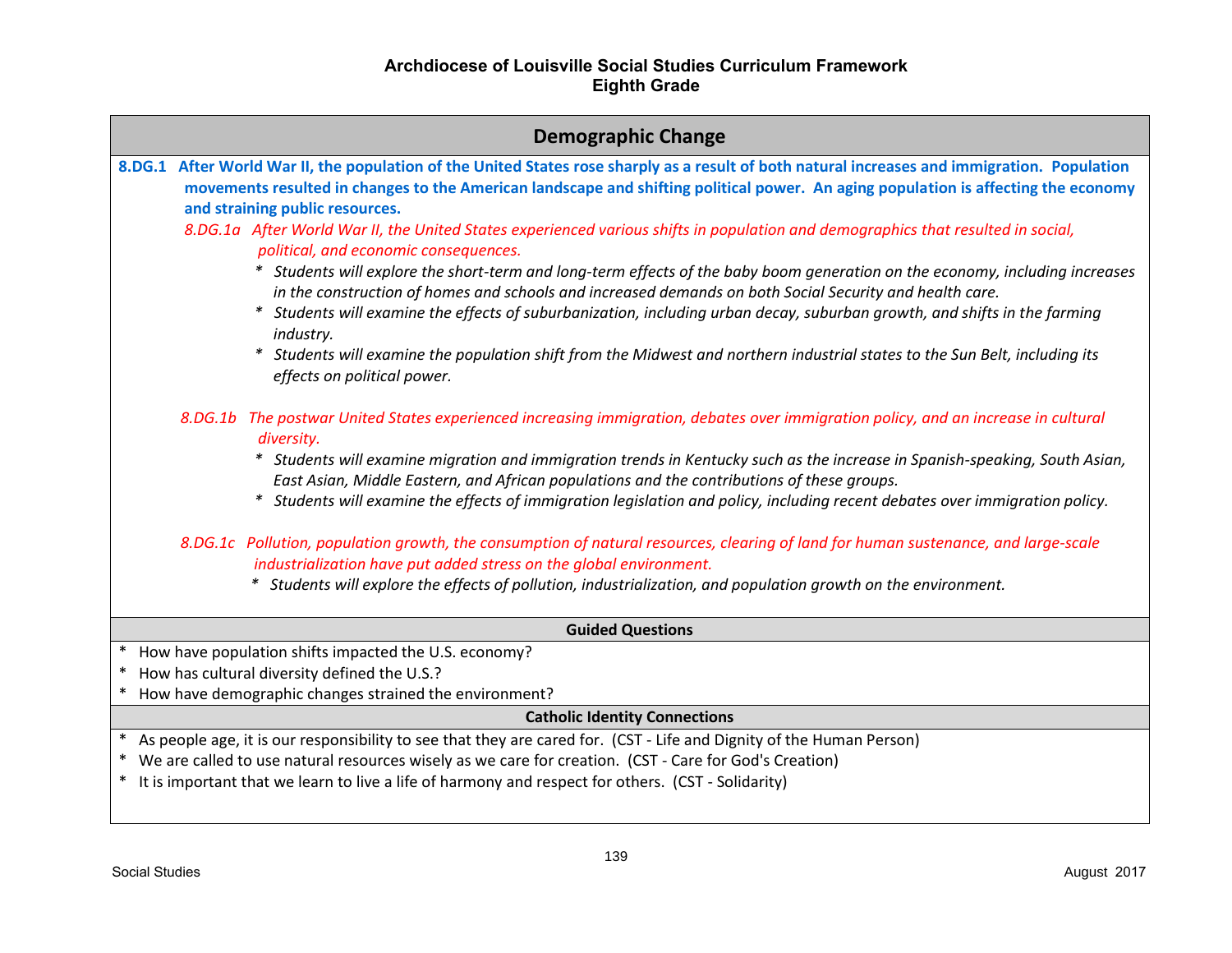# Archdiocese of Louisville Social Studies Curriculum Framework
## Eighth Grade

## Demographic Change

**8.DG.1 After World War II, the population of the United States rose sharply as a result of both natural increases and immigration. Population movements resulted in changes to the American landscape and shifting political power. An aging population is affecting the economy and straining public resources.**

*8.DG.1a After World War II, the United States experienced various shifts in population and demographics that resulted in social, political, and economic consequences.*

- *Students will explore the short-term and long-term effects of the baby boom generation on the economy, including increases in the construction of homes and schools and increased demands on both Social Security and health care.*
- *Students will examine the effects of suburbanization, including urban decay, suburban growth, and shifts in the farming industry.*
- *Students will examine the population shift from the Midwest and northern industrial states to the Sun Belt, including its effects on political power.*

*8.DG.1b The postwar United States experienced increasing immigration, debates over immigration policy, and an increase in cultural diversity.*

- *Students will examine migration and immigration trends in Kentucky such as the increase in Spanish-speaking, South Asian, East Asian, Middle Eastern, and African populations and the contributions of these groups.*
- *Students will examine the effects of immigration legislation and policy, including recent debates over immigration policy.*

*8.DG.1c Pollution, population growth, the consumption of natural resources, clearing of land for human sustenance, and large-scale industrialization have put added stress on the global environment.*

- *Students will explore the effects of pollution, industrialization, and population growth on the environment.*

### Guided Questions

- How have population shifts impacted the U.S. economy?
- How has cultural diversity defined the U.S.?
- How have demographic changes strained the environment?

### Catholic Identity Connections

- As people age, it is our responsibility to see that they are cared for. (CST - Life and Dignity of the Human Person)
- We are called to use natural resources wisely as we care for creation. (CST - Care for God's Creation)
- It is important that we learn to live a life of harmony and respect for others. (CST - Solidarity)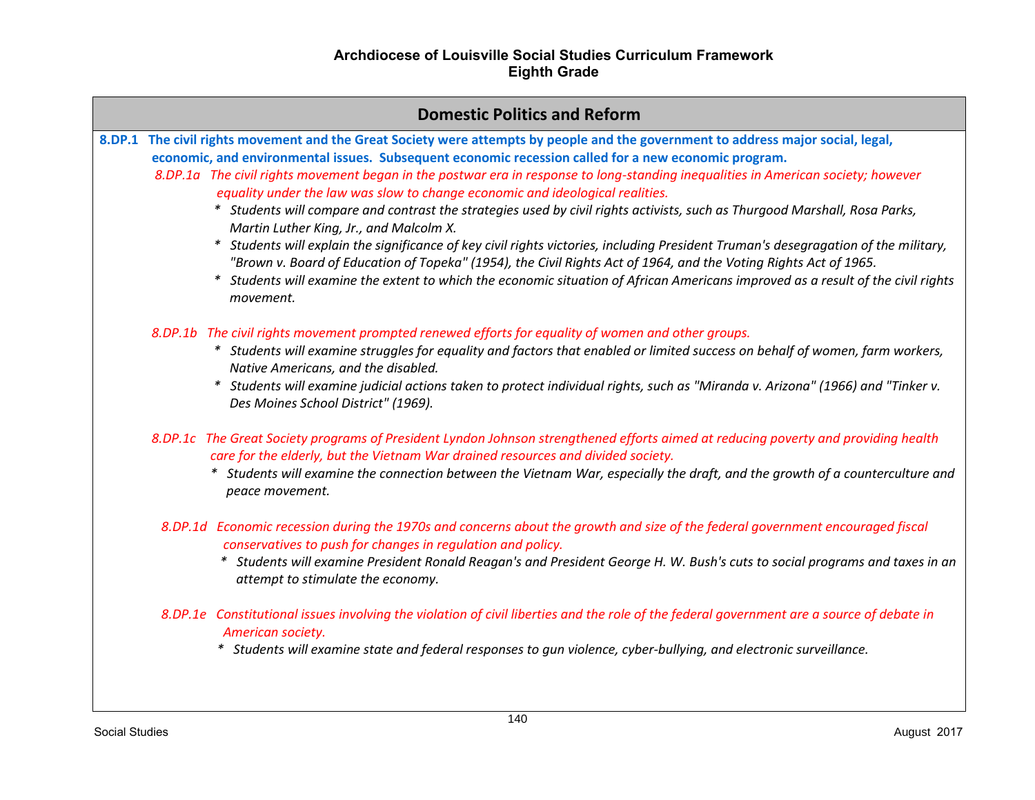# Archdiocese of Louisville Social Studies Curriculum Framework
## Eighth Grade

## Domestic Politics and Reform

**8.DP.1 The civil rights movement and the Great Society were attempts by people and the government to address major social, legal, economic, and environmental issues. Subsequent economic recession called for a new economic program.**

*8.DP.1a The civil rights movement began in the postwar era in response to long-standing inequalities in American society; however equality under the law was slow to change economic and ideological realities.*

- *Students will compare and contrast the strategies used by civil rights activists, such as Thurgood Marshall, Rosa Parks, Martin Luther King, Jr., and Malcolm X.*
- *Students will explain the significance of key civil rights victories, including President Truman's desegragation of the military, "Brown v. Board of Education of Topeka" (1954), the Civil Rights Act of 1964, and the Voting Rights Act of 1965.*
- *Students will examine the extent to which the economic situation of African Americans improved as a result of the civil rights movement.*

*8.DP.1b The civil rights movement prompted renewed efforts for equality of women and other groups.*

- *Students will examine struggles for equality and factors that enabled or limited success on behalf of women, farm workers, Native Americans, and the disabled.*
- *Students will examine judicial actions taken to protect individual rights, such as "Miranda v. Arizona" (1966) and "Tinker v. Des Moines School District" (1969).*

*8.DP.1c The Great Society programs of President Lyndon Johnson strengthened efforts aimed at reducing poverty and providing health care for the elderly, but the Vietnam War drained resources and divided society.*

- *Students will examine the connection between the Vietnam War, especially the draft, and the growth of a counterculture and peace movement.*

*8.DP.1d Economic recession during the 1970s and concerns about the growth and size of the federal government encouraged fiscal conservatives to push for changes in regulation and policy.*

- *Students will examine President Ronald Reagan's and President George H. W. Bush's cuts to social programs and taxes in an attempt to stimulate the economy.*

*8.DP.1e Constitutional issues involving the violation of civil liberties and the role of the federal government are a source of debate in American society.*

- *Students will examine state and federal responses to gun violence, cyber-bullying, and electronic surveillance.*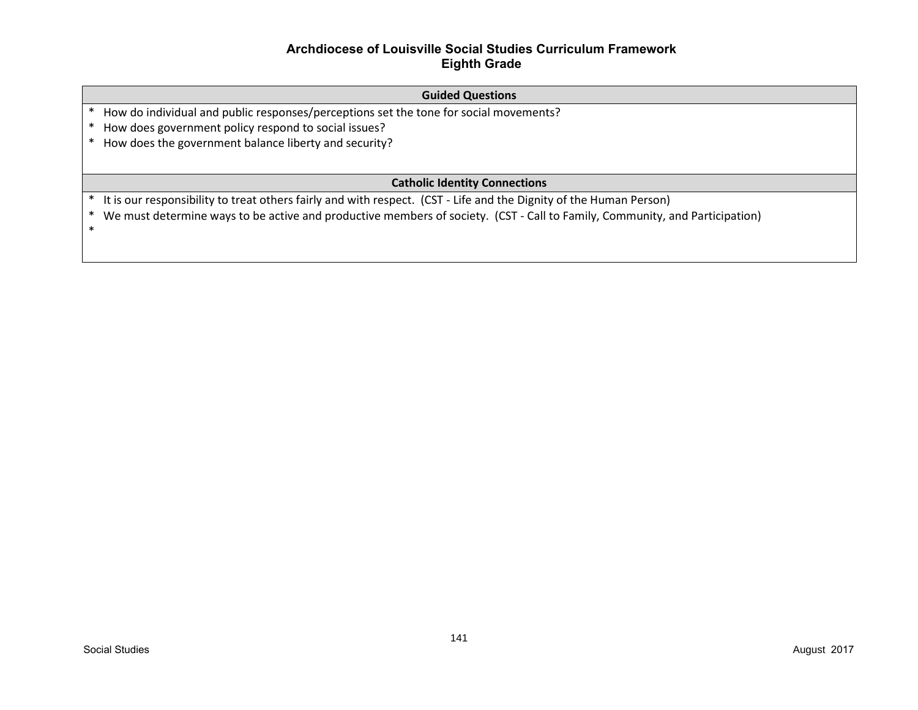**Archdiocese of Louisville Social Studies Curriculum Framework**
**Eighth Grade**

| Guided Questions |
| --- |
| * How do individual and public responses/perceptions set the tone for social movements?<br>* How does government policy respond to social issues?<br>* How does the government balance liberty and security? |

| Catholic Identity Connections |
| --- |
| * It is our responsibility to treat others fairly and with respect. (CST - Life and the Dignity of the Human Person)<br>* We must determine ways to be active and productive members of society. (CST - Call to Family, Community, and Participation)<br>* |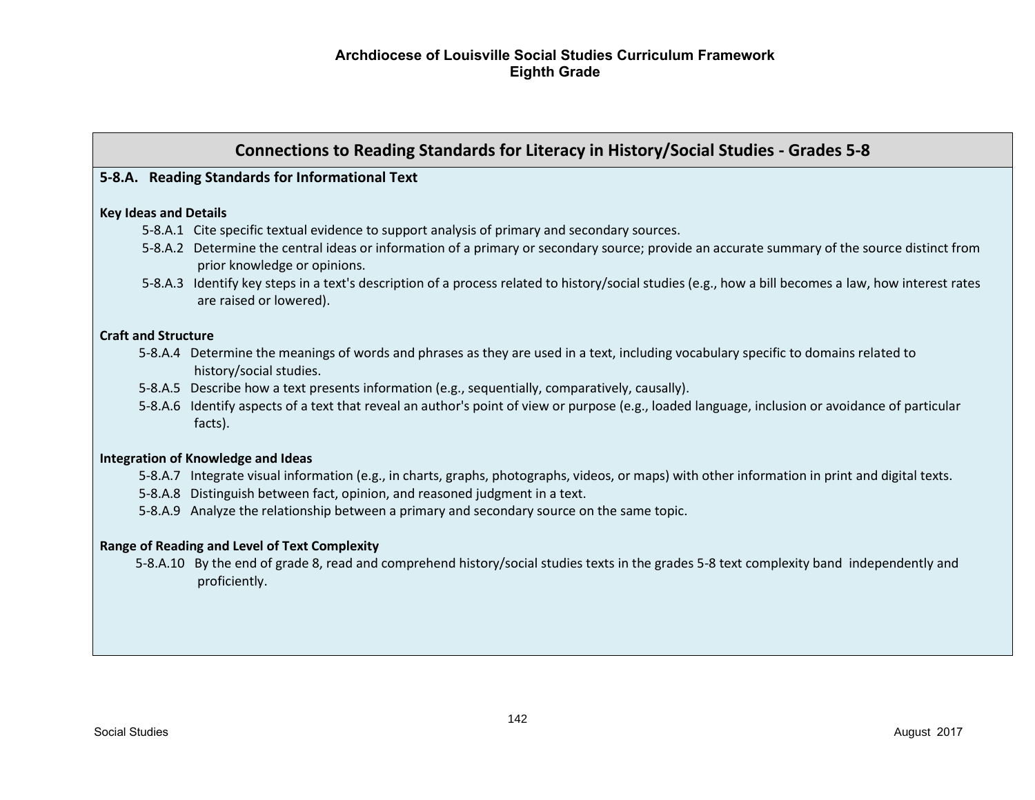# Archdiocese of Louisville Social Studies Curriculum Framework
## Eighth Grade

## Connections to Reading Standards for Literacy in History/Social Studies - Grades 5-8

**5-8.A. Reading Standards for Informational Text**

**Key Ideas and Details**

- 5-8.A.1 Cite specific textual evidence to support analysis of primary and secondary sources.
- 5-8.A.2 Determine the central ideas or information of a primary or secondary source; provide an accurate summary of the source distinct from prior knowledge or opinions.
- 5-8.A.3 Identify key steps in a text's description of a process related to history/social studies (e.g., how a bill becomes a law, how interest rates are raised or lowered).

**Craft and Structure**

- 5-8.A.4 Determine the meanings of words and phrases as they are used in a text, including vocabulary specific to domains related to history/social studies.
- 5-8.A.5 Describe how a text presents information (e.g., sequentially, comparatively, causally).
- 5-8.A.6 Identify aspects of a text that reveal an author's point of view or purpose (e.g., loaded language, inclusion or avoidance of particular facts).

**Integration of Knowledge and Ideas**

- 5-8.A.7 Integrate visual information (e.g., in charts, graphs, photographs, videos, or maps) with other information in print and digital texts.
- 5-8.A.8 Distinguish between fact, opinion, and reasoned judgment in a text.
- 5-8.A.9 Analyze the relationship between a primary and secondary source on the same topic.

**Range of Reading and Level of Text Complexity**

- 5-8.A.10 By the end of grade 8, read and comprehend history/social studies texts in the grades 5-8 text complexity band independently and proficiently.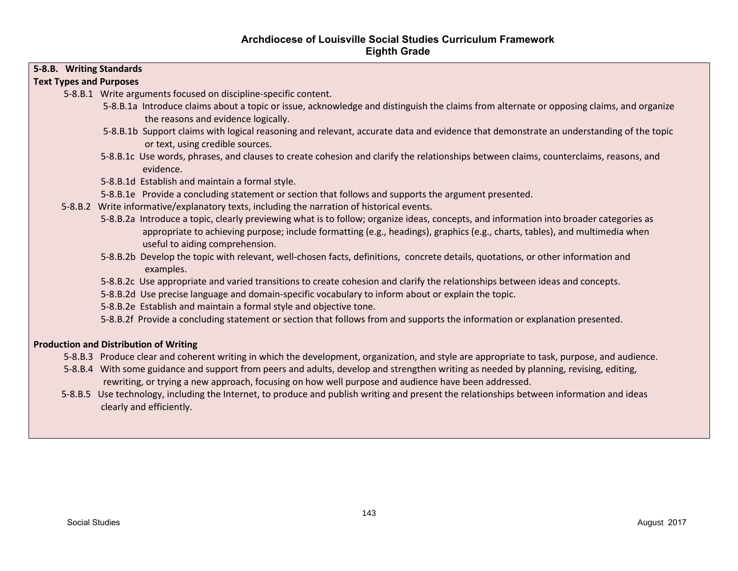# Archdiocese of Louisville Social Studies Curriculum Framework
## Eighth Grade

**5-8.B. Writing Standards**

**Text Types and Purposes**

- 5-8.B.1 Write arguments focused on discipline-specific content.
  - 5-8.B.1a Introduce claims about a topic or issue, acknowledge and distinguish the claims from alternate or opposing claims, and organize the reasons and evidence logically.
  - 5-8.B.1b Support claims with logical reasoning and relevant, accurate data and evidence that demonstrate an understanding of the topic or text, using credible sources.
  - 5-8.B.1c Use words, phrases, and clauses to create cohesion and clarify the relationships between claims, counterclaims, reasons, and evidence.
  - 5-8.B.1d Establish and maintain a formal style.
  - 5-8.B.1e Provide a concluding statement or section that follows and supports the argument presented.
- 5-8.B.2 Write informative/explanatory texts, including the narration of historical events.
  - 5-8.B.2a Introduce a topic, clearly previewing what is to follow; organize ideas, concepts, and information into broader categories as appropriate to achieving purpose; include formatting (e.g., headings), graphics (e.g., charts, tables), and multimedia when useful to aiding comprehension.
  - 5-8.B.2b Develop the topic with relevant, well-chosen facts, definitions, concrete details, quotations, or other information and examples.
  - 5-8.B.2c Use appropriate and varied transitions to create cohesion and clarify the relationships between ideas and concepts.
  - 5-8.B.2d Use precise language and domain-specific vocabulary to inform about or explain the topic.
  - 5-8.B.2e Establish and maintain a formal style and objective tone.
  - 5-8.B.2f Provide a concluding statement or section that follows from and supports the information or explanation presented.

**Production and Distribution of Writing**

- 5-8.B.3 Produce clear and coherent writing in which the development, organization, and style are appropriate to task, purpose, and audience.
- 5-8.B.4 With some guidance and support from peers and adults, develop and strengthen writing as needed by planning, revising, editing, rewriting, or trying a new approach, focusing on how well purpose and audience have been addressed.
- 5-8.B.5 Use technology, including the Internet, to produce and publish writing and present the relationships between information and ideas clearly and efficiently.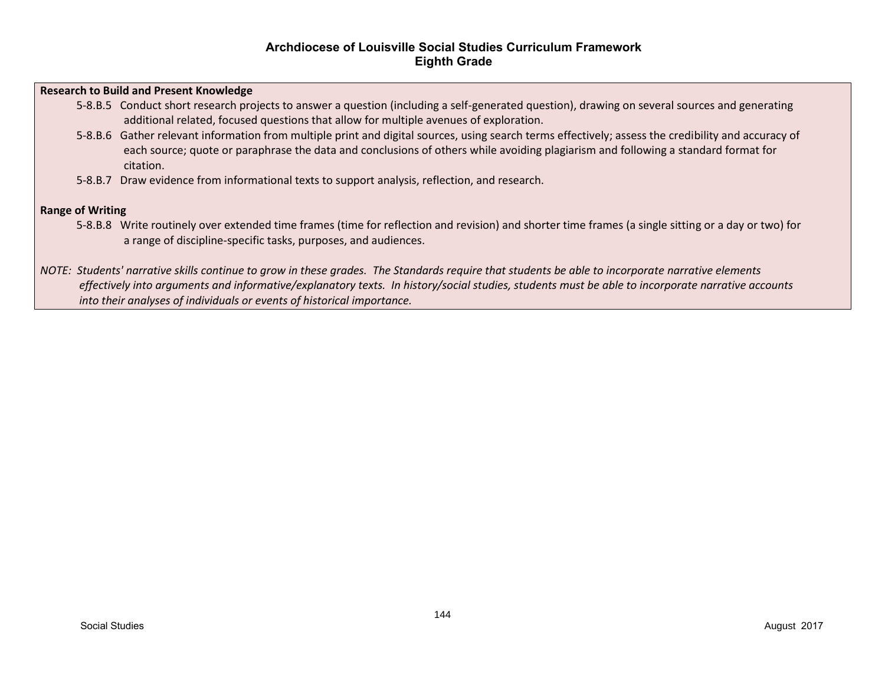**Research to Build and Present Knowledge**

- 5-8.B.5 Conduct short research projects to answer a question (including a self-generated question), drawing on several sources and generating additional related, focused questions that allow for multiple avenues of exploration.
- 5-8.B.6 Gather relevant information from multiple print and digital sources, using search terms effectively; assess the credibility and accuracy of each source; quote or paraphrase the data and conclusions of others while avoiding plagiarism and following a standard format for citation.
- 5-8.B.7 Draw evidence from informational texts to support analysis, reflection, and research.

**Range of Writing**

- 5-8.B.8 Write routinely over extended time frames (time for reflection and revision) and shorter time frames (a single sitting or a day or two) for a range of discipline-specific tasks, purposes, and audiences.

*NOTE: Students' narrative skills continue to grow in these grades. The Standards require that students be able to incorporate narrative elements effectively into arguments and informative/explanatory texts. In history/social studies, students must be able to incorporate narrative accounts into their analyses of individuals or events of historical importance.*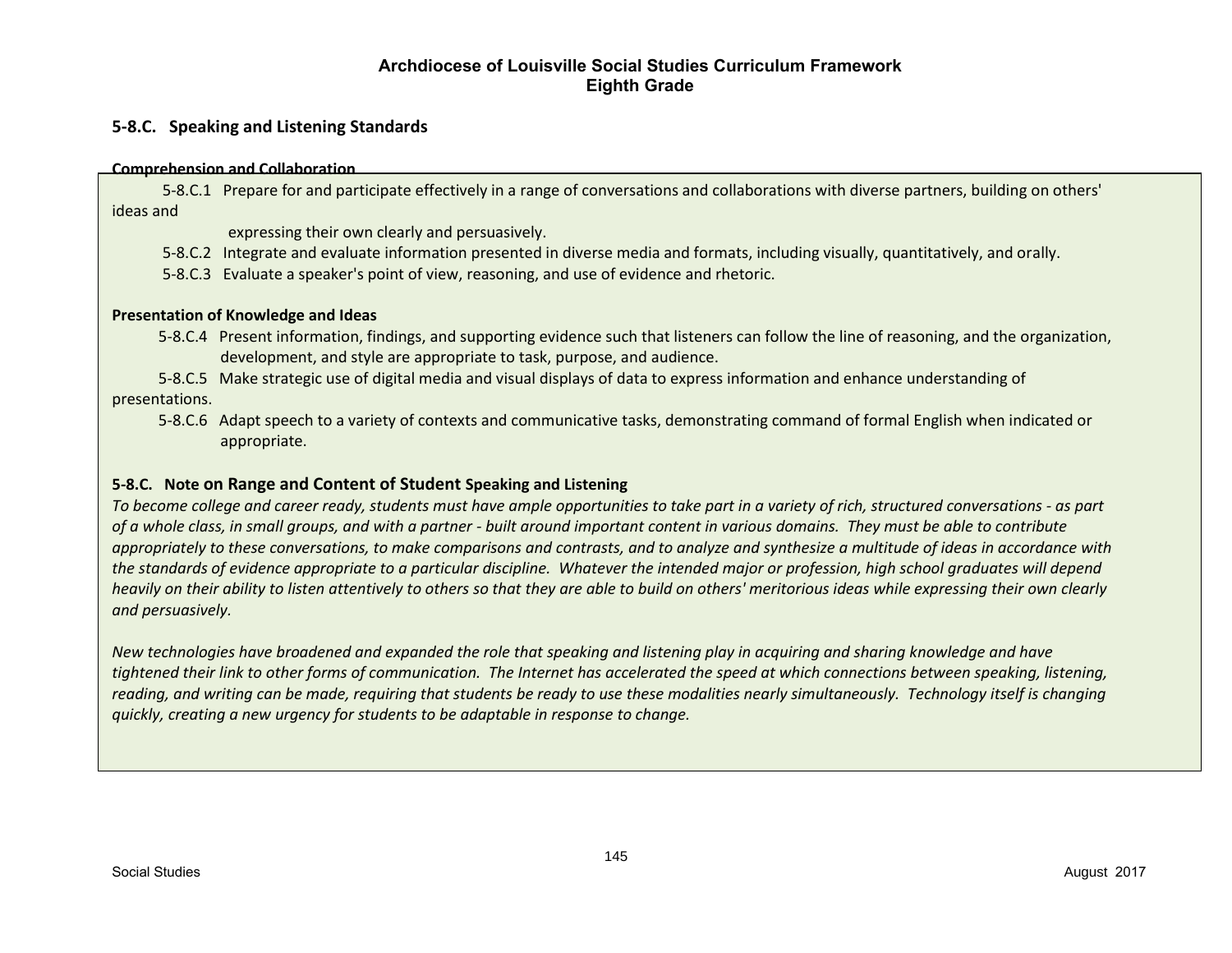# Archdiocese of Louisville Social Studies Curriculum Framework
## Eighth Grade

### 5-8.C. Speaking and Listening Standards

**Comprehension and Collaboration**

5-8.C.1 Prepare for and participate effectively in a range of conversations and collaborations with diverse partners, building on others' ideas and expressing their own clearly and persuasively.

5-8.C.2 Integrate and evaluate information presented in diverse media and formats, including visually, quantitatively, and orally.

5-8.C.3 Evaluate a speaker's point of view, reasoning, and use of evidence and rhetoric.

**Presentation of Knowledge and Ideas**

5-8.C.4 Present information, findings, and supporting evidence such that listeners can follow the line of reasoning, and the organization, development, and style are appropriate to task, purpose, and audience.

5-8.C.5 Make strategic use of digital media and visual displays of data to express information and enhance understanding of presentations.

5-8.C.6 Adapt speech to a variety of contexts and communicative tasks, demonstrating command of formal English when indicated or appropriate.

**5-8.C. Note on Range and Content of Student Speaking and Listening**

*To become college and career ready, students must have ample opportunities to take part in a variety of rich, structured conversations - as part of a whole class, in small groups, and with a partner - built around important content in various domains. They must be able to contribute appropriately to these conversations, to make comparisons and contrasts, and to analyze and synthesize a multitude of ideas in accordance with the standards of evidence appropriate to a particular discipline. Whatever the intended major or profession, high school graduates will depend heavily on their ability to listen attentively to others so that they are able to build on others' meritorious ideas while expressing their own clearly and persuasively.*

*New technologies have broadened and expanded the role that speaking and listening play in acquiring and sharing knowledge and have tightened their link to other forms of communication. The Internet has accelerated the speed at which connections between speaking, listening, reading, and writing can be made, requiring that students be ready to use these modalities nearly simultaneously. Technology itself is changing quickly, creating a new urgency for students to be adaptable in response to change.*